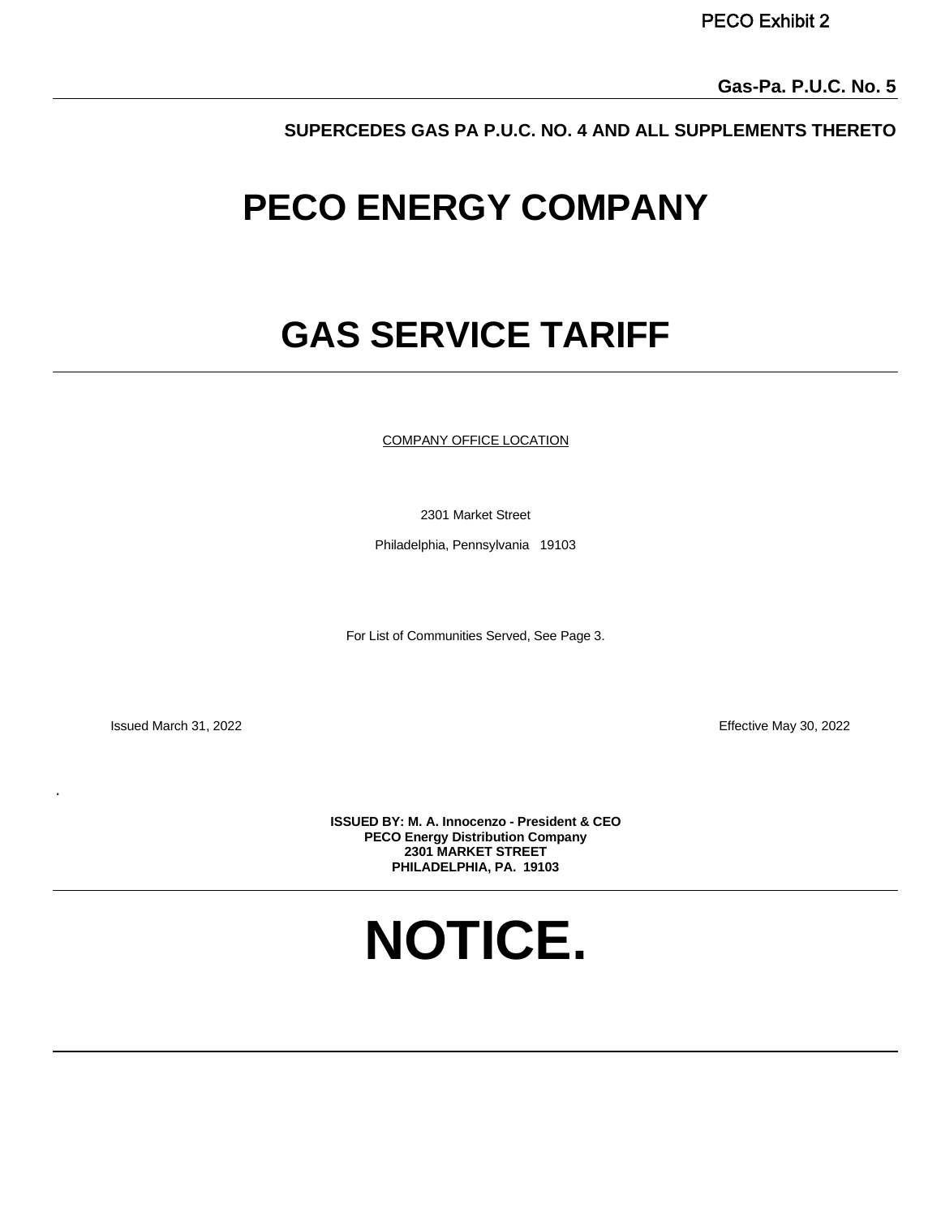PECO Exhibit 2

**Gas-Pa. P.U.C. No. 5**

**SUPERCEDES GAS PA P.U.C. NO. 4 AND ALL SUPPLEMENTS THERETO**

# PECO ENERGY COMPANY

# GAS SERVICE TARIFF

COMPANY OFFICE LOCATION

2301 Market Street

Philadelphia, Pennsylvania 19103

For List of Communities Served, See Page 3.

Issued March 31, 2022

Effective May 30, 2022

.

**ISSUED BY: M. A. Innocenzo - President & CEO**
**PECO Energy Distribution Company**
**2301 MARKET STREET**
**PHILADELPHIA, PA. 19103**

# NOTICE.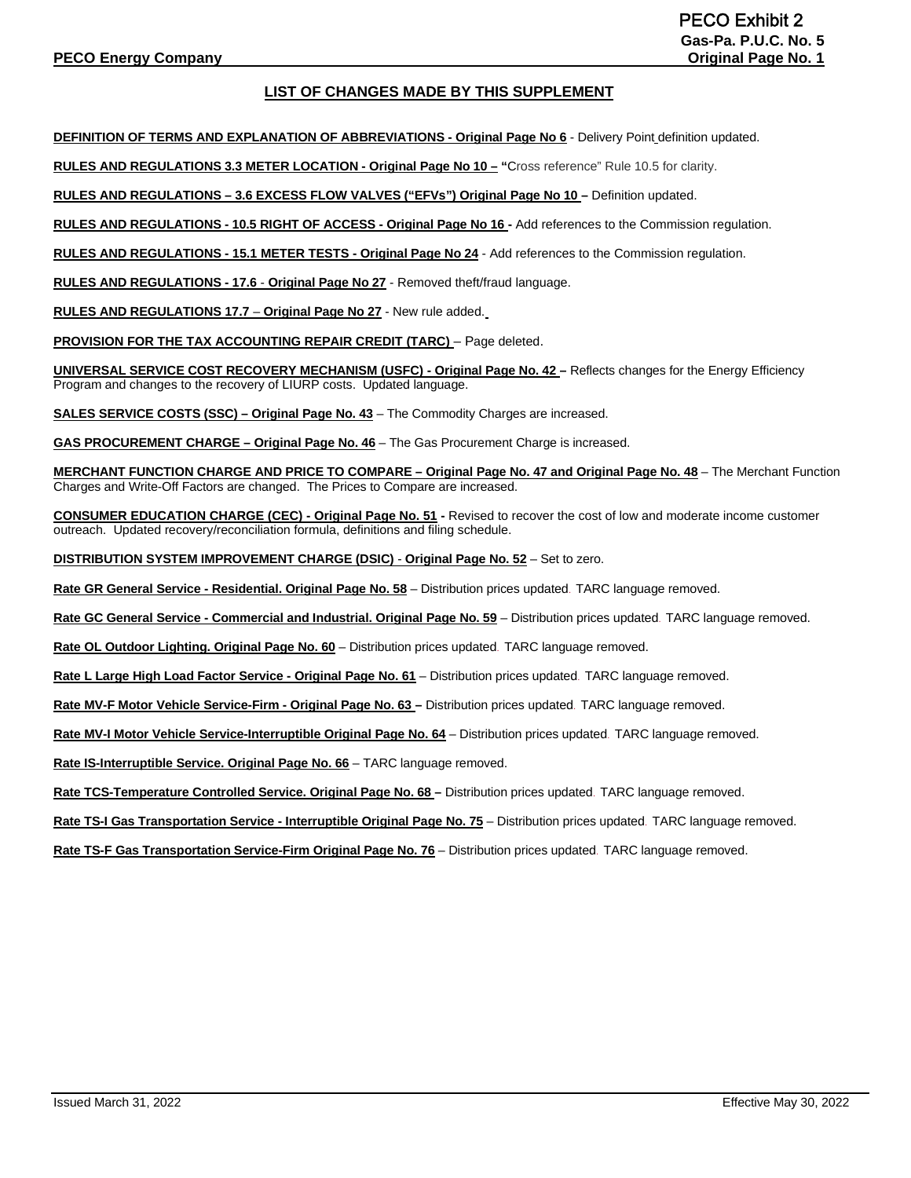# LIST OF CHANGES MADE BY THIS SUPPLEMENT

**DEFINITION OF TERMS AND EXPLANATION OF ABBREVIATIONS - Original Page No 6** - Delivery Point definition updated.

**RULES AND REGULATIONS 3.3 METER LOCATION - Original Page No 10 –** "Cross reference" Rule 10.5 for clarity.

**RULES AND REGULATIONS – 3.6 EXCESS FLOW VALVES ("EFVs") Original Page No 10 –** Definition updated.

**RULES AND REGULATIONS - 10.5 RIGHT OF ACCESS - Original Page No 16 -** Add references to the Commission regulation.

**RULES AND REGULATIONS - 15.1 METER TESTS - Original Page No 24** - Add references to the Commission regulation.

**RULES AND REGULATIONS - 17.6 - Original Page No 27** - Removed theft/fraud language.

**RULES AND REGULATIONS 17.7 – Original Page No 27** - New rule added.

**PROVISION FOR THE TAX ACCOUNTING REPAIR CREDIT (TARC)** – Page deleted.

**UNIVERSAL SERVICE COST RECOVERY MECHANISM (USFC) - Original Page No. 42 –** Reflects changes for the Energy Efficiency Program and changes to the recovery of LIURP costs. Updated language.

**SALES SERVICE COSTS (SSC) – Original Page No. 43** – The Commodity Charges are increased.

**GAS PROCUREMENT CHARGE – Original Page No. 46** – The Gas Procurement Charge is increased.

**MERCHANT FUNCTION CHARGE AND PRICE TO COMPARE – Original Page No. 47 and Original Page No. 48** – The Merchant Function Charges and Write-Off Factors are changed. The Prices to Compare are increased.

**CONSUMER EDUCATION CHARGE (CEC) - Original Page No. 51 -** Revised to recover the cost of low and moderate income customer outreach. Updated recovery/reconciliation formula, definitions and filing schedule.

**DISTRIBUTION SYSTEM IMPROVEMENT CHARGE (DSIC) - Original Page No. 52** – Set to zero.

**Rate GR General Service - Residential. Original Page No. 58** – Distribution prices updated. TARC language removed.

**Rate GC General Service - Commercial and Industrial. Original Page No. 59** – Distribution prices updated. TARC language removed.

**Rate OL Outdoor Lighting. Original Page No. 60** – Distribution prices updated. TARC language removed.

**Rate L Large High Load Factor Service - Original Page No. 61** – Distribution prices updated. TARC language removed.

**Rate MV-F Motor Vehicle Service-Firm - Original Page No. 63 –** Distribution prices updated. TARC language removed.

**Rate MV-I Motor Vehicle Service-Interruptible Original Page No. 64** – Distribution prices updated. TARC language removed.

**Rate IS-Interruptible Service. Original Page No. 66** – TARC language removed.

**Rate TCS-Temperature Controlled Service. Original Page No. 68 –** Distribution prices updated. TARC language removed.

**Rate TS-I Gas Transportation Service - Interruptible Original Page No. 75** – Distribution prices updated. TARC language removed.

**Rate TS-F Gas Transportation Service-Firm Original Page No. 76** – Distribution prices updated. TARC language removed.

Issued March 31, 2022 Effective May 30, 2022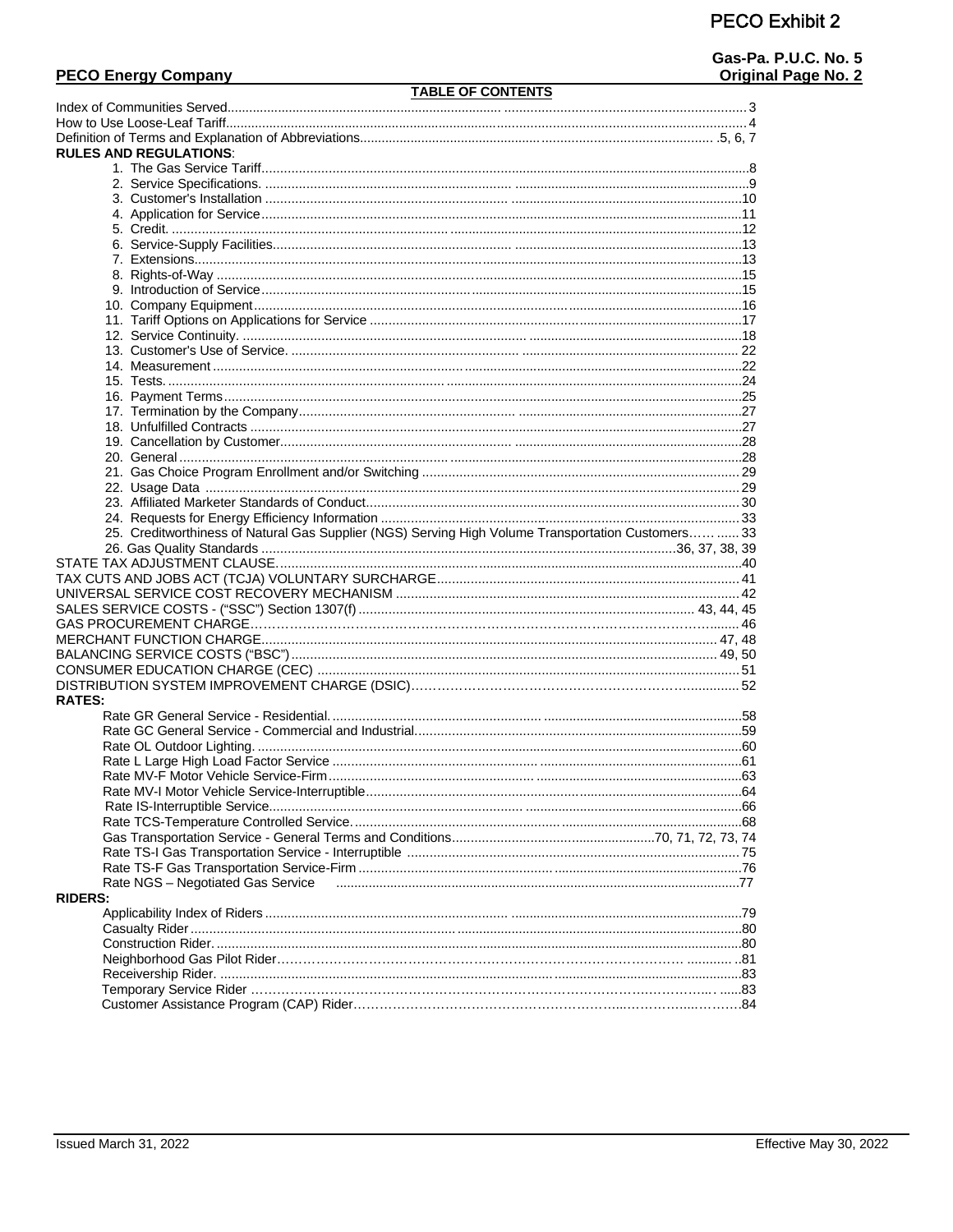# PECO Exhibit 2

**PECO Energy Company**

**Gas-Pa. P.U.C. No. 5**
**Original Page No. 2**

## TABLE OF CONTENTS

| | |
|---|---|
| Index of Communities Served | 3 |
| How to Use Loose-Leaf Tariff | 4 |
| Definition of Terms and Explanation of Abbreviations | 5, 6, 7 |
| **RULES AND REGULATIONS**: | |
| 1. The Gas Service Tariff | 8 |
| 2. Service Specifications. | 9 |
| 3. Customer's Installation | 10 |
| 4. Application for Service | 11 |
| 5. Credit. | 12 |
| 6. Service-Supply Facilities | 13 |
| 7. Extensions | 13 |
| 8. Rights-of-Way | 15 |
| 9. Introduction of Service | 15 |
| 10. Company Equipment | 16 |
| 11. Tariff Options on Applications for Service | 17 |
| 12. Service Continuity. | 18 |
| 13. Customer's Use of Service. | 22 |
| 14. Measurement | 22 |
| 15. Tests. | 24 |
| 16. Payment Terms | 25 |
| 17. Termination by the Company | 27 |
| 18. Unfulfilled Contracts | 27 |
| 19. Cancellation by Customer | 28 |
| 20. General | 28 |
| 21. Gas Choice Program Enrollment and/or Switching | 29 |
| 22. Usage Data | 29 |
| 23. Affiliated Marketer Standards of Conduct | 30 |
| 24. Requests for Energy Efficiency Information | 33 |
| 25. Creditworthiness of Natural Gas Supplier (NGS) Serving High Volume Transportation Customers | 33 |
| 26. Gas Quality Standards | 36, 37, 38, 39 |
| STATE TAX ADJUSTMENT CLAUSE | 40 |
| TAX CUTS AND JOBS ACT (TCJA) VOLUNTARY SURCHARGE | 41 |
| UNIVERSAL SERVICE COST RECOVERY MECHANISM | 42 |
| SALES SERVICE COSTS - ("SSC") Section 1307(f) | 43, 44, 45 |
| GAS PROCUREMENT CHARGE | 46 |
| MERCHANT FUNCTION CHARGE | 47, 48 |
| BALANCING SERVICE COSTS ("BSC") | 49, 50 |
| CONSUMER EDUCATION CHARGE (CEC) | 51 |
| DISTRIBUTION SYSTEM IMPROVEMENT CHARGE (DSIC) | 52 |
| **RATES:** | |
| Rate GR General Service - Residential. | 58 |
| Rate GC General Service - Commercial and Industrial | 59 |
| Rate OL Outdoor Lighting. | 60 |
| Rate L Large High Load Factor Service | 61 |
| Rate MV-F Motor Vehicle Service-Firm | 63 |
| Rate MV-I Motor Vehicle Service-Interruptible | 64 |
| Rate IS-Interruptible Service | 66 |
| Rate TCS-Temperature Controlled Service. | 68 |
| Gas Transportation Service - General Terms and Conditions | 70, 71, 72, 73, 74 |
| Rate TS-I Gas Transportation Service - Interruptible | 75 |
| Rate TS-F Gas Transportation Service-Firm | 76 |
| Rate NGS – Negotiated Gas Service | 77 |
| **RIDERS:** | |
| Applicability Index of Riders | 79 |
| Casualty Rider | 80 |
| Construction Rider. | 80 |
| Neighborhood Gas Pilot Rider | 81 |
| Receivership Rider. | 83 |
| Temporary Service Rider | 83 |
| Customer Assistance Program (CAP) Rider | 84 |

Issued March 31, 2022 | Effective May 30, 2022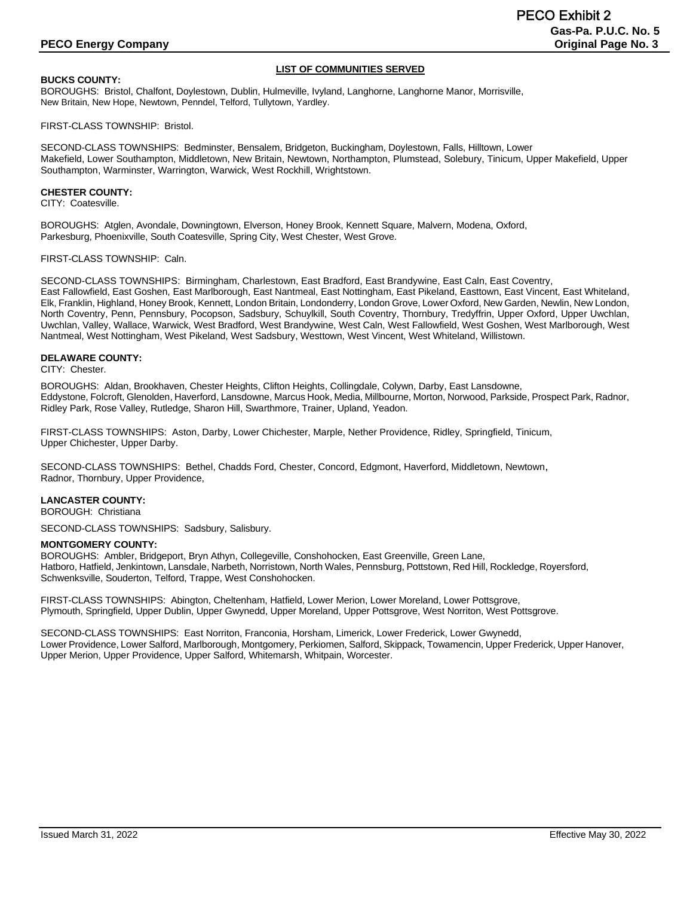## LIST OF COMMUNITIES SERVED

**BUCKS COUNTY:**

BOROUGHS: Bristol, Chalfont, Doylestown, Dublin, Hulmeville, Ivyland, Langhorne, Langhorne Manor, Morrisville, New Britain, New Hope, Newtown, Penndel, Telford, Tullytown, Yardley.

FIRST-CLASS TOWNSHIP: Bristol.

SECOND-CLASS TOWNSHIPS: Bedminster, Bensalem, Bridgeton, Buckingham, Doylestown, Falls, Hilltown, Lower Makefield, Lower Southampton, Middletown, New Britain, Newtown, Northampton, Plumstead, Solebury, Tinicum, Upper Makefield, Upper Southampton, Warminster, Warrington, Warwick, West Rockhill, Wrightstown.

**CHESTER COUNTY:**

CITY: Coatesville.

BOROUGHS: Atglen, Avondale, Downingtown, Elverson, Honey Brook, Kennett Square, Malvern, Modena, Oxford, Parkesburg, Phoenixville, South Coatesville, Spring City, West Chester, West Grove.

FIRST-CLASS TOWNSHIP: Caln.

SECOND-CLASS TOWNSHIPS: Birmingham, Charlestown, East Bradford, East Brandywine, East Caln, East Coventry, East Fallowfield, East Goshen, East Marlborough, East Nantmeal, East Nottingham, East Pikeland, Easttown, East Vincent, East Whiteland, Elk, Franklin, Highland, Honey Brook, Kennett, London Britain, Londonderry, London Grove, Lower Oxford, New Garden, Newlin, New London, North Coventry, Penn, Pennsbury, Pocopson, Sadsbury, Schuylkill, South Coventry, Thornbury, Tredyffrin, Upper Oxford, Upper Uwchlan, Uwchlan, Valley, Wallace, Warwick, West Bradford, West Brandywine, West Caln, West Fallowfield, West Goshen, West Marlborough, West Nantmeal, West Nottingham, West Pikeland, West Sadsbury, Westtown, West Vincent, West Whiteland, Willistown.

**DELAWARE COUNTY:**

CITY: Chester.

BOROUGHS: Aldan, Brookhaven, Chester Heights, Clifton Heights, Collingdale, Colywn, Darby, East Lansdowne, Eddystone, Folcroft, Glenolden, Haverford, Lansdowne, Marcus Hook, Media, Millbourne, Morton, Norwood, Parkside, Prospect Park, Radnor, Ridley Park, Rose Valley, Rutledge, Sharon Hill, Swarthmore, Trainer, Upland, Yeadon.

FIRST-CLASS TOWNSHIPS: Aston, Darby, Lower Chichester, Marple, Nether Providence, Ridley, Springfield, Tinicum, Upper Chichester, Upper Darby.

SECOND-CLASS TOWNSHIPS: Bethel, Chadds Ford, Chester, Concord, Edgmont, Haverford, Middletown, Newtown, Radnor, Thornbury, Upper Providence,

**LANCASTER COUNTY:**

BOROUGH: Christiana

SECOND-CLASS TOWNSHIPS: Sadsbury, Salisbury.

**MONTGOMERY COUNTY:**

BOROUGHS: Ambler, Bridgeport, Bryn Athyn, Collegeville, Conshohocken, East Greenville, Green Lane, Hatboro, Hatfield, Jenkintown, Lansdale, Narbeth, Norristown, North Wales, Pennsburg, Pottstown, Red Hill, Rockledge, Royersford, Schwenksville, Souderton, Telford, Trappe, West Conshohocken.

FIRST-CLASS TOWNSHIPS: Abington, Cheltenham, Hatfield, Lower Merion, Lower Moreland, Lower Pottsgrove, Plymouth, Springfield, Upper Dublin, Upper Gwynedd, Upper Moreland, Upper Pottsgrove, West Norriton, West Pottsgrove.

SECOND-CLASS TOWNSHIPS: East Norriton, Franconia, Horsham, Limerick, Lower Frederick, Lower Gwynedd, Lower Providence, Lower Salford, Marlborough, Montgomery, Perkiomen, Salford, Skippack, Towamencin, Upper Frederick, Upper Hanover, Upper Merion, Upper Providence, Upper Salford, Whitemarsh, Whitpain, Worcester.

Issued March 31, 2022 — Effective May 30, 2022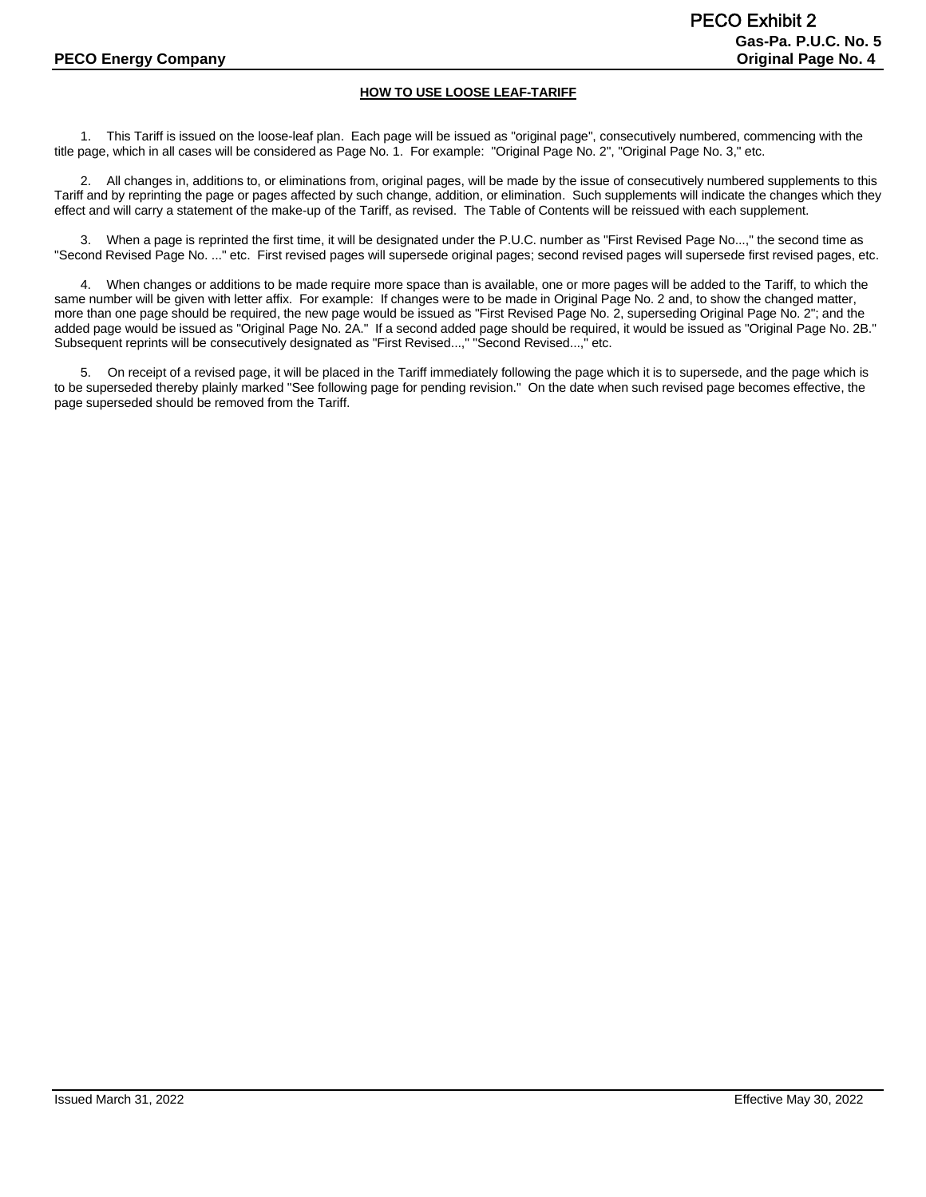## HOW TO USE LOOSE LEAF-TARIFF

1. This Tariff is issued on the loose-leaf plan. Each page will be issued as "original page", consecutively numbered, commencing with the title page, which in all cases will be considered as Page No. 1. For example: "Original Page No. 2", "Original Page No. 3," etc.

2. All changes in, additions to, or eliminations from, original pages, will be made by the issue of consecutively numbered supplements to this Tariff and by reprinting the page or pages affected by such change, addition, or elimination. Such supplements will indicate the changes which they effect and will carry a statement of the make-up of the Tariff, as revised. The Table of Contents will be reissued with each supplement.

3. When a page is reprinted the first time, it will be designated under the P.U.C. number as "First Revised Page No...," the second time as "Second Revised Page No. ..." etc. First revised pages will supersede original pages; second revised pages will supersede first revised pages, etc.

4. When changes or additions to be made require more space than is available, one or more pages will be added to the Tariff, to which the same number will be given with letter affix. For example: If changes were to be made in Original Page No. 2 and, to show the changed matter, more than one page should be required, the new page would be issued as "First Revised Page No. 2, superseding Original Page No. 2"; and the added page would be issued as "Original Page No. 2A." If a second added page should be required, it would be issued as "Original Page No. 2B." Subsequent reprints will be consecutively designated as "First Revised...," "Second Revised...," etc.

5. On receipt of a revised page, it will be placed in the Tariff immediately following the page which it is to supersede, and the page which is to be superseded thereby plainly marked "See following page for pending revision." On the date when such revised page becomes effective, the page superseded should be removed from the Tariff.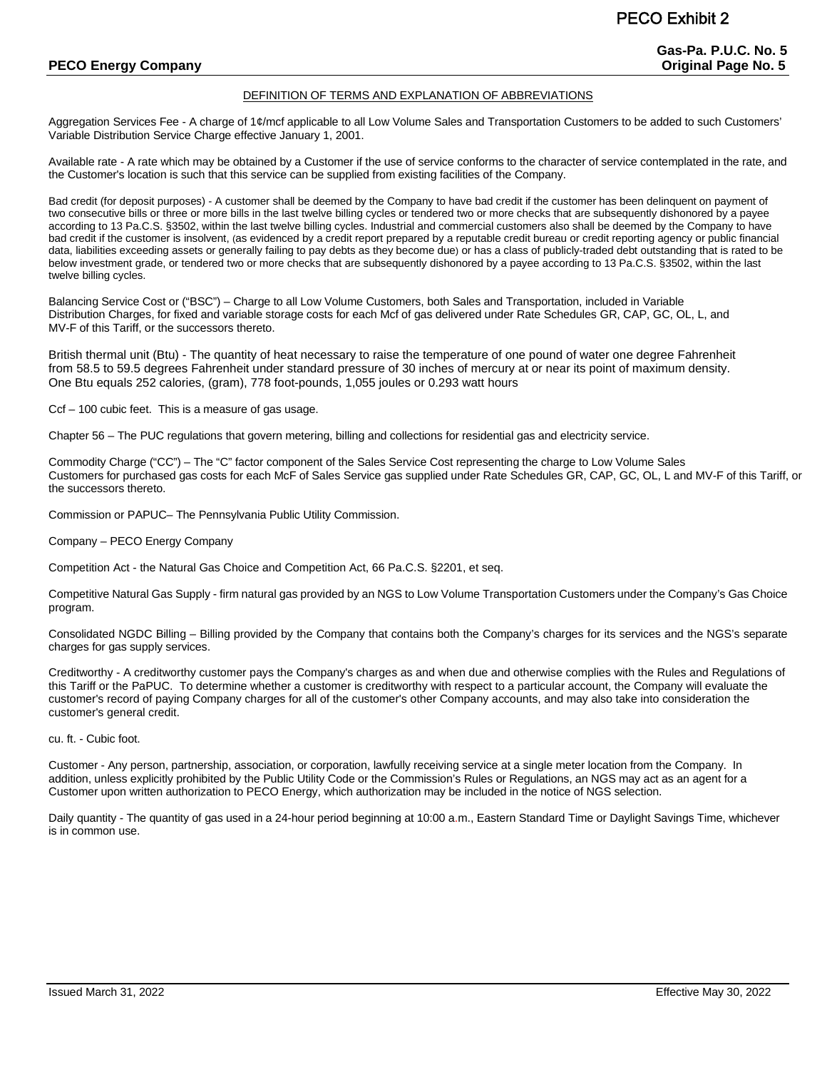## DEFINITION OF TERMS AND EXPLANATION OF ABBREVIATIONS

Aggregation Services Fee - A charge of 1¢/mcf applicable to all Low Volume Sales and Transportation Customers to be added to such Customers' Variable Distribution Service Charge effective January 1, 2001.

Available rate - A rate which may be obtained by a Customer if the use of service conforms to the character of service contemplated in the rate, and the Customer's location is such that this service can be supplied from existing facilities of the Company.

Bad credit (for deposit purposes) - A customer shall be deemed by the Company to have bad credit if the customer has been delinquent on payment of two consecutive bills or three or more bills in the last twelve billing cycles or tendered two or more checks that are subsequently dishonored by a payee according to 13 Pa.C.S. §3502, within the last twelve billing cycles. Industrial and commercial customers also shall be deemed by the Company to have bad credit if the customer is insolvent, (as evidenced by a credit report prepared by a reputable credit bureau or credit reporting agency or public financial data, liabilities exceeding assets or generally failing to pay debts as they become due) or has a class of publicly-traded debt outstanding that is rated to be below investment grade, or tendered two or more checks that are subsequently dishonored by a payee according to 13 Pa.C.S. §3502, within the last twelve billing cycles.

Balancing Service Cost or ("BSC") – Charge to all Low Volume Customers, both Sales and Transportation, included in Variable Distribution Charges, for fixed and variable storage costs for each Mcf of gas delivered under Rate Schedules GR, CAP, GC, OL, L, and MV-F of this Tariff, or the successors thereto.

British thermal unit (Btu) - The quantity of heat necessary to raise the temperature of one pound of water one degree Fahrenheit from 58.5 to 59.5 degrees Fahrenheit under standard pressure of 30 inches of mercury at or near its point of maximum density. One Btu equals 252 calories, (gram), 778 foot-pounds, 1,055 joules or 0.293 watt hours

Ccf – 100 cubic feet. This is a measure of gas usage.

Chapter 56 – The PUC regulations that govern metering, billing and collections for residential gas and electricity service.

Commodity Charge ("CC") – The "C" factor component of the Sales Service Cost representing the charge to Low Volume Sales Customers for purchased gas costs for each McF of Sales Service gas supplied under Rate Schedules GR, CAP, GC, OL, L and MV-F of this Tariff, or the successors thereto.

Commission or PAPUC– The Pennsylvania Public Utility Commission.

Company – PECO Energy Company

Competition Act - the Natural Gas Choice and Competition Act, 66 Pa.C.S. §2201, et seq.

Competitive Natural Gas Supply - firm natural gas provided by an NGS to Low Volume Transportation Customers under the Company's Gas Choice program.

Consolidated NGDC Billing – Billing provided by the Company that contains both the Company's charges for its services and the NGS's separate charges for gas supply services.

Creditworthy - A creditworthy customer pays the Company's charges as and when due and otherwise complies with the Rules and Regulations of this Tariff or the PaPUC. To determine whether a customer is creditworthy with respect to a particular account, the Company will evaluate the customer's record of paying Company charges for all of the customer's other Company accounts, and may also take into consideration the customer's general credit.

cu. ft. - Cubic foot.

Customer - Any person, partnership, association, or corporation, lawfully receiving service at a single meter location from the Company. In addition, unless explicitly prohibited by the Public Utility Code or the Commission's Rules or Regulations, an NGS may act as an agent for a Customer upon written authorization to PECO Energy, which authorization may be included in the notice of NGS selection.

Daily quantity - The quantity of gas used in a 24-hour period beginning at 10:00 a.m., Eastern Standard Time or Daylight Savings Time, whichever is in common use.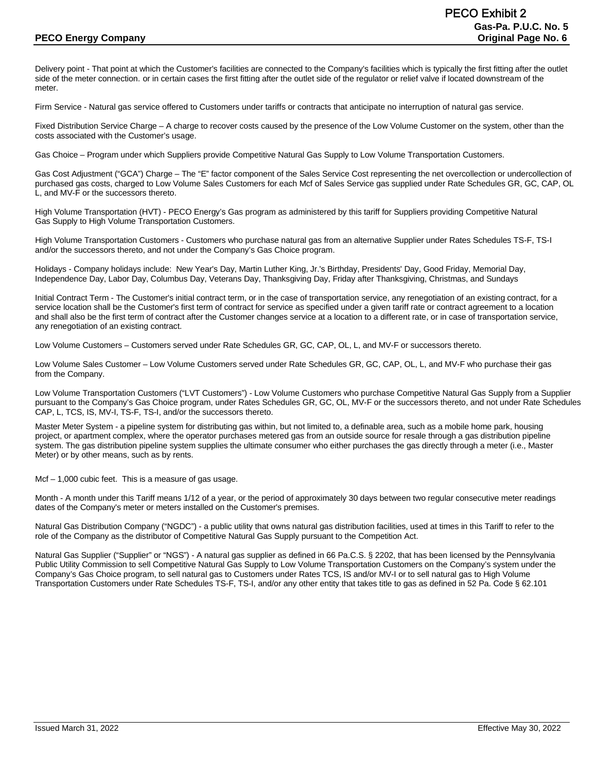Delivery point - That point at which the Customer's facilities are connected to the Company's facilities which is typically the first fitting after the outlet side of the meter connection. or in certain cases the first fitting after the outlet side of the regulator or relief valve if located downstream of the meter.

Firm Service - Natural gas service offered to Customers under tariffs or contracts that anticipate no interruption of natural gas service.

Fixed Distribution Service Charge – A charge to recover costs caused by the presence of the Low Volume Customer on the system, other than the costs associated with the Customer's usage.

Gas Choice – Program under which Suppliers provide Competitive Natural Gas Supply to Low Volume Transportation Customers.

Gas Cost Adjustment ("GCA") Charge – The "E" factor component of the Sales Service Cost representing the net overcollection or undercollection of purchased gas costs, charged to Low Volume Sales Customers for each Mcf of Sales Service gas supplied under Rate Schedules GR, GC, CAP, OL L, and MV-F or the successors thereto.

High Volume Transportation (HVT) - PECO Energy's Gas program as administered by this tariff for Suppliers providing Competitive Natural Gas Supply to High Volume Transportation Customers.

High Volume Transportation Customers - Customers who purchase natural gas from an alternative Supplier under Rates Schedules TS-F, TS-I and/or the successors thereto, and not under the Company's Gas Choice program.

Holidays - Company holidays include: New Year's Day, Martin Luther King, Jr.'s Birthday, Presidents' Day, Good Friday, Memorial Day, Independence Day, Labor Day, Columbus Day, Veterans Day, Thanksgiving Day, Friday after Thanksgiving, Christmas, and Sundays

Initial Contract Term - The Customer's initial contract term, or in the case of transportation service, any renegotiation of an existing contract, for a service location shall be the Customer's first term of contract for service as specified under a given tariff rate or contract agreement to a location and shall also be the first term of contract after the Customer changes service at a location to a different rate, or in case of transportation service, any renegotiation of an existing contract.

Low Volume Customers – Customers served under Rate Schedules GR, GC, CAP, OL, L, and MV-F or successors thereto.

Low Volume Sales Customer – Low Volume Customers served under Rate Schedules GR, GC, CAP, OL, L, and MV-F who purchase their gas from the Company.

Low Volume Transportation Customers ("LVT Customers") - Low Volume Customers who purchase Competitive Natural Gas Supply from a Supplier pursuant to the Company's Gas Choice program, under Rates Schedules GR, GC, OL, MV-F or the successors thereto, and not under Rate Schedules CAP, L, TCS, IS, MV-I, TS-F, TS-I, and/or the successors thereto.

Master Meter System - a pipeline system for distributing gas within, but not limited to, a definable area, such as a mobile home park, housing project, or apartment complex, where the operator purchases metered gas from an outside source for resale through a gas distribution pipeline system. The gas distribution pipeline system supplies the ultimate consumer who either purchases the gas directly through a meter (i.e., Master Meter) or by other means, such as by rents.

Mcf – 1,000 cubic feet. This is a measure of gas usage.

Month - A month under this Tariff means 1/12 of a year, or the period of approximately 30 days between two regular consecutive meter readings dates of the Company's meter or meters installed on the Customer's premises.

Natural Gas Distribution Company ("NGDC") - a public utility that owns natural gas distribution facilities, used at times in this Tariff to refer to the role of the Company as the distributor of Competitive Natural Gas Supply pursuant to the Competition Act.

Natural Gas Supplier ("Supplier" or "NGS") - A natural gas supplier as defined in 66 Pa.C.S. § 2202, that has been licensed by the Pennsylvania Public Utility Commission to sell Competitive Natural Gas Supply to Low Volume Transportation Customers on the Company's system under the Company's Gas Choice program, to sell natural gas to Customers under Rates TCS, IS and/or MV-I or to sell natural gas to High Volume Transportation Customers under Rate Schedules TS-F, TS-I, and/or any other entity that takes title to gas as defined in 52 Pa. Code § 62.101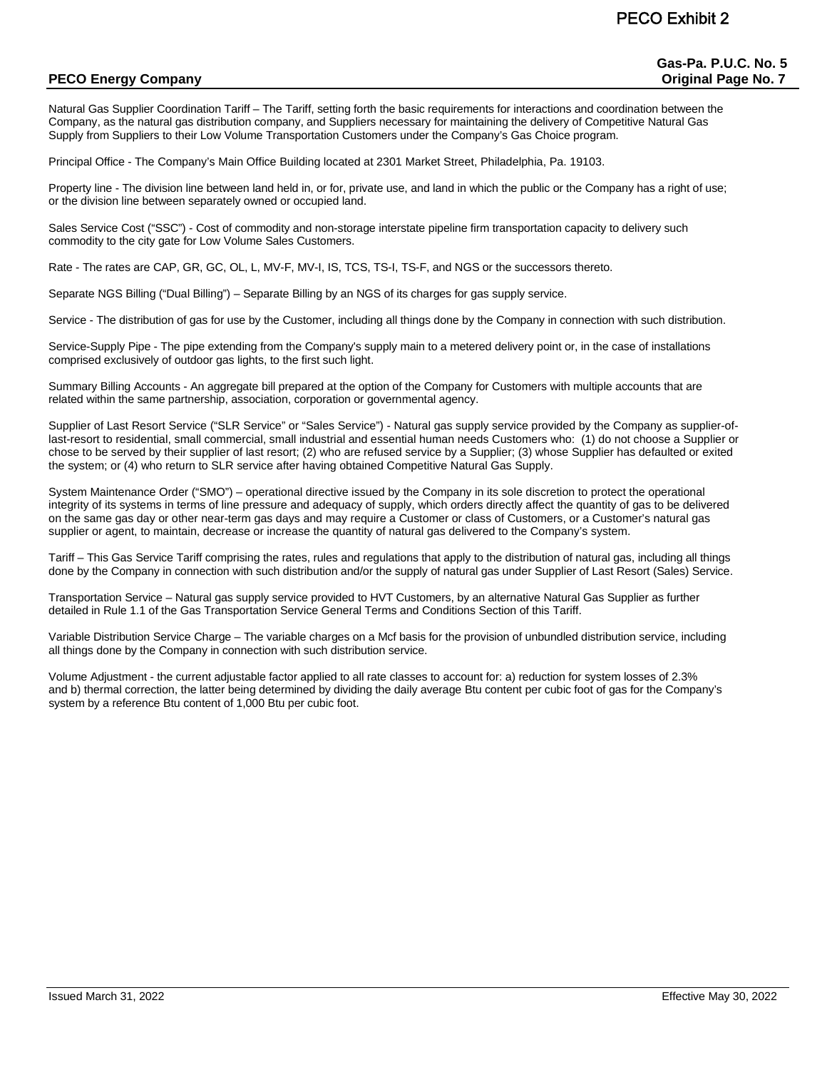Natural Gas Supplier Coordination Tariff – The Tariff, setting forth the basic requirements for interactions and coordination between the Company, as the natural gas distribution company, and Suppliers necessary for maintaining the delivery of Competitive Natural Gas Supply from Suppliers to their Low Volume Transportation Customers under the Company's Gas Choice program.

Principal Office - The Company's Main Office Building located at 2301 Market Street, Philadelphia, Pa. 19103.

Property line - The division line between land held in, or for, private use, and land in which the public or the Company has a right of use; or the division line between separately owned or occupied land.

Sales Service Cost ("SSC") - Cost of commodity and non-storage interstate pipeline firm transportation capacity to delivery such commodity to the city gate for Low Volume Sales Customers.

Rate - The rates are CAP, GR, GC, OL, L, MV-F, MV-I, IS, TCS, TS-I, TS-F, and NGS or the successors thereto.

Separate NGS Billing ("Dual Billing") – Separate Billing by an NGS of its charges for gas supply service.

Service - The distribution of gas for use by the Customer, including all things done by the Company in connection with such distribution.

Service-Supply Pipe - The pipe extending from the Company's supply main to a metered delivery point or, in the case of installations comprised exclusively of outdoor gas lights, to the first such light.

Summary Billing Accounts - An aggregate bill prepared at the option of the Company for Customers with multiple accounts that are related within the same partnership, association, corporation or governmental agency.

Supplier of Last Resort Service ("SLR Service" or "Sales Service") - Natural gas supply service provided by the Company as supplier-of-last-resort to residential, small commercial, small industrial and essential human needs Customers who: (1) do not choose a Supplier or chose to be served by their supplier of last resort; (2) who are refused service by a Supplier; (3) whose Supplier has defaulted or exited the system; or (4) who return to SLR service after having obtained Competitive Natural Gas Supply.

System Maintenance Order ("SMO") – operational directive issued by the Company in its sole discretion to protect the operational integrity of its systems in terms of line pressure and adequacy of supply, which orders directly affect the quantity of gas to be delivered on the same gas day or other near-term gas days and may require a Customer or class of Customers, or a Customer's natural gas supplier or agent, to maintain, decrease or increase the quantity of natural gas delivered to the Company's system.

Tariff – This Gas Service Tariff comprising the rates, rules and regulations that apply to the distribution of natural gas, including all things done by the Company in connection with such distribution and/or the supply of natural gas under Supplier of Last Resort (Sales) Service.

Transportation Service – Natural gas supply service provided to HVT Customers, by an alternative Natural Gas Supplier as further detailed in Rule 1.1 of the Gas Transportation Service General Terms and Conditions Section of this Tariff.

Variable Distribution Service Charge – The variable charges on a Mcf basis for the provision of unbundled distribution service, including all things done by the Company in connection with such distribution service.

Volume Adjustment - the current adjustable factor applied to all rate classes to account for: a) reduction for system losses of 2.3% and b) thermal correction, the latter being determined by dividing the daily average Btu content per cubic foot of gas for the Company's system by a reference Btu content of 1,000 Btu per cubic foot.

Issued March 31, 2022 Effective May 30, 2022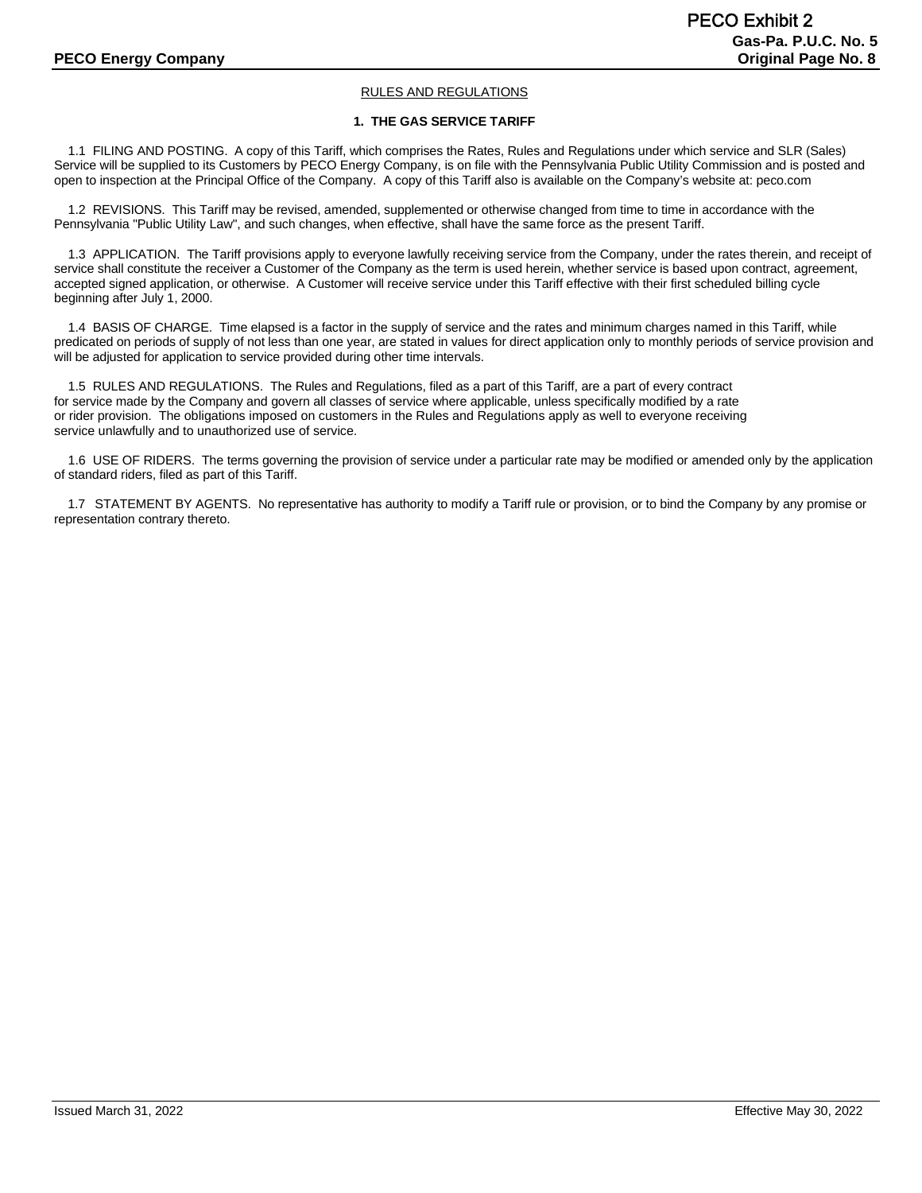RULES AND REGULATIONS

## 1. THE GAS SERVICE TARIFF

1.1 FILING AND POSTING. A copy of this Tariff, which comprises the Rates, Rules and Regulations under which service and SLR (Sales) Service will be supplied to its Customers by PECO Energy Company, is on file with the Pennsylvania Public Utility Commission and is posted and open to inspection at the Principal Office of the Company. A copy of this Tariff also is available on the Company's website at: peco.com

1.2 REVISIONS. This Tariff may be revised, amended, supplemented or otherwise changed from time to time in accordance with the Pennsylvania "Public Utility Law", and such changes, when effective, shall have the same force as the present Tariff.

1.3 APPLICATION. The Tariff provisions apply to everyone lawfully receiving service from the Company, under the rates therein, and receipt of service shall constitute the receiver a Customer of the Company as the term is used herein, whether service is based upon contract, agreement, accepted signed application, or otherwise. A Customer will receive service under this Tariff effective with their first scheduled billing cycle beginning after July 1, 2000.

1.4 BASIS OF CHARGE. Time elapsed is a factor in the supply of service and the rates and minimum charges named in this Tariff, while predicated on periods of supply of not less than one year, are stated in values for direct application only to monthly periods of service provision and will be adjusted for application to service provided during other time intervals.

1.5 RULES AND REGULATIONS. The Rules and Regulations, filed as a part of this Tariff, are a part of every contract for service made by the Company and govern all classes of service where applicable, unless specifically modified by a rate or rider provision. The obligations imposed on customers in the Rules and Regulations apply as well to everyone receiving service unlawfully and to unauthorized use of service.

1.6 USE OF RIDERS. The terms governing the provision of service under a particular rate may be modified or amended only by the application of standard riders, filed as part of this Tariff.

1.7 STATEMENT BY AGENTS. No representative has authority to modify a Tariff rule or provision, or to bind the Company by any promise or representation contrary thereto.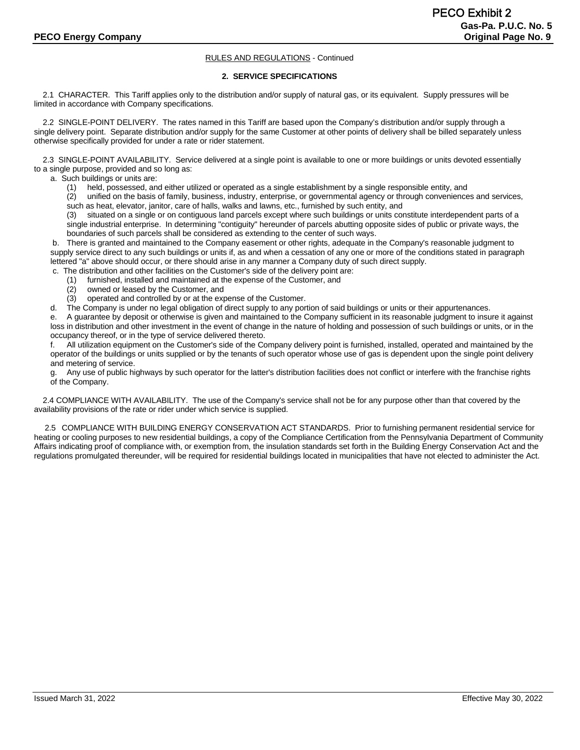RULES AND REGULATIONS - Continued

## 2. SERVICE SPECIFICATIONS

2.1 CHARACTER. This Tariff applies only to the distribution and/or supply of natural gas, or its equivalent. Supply pressures will be limited in accordance with Company specifications.

2.2 SINGLE-POINT DELIVERY. The rates named in this Tariff are based upon the Company's distribution and/or supply through a single delivery point. Separate distribution and/or supply for the same Customer at other points of delivery shall be billed separately unless otherwise specifically provided for under a rate or rider statement.

2.3 SINGLE-POINT AVAILABILITY. Service delivered at a single point is available to one or more buildings or units devoted essentially to a single purpose, provided and so long as:

a. Such buildings or units are:

(1) held, possessed, and either utilized or operated as a single establishment by a single responsible entity, and

(2) unified on the basis of family, business, industry, enterprise, or governmental agency or through conveniences and services, such as heat, elevator, janitor, care of halls, walks and lawns, etc., furnished by such entity, and

(3) situated on a single or on contiguous land parcels except where such buildings or units constitute interdependent parts of a single industrial enterprise. In determining "contiguity" hereunder of parcels abutting opposite sides of public or private ways, the boundaries of such parcels shall be considered as extending to the center of such ways.

b. There is granted and maintained to the Company easement or other rights, adequate in the Company's reasonable judgment to supply service direct to any such buildings or units if, as and when a cessation of any one or more of the conditions stated in paragraph lettered "a" above should occur, or there should arise in any manner a Company duty of such direct supply.

c. The distribution and other facilities on the Customer's side of the delivery point are:

(1) furnished, installed and maintained at the expense of the Customer, and

(2) owned or leased by the Customer, and

(3) operated and controlled by or at the expense of the Customer.

d. The Company is under no legal obligation of direct supply to any portion of said buildings or units or their appurtenances.

e. A guarantee by deposit or otherwise is given and maintained to the Company sufficient in its reasonable judgment to insure it against loss in distribution and other investment in the event of change in the nature of holding and possession of such buildings or units, or in the occupancy thereof, or in the type of service delivered thereto.

f. All utilization equipment on the Customer's side of the Company delivery point is furnished, installed, operated and maintained by the operator of the buildings or units supplied or by the tenants of such operator whose use of gas is dependent upon the single point delivery and metering of service.

g. Any use of public highways by such operator for the latter's distribution facilities does not conflict or interfere with the franchise rights of the Company.

2.4 COMPLIANCE WITH AVAILABILITY. The use of the Company's service shall not be for any purpose other than that covered by the availability provisions of the rate or rider under which service is supplied.

2.5 COMPLIANCE WITH BUILDING ENERGY CONSERVATION ACT STANDARDS. Prior to furnishing permanent residential service for heating or cooling purposes to new residential buildings, a copy of the Compliance Certification from the Pennsylvania Department of Community Affairs indicating proof of compliance with, or exemption from, the insulation standards set forth in the Building Energy Conservation Act and the regulations promulgated thereunder, will be required for residential buildings located in municipalities that have not elected to administer the Act.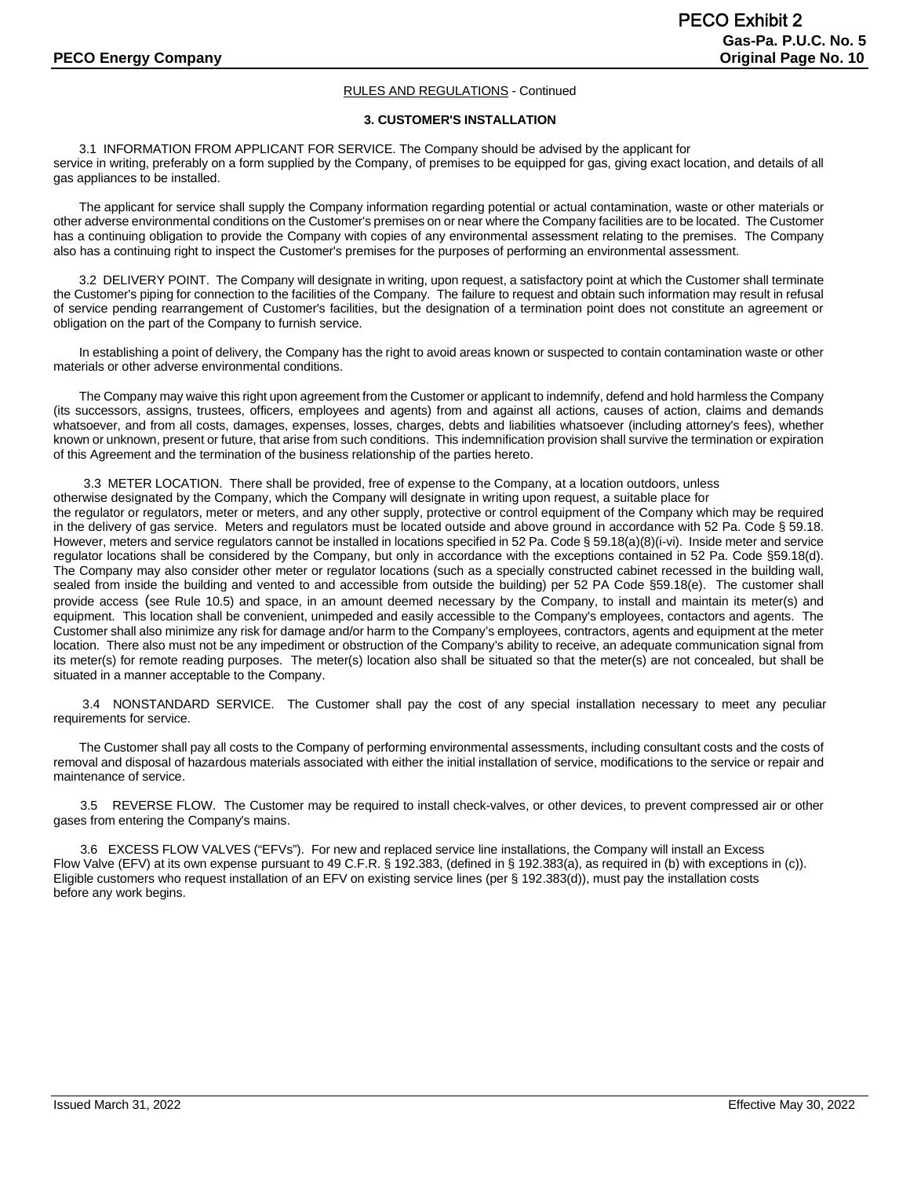RULES AND REGULATIONS - Continued

## 3. CUSTOMER'S INSTALLATION

3.1 INFORMATION FROM APPLICANT FOR SERVICE. The Company should be advised by the applicant for service in writing, preferably on a form supplied by the Company, of premises to be equipped for gas, giving exact location, and details of all gas appliances to be installed.

The applicant for service shall supply the Company information regarding potential or actual contamination, waste or other materials or other adverse environmental conditions on the Customer's premises on or near where the Company facilities are to be located. The Customer has a continuing obligation to provide the Company with copies of any environmental assessment relating to the premises. The Company also has a continuing right to inspect the Customer's premises for the purposes of performing an environmental assessment.

3.2 DELIVERY POINT. The Company will designate in writing, upon request, a satisfactory point at which the Customer shall terminate the Customer's piping for connection to the facilities of the Company. The failure to request and obtain such information may result in refusal of service pending rearrangement of Customer's facilities, but the designation of a termination point does not constitute an agreement or obligation on the part of the Company to furnish service.

In establishing a point of delivery, the Company has the right to avoid areas known or suspected to contain contamination waste or other materials or other adverse environmental conditions.

The Company may waive this right upon agreement from the Customer or applicant to indemnify, defend and hold harmless the Company (its successors, assigns, trustees, officers, employees and agents) from and against all actions, causes of action, claims and demands whatsoever, and from all costs, damages, expenses, losses, charges, debts and liabilities whatsoever (including attorney's fees), whether known or unknown, present or future, that arise from such conditions. This indemnification provision shall survive the termination or expiration of this Agreement and the termination of the business relationship of the parties hereto.

3.3 METER LOCATION. There shall be provided, free of expense to the Company, at a location outdoors, unless otherwise designated by the Company, which the Company will designate in writing upon request, a suitable place for the regulator or regulators, meter or meters, and any other supply, protective or control equipment of the Company which may be required in the delivery of gas service. Meters and regulators must be located outside and above ground in accordance with 52 Pa. Code § 59.18. However, meters and service regulators cannot be installed in locations specified in 52 Pa. Code § 59.18(a)(8)(i-vi). Inside meter and service regulator locations shall be considered by the Company, but only in accordance with the exceptions contained in 52 Pa. Code §59.18(d). The Company may also consider other meter or regulator locations (such as a specially constructed cabinet recessed in the building wall, sealed from inside the building and vented to and accessible from outside the building) per 52 PA Code §59.18(e). The customer shall provide access (see Rule 10.5) and space, in an amount deemed necessary by the Company, to install and maintain its meter(s) and equipment. This location shall be convenient, unimpeded and easily accessible to the Company's employees, contactors and agents. The Customer shall also minimize any risk for damage and/or harm to the Company's employees, contractors, agents and equipment at the meter location. There also must not be any impediment or obstruction of the Company's ability to receive, an adequate communication signal from its meter(s) for remote reading purposes. The meter(s) location also shall be situated so that the meter(s) are not concealed, but shall be situated in a manner acceptable to the Company.

3.4 NONSTANDARD SERVICE. The Customer shall pay the cost of any special installation necessary to meet any peculiar requirements for service.

The Customer shall pay all costs to the Company of performing environmental assessments, including consultant costs and the costs of removal and disposal of hazardous materials associated with either the initial installation of service, modifications to the service or repair and maintenance of service.

3.5 REVERSE FLOW. The Customer may be required to install check-valves, or other devices, to prevent compressed air or other gases from entering the Company's mains.

3.6 EXCESS FLOW VALVES ("EFVs"). For new and replaced service line installations, the Company will install an Excess Flow Valve (EFV) at its own expense pursuant to 49 C.F.R. § 192.383, (defined in § 192.383(a), as required in (b) with exceptions in (c)). Eligible customers who request installation of an EFV on existing service lines (per § 192.383(d)), must pay the installation costs before any work begins.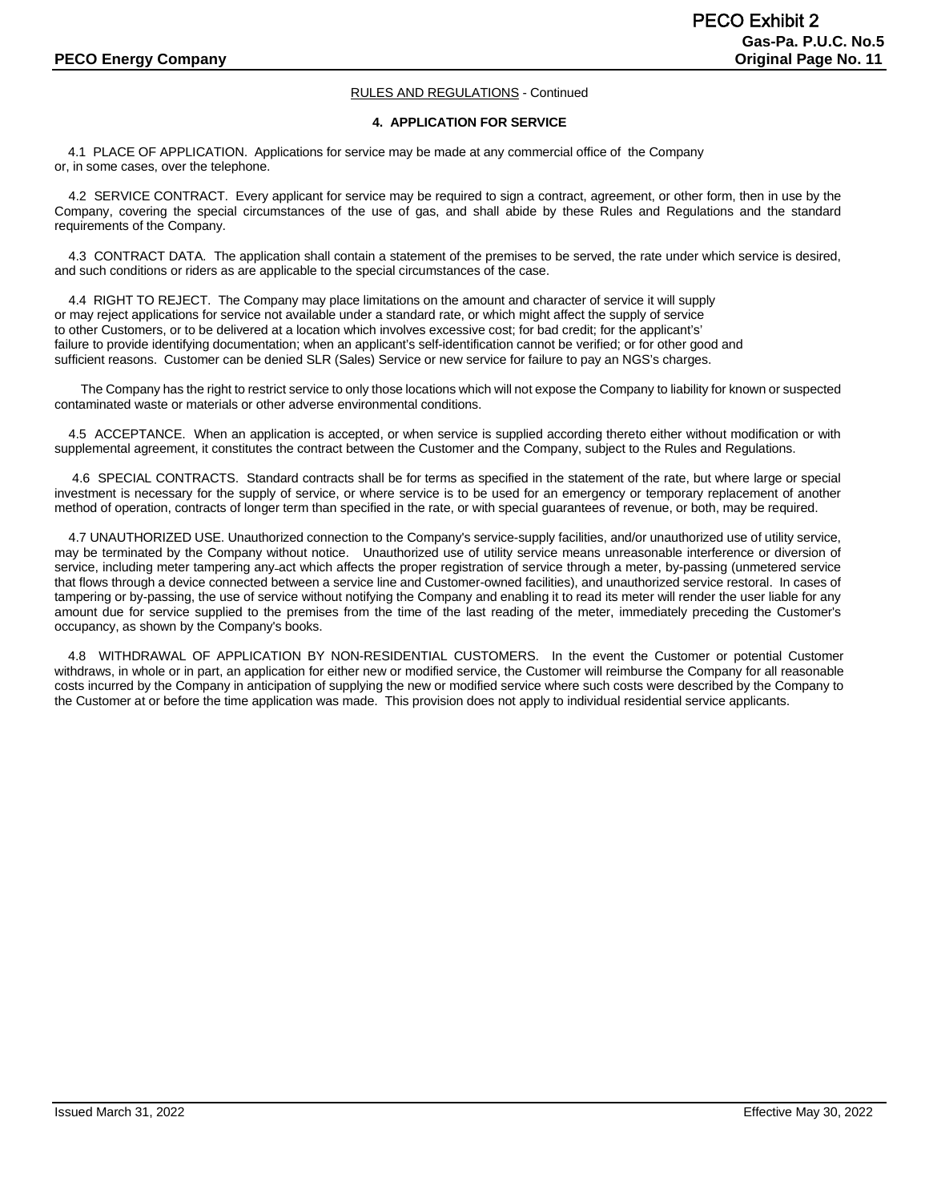RULES AND REGULATIONS - Continued

### 4. APPLICATION FOR SERVICE

4.1 PLACE OF APPLICATION. Applications for service may be made at any commercial office of the Company or, in some cases, over the telephone.

4.2 SERVICE CONTRACT. Every applicant for service may be required to sign a contract, agreement, or other form, then in use by the Company, covering the special circumstances of the use of gas, and shall abide by these Rules and Regulations and the standard requirements of the Company.

4.3 CONTRACT DATA. The application shall contain a statement of the premises to be served, the rate under which service is desired, and such conditions or riders as are applicable to the special circumstances of the case.

4.4 RIGHT TO REJECT. The Company may place limitations on the amount and character of service it will supply or may reject applications for service not available under a standard rate, or which might affect the supply of service to other Customers, or to be delivered at a location which involves excessive cost; for bad credit; for the applicant's' failure to provide identifying documentation; when an applicant's self-identification cannot be verified; or for other good and sufficient reasons. Customer can be denied SLR (Sales) Service or new service for failure to pay an NGS's charges.

The Company has the right to restrict service to only those locations which will not expose the Company to liability for known or suspected contaminated waste or materials or other adverse environmental conditions.

4.5 ACCEPTANCE. When an application is accepted, or when service is supplied according thereto either without modification or with supplemental agreement, it constitutes the contract between the Customer and the Company, subject to the Rules and Regulations.

4.6 SPECIAL CONTRACTS. Standard contracts shall be for terms as specified in the statement of the rate, but where large or special investment is necessary for the supply of service, or where service is to be used for an emergency or temporary replacement of another method of operation, contracts of longer term than specified in the rate, or with special guarantees of revenue, or both, may be required.

4.7 UNAUTHORIZED USE. Unauthorized connection to the Company's service-supply facilities, and/or unauthorized use of utility service, may be terminated by the Company without notice. Unauthorized use of utility service means unreasonable interference or diversion of service, including meter tampering any act which affects the proper registration of service through a meter, by-passing (unmetered service that flows through a device connected between a service line and Customer-owned facilities), and unauthorized service restoral. In cases of tampering or by-passing, the use of service without notifying the Company and enabling it to read its meter will render the user liable for any amount due for service supplied to the premises from the time of the last reading of the meter, immediately preceding the Customer's occupancy, as shown by the Company's books.

4.8 WITHDRAWAL OF APPLICATION BY NON-RESIDENTIAL CUSTOMERS. In the event the Customer or potential Customer withdraws, in whole or in part, an application for either new or modified service, the Customer will reimburse the Company for all reasonable costs incurred by the Company in anticipation of supplying the new or modified service where such costs were described by the Company to the Customer at or before the time application was made. This provision does not apply to individual residential service applicants.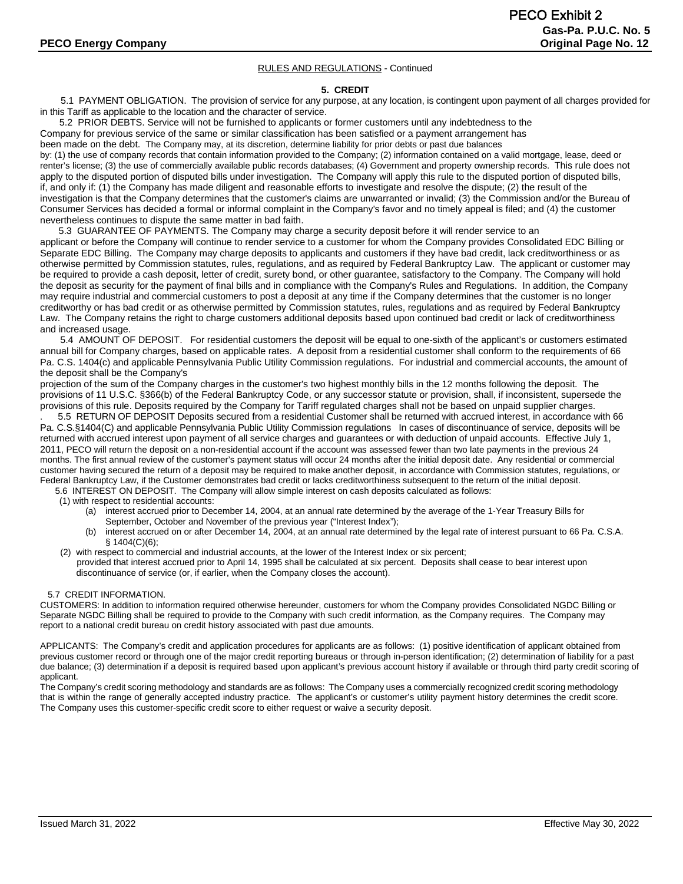RULES AND REGULATIONS - Continued

## 5. CREDIT

5.1 PAYMENT OBLIGATION. The provision of service for any purpose, at any location, is contingent upon payment of all charges provided for in this Tariff as applicable to the location and the character of service.

5.2 PRIOR DEBTS. Service will not be furnished to applicants or former customers until any indebtedness to the Company for previous service of the same or similar classification has been satisfied or a payment arrangement has been made on the debt. The Company may, at its discretion, determine liability for prior debts or past due balances by: (1) the use of company records that contain information provided to the Company; (2) information contained on a valid mortgage, lease, deed or renter's license; (3) the use of commercially available public records databases; (4) Government and property ownership records. This rule does not apply to the disputed portion of disputed bills under investigation. The Company will apply this rule to the disputed portion of disputed bills, if, and only if: (1) the Company has made diligent and reasonable efforts to investigate and resolve the dispute; (2) the result of the investigation is that the Company determines that the customer's claims are unwarranted or invalid; (3) the Commission and/or the Bureau of Consumer Services has decided a formal or informal complaint in the Company's favor and no timely appeal is filed; and (4) the customer nevertheless continues to dispute the same matter in bad faith.

5.3 GUARANTEE OF PAYMENTS. The Company may charge a security deposit before it will render service to an applicant or before the Company will continue to render service to a customer for whom the Company provides Consolidated EDC Billing or Separate EDC Billing. The Company may charge deposits to applicants and customers if they have bad credit, lack creditworthiness or as otherwise permitted by Commission statutes, rules, regulations, and as required by Federal Bankruptcy Law. The applicant or customer may be required to provide a cash deposit, letter of credit, surety bond, or other guarantee, satisfactory to the Company. The Company will hold the deposit as security for the payment of final bills and in compliance with the Company's Rules and Regulations. In addition, the Company may require industrial and commercial customers to post a deposit at any time if the Company determines that the customer is no longer creditworthy or has bad credit or as otherwise permitted by Commission statutes, rules, regulations and as required by Federal Bankruptcy Law. The Company retains the right to charge customers additional deposits based upon continued bad credit or lack of creditworthiness and increased usage.

5.4 AMOUNT OF DEPOSIT. For residential customers the deposit will be equal to one-sixth of the applicant's or customers estimated annual bill for Company charges, based on applicable rates. A deposit from a residential customer shall conform to the requirements of 66 Pa. C.S. 1404(c) and applicable Pennsylvania Public Utility Commission regulations. For industrial and commercial accounts, the amount of the deposit shall be the Company's projection of the sum of the Company charges in the customer's two highest monthly bills in the 12 months following the deposit. The provisions of 11 U.S.C. §366(b) of the Federal Bankruptcy Code, or any successor statute or provision, shall, if inconsistent, supersede the provisions of this rule. Deposits required by the Company for Tariff regulated charges shall not be based on unpaid supplier charges.

5.5 RETURN OF DEPOSIT Deposits secured from a residential Customer shall be returned with accrued interest, in accordance with 66 Pa. C.S.§1404(C) and applicable Pennsylvania Public Utility Commission regulations In cases of discontinuance of service, deposits will be returned with accrued interest upon payment of all service charges and guarantees or with deduction of unpaid accounts. Effective July 1, 2011, PECO will return the deposit on a non-residential account if the account was assessed fewer than two late payments in the previous 24 months. The first annual review of the customer's payment status will occur 24 months after the initial deposit date. Any residential or commercial customer having secured the return of a deposit may be required to make another deposit, in accordance with Commission statutes, regulations, or Federal Bankruptcy Law, if the Customer demonstrates bad credit or lacks creditworthiness subsequent to the return of the initial deposit.

5.6 INTEREST ON DEPOSIT. The Company will allow simple interest on cash deposits calculated as follows:

(1) with respect to residential accounts:

- (a) interest accrued prior to December 14, 2004, at an annual rate determined by the average of the 1-Year Treasury Bills for September, October and November of the previous year ("Interest Index");
- (b) interest accrued on or after December 14, 2004, at an annual rate determined by the legal rate of interest pursuant to 66 Pa. C.S.A. § 1404(C)(6);

(2) with respect to commercial and industrial accounts, at the lower of the Interest Index or six percent; provided that interest accrued prior to April 14, 1995 shall be calculated at six percent. Deposits shall cease to bear interest upon discontinuance of service (or, if earlier, when the Company closes the account).

5.7 CREDIT INFORMATION.

CUSTOMERS: In addition to information required otherwise hereunder, customers for whom the Company provides Consolidated NGDC Billing or Separate NGDC Billing shall be required to provide to the Company with such credit information, as the Company requires. The Company may report to a national credit bureau on credit history associated with past due amounts.

APPLICANTS: The Company's credit and application procedures for applicants are as follows: (1) positive identification of applicant obtained from previous customer record or through one of the major credit reporting bureaus or through in-person identification; (2) determination of liability for a past due balance; (3) determination if a deposit is required based upon applicant's previous account history if available or through third party credit scoring of applicant.

The Company's credit scoring methodology and standards are as follows: The Company uses a commercially recognized credit scoring methodology that is within the range of generally accepted industry practice. The applicant's or customer's utility payment history determines the credit score. The Company uses this customer-specific credit score to either request or waive a security deposit.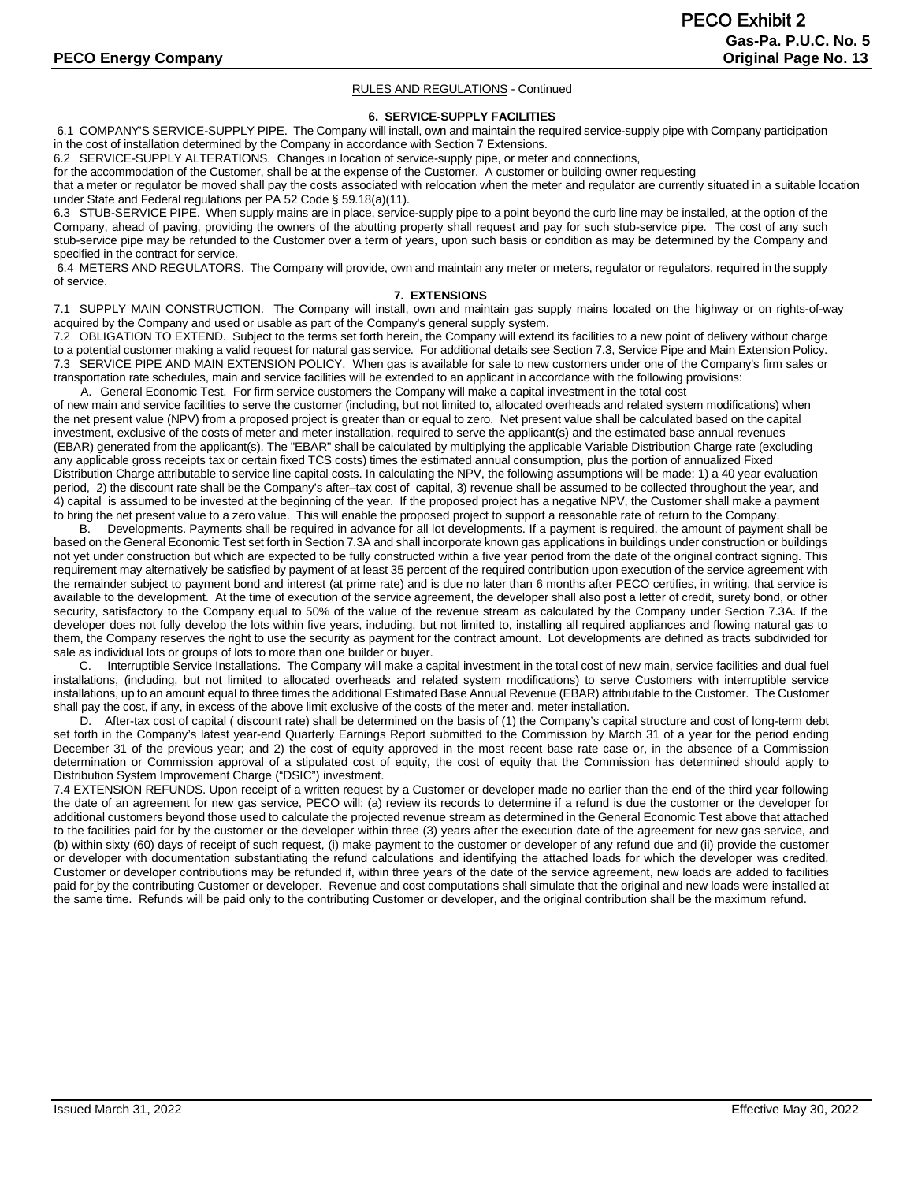RULES AND REGULATIONS - Continued

## 6. SERVICE-SUPPLY FACILITIES

6.1 COMPANY'S SERVICE-SUPPLY PIPE. The Company will install, own and maintain the required service-supply pipe with Company participation in the cost of installation determined by the Company in accordance with Section 7 Extensions.

6.2 SERVICE-SUPPLY ALTERATIONS. Changes in location of service-supply pipe, or meter and connections, for the accommodation of the Customer, shall be at the expense of the Customer. A customer or building owner requesting that a meter or regulator be moved shall pay the costs associated with relocation when the meter and regulator are currently situated in a suitable location under State and Federal regulations per PA 52 Code § 59.18(a)(11).

6.3 STUB-SERVICE PIPE. When supply mains are in place, service-supply pipe to a point beyond the curb line may be installed, at the option of the Company, ahead of paving, providing the owners of the abutting property shall request and pay for such stub-service pipe. The cost of any such stub-service pipe may be refunded to the Customer over a term of years, upon such basis or condition as may be determined by the Company and specified in the contract for service.

6.4 METERS AND REGULATORS. The Company will provide, own and maintain any meter or meters, regulator or regulators, required in the supply of service.

## 7. EXTENSIONS

7.1 SUPPLY MAIN CONSTRUCTION. The Company will install, own and maintain gas supply mains located on the highway or on rights-of-way acquired by the Company and used or usable as part of the Company's general supply system.

7.2 OBLIGATION TO EXTEND. Subject to the terms set forth herein, the Company will extend its facilities to a new point of delivery without charge to a potential customer making a valid request for natural gas service. For additional details see Section 7.3, Service Pipe and Main Extension Policy.

7.3 SERVICE PIPE AND MAIN EXTENSION POLICY. When gas is available for sale to new customers under one of the Company's firm sales or transportation rate schedules, main and service facilities will be extended to an applicant in accordance with the following provisions:

A. General Economic Test. For firm service customers the Company will make a capital investment in the total cost of new main and service facilities to serve the customer (including, but not limited to, allocated overheads and related system modifications) when the net present value (NPV) from a proposed project is greater than or equal to zero. Net present value shall be calculated based on the capital investment, exclusive of the costs of meter and meter installation, required to serve the applicant(s) and the estimated base annual revenues (EBAR) generated from the applicant(s). The "EBAR" shall be calculated by multiplying the applicable Variable Distribution Charge rate (excluding any applicable gross receipts tax or certain fixed TCS costs) times the estimated annual consumption, plus the portion of annualized Fixed Distribution Charge attributable to service line capital costs. In calculating the NPV, the following assumptions will be made: 1) a 40 year evaluation period, 2) the discount rate shall be the Company's after–tax cost of capital, 3) revenue shall be assumed to be collected throughout the year, and 4) capital is assumed to be invested at the beginning of the year. If the proposed project has a negative NPV, the Customer shall make a payment to bring the net present value to a zero value. This will enable the proposed project to support a reasonable rate of return to the Company.

B. Developments. Payments shall be required in advance for all lot developments. If a payment is required, the amount of payment shall be based on the General Economic Test set forth in Section 7.3A and shall incorporate known gas applications in buildings under construction or buildings not yet under construction but which are expected to be fully constructed within a five year period from the date of the original contract signing. This requirement may alternatively be satisfied by payment of at least 35 percent of the required contribution upon execution of the service agreement with the remainder subject to payment bond and interest (at prime rate) and is due no later than 6 months after PECO certifies, in writing, that service is available to the development. At the time of execution of the service agreement, the developer shall also post a letter of credit, surety bond, or other security, satisfactory to the Company equal to 50% of the value of the revenue stream as calculated by the Company under Section 7.3A. If the developer does not fully develop the lots within five years, including, but not limited to, installing all required appliances and flowing natural gas to them, the Company reserves the right to use the security as payment for the contract amount. Lot developments are defined as tracts subdivided for sale as individual lots or groups of lots to more than one builder or buyer.

C. Interruptible Service Installations. The Company will make a capital investment in the total cost of new main, service facilities and dual fuel installations, (including, but not limited to allocated overheads and related system modifications) to serve Customers with interruptible service installations, up to an amount equal to three times the additional Estimated Base Annual Revenue (EBAR) attributable to the Customer. The Customer shall pay the cost, if any, in excess of the above limit exclusive of the costs of the meter and, meter installation.

D. After-tax cost of capital ( discount rate) shall be determined on the basis of (1) the Company's capital structure and cost of long-term debt set forth in the Company's latest year-end Quarterly Earnings Report submitted to the Commission by March 31 of a year for the period ending December 31 of the previous year; and 2) the cost of equity approved in the most recent base rate case or, in the absence of a Commission determination or Commission approval of a stipulated cost of equity, the cost of equity that the Commission has determined should apply to Distribution System Improvement Charge ("DSIC") investment.

7.4 EXTENSION REFUNDS. Upon receipt of a written request by a Customer or developer made no earlier than the end of the third year following the date of an agreement for new gas service, PECO will: (a) review its records to determine if a refund is due the customer or the developer for additional customers beyond those used to calculate the projected revenue stream as determined in the General Economic Test above that attached to the facilities paid for by the customer or the developer within three (3) years after the execution date of the agreement for new gas service, and (b) within sixty (60) days of receipt of such request, (i) make payment to the customer or developer of any refund due and (ii) provide the customer or developer with documentation substantiating the refund calculations and identifying the attached loads for which the developer was credited. Customer or developer contributions may be refunded if, within three years of the date of the service agreement, new loads are added to facilities paid for by the contributing Customer or developer. Revenue and cost computations shall simulate that the original and new loads were installed at the same time. Refunds will be paid only to the contributing Customer or developer, and the original contribution shall be the maximum refund.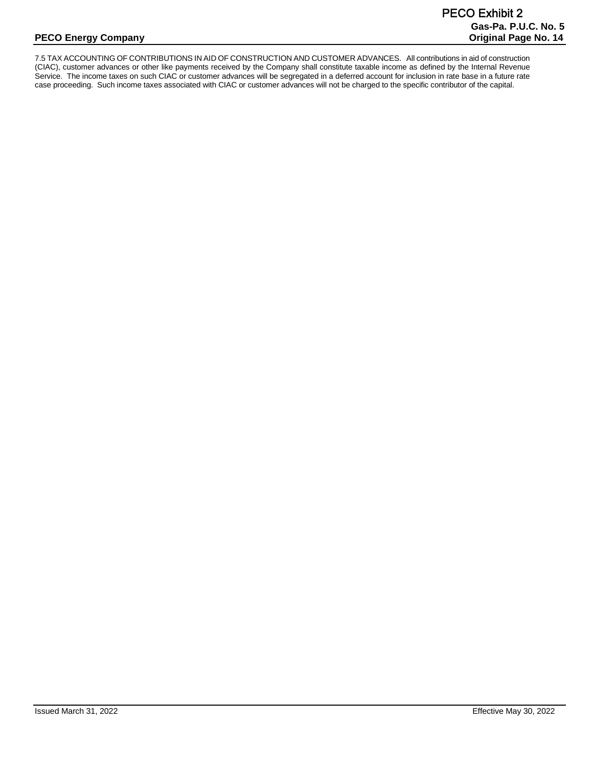7.5 TAX ACCOUNTING OF CONTRIBUTIONS IN AID OF CONSTRUCTION AND CUSTOMER ADVANCES. All contributions in aid of construction (CIAC), customer advances or other like payments received by the Company shall constitute taxable income as defined by the Internal Revenue Service. The income taxes on such CIAC or customer advances will be segregated in a deferred account for inclusion in rate base in a future rate case proceeding. Such income taxes associated with CIAC or customer advances will not be charged to the specific contributor of the capital.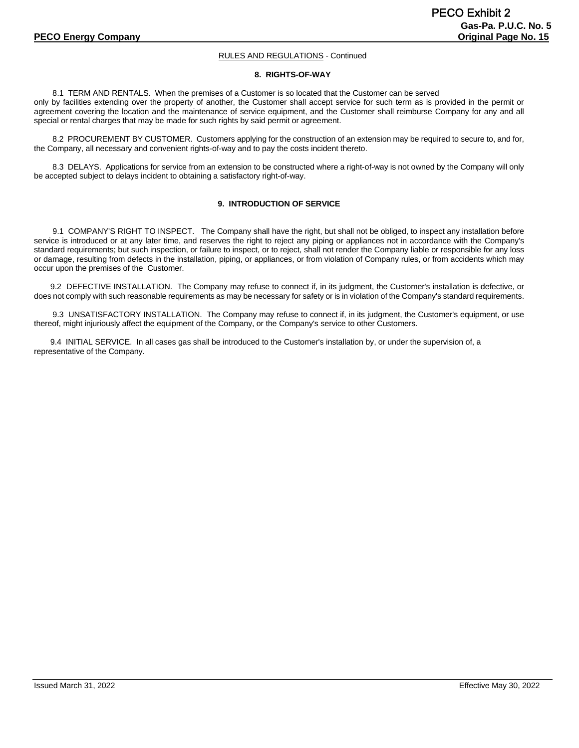RULES AND REGULATIONS - Continued

## 8. RIGHTS-OF-WAY

8.1 TERM AND RENTALS. When the premises of a Customer is so located that the Customer can be served only by facilities extending over the property of another, the Customer shall accept service for such term as is provided in the permit or agreement covering the location and the maintenance of service equipment, and the Customer shall reimburse Company for any and all special or rental charges that may be made for such rights by said permit or agreement.

8.2 PROCUREMENT BY CUSTOMER. Customers applying for the construction of an extension may be required to secure to, and for, the Company, all necessary and convenient rights-of-way and to pay the costs incident thereto.

8.3 DELAYS. Applications for service from an extension to be constructed where a right-of-way is not owned by the Company will only be accepted subject to delays incident to obtaining a satisfactory right-of-way.

## 9. INTRODUCTION OF SERVICE

9.1 COMPANY'S RIGHT TO INSPECT. The Company shall have the right, but shall not be obliged, to inspect any installation before service is introduced or at any later time, and reserves the right to reject any piping or appliances not in accordance with the Company's standard requirements; but such inspection, or failure to inspect, or to reject, shall not render the Company liable or responsible for any loss or damage, resulting from defects in the installation, piping, or appliances, or from violation of Company rules, or from accidents which may occur upon the premises of the Customer.

9.2 DEFECTIVE INSTALLATION. The Company may refuse to connect if, in its judgment, the Customer's installation is defective, or does not comply with such reasonable requirements as may be necessary for safety or is in violation of the Company's standard requirements.

9.3 UNSATISFACTORY INSTALLATION. The Company may refuse to connect if, in its judgment, the Customer's equipment, or use thereof, might injuriously affect the equipment of the Company, or the Company's service to other Customers.

9.4 INITIAL SERVICE. In all cases gas shall be introduced to the Customer's installation by, or under the supervision of, a representative of the Company.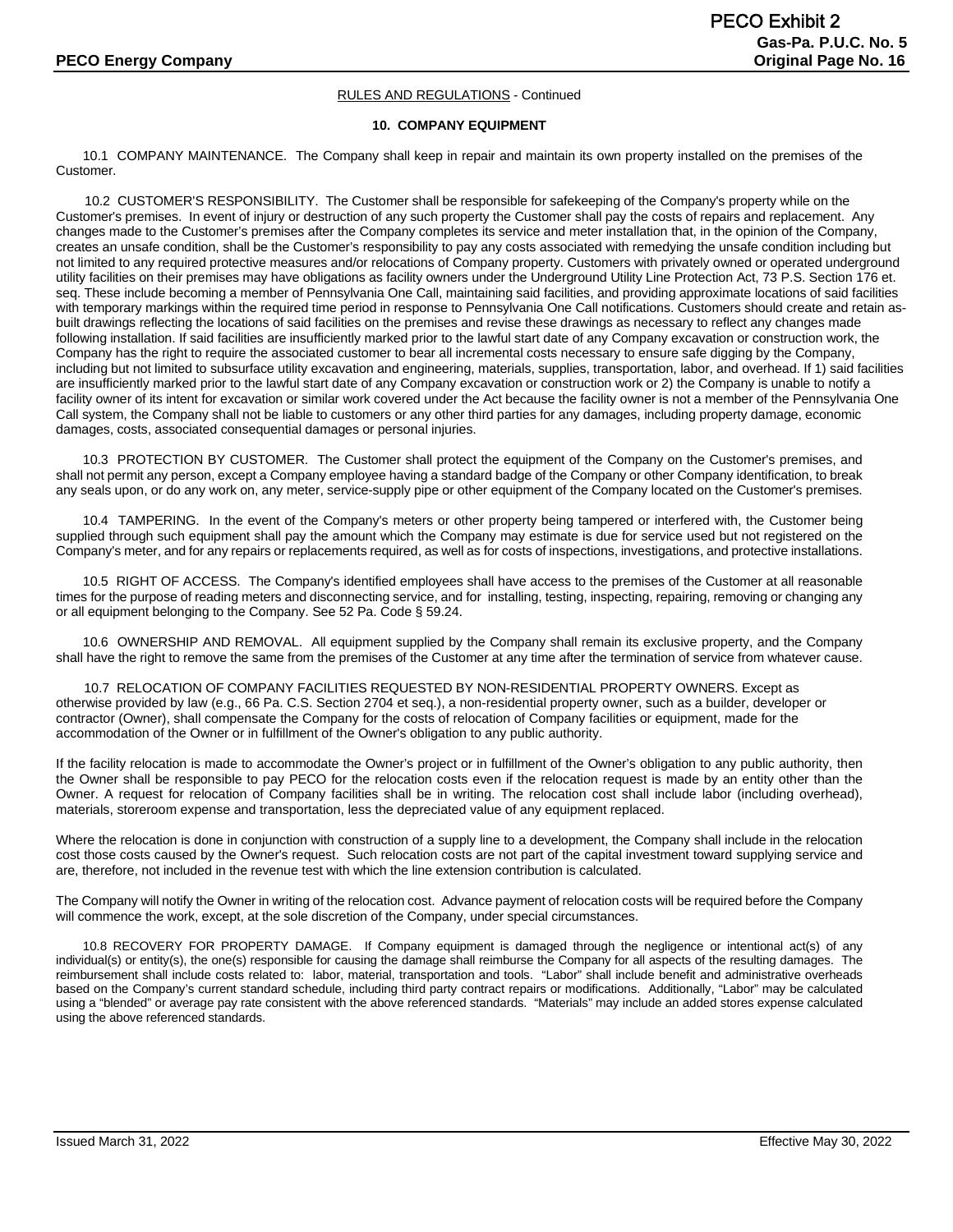RULES AND REGULATIONS - Continued

## 10. COMPANY EQUIPMENT

10.1 COMPANY MAINTENANCE. The Company shall keep in repair and maintain its own property installed on the premises of the Customer.

10.2 CUSTOMER'S RESPONSIBILITY. The Customer shall be responsible for safekeeping of the Company's property while on the Customer's premises. In event of injury or destruction of any such property the Customer shall pay the costs of repairs and replacement. Any changes made to the Customer's premises after the Company completes its service and meter installation that, in the opinion of the Company, creates an unsafe condition, shall be the Customer's responsibility to pay any costs associated with remedying the unsafe condition including but not limited to any required protective measures and/or relocations of Company property. Customers with privately owned or operated underground utility facilities on their premises may have obligations as facility owners under the Underground Utility Line Protection Act, 73 P.S. Section 176 et. seq. These include becoming a member of Pennsylvania One Call, maintaining said facilities, and providing approximate locations of said facilities with temporary markings within the required time period in response to Pennsylvania One Call notifications. Customers should create and retain as-built drawings reflecting the locations of said facilities on the premises and revise these drawings as necessary to reflect any changes made following installation. If said facilities are insufficiently marked prior to the lawful start date of any Company excavation or construction work, the Company has the right to require the associated customer to bear all incremental costs necessary to ensure safe digging by the Company, including but not limited to subsurface utility excavation and engineering, materials, supplies, transportation, labor, and overhead. If 1) said facilities are insufficiently marked prior to the lawful start date of any Company excavation or construction work or 2) the Company is unable to notify a facility owner of its intent for excavation or similar work covered under the Act because the facility owner is not a member of the Pennsylvania One Call system, the Company shall not be liable to customers or any other third parties for any damages, including property damage, economic damages, costs, associated consequential damages or personal injuries.

10.3 PROTECTION BY CUSTOMER. The Customer shall protect the equipment of the Company on the Customer's premises, and shall not permit any person, except a Company employee having a standard badge of the Company or other Company identification, to break any seals upon, or do any work on, any meter, service-supply pipe or other equipment of the Company located on the Customer's premises.

10.4 TAMPERING. In the event of the Company's meters or other property being tampered or interfered with, the Customer being supplied through such equipment shall pay the amount which the Company may estimate is due for service used but not registered on the Company's meter, and for any repairs or replacements required, as well as for costs of inspections, investigations, and protective installations.

10.5 RIGHT OF ACCESS. The Company's identified employees shall have access to the premises of the Customer at all reasonable times for the purpose of reading meters and disconnecting service, and for installing, testing, inspecting, repairing, removing or changing any or all equipment belonging to the Company. See 52 Pa. Code § 59.24.

10.6 OWNERSHIP AND REMOVAL. All equipment supplied by the Company shall remain its exclusive property, and the Company shall have the right to remove the same from the premises of the Customer at any time after the termination of service from whatever cause.

10.7 RELOCATION OF COMPANY FACILITIES REQUESTED BY NON-RESIDENTIAL PROPERTY OWNERS. Except as otherwise provided by law (e.g., 66 Pa. C.S. Section 2704 et seq.), a non-residential property owner, such as a builder, developer or contractor (Owner), shall compensate the Company for the costs of relocation of Company facilities or equipment, made for the accommodation of the Owner or in fulfillment of the Owner's obligation to any public authority.

If the facility relocation is made to accommodate the Owner's project or in fulfillment of the Owner's obligation to any public authority, then the Owner shall be responsible to pay PECO for the relocation costs even if the relocation request is made by an entity other than the Owner. A request for relocation of Company facilities shall be in writing. The relocation cost shall include labor (including overhead), materials, storeroom expense and transportation, less the depreciated value of any equipment replaced.

Where the relocation is done in conjunction with construction of a supply line to a development, the Company shall include in the relocation cost those costs caused by the Owner's request. Such relocation costs are not part of the capital investment toward supplying service and are, therefore, not included in the revenue test with which the line extension contribution is calculated.

The Company will notify the Owner in writing of the relocation cost. Advance payment of relocation costs will be required before the Company will commence the work, except, at the sole discretion of the Company, under special circumstances.

10.8 RECOVERY FOR PROPERTY DAMAGE. If Company equipment is damaged through the negligence or intentional act(s) of any individual(s) or entity(s), the one(s) responsible for causing the damage shall reimburse the Company for all aspects of the resulting damages. The reimbursement shall include costs related to: labor, material, transportation and tools. "Labor" shall include benefit and administrative overheads based on the Company's current standard schedule, including third party contract repairs or modifications. Additionally, "Labor" may be calculated using a "blended" or average pay rate consistent with the above referenced standards. "Materials" may include an added stores expense calculated using the above referenced standards.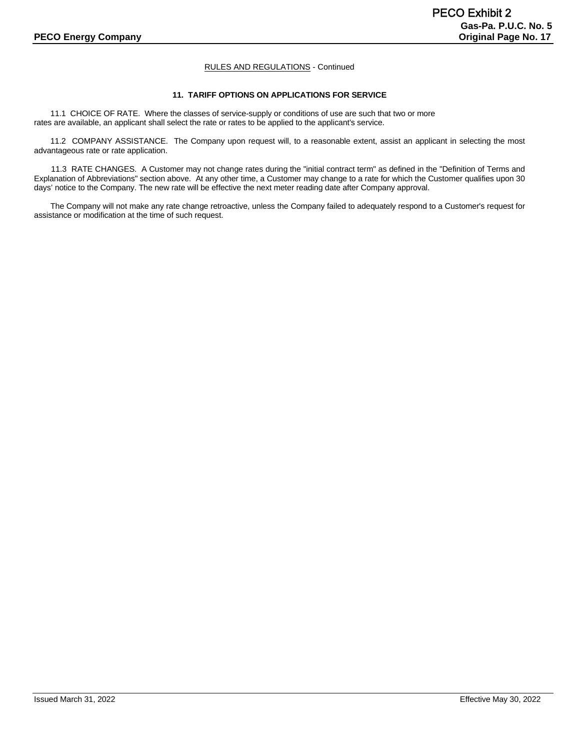RULES AND REGULATIONS - Continued

## 11. TARIFF OPTIONS ON APPLICATIONS FOR SERVICE

11.1 CHOICE OF RATE. Where the classes of service-supply or conditions of use are such that two or more rates are available, an applicant shall select the rate or rates to be applied to the applicant's service.

11.2 COMPANY ASSISTANCE. The Company upon request will, to a reasonable extent, assist an applicant in selecting the most advantageous rate or rate application.

11.3 RATE CHANGES. A Customer may not change rates during the "initial contract term" as defined in the "Definition of Terms and Explanation of Abbreviations" section above. At any other time, a Customer may change to a rate for which the Customer qualifies upon 30 days' notice to the Company. The new rate will be effective the next meter reading date after Company approval.

The Company will not make any rate change retroactive, unless the Company failed to adequately respond to a Customer's request for assistance or modification at the time of such request.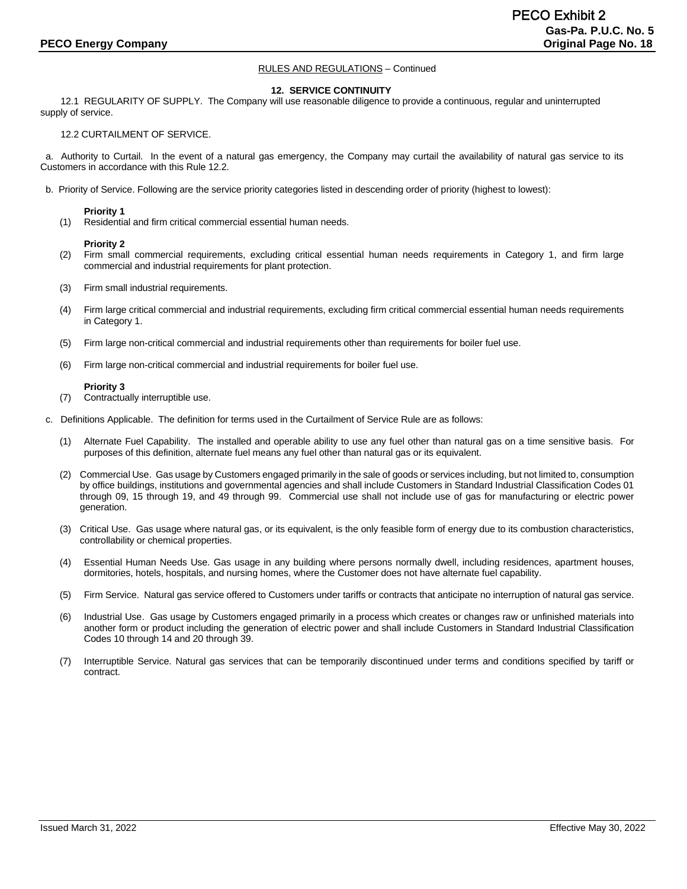RULES AND REGULATIONS – Continued

## 12. SERVICE CONTINUITY

12.1 REGULARITY OF SUPPLY. The Company will use reasonable diligence to provide a continuous, regular and uninterrupted supply of service.

12.2 CURTAILMENT OF SERVICE.

a. Authority to Curtail. In the event of a natural gas emergency, the Company may curtail the availability of natural gas service to its Customers in accordance with this Rule 12.2.

b. Priority of Service. Following are the service priority categories listed in descending order of priority (highest to lowest):

**Priority 1**

(1) Residential and firm critical commercial essential human needs.

**Priority 2**

(2) Firm small commercial requirements, excluding critical essential human needs requirements in Category 1, and firm large commercial and industrial requirements for plant protection.

(3) Firm small industrial requirements.

(4) Firm large critical commercial and industrial requirements, excluding firm critical commercial essential human needs requirements in Category 1.

(5) Firm large non-critical commercial and industrial requirements other than requirements for boiler fuel use.

(6) Firm large non-critical commercial and industrial requirements for boiler fuel use.

**Priority 3**

(7) Contractually interruptible use.

c. Definitions Applicable. The definition for terms used in the Curtailment of Service Rule are as follows:

(1) Alternate Fuel Capability. The installed and operable ability to use any fuel other than natural gas on a time sensitive basis. For purposes of this definition, alternate fuel means any fuel other than natural gas or its equivalent.

(2) Commercial Use. Gas usage by Customers engaged primarily in the sale of goods or services including, but not limited to, consumption by office buildings, institutions and governmental agencies and shall include Customers in Standard Industrial Classification Codes 01 through 09, 15 through 19, and 49 through 99. Commercial use shall not include use of gas for manufacturing or electric power generation.

(3) Critical Use. Gas usage where natural gas, or its equivalent, is the only feasible form of energy due to its combustion characteristics, controllability or chemical properties.

(4) Essential Human Needs Use. Gas usage in any building where persons normally dwell, including residences, apartment houses, dormitories, hotels, hospitals, and nursing homes, where the Customer does not have alternate fuel capability.

(5) Firm Service. Natural gas service offered to Customers under tariffs or contracts that anticipate no interruption of natural gas service.

(6) Industrial Use. Gas usage by Customers engaged primarily in a process which creates or changes raw or unfinished materials into another form or product including the generation of electric power and shall include Customers in Standard Industrial Classification Codes 10 through 14 and 20 through 39.

(7) Interruptible Service. Natural gas services that can be temporarily discontinued under terms and conditions specified by tariff or contract.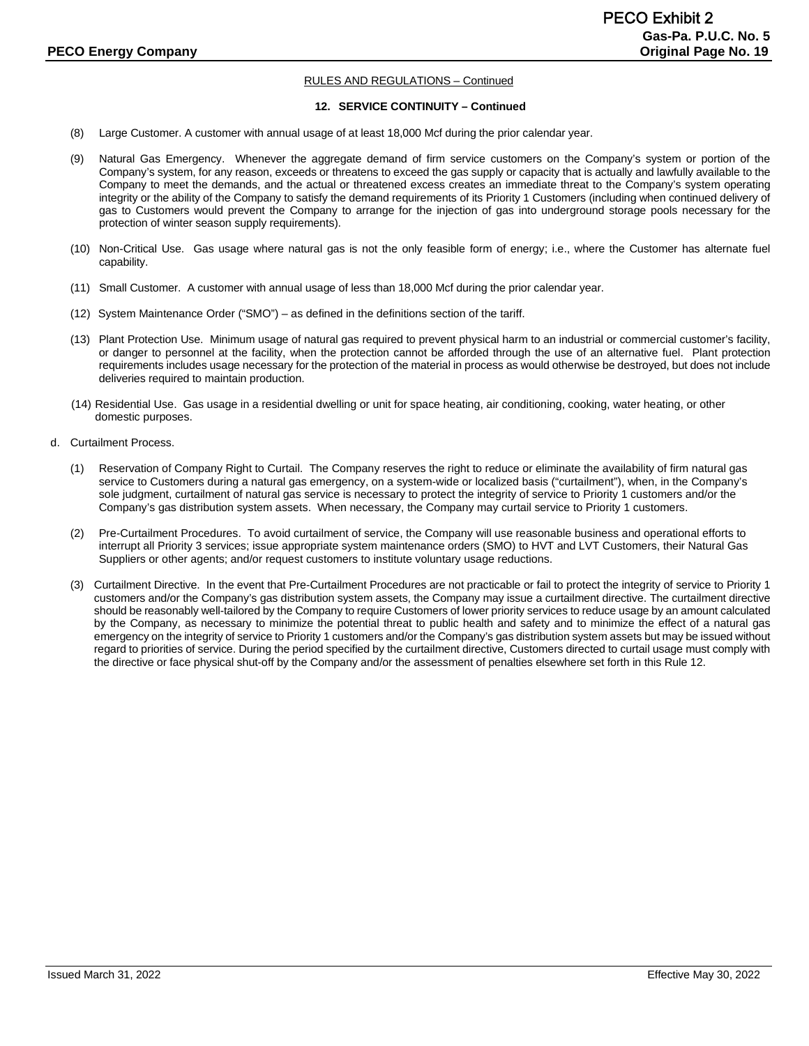RULES AND REGULATIONS – Continued

**12. SERVICE CONTINUITY – Continued**

(8) Large Customer. A customer with annual usage of at least 18,000 Mcf during the prior calendar year.

(9) Natural Gas Emergency. Whenever the aggregate demand of firm service customers on the Company's system or portion of the Company's system, for any reason, exceeds or threatens to exceed the gas supply or capacity that is actually and lawfully available to the Company to meet the demands, and the actual or threatened excess creates an immediate threat to the Company's system operating integrity or the ability of the Company to satisfy the demand requirements of its Priority 1 Customers (including when continued delivery of gas to Customers would prevent the Company to arrange for the injection of gas into underground storage pools necessary for the protection of winter season supply requirements).

(10) Non-Critical Use. Gas usage where natural gas is not the only feasible form of energy; i.e., where the Customer has alternate fuel capability.

(11) Small Customer. A customer with annual usage of less than 18,000 Mcf during the prior calendar year.

(12) System Maintenance Order ("SMO") – as defined in the definitions section of the tariff.

(13) Plant Protection Use. Minimum usage of natural gas required to prevent physical harm to an industrial or commercial customer's facility, or danger to personnel at the facility, when the protection cannot be afforded through the use of an alternative fuel. Plant protection requirements includes usage necessary for the protection of the material in process as would otherwise be destroyed, but does not include deliveries required to maintain production.

(14) Residential Use. Gas usage in a residential dwelling or unit for space heating, air conditioning, cooking, water heating, or other domestic purposes.

d. Curtailment Process.

(1) Reservation of Company Right to Curtail. The Company reserves the right to reduce or eliminate the availability of firm natural gas service to Customers during a natural gas emergency, on a system-wide or localized basis ("curtailment"), when, in the Company's sole judgment, curtailment of natural gas service is necessary to protect the integrity of service to Priority 1 customers and/or the Company's gas distribution system assets. When necessary, the Company may curtail service to Priority 1 customers.

(2) Pre-Curtailment Procedures. To avoid curtailment of service, the Company will use reasonable business and operational efforts to interrupt all Priority 3 services; issue appropriate system maintenance orders (SMO) to HVT and LVT Customers, their Natural Gas Suppliers or other agents; and/or request customers to institute voluntary usage reductions.

(3) Curtailment Directive. In the event that Pre-Curtailment Procedures are not practicable or fail to protect the integrity of service to Priority 1 customers and/or the Company's gas distribution system assets, the Company may issue a curtailment directive. The curtailment directive should be reasonably well-tailored by the Company to require Customers of lower priority services to reduce usage by an amount calculated by the Company, as necessary to minimize the potential threat to public health and safety and to minimize the effect of a natural gas emergency on the integrity of service to Priority 1 customers and/or the Company's gas distribution system assets but may be issued without regard to priorities of service. During the period specified by the curtailment directive, Customers directed to curtail usage must comply with the directive or face physical shut-off by the Company and/or the assessment of penalties elsewhere set forth in this Rule 12.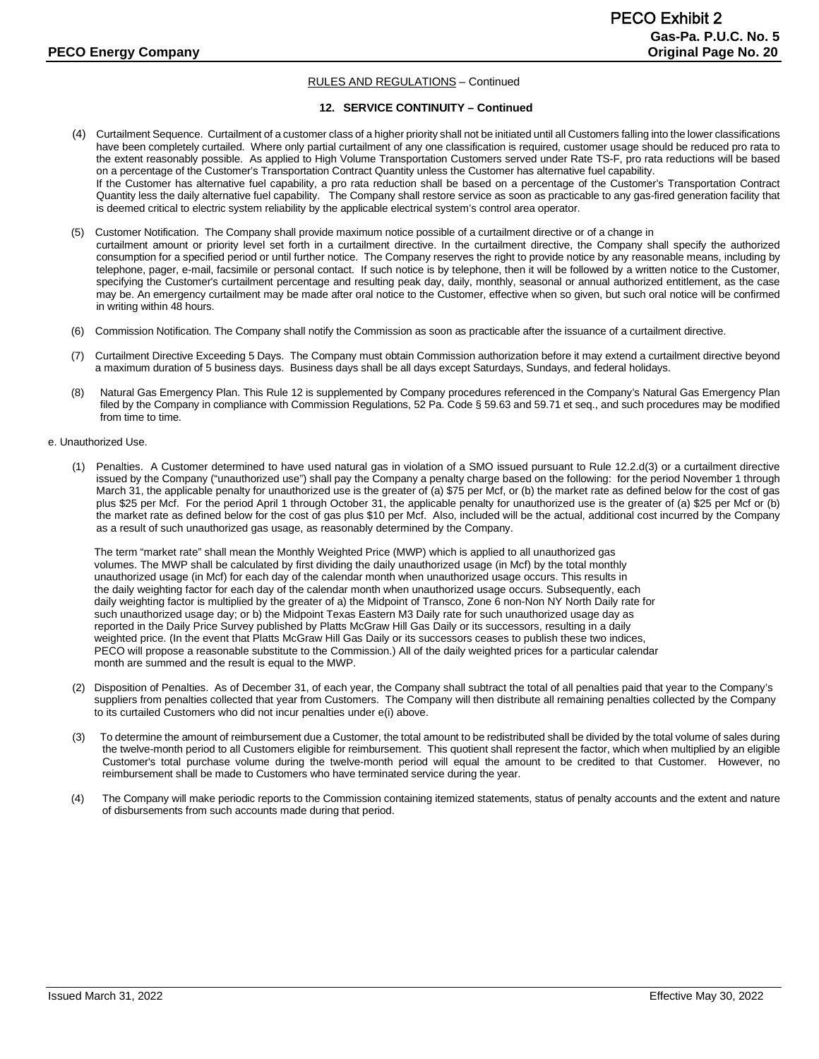RULES AND REGULATIONS – Continued

**12. SERVICE CONTINUITY – Continued**

(4) Curtailment Sequence. Curtailment of a customer class of a higher priority shall not be initiated until all Customers falling into the lower classifications have been completely curtailed. Where only partial curtailment of any one classification is required, customer usage should be reduced pro rata to the extent reasonably possible. As applied to High Volume Transportation Customers served under Rate TS-F, pro rata reductions will be based on a percentage of the Customer's Transportation Contract Quantity unless the Customer has alternative fuel capability.
If the Customer has alternative fuel capability, a pro rata reduction shall be based on a percentage of the Customer's Transportation Contract Quantity less the daily alternative fuel capability. The Company shall restore service as soon as practicable to any gas-fired generation facility that is deemed critical to electric system reliability by the applicable electrical system's control area operator.

(5) Customer Notification. The Company shall provide maximum notice possible of a curtailment directive or of a change in curtailment amount or priority level set forth in a curtailment directive. In the curtailment directive, the Company shall specify the authorized consumption for a specified period or until further notice. The Company reserves the right to provide notice by any reasonable means, including by telephone, pager, e-mail, facsimile or personal contact. If such notice is by telephone, then it will be followed by a written notice to the Customer, specifying the Customer's curtailment percentage and resulting peak day, daily, monthly, seasonal or annual authorized entitlement, as the case may be. An emergency curtailment may be made after oral notice to the Customer, effective when so given, but such oral notice will be confirmed in writing within 48 hours.

(6) Commission Notification. The Company shall notify the Commission as soon as practicable after the issuance of a curtailment directive.

(7) Curtailment Directive Exceeding 5 Days. The Company must obtain Commission authorization before it may extend a curtailment directive beyond a maximum duration of 5 business days. Business days shall be all days except Saturdays, Sundays, and federal holidays.

(8) Natural Gas Emergency Plan. This Rule 12 is supplemented by Company procedures referenced in the Company's Natural Gas Emergency Plan filed by the Company in compliance with Commission Regulations, 52 Pa. Code § 59.63 and 59.71 et seq., and such procedures may be modified from time to time.

e. Unauthorized Use.

(1) Penalties. A Customer determined to have used natural gas in violation of a SMO issued pursuant to Rule 12.2.d(3) or a curtailment directive issued by the Company ("unauthorized use") shall pay the Company a penalty charge based on the following: for the period November 1 through March 31, the applicable penalty for unauthorized use is the greater of (a) $75 per Mcf, or (b) the market rate as defined below for the cost of gas plus $25 per Mcf. For the period April 1 through October 31, the applicable penalty for unauthorized use is the greater of (a) $25 per Mcf or (b) the market rate as defined below for the cost of gas plus $10 per Mcf. Also, included will be the actual, additional cost incurred by the Company as a result of such unauthorized gas usage, as reasonably determined by the Company.

The term "market rate" shall mean the Monthly Weighted Price (MWP) which is applied to all unauthorized gas volumes. The MWP shall be calculated by first dividing the daily unauthorized usage (in Mcf) by the total monthly unauthorized usage (in Mcf) for each day of the calendar month when unauthorized usage occurs. This results in the daily weighting factor for each day of the calendar month when unauthorized usage occurs. Subsequently, each daily weighting factor is multiplied by the greater of a) the Midpoint of Transco, Zone 6 non-Non NY North Daily rate for such unauthorized usage day; or b) the Midpoint Texas Eastern M3 Daily rate for such unauthorized usage day as reported in the Daily Price Survey published by Platts McGraw Hill Gas Daily or its successors, resulting in a daily weighted price. (In the event that Platts McGraw Hill Gas Daily or its successors ceases to publish these two indices, PECO will propose a reasonable substitute to the Commission.) All of the daily weighted prices for a particular calendar month are summed and the result is equal to the MWP.

(2) Disposition of Penalties. As of December 31, of each year, the Company shall subtract the total of all penalties paid that year to the Company's suppliers from penalties collected that year from Customers. The Company will then distribute all remaining penalties collected by the Company to its curtailed Customers who did not incur penalties under e(i) above.

(3) To determine the amount of reimbursement due a Customer, the total amount to be redistributed shall be divided by the total volume of sales during the twelve-month period to all Customers eligible for reimbursement. This quotient shall represent the factor, which when multiplied by an eligible Customer's total purchase volume during the twelve-month period will equal the amount to be credited to that Customer. However, no reimbursement shall be made to Customers who have terminated service during the year.

(4) The Company will make periodic reports to the Commission containing itemized statements, status of penalty accounts and the extent and nature of disbursements from such accounts made during that period.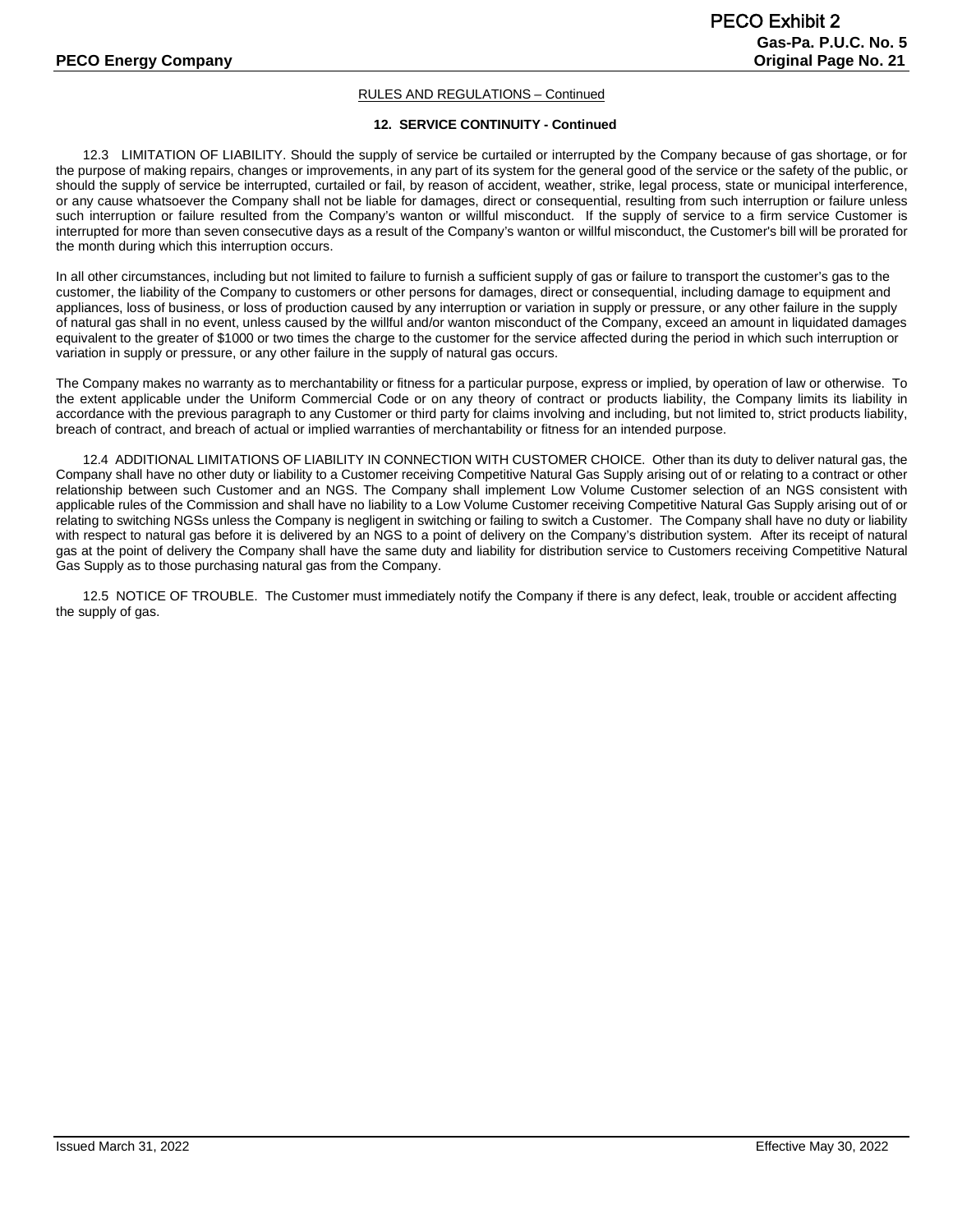RULES AND REGULATIONS – Continued

**12. SERVICE CONTINUITY - Continued**

12.3 LIMITATION OF LIABILITY. Should the supply of service be curtailed or interrupted by the Company because of gas shortage, or for the purpose of making repairs, changes or improvements, in any part of its system for the general good of the service or the safety of the public, or should the supply of service be interrupted, curtailed or fail, by reason of accident, weather, strike, legal process, state or municipal interference, or any cause whatsoever the Company shall not be liable for damages, direct or consequential, resulting from such interruption or failure unless such interruption or failure resulted from the Company's wanton or willful misconduct. If the supply of service to a firm service Customer is interrupted for more than seven consecutive days as a result of the Company's wanton or willful misconduct, the Customer's bill will be prorated for the month during which this interruption occurs.

In all other circumstances, including but not limited to failure to furnish a sufficient supply of gas or failure to transport the customer's gas to the customer, the liability of the Company to customers or other persons for damages, direct or consequential, including damage to equipment and appliances, loss of business, or loss of production caused by any interruption or variation in supply or pressure, or any other failure in the supply of natural gas shall in no event, unless caused by the willful and/or wanton misconduct of the Company, exceed an amount in liquidated damages equivalent to the greater of $1000 or two times the charge to the customer for the service affected during the period in which such interruption or variation in supply or pressure, or any other failure in the supply of natural gas occurs.

The Company makes no warranty as to merchantability or fitness for a particular purpose, express or implied, by operation of law or otherwise. To the extent applicable under the Uniform Commercial Code or on any theory of contract or products liability, the Company limits its liability in accordance with the previous paragraph to any Customer or third party for claims involving and including, but not limited to, strict products liability, breach of contract, and breach of actual or implied warranties of merchantability or fitness for an intended purpose.

12.4 ADDITIONAL LIMITATIONS OF LIABILITY IN CONNECTION WITH CUSTOMER CHOICE. Other than its duty to deliver natural gas, the Company shall have no other duty or liability to a Customer receiving Competitive Natural Gas Supply arising out of or relating to a contract or other relationship between such Customer and an NGS. The Company shall implement Low Volume Customer selection of an NGS consistent with applicable rules of the Commission and shall have no liability to a Low Volume Customer receiving Competitive Natural Gas Supply arising out of or relating to switching NGSs unless the Company is negligent in switching or failing to switch a Customer. The Company shall have no duty or liability with respect to natural gas before it is delivered by an NGS to a point of delivery on the Company's distribution system. After its receipt of natural gas at the point of delivery the Company shall have the same duty and liability for distribution service to Customers receiving Competitive Natural Gas Supply as to those purchasing natural gas from the Company.

12.5 NOTICE OF TROUBLE. The Customer must immediately notify the Company if there is any defect, leak, trouble or accident affecting the supply of gas.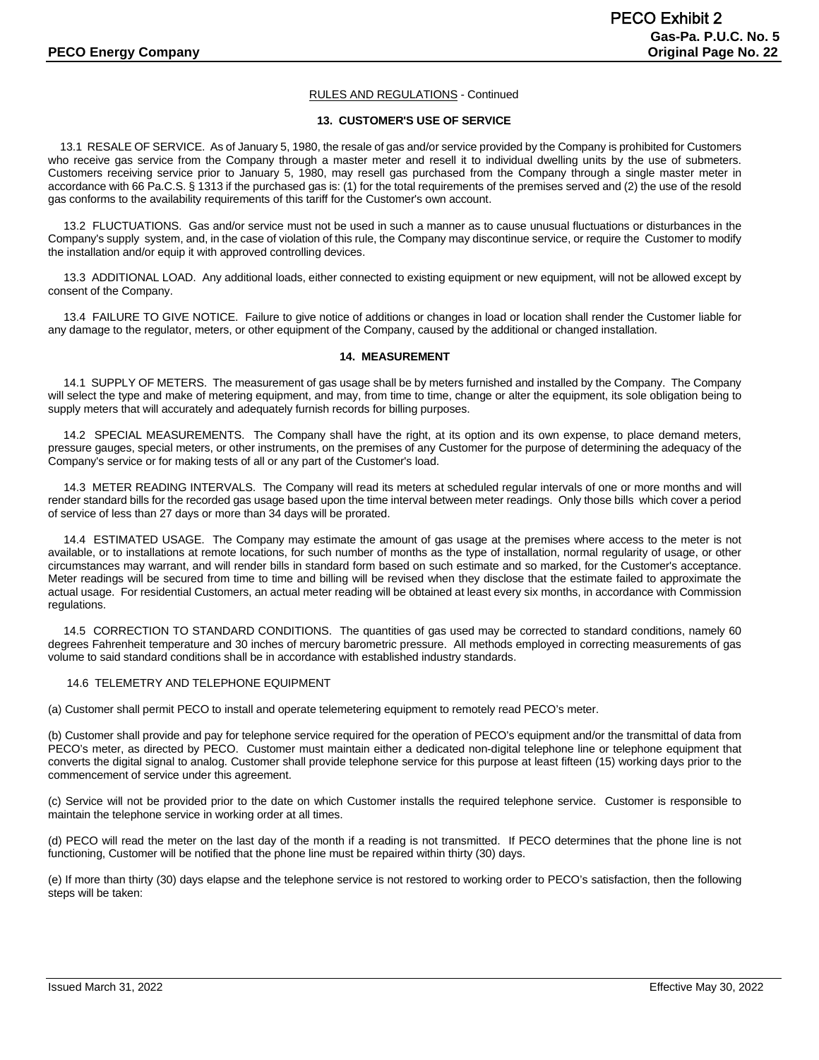RULES AND REGULATIONS - Continued

## 13. CUSTOMER'S USE OF SERVICE

13.1 RESALE OF SERVICE. As of January 5, 1980, the resale of gas and/or service provided by the Company is prohibited for Customers who receive gas service from the Company through a master meter and resell it to individual dwelling units by the use of submeters. Customers receiving service prior to January 5, 1980, may resell gas purchased from the Company through a single master meter in accordance with 66 Pa.C.S. § 1313 if the purchased gas is: (1) for the total requirements of the premises served and (2) the use of the resold gas conforms to the availability requirements of this tariff for the Customer's own account.

13.2 FLUCTUATIONS. Gas and/or service must not be used in such a manner as to cause unusual fluctuations or disturbances in the Company's supply system, and, in the case of violation of this rule, the Company may discontinue service, or require the Customer to modify the installation and/or equip it with approved controlling devices.

13.3 ADDITIONAL LOAD. Any additional loads, either connected to existing equipment or new equipment, will not be allowed except by consent of the Company.

13.4 FAILURE TO GIVE NOTICE. Failure to give notice of additions or changes in load or location shall render the Customer liable for any damage to the regulator, meters, or other equipment of the Company, caused by the additional or changed installation.

## 14. MEASUREMENT

14.1 SUPPLY OF METERS. The measurement of gas usage shall be by meters furnished and installed by the Company. The Company will select the type and make of metering equipment, and may, from time to time, change or alter the equipment, its sole obligation being to supply meters that will accurately and adequately furnish records for billing purposes.

14.2 SPECIAL MEASUREMENTS. The Company shall have the right, at its option and its own expense, to place demand meters, pressure gauges, special meters, or other instruments, on the premises of any Customer for the purpose of determining the adequacy of the Company's service or for making tests of all or any part of the Customer's load.

14.3 METER READING INTERVALS. The Company will read its meters at scheduled regular intervals of one or more months and will render standard bills for the recorded gas usage based upon the time interval between meter readings. Only those bills which cover a period of service of less than 27 days or more than 34 days will be prorated.

14.4 ESTIMATED USAGE. The Company may estimate the amount of gas usage at the premises where access to the meter is not available, or to installations at remote locations, for such number of months as the type of installation, normal regularity of usage, or other circumstances may warrant, and will render bills in standard form based on such estimate and so marked, for the Customer's acceptance. Meter readings will be secured from time to time and billing will be revised when they disclose that the estimate failed to approximate the actual usage. For residential Customers, an actual meter reading will be obtained at least every six months, in accordance with Commission regulations.

14.5 CORRECTION TO STANDARD CONDITIONS. The quantities of gas used may be corrected to standard conditions, namely 60 degrees Fahrenheit temperature and 30 inches of mercury barometric pressure. All methods employed in correcting measurements of gas volume to said standard conditions shall be in accordance with established industry standards.

14.6 TELEMETRY AND TELEPHONE EQUIPMENT

(a) Customer shall permit PECO to install and operate telemetering equipment to remotely read PECO's meter.

(b) Customer shall provide and pay for telephone service required for the operation of PECO's equipment and/or the transmittal of data from PECO's meter, as directed by PECO. Customer must maintain either a dedicated non-digital telephone line or telephone equipment that converts the digital signal to analog. Customer shall provide telephone service for this purpose at least fifteen (15) working days prior to the commencement of service under this agreement.

(c) Service will not be provided prior to the date on which Customer installs the required telephone service. Customer is responsible to maintain the telephone service in working order at all times.

(d) PECO will read the meter on the last day of the month if a reading is not transmitted. If PECO determines that the phone line is not functioning, Customer will be notified that the phone line must be repaired within thirty (30) days.

(e) If more than thirty (30) days elapse and the telephone service is not restored to working order to PECO's satisfaction, then the following steps will be taken: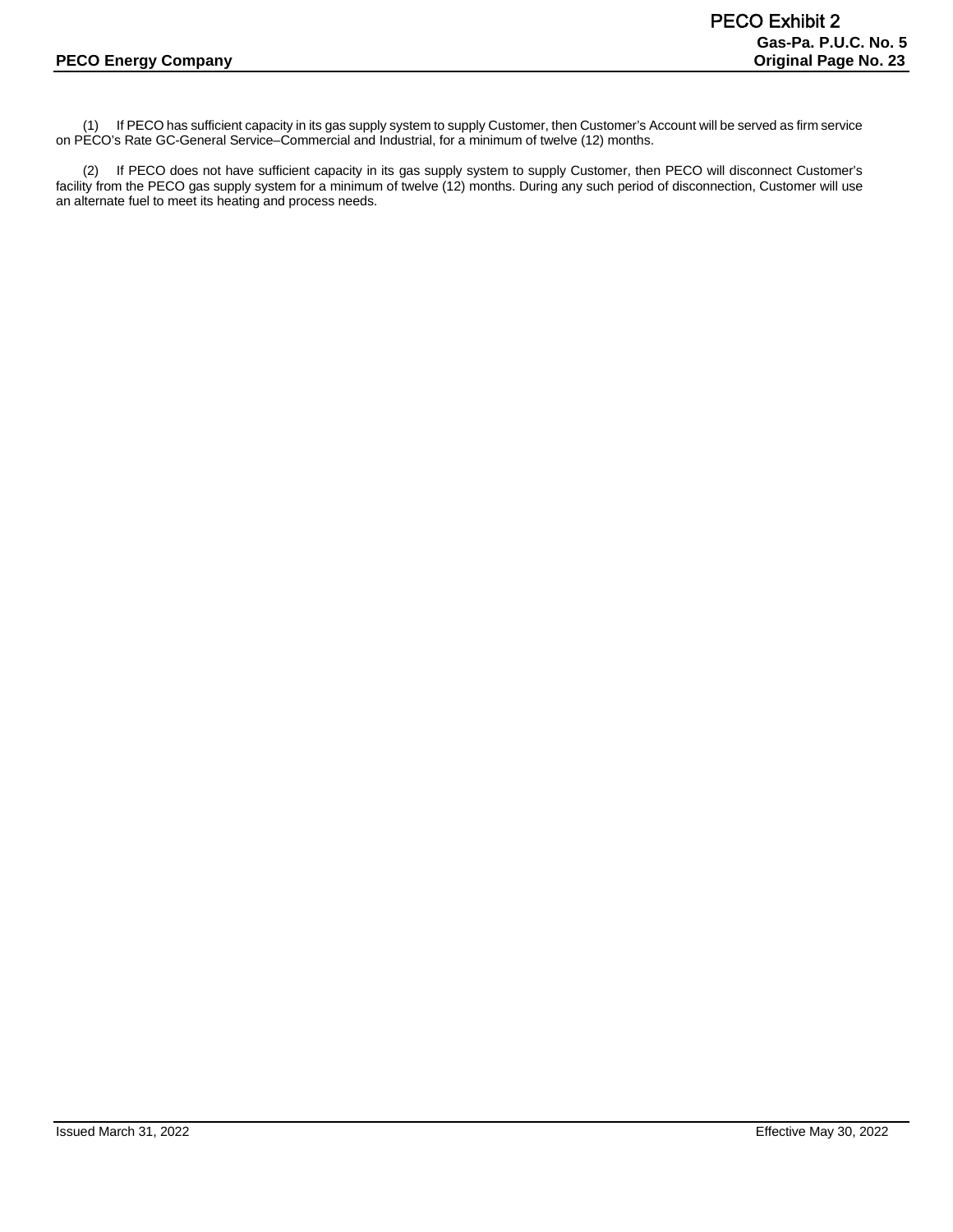(1) If PECO has sufficient capacity in its gas supply system to supply Customer, then Customer's Account will be served as firm service on PECO's Rate GC-General Service–Commercial and Industrial, for a minimum of twelve (12) months.

(2) If PECO does not have sufficient capacity in its gas supply system to supply Customer, then PECO will disconnect Customer's facility from the PECO gas supply system for a minimum of twelve (12) months. During any such period of disconnection, Customer will use an alternate fuel to meet its heating and process needs.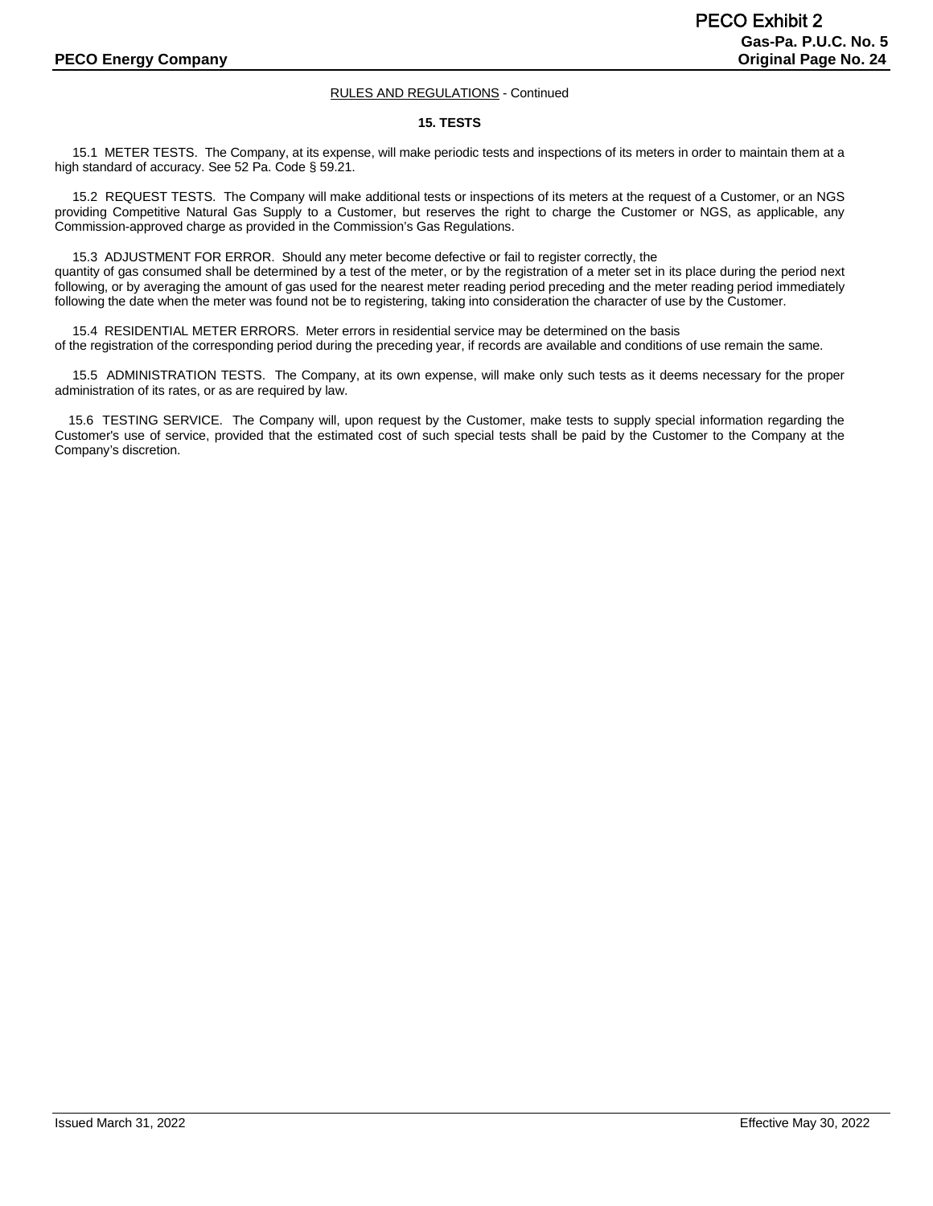RULES AND REGULATIONS - Continued

**15. TESTS**

15.1 METER TESTS. The Company, at its expense, will make periodic tests and inspections of its meters in order to maintain them at a high standard of accuracy. See 52 Pa. Code § 59.21.

15.2 REQUEST TESTS. The Company will make additional tests or inspections of its meters at the request of a Customer, or an NGS providing Competitive Natural Gas Supply to a Customer, but reserves the right to charge the Customer or NGS, as applicable, any Commission-approved charge as provided in the Commission's Gas Regulations.

15.3 ADJUSTMENT FOR ERROR. Should any meter become defective or fail to register correctly, the quantity of gas consumed shall be determined by a test of the meter, or by the registration of a meter set in its place during the period next following, or by averaging the amount of gas used for the nearest meter reading period preceding and the meter reading period immediately following the date when the meter was found not be to registering, taking into consideration the character of use by the Customer.

15.4 RESIDENTIAL METER ERRORS. Meter errors in residential service may be determined on the basis of the registration of the corresponding period during the preceding year, if records are available and conditions of use remain the same.

15.5 ADMINISTRATION TESTS. The Company, at its own expense, will make only such tests as it deems necessary for the proper administration of its rates, or as are required by law.

15.6 TESTING SERVICE. The Company will, upon request by the Customer, make tests to supply special information regarding the Customer's use of service, provided that the estimated cost of such special tests shall be paid by the Customer to the Company at the Company's discretion.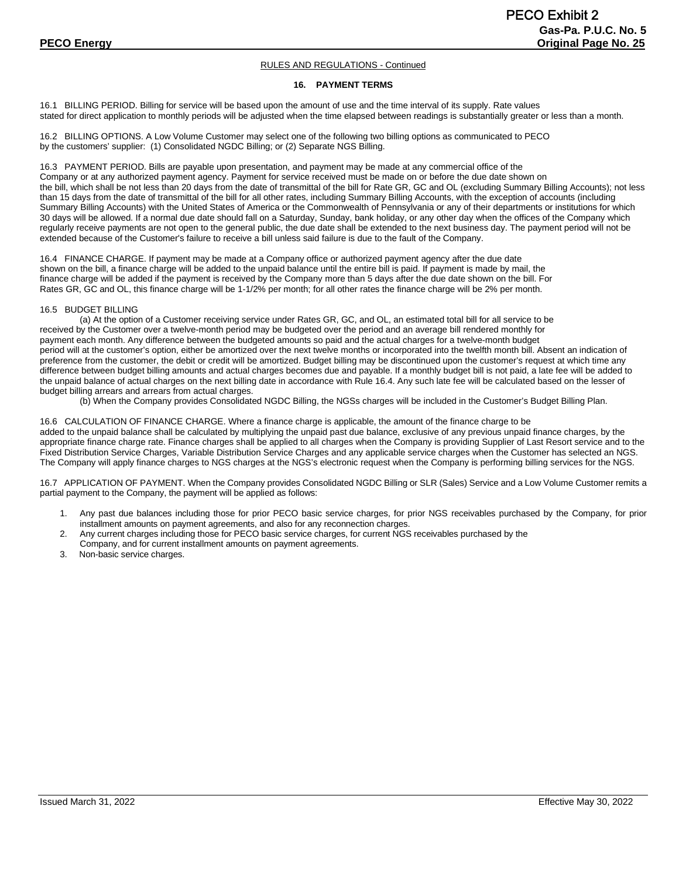RULES AND REGULATIONS - Continued

## 16. PAYMENT TERMS

16.1 BILLING PERIOD. Billing for service will be based upon the amount of use and the time interval of its supply. Rate values stated for direct application to monthly periods will be adjusted when the time elapsed between readings is substantially greater or less than a month.

16.2 BILLING OPTIONS. A Low Volume Customer may select one of the following two billing options as communicated to PECO by the customers' supplier: (1) Consolidated NGDC Billing; or (2) Separate NGS Billing.

16.3 PAYMENT PERIOD. Bills are payable upon presentation, and payment may be made at any commercial office of the Company or at any authorized payment agency. Payment for service received must be made on or before the due date shown on the bill, which shall be not less than 20 days from the date of transmittal of the bill for Rate GR, GC and OL (excluding Summary Billing Accounts); not less than 15 days from the date of transmittal of the bill for all other rates, including Summary Billing Accounts, with the exception of accounts (including Summary Billing Accounts) with the United States of America or the Commonwealth of Pennsylvania or any of their departments or institutions for which 30 days will be allowed. If a normal due date should fall on a Saturday, Sunday, bank holiday, or any other day when the offices of the Company which regularly receive payments are not open to the general public, the due date shall be extended to the next business day. The payment period will not be extended because of the Customer's failure to receive a bill unless said failure is due to the fault of the Company.

16.4 FINANCE CHARGE. If payment may be made at a Company office or authorized payment agency after the due date shown on the bill, a finance charge will be added to the unpaid balance until the entire bill is paid. If payment is made by mail, the finance charge will be added if the payment is received by the Company more than 5 days after the due date shown on the bill. For Rates GR, GC and OL, this finance charge will be 1-1/2% per month; for all other rates the finance charge will be 2% per month.

16.5 BUDGET BILLING

(a) At the option of a Customer receiving service under Rates GR, GC, and OL, an estimated total bill for all service to be received by the Customer over a twelve-month period may be budgeted over the period and an average bill rendered monthly for payment each month. Any difference between the budgeted amounts so paid and the actual charges for a twelve-month budget period will at the customer's option, either be amortized over the next twelve months or incorporated into the twelfth month bill. Absent an indication of preference from the customer, the debit or credit will be amortized. Budget billing may be discontinued upon the customer's request at which time any difference between budget billing amounts and actual charges becomes due and payable. If a monthly budget bill is not paid, a late fee will be added to the unpaid balance of actual charges on the next billing date in accordance with Rule 16.4. Any such late fee will be calculated based on the lesser of budget billing arrears and arrears from actual charges.

(b) When the Company provides Consolidated NGDC Billing, the NGSs charges will be included in the Customer's Budget Billing Plan.

16.6 CALCULATION OF FINANCE CHARGE. Where a finance charge is applicable, the amount of the finance charge to be added to the unpaid balance shall be calculated by multiplying the unpaid past due balance, exclusive of any previous unpaid finance charges, by the appropriate finance charge rate. Finance charges shall be applied to all charges when the Company is providing Supplier of Last Resort service and to the Fixed Distribution Service Charges, Variable Distribution Service Charges and any applicable service charges when the Customer has selected an NGS. The Company will apply finance charges to NGS charges at the NGS's electronic request when the Company is performing billing services for the NGS.

16.7 APPLICATION OF PAYMENT. When the Company provides Consolidated NGDC Billing or SLR (Sales) Service and a Low Volume Customer remits a partial payment to the Company, the payment will be applied as follows:

1. Any past due balances including those for prior PECO basic service charges, for prior NGS receivables purchased by the Company, for prior installment amounts on payment agreements, and also for any reconnection charges.
2. Any current charges including those for PECO basic service charges, for current NGS receivables purchased by the Company, and for current installment amounts on payment agreements.
3. Non-basic service charges.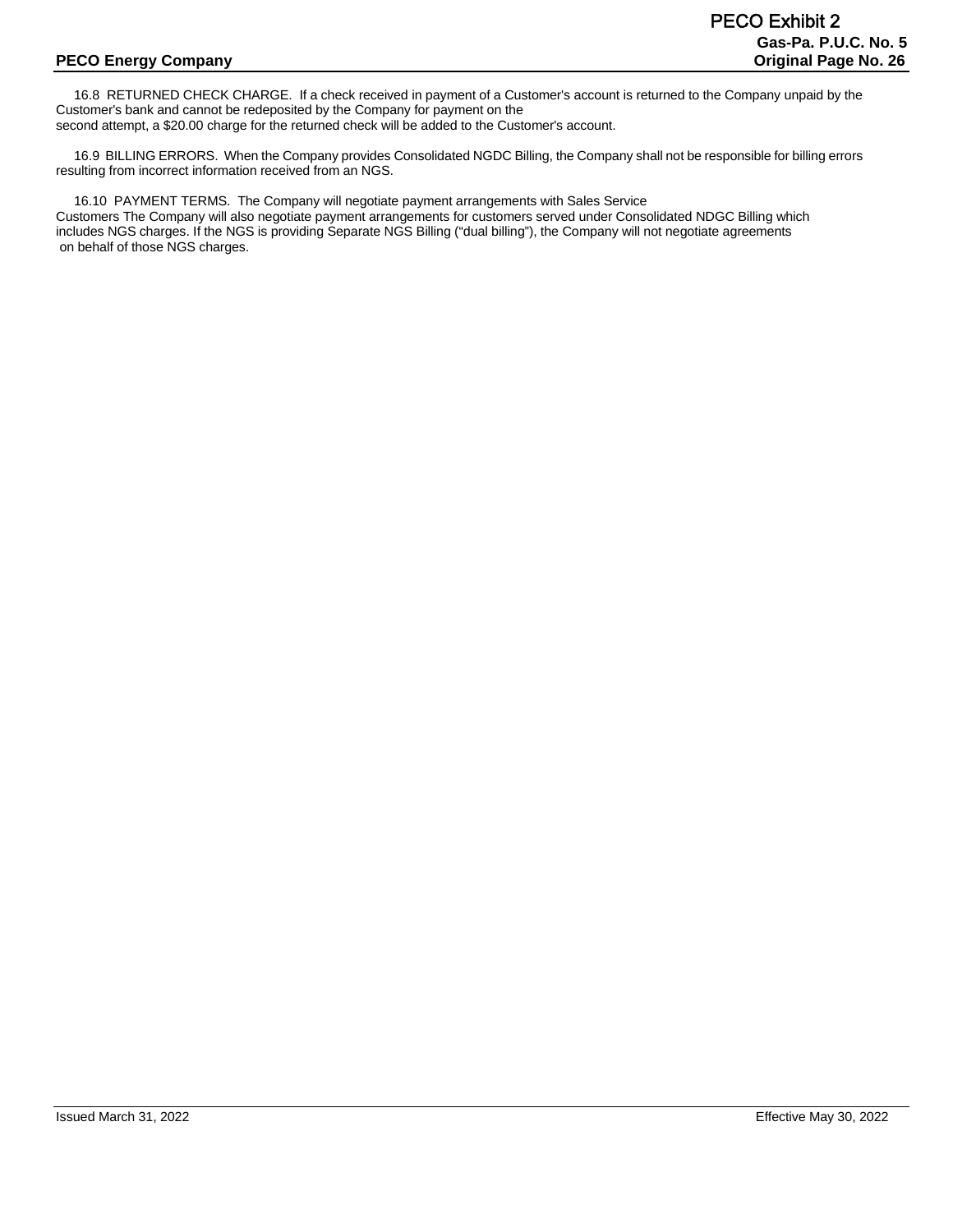16.8 RETURNED CHECK CHARGE. If a check received in payment of a Customer's account is returned to the Company unpaid by the Customer's bank and cannot be redeposited by the Company for payment on the second attempt, a $20.00 charge for the returned check will be added to the Customer's account.

16.9 BILLING ERRORS. When the Company provides Consolidated NGDC Billing, the Company shall not be responsible for billing errors resulting from incorrect information received from an NGS.

16.10 PAYMENT TERMS. The Company will negotiate payment arrangements with Sales Service Customers The Company will also negotiate payment arrangements for customers served under Consolidated NDGC Billing which includes NGS charges. If the NGS is providing Separate NGS Billing ("dual billing"), the Company will not negotiate agreements on behalf of those NGS charges.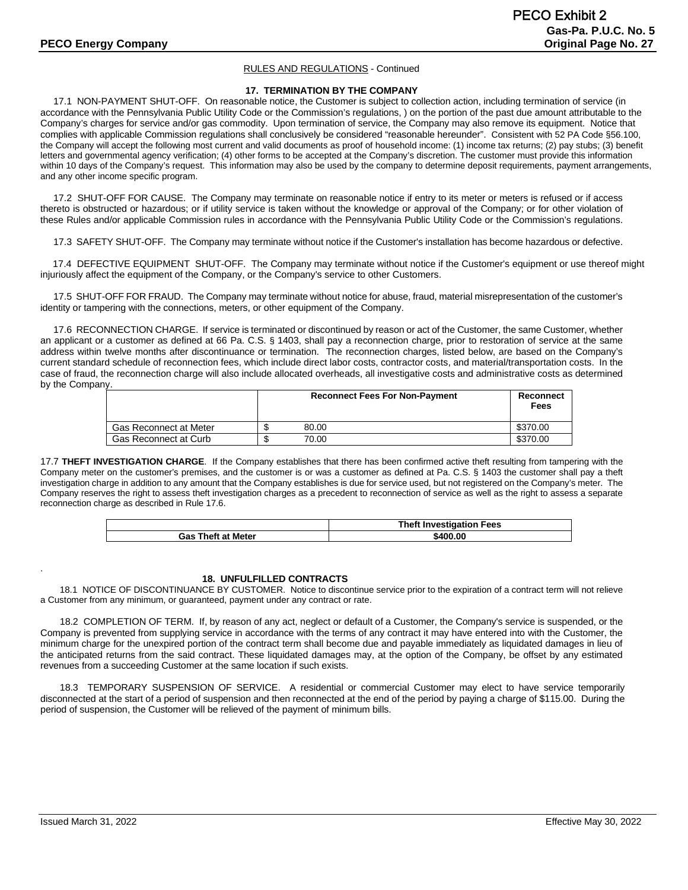RULES AND REGULATIONS - Continued

## 17. TERMINATION BY THE COMPANY

17.1 NON-PAYMENT SHUT-OFF. On reasonable notice, the Customer is subject to collection action, including termination of service (in accordance with the Pennsylvania Public Utility Code or the Commission's regulations, ) on the portion of the past due amount attributable to the Company's charges for service and/or gas commodity. Upon termination of service, the Company may also remove its equipment. Notice that complies with applicable Commission regulations shall conclusively be considered "reasonable hereunder". Consistent with 52 PA Code §56.100, the Company will accept the following most current and valid documents as proof of household income: (1) income tax returns; (2) pay stubs; (3) benefit letters and governmental agency verification; (4) other forms to be accepted at the Company's discretion. The customer must provide this information within 10 days of the Company's request. This information may also be used by the company to determine deposit requirements, payment arrangements, and any other income specific program.

17.2 SHUT-OFF FOR CAUSE. The Company may terminate on reasonable notice if entry to its meter or meters is refused or if access thereto is obstructed or hazardous; or if utility service is taken without the knowledge or approval of the Company; or for other violation of these Rules and/or applicable Commission rules in accordance with the Pennsylvania Public Utility Code or the Commission's regulations.

17.3 SAFETY SHUT-OFF. The Company may terminate without notice if the Customer's installation has become hazardous or defective.

17.4 DEFECTIVE EQUIPMENT SHUT-OFF. The Company may terminate without notice if the Customer's equipment or use thereof might injuriously affect the equipment of the Company, or the Company's service to other Customers.

17.5 SHUT-OFF FOR FRAUD. The Company may terminate without notice for abuse, fraud, material misrepresentation of the customer's identity or tampering with the connections, meters, or other equipment of the Company.

17.6 RECONNECTION CHARGE. If service is terminated or discontinued by reason or act of the Customer, the same Customer, whether an applicant or a customer as defined at 66 Pa. C.S. § 1403, shall pay a reconnection charge, prior to restoration of service at the same address within twelve months after discontinuance or termination. The reconnection charges, listed below, are based on the Company's current standard schedule of reconnection fees, which include direct labor costs, contractor costs, and material/transportation costs. In the case of fraud, the reconnection charge will also include allocated overheads, all investigative costs and administrative costs as determined by the Company.

| | Reconnect Fees For Non-Payment | Reconnect Fees |
|---|---|---|
| Gas Reconnect at Meter | $ 80.00 | $370.00 |
| Gas Reconnect at Curb | $ 70.00 | $370.00 |

17.7 **THEFT INVESTIGATION CHARGE**. If the Company establishes that there has been confirmed active theft resulting from tampering with the Company meter on the customer's premises, and the customer is or was a customer as defined at Pa. C.S. § 1403 the customer shall pay a theft investigation charge in addition to any amount that the Company establishes is due for service used, but not registered on the Company's meter. The Company reserves the right to assess theft investigation charges as a precedent to reconnection of service as well as the right to assess a separate reconnection charge as described in Rule 17.6.

| | Theft Investigation Fees |
|---|---|
| **Gas Theft at Meter** | **$400.00** |

## 18. UNFULFILLED CONTRACTS

18.1 NOTICE OF DISCONTINUANCE BY CUSTOMER. Notice to discontinue service prior to the expiration of a contract term will not relieve a Customer from any minimum, or guaranteed, payment under any contract or rate.

18.2 COMPLETION OF TERM. If, by reason of any act, neglect or default of a Customer, the Company's service is suspended, or the Company is prevented from supplying service in accordance with the terms of any contract it may have entered into with the Customer, the minimum charge for the unexpired portion of the contract term shall become due and payable immediately as liquidated damages in lieu of the anticipated returns from the said contract. These liquidated damages may, at the option of the Company, be offset by any estimated revenues from a succeeding Customer at the same location if such exists.

18.3 TEMPORARY SUSPENSION OF SERVICE. A residential or commercial Customer may elect to have service temporarily disconnected at the start of a period of suspension and then reconnected at the end of the period by paying a charge of $115.00. During the period of suspension, the Customer will be relieved of the payment of minimum bills.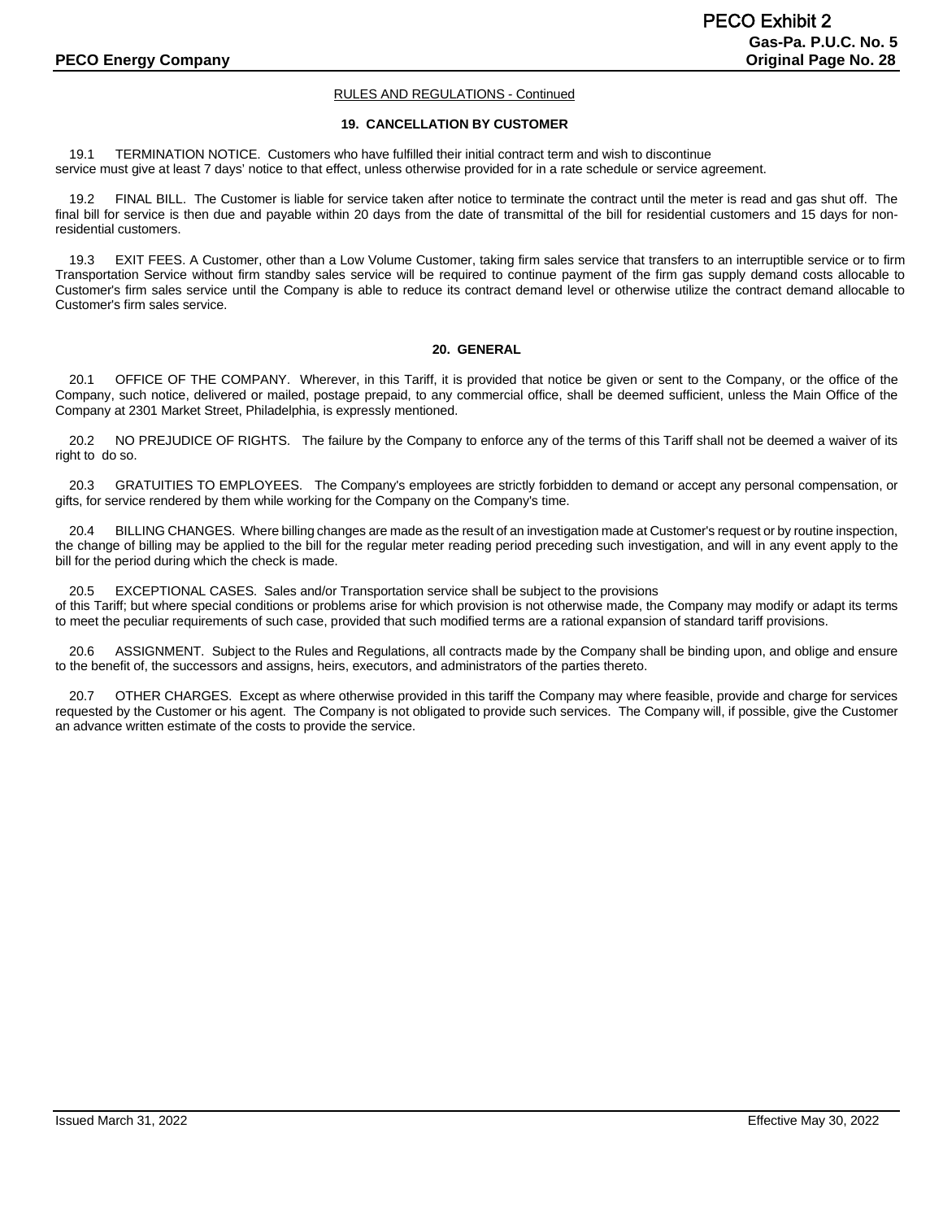RULES AND REGULATIONS - Continued

### 19. CANCELLATION BY CUSTOMER

19.1 TERMINATION NOTICE. Customers who have fulfilled their initial contract term and wish to discontinue service must give at least 7 days' notice to that effect, unless otherwise provided for in a rate schedule or service agreement.

19.2 FINAL BILL. The Customer is liable for service taken after notice to terminate the contract until the meter is read and gas shut off. The final bill for service is then due and payable within 20 days from the date of transmittal of the bill for residential customers and 15 days for non-residential customers.

19.3 EXIT FEES. A Customer, other than a Low Volume Customer, taking firm sales service that transfers to an interruptible service or to firm Transportation Service without firm standby sales service will be required to continue payment of the firm gas supply demand costs allocable to Customer's firm sales service until the Company is able to reduce its contract demand level or otherwise utilize the contract demand allocable to Customer's firm sales service.

### 20. GENERAL

20.1 OFFICE OF THE COMPANY. Wherever, in this Tariff, it is provided that notice be given or sent to the Company, or the office of the Company, such notice, delivered or mailed, postage prepaid, to any commercial office, shall be deemed sufficient, unless the Main Office of the Company at 2301 Market Street, Philadelphia, is expressly mentioned.

20.2 NO PREJUDICE OF RIGHTS. The failure by the Company to enforce any of the terms of this Tariff shall not be deemed a waiver of its right to do so.

20.3 GRATUITIES TO EMPLOYEES. The Company's employees are strictly forbidden to demand or accept any personal compensation, or gifts, for service rendered by them while working for the Company on the Company's time.

20.4 BILLING CHANGES. Where billing changes are made as the result of an investigation made at Customer's request or by routine inspection, the change of billing may be applied to the bill for the regular meter reading period preceding such investigation, and will in any event apply to the bill for the period during which the check is made.

20.5 EXCEPTIONAL CASES. Sales and/or Transportation service shall be subject to the provisions of this Tariff; but where special conditions or problems arise for which provision is not otherwise made, the Company may modify or adapt its terms to meet the peculiar requirements of such case, provided that such modified terms are a rational expansion of standard tariff provisions.

20.6 ASSIGNMENT. Subject to the Rules and Regulations, all contracts made by the Company shall be binding upon, and oblige and ensure to the benefit of, the successors and assigns, heirs, executors, and administrators of the parties thereto.

20.7 OTHER CHARGES. Except as where otherwise provided in this tariff the Company may where feasible, provide and charge for services requested by the Customer or his agent. The Company is not obligated to provide such services. The Company will, if possible, give the Customer an advance written estimate of the costs to provide the service.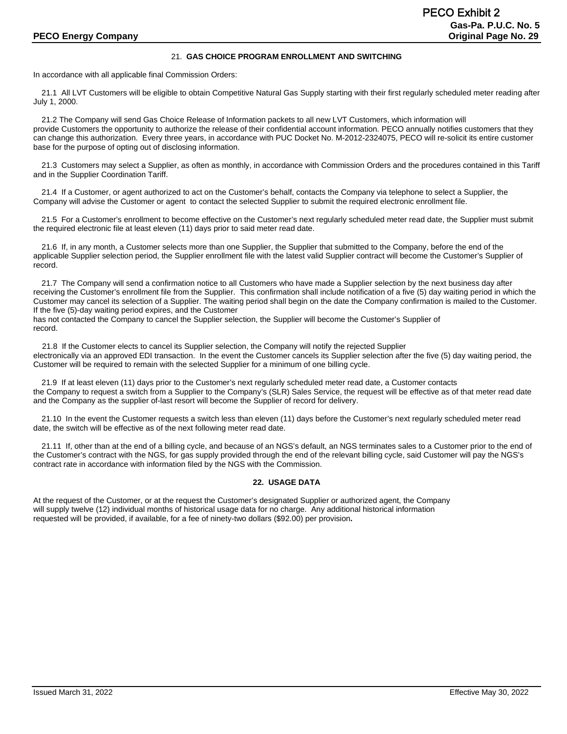## 21. GAS CHOICE PROGRAM ENROLLMENT AND SWITCHING

In accordance with all applicable final Commission Orders:

21.1 All LVT Customers will be eligible to obtain Competitive Natural Gas Supply starting with their first regularly scheduled meter reading after July 1, 2000.

21.2 The Company will send Gas Choice Release of Information packets to all new LVT Customers, which information will provide Customers the opportunity to authorize the release of their confidential account information. PECO annually notifies customers that they can change this authorization. Every three years, in accordance with PUC Docket No. M-2012-2324075, PECO will re-solicit its entire customer base for the purpose of opting out of disclosing information.

21.3 Customers may select a Supplier, as often as monthly, in accordance with Commission Orders and the procedures contained in this Tariff and in the Supplier Coordination Tariff.

21.4 If a Customer, or agent authorized to act on the Customer's behalf, contacts the Company via telephone to select a Supplier, the Company will advise the Customer or agent to contact the selected Supplier to submit the required electronic enrollment file.

21.5 For a Customer's enrollment to become effective on the Customer's next regularly scheduled meter read date, the Supplier must submit the required electronic file at least eleven (11) days prior to said meter read date.

21.6 If, in any month, a Customer selects more than one Supplier, the Supplier that submitted to the Company, before the end of the applicable Supplier selection period, the Supplier enrollment file with the latest valid Supplier contract will become the Customer's Supplier of record.

21.7 The Company will send a confirmation notice to all Customers who have made a Supplier selection by the next business day after receiving the Customer's enrollment file from the Supplier. This confirmation shall include notification of a five (5) day waiting period in which the Customer may cancel its selection of a Supplier. The waiting period shall begin on the date the Company confirmation is mailed to the Customer. If the five (5)-day waiting period expires, and the Customer has not contacted the Company to cancel the Supplier selection, the Supplier will become the Customer's Supplier of record.

21.8 If the Customer elects to cancel its Supplier selection, the Company will notify the rejected Supplier electronically via an approved EDI transaction. In the event the Customer cancels its Supplier selection after the five (5) day waiting period, the Customer will be required to remain with the selected Supplier for a minimum of one billing cycle.

21.9 If at least eleven (11) days prior to the Customer's next regularly scheduled meter read date, a Customer contacts the Company to request a switch from a Supplier to the Company's (SLR) Sales Service, the request will be effective as of that meter read date and the Company as the supplier of-last resort will become the Supplier of record for delivery.

21.10 In the event the Customer requests a switch less than eleven (11) days before the Customer's next regularly scheduled meter read date, the switch will be effective as of the next following meter read date.

21.11 If, other than at the end of a billing cycle, and because of an NGS's default, an NGS terminates sales to a Customer prior to the end of the Customer's contract with the NGS, for gas supply provided through the end of the relevant billing cycle, said Customer will pay the NGS's contract rate in accordance with information filed by the NGS with the Commission.

## 22. USAGE DATA

At the request of the Customer, or at the request the Customer's designated Supplier or authorized agent, the Company will supply twelve (12) individual months of historical usage data for no charge. Any additional historical information requested will be provided, if available, for a fee of ninety-two dollars ($92.00) per provision**.**

Issued March 31, 2022 Effective May 30, 2022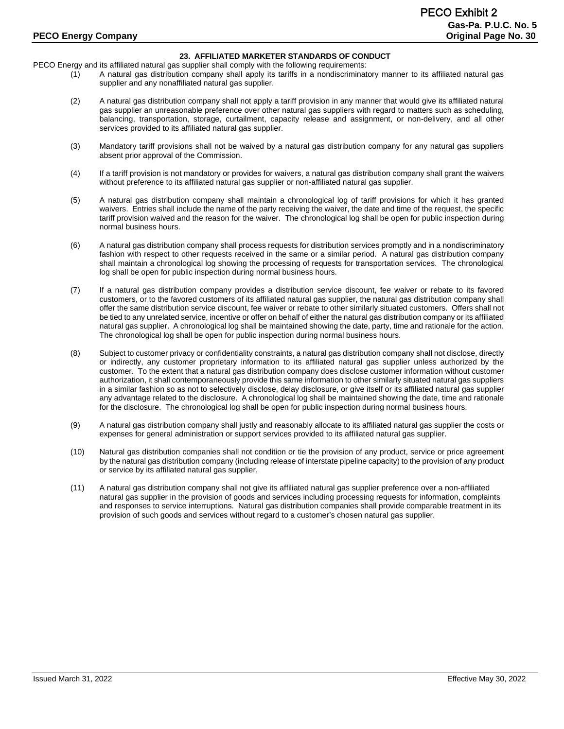## 23. AFFILIATED MARKETER STANDARDS OF CONDUCT

PECO Energy and its affiliated natural gas supplier shall comply with the following requirements:

(1) A natural gas distribution company shall apply its tariffs in a nondiscriminatory manner to its affiliated natural gas supplier and any nonaffiliated natural gas supplier.

(2) A natural gas distribution company shall not apply a tariff provision in any manner that would give its affiliated natural gas supplier an unreasonable preference over other natural gas suppliers with regard to matters such as scheduling, balancing, transportation, storage, curtailment, capacity release and assignment, or non-delivery, and all other services provided to its affiliated natural gas supplier.

(3) Mandatory tariff provisions shall not be waived by a natural gas distribution company for any natural gas suppliers absent prior approval of the Commission.

(4) If a tariff provision is not mandatory or provides for waivers, a natural gas distribution company shall grant the waivers without preference to its affiliated natural gas supplier or non-affiliated natural gas supplier.

(5) A natural gas distribution company shall maintain a chronological log of tariff provisions for which it has granted waivers. Entries shall include the name of the party receiving the waiver, the date and time of the request, the specific tariff provision waived and the reason for the waiver. The chronological log shall be open for public inspection during normal business hours.

(6) A natural gas distribution company shall process requests for distribution services promptly and in a nondiscriminatory fashion with respect to other requests received in the same or a similar period. A natural gas distribution company shall maintain a chronological log showing the processing of requests for transportation services. The chronological log shall be open for public inspection during normal business hours.

(7) If a natural gas distribution company provides a distribution service discount, fee waiver or rebate to its favored customers, or to the favored customers of its affiliated natural gas supplier, the natural gas distribution company shall offer the same distribution service discount, fee waiver or rebate to other similarly situated customers. Offers shall not be tied to any unrelated service, incentive or offer on behalf of either the natural gas distribution company or its affiliated natural gas supplier. A chronological log shall be maintained showing the date, party, time and rationale for the action. The chronological log shall be open for public inspection during normal business hours.

(8) Subject to customer privacy or confidentiality constraints, a natural gas distribution company shall not disclose, directly or indirectly, any customer proprietary information to its affiliated natural gas supplier unless authorized by the customer. To the extent that a natural gas distribution company does disclose customer information without customer authorization, it shall contemporaneously provide this same information to other similarly situated natural gas suppliers in a similar fashion so as not to selectively disclose, delay disclosure, or give itself or its affiliated natural gas supplier any advantage related to the disclosure. A chronological log shall be maintained showing the date, time and rationale for the disclosure. The chronological log shall be open for public inspection during normal business hours.

(9) A natural gas distribution company shall justly and reasonably allocate to its affiliated natural gas supplier the costs or expenses for general administration or support services provided to its affiliated natural gas supplier.

(10) Natural gas distribution companies shall not condition or tie the provision of any product, service or price agreement by the natural gas distribution company (including release of interstate pipeline capacity) to the provision of any product or service by its affiliated natural gas supplier.

(11) A natural gas distribution company shall not give its affiliated natural gas supplier preference over a non-affiliated natural gas supplier in the provision of goods and services including processing requests for information, complaints and responses to service interruptions. Natural gas distribution companies shall provide comparable treatment in its provision of such goods and services without regard to a customer's chosen natural gas supplier.

Issued March 31, 2022 Effective May 30, 2022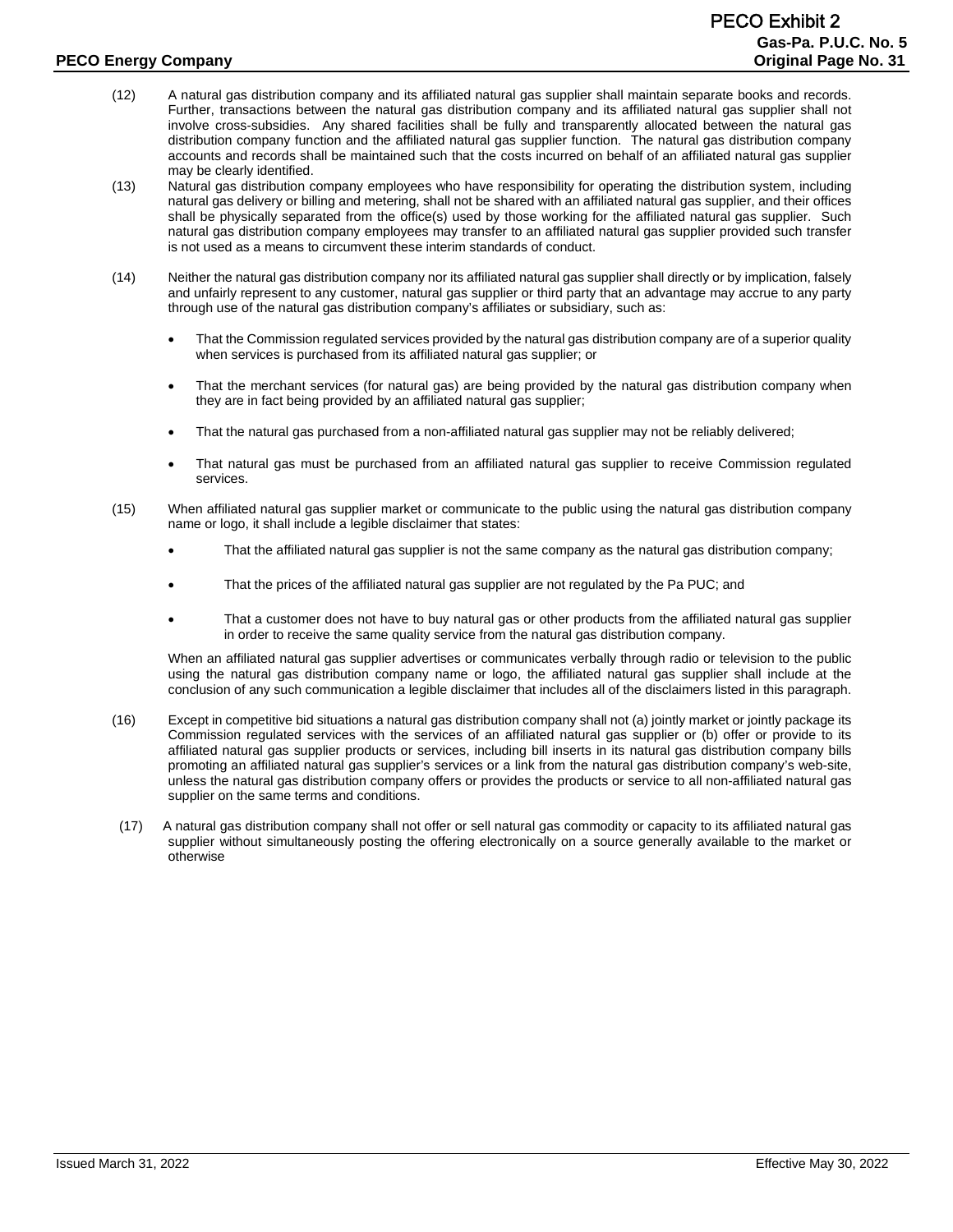(12) A natural gas distribution company and its affiliated natural gas supplier shall maintain separate books and records. Further, transactions between the natural gas distribution company and its affiliated natural gas supplier shall not involve cross-subsidies. Any shared facilities shall be fully and transparently allocated between the natural gas distribution company function and the affiliated natural gas supplier function. The natural gas distribution company accounts and records shall be maintained such that the costs incurred on behalf of an affiliated natural gas supplier may be clearly identified.

(13) Natural gas distribution company employees who have responsibility for operating the distribution system, including natural gas delivery or billing and metering, shall not be shared with an affiliated natural gas supplier, and their offices shall be physically separated from the office(s) used by those working for the affiliated natural gas supplier. Such natural gas distribution company employees may transfer to an affiliated natural gas supplier provided such transfer is not used as a means to circumvent these interim standards of conduct.

(14) Neither the natural gas distribution company nor its affiliated natural gas supplier shall directly or by implication, falsely and unfairly represent to any customer, natural gas supplier or third party that an advantage may accrue to any party through use of the natural gas distribution company's affiliates or subsidiary, such as:

- That the Commission regulated services provided by the natural gas distribution company are of a superior quality when services is purchased from its affiliated natural gas supplier; or
- That the merchant services (for natural gas) are being provided by the natural gas distribution company when they are in fact being provided by an affiliated natural gas supplier;
- That the natural gas purchased from a non-affiliated natural gas supplier may not be reliably delivered;
- That natural gas must be purchased from an affiliated natural gas supplier to receive Commission regulated services.

(15) When affiliated natural gas supplier market or communicate to the public using the natural gas distribution company name or logo, it shall include a legible disclaimer that states:

- That the affiliated natural gas supplier is not the same company as the natural gas distribution company;
- That the prices of the affiliated natural gas supplier are not regulated by the Pa PUC; and
- That a customer does not have to buy natural gas or other products from the affiliated natural gas supplier in order to receive the same quality service from the natural gas distribution company.

When an affiliated natural gas supplier advertises or communicates verbally through radio or television to the public using the natural gas distribution company name or logo, the affiliated natural gas supplier shall include at the conclusion of any such communication a legible disclaimer that includes all of the disclaimers listed in this paragraph.

(16) Except in competitive bid situations a natural gas distribution company shall not (a) jointly market or jointly package its Commission regulated services with the services of an affiliated natural gas supplier or (b) offer or provide to its affiliated natural gas supplier products or services, including bill inserts in its natural gas distribution company bills promoting an affiliated natural gas supplier's services or a link from the natural gas distribution company's web-site, unless the natural gas distribution company offers or provides the products or service to all non-affiliated natural gas supplier on the same terms and conditions.

(17) A natural gas distribution company shall not offer or sell natural gas commodity or capacity to its affiliated natural gas supplier without simultaneously posting the offering electronically on a source generally available to the market or otherwise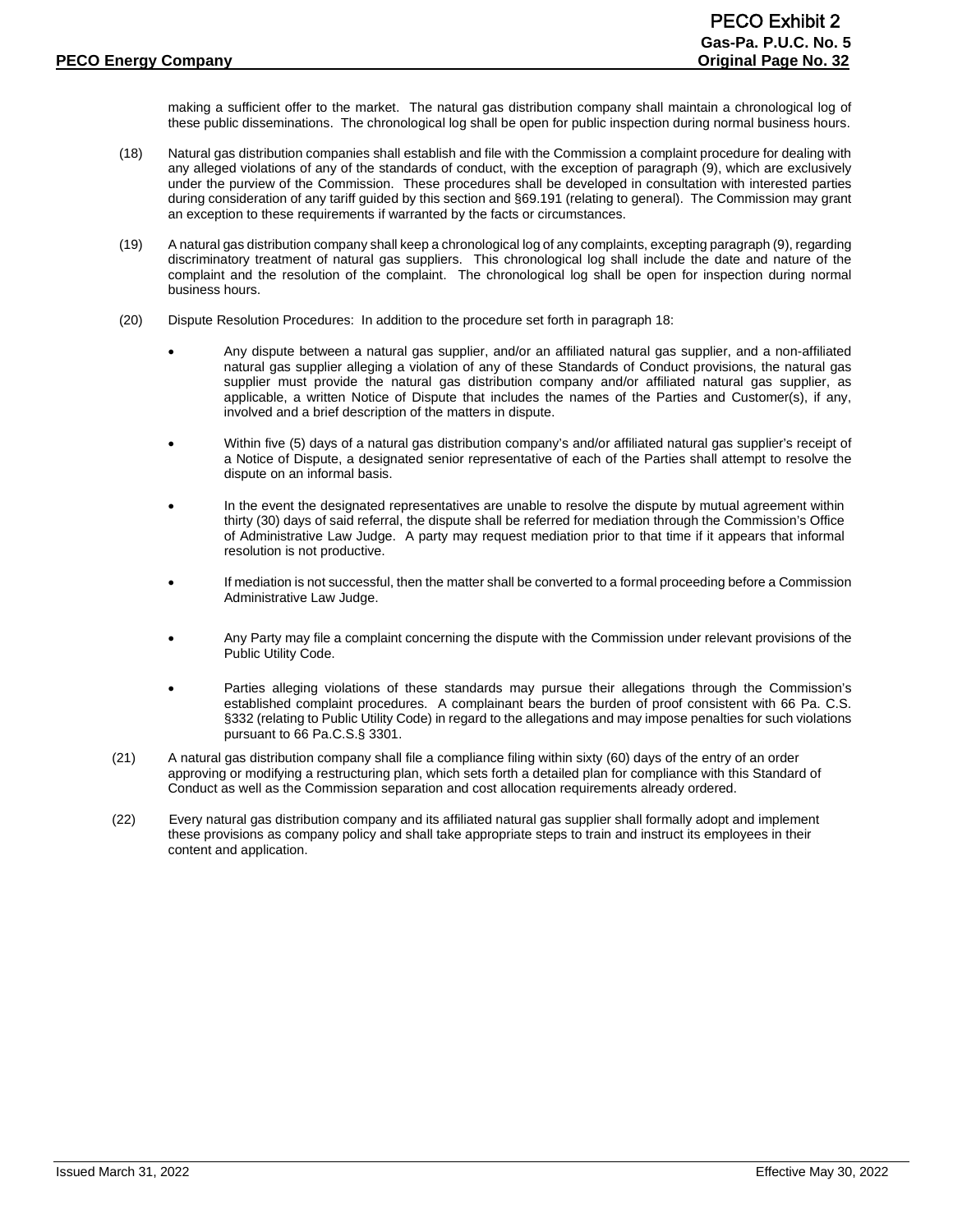making a sufficient offer to the market. The natural gas distribution company shall maintain a chronological log of these public disseminations. The chronological log shall be open for public inspection during normal business hours.

(18) Natural gas distribution companies shall establish and file with the Commission a complaint procedure for dealing with any alleged violations of any of the standards of conduct, with the exception of paragraph (9), which are exclusively under the purview of the Commission. These procedures shall be developed in consultation with interested parties during consideration of any tariff guided by this section and §69.191 (relating to general). The Commission may grant an exception to these requirements if warranted by the facts or circumstances.

(19) A natural gas distribution company shall keep a chronological log of any complaints, excepting paragraph (9), regarding discriminatory treatment of natural gas suppliers. This chronological log shall include the date and nature of the complaint and the resolution of the complaint. The chronological log shall be open for inspection during normal business hours.

(20) Dispute Resolution Procedures: In addition to the procedure set forth in paragraph 18:

- Any dispute between a natural gas supplier, and/or an affiliated natural gas supplier, and a non-affiliated natural gas supplier alleging a violation of any of these Standards of Conduct provisions, the natural gas supplier must provide the natural gas distribution company and/or affiliated natural gas supplier, as applicable, a written Notice of Dispute that includes the names of the Parties and Customer(s), if any, involved and a brief description of the matters in dispute.
- Within five (5) days of a natural gas distribution company's and/or affiliated natural gas supplier's receipt of a Notice of Dispute, a designated senior representative of each of the Parties shall attempt to resolve the dispute on an informal basis.
- In the event the designated representatives are unable to resolve the dispute by mutual agreement within thirty (30) days of said referral, the dispute shall be referred for mediation through the Commission's Office of Administrative Law Judge. A party may request mediation prior to that time if it appears that informal resolution is not productive.
- If mediation is not successful, then the matter shall be converted to a formal proceeding before a Commission Administrative Law Judge.
- Any Party may file a complaint concerning the dispute with the Commission under relevant provisions of the Public Utility Code.
- Parties alleging violations of these standards may pursue their allegations through the Commission's established complaint procedures. A complainant bears the burden of proof consistent with 66 Pa. C.S. §332 (relating to Public Utility Code) in regard to the allegations and may impose penalties for such violations pursuant to 66 Pa.C.S.§ 3301.

(21) A natural gas distribution company shall file a compliance filing within sixty (60) days of the entry of an order approving or modifying a restructuring plan, which sets forth a detailed plan for compliance with this Standard of Conduct as well as the Commission separation and cost allocation requirements already ordered.

(22) Every natural gas distribution company and its affiliated natural gas supplier shall formally adopt and implement these provisions as company policy and shall take appropriate steps to train and instruct its employees in their content and application.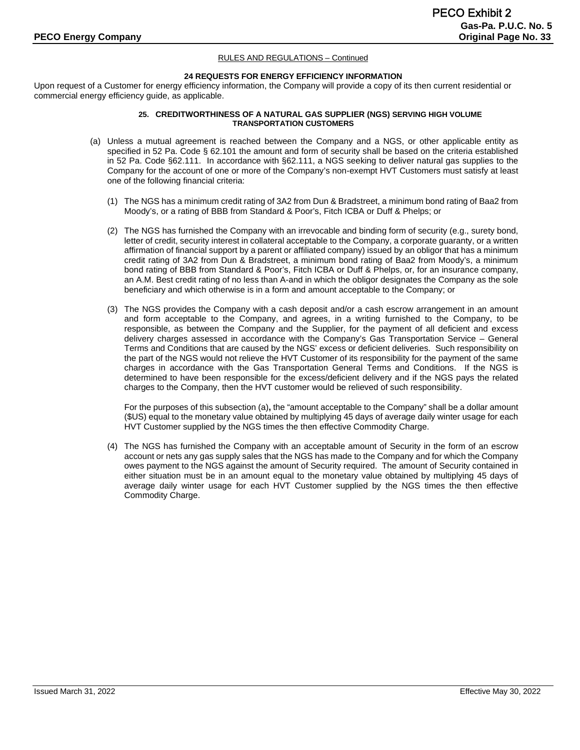RULES AND REGULATIONS – Continued

### 24 REQUESTS FOR ENERGY EFFICIENCY INFORMATION

Upon request of a Customer for energy efficiency information, the Company will provide a copy of its then current residential or commercial energy efficiency guide, as applicable.

### 25. CREDITWORTHINESS OF A NATURAL GAS SUPPLIER (NGS) SERVING HIGH VOLUME TRANSPORTATION CUSTOMERS

(a) Unless a mutual agreement is reached between the Company and a NGS, or other applicable entity as specified in 52 Pa. Code § 62.101 the amount and form of security shall be based on the criteria established in 52 Pa. Code §62.111. In accordance with §62.111, a NGS seeking to deliver natural gas supplies to the Company for the account of one or more of the Company's non-exempt HVT Customers must satisfy at least one of the following financial criteria:

(1) The NGS has a minimum credit rating of 3A2 from Dun & Bradstreet, a minimum bond rating of Baa2 from Moody's, or a rating of BBB from Standard & Poor's, Fitch ICBA or Duff & Phelps; or

(2) The NGS has furnished the Company with an irrevocable and binding form of security (e.g., surety bond, letter of credit, security interest in collateral acceptable to the Company, a corporate guaranty, or a written affirmation of financial support by a parent or affiliated company) issued by an obligor that has a minimum credit rating of 3A2 from Dun & Bradstreet, a minimum bond rating of Baa2 from Moody's, a minimum bond rating of BBB from Standard & Poor's, Fitch ICBA or Duff & Phelps, or, for an insurance company, an A.M. Best credit rating of no less than A-and in which the obligor designates the Company as the sole beneficiary and which otherwise is in a form and amount acceptable to the Company; or

(3) The NGS provides the Company with a cash deposit and/or a cash escrow arrangement in an amount and form acceptable to the Company, and agrees, in a writing furnished to the Company, to be responsible, as between the Company and the Supplier, for the payment of all deficient and excess delivery charges assessed in accordance with the Company's Gas Transportation Service – General Terms and Conditions that are caused by the NGS' excess or deficient deliveries. Such responsibility on the part of the NGS would not relieve the HVT Customer of its responsibility for the payment of the same charges in accordance with the Gas Transportation General Terms and Conditions. If the NGS is determined to have been responsible for the excess/deficient delivery and if the NGS pays the related charges to the Company, then the HVT customer would be relieved of such responsibility.

For the purposes of this subsection (a)**,** the "amount acceptable to the Company" shall be a dollar amount ($US) equal to the monetary value obtained by multiplying 45 days of average daily winter usage for each HVT Customer supplied by the NGS times the then effective Commodity Charge.

(4) The NGS has furnished the Company with an acceptable amount of Security in the form of an escrow account or nets any gas supply sales that the NGS has made to the Company and for which the Company owes payment to the NGS against the amount of Security required. The amount of Security contained in either situation must be in an amount equal to the monetary value obtained by multiplying 45 days of average daily winter usage for each HVT Customer supplied by the NGS times the then effective Commodity Charge.

Issued March 31, 2022 Effective May 30, 2022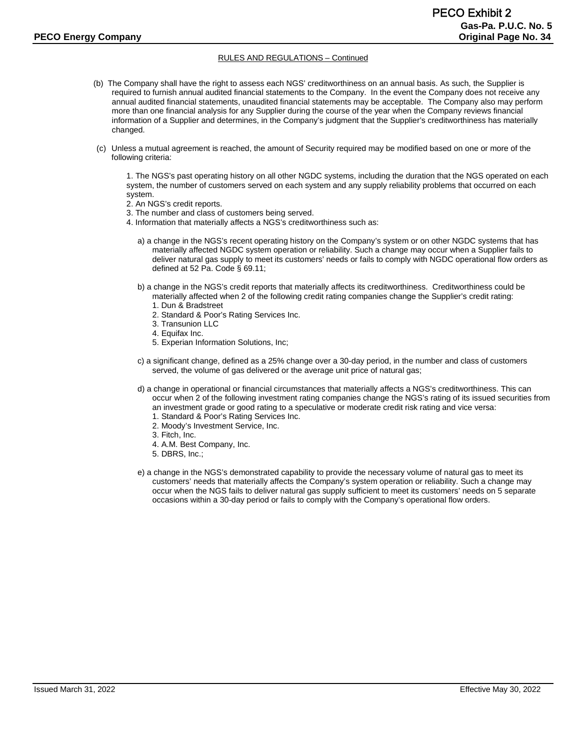RULES AND REGULATIONS – Continued

(b) The Company shall have the right to assess each NGS' creditworthiness on an annual basis. As such, the Supplier is required to furnish annual audited financial statements to the Company. In the event the Company does not receive any annual audited financial statements, unaudited financial statements may be acceptable. The Company also may perform more than one financial analysis for any Supplier during the course of the year when the Company reviews financial information of a Supplier and determines, in the Company's judgment that the Supplier's creditworthiness has materially changed.

(c) Unless a mutual agreement is reached, the amount of Security required may be modified based on one or more of the following criteria:

1. The NGS's past operating history on all other NGDC systems, including the duration that the NGS operated on each system, the number of customers served on each system and any supply reliability problems that occurred on each system.
2. An NGS's credit reports.
3. The number and class of customers being served.
4. Information that materially affects a NGS's creditworthiness such as:

a) a change in the NGS's recent operating history on the Company's system or on other NGDC systems that has materially affected NGDC system operation or reliability. Such a change may occur when a Supplier fails to deliver natural gas supply to meet its customers' needs or fails to comply with NGDC operational flow orders as defined at 52 Pa. Code § 69.11;

b) a change in the NGS's credit reports that materially affects its creditworthiness. Creditworthiness could be materially affected when 2 of the following credit rating companies change the Supplier's credit rating:
1. Dun & Bradstreet
2. Standard & Poor's Rating Services Inc.
3. Transunion LLC
4. Equifax Inc.
5. Experian Information Solutions, Inc;

c) a significant change, defined as a 25% change over a 30-day period, in the number and class of customers served, the volume of gas delivered or the average unit price of natural gas;

d) a change in operational or financial circumstances that materially affects a NGS's creditworthiness. This can occur when 2 of the following investment rating companies change the NGS's rating of its issued securities from an investment grade or good rating to a speculative or moderate credit risk rating and vice versa:
1. Standard & Poor's Rating Services Inc.
2. Moody's Investment Service, Inc.
3. Fitch, Inc.
4. A.M. Best Company, Inc.
5. DBRS, Inc.;

e) a change in the NGS's demonstrated capability to provide the necessary volume of natural gas to meet its customers' needs that materially affects the Company's system operation or reliability. Such a change may occur when the NGS fails to deliver natural gas supply sufficient to meet its customers' needs on 5 separate occasions within a 30-day period or fails to comply with the Company's operational flow orders.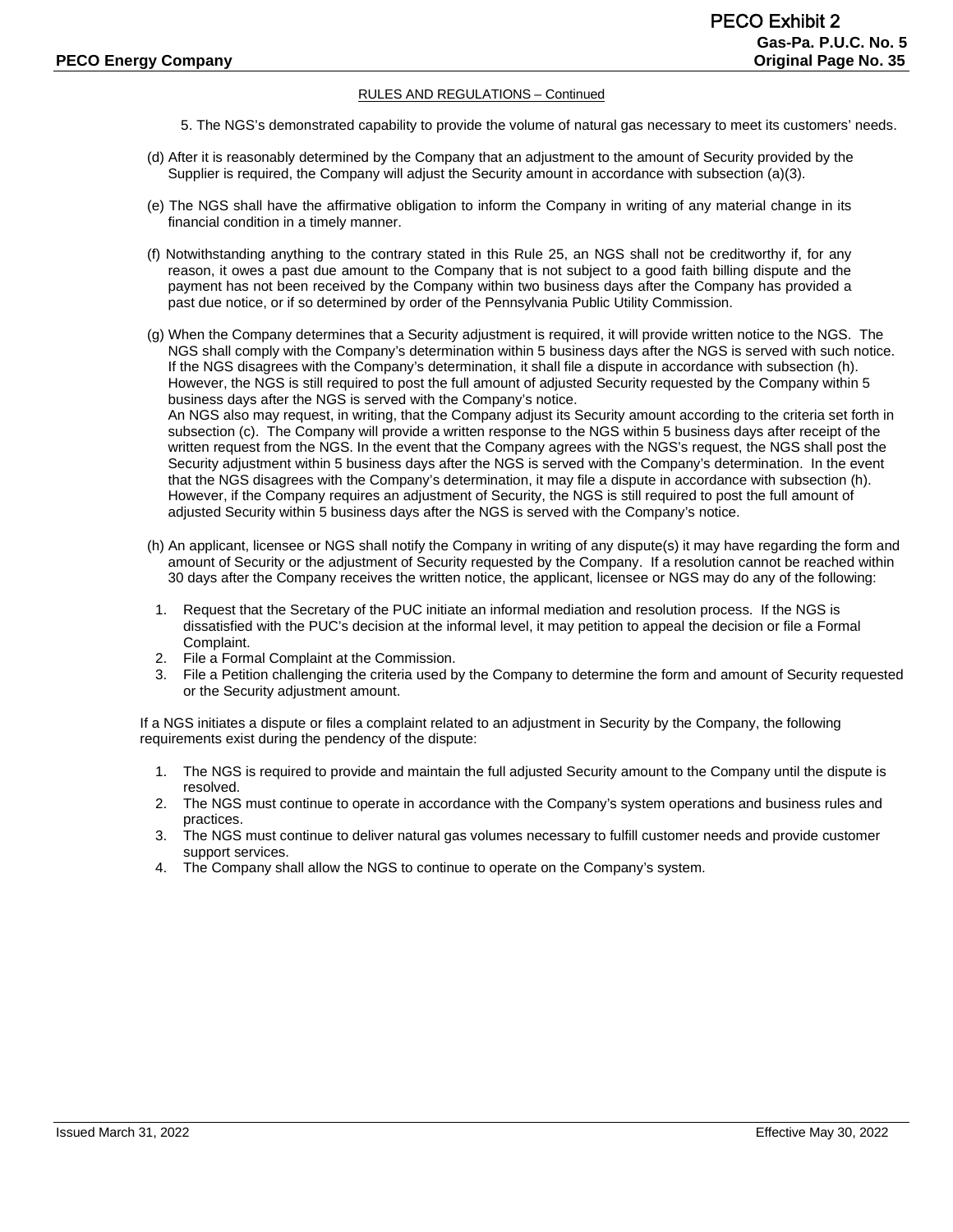RULES AND REGULATIONS – Continued

5. The NGS's demonstrated capability to provide the volume of natural gas necessary to meet its customers' needs.

(d) After it is reasonably determined by the Company that an adjustment to the amount of Security provided by the Supplier is required, the Company will adjust the Security amount in accordance with subsection (a)(3).

(e) The NGS shall have the affirmative obligation to inform the Company in writing of any material change in its financial condition in a timely manner.

(f) Notwithstanding anything to the contrary stated in this Rule 25, an NGS shall not be creditworthy if, for any reason, it owes a past due amount to the Company that is not subject to a good faith billing dispute and the payment has not been received by the Company within two business days after the Company has provided a past due notice, or if so determined by order of the Pennsylvania Public Utility Commission.

(g) When the Company determines that a Security adjustment is required, it will provide written notice to the NGS. The NGS shall comply with the Company's determination within 5 business days after the NGS is served with such notice. If the NGS disagrees with the Company's determination, it shall file a dispute in accordance with subsection (h). However, the NGS is still required to post the full amount of adjusted Security requested by the Company within 5 business days after the NGS is served with the Company's notice.
An NGS also may request, in writing, that the Company adjust its Security amount according to the criteria set forth in subsection (c). The Company will provide a written response to the NGS within 5 business days after receipt of the written request from the NGS. In the event that the Company agrees with the NGS's request, the NGS shall post the Security adjustment within 5 business days after the NGS is served with the Company's determination. In the event that the NGS disagrees with the Company's determination, it may file a dispute in accordance with subsection (h). However, if the Company requires an adjustment of Security, the NGS is still required to post the full amount of adjusted Security within 5 business days after the NGS is served with the Company's notice.

(h) An applicant, licensee or NGS shall notify the Company in writing of any dispute(s) it may have regarding the form and amount of Security or the adjustment of Security requested by the Company. If a resolution cannot be reached within 30 days after the Company receives the written notice, the applicant, licensee or NGS may do any of the following:

1. Request that the Secretary of the PUC initiate an informal mediation and resolution process. If the NGS is dissatisfied with the PUC's decision at the informal level, it may petition to appeal the decision or file a Formal Complaint.
2. File a Formal Complaint at the Commission.
3. File a Petition challenging the criteria used by the Company to determine the form and amount of Security requested or the Security adjustment amount.

If a NGS initiates a dispute or files a complaint related to an adjustment in Security by the Company, the following requirements exist during the pendency of the dispute:

1. The NGS is required to provide and maintain the full adjusted Security amount to the Company until the dispute is resolved.
2. The NGS must continue to operate in accordance with the Company's system operations and business rules and practices.
3. The NGS must continue to deliver natural gas volumes necessary to fulfill customer needs and provide customer support services.
4. The Company shall allow the NGS to continue to operate on the Company's system.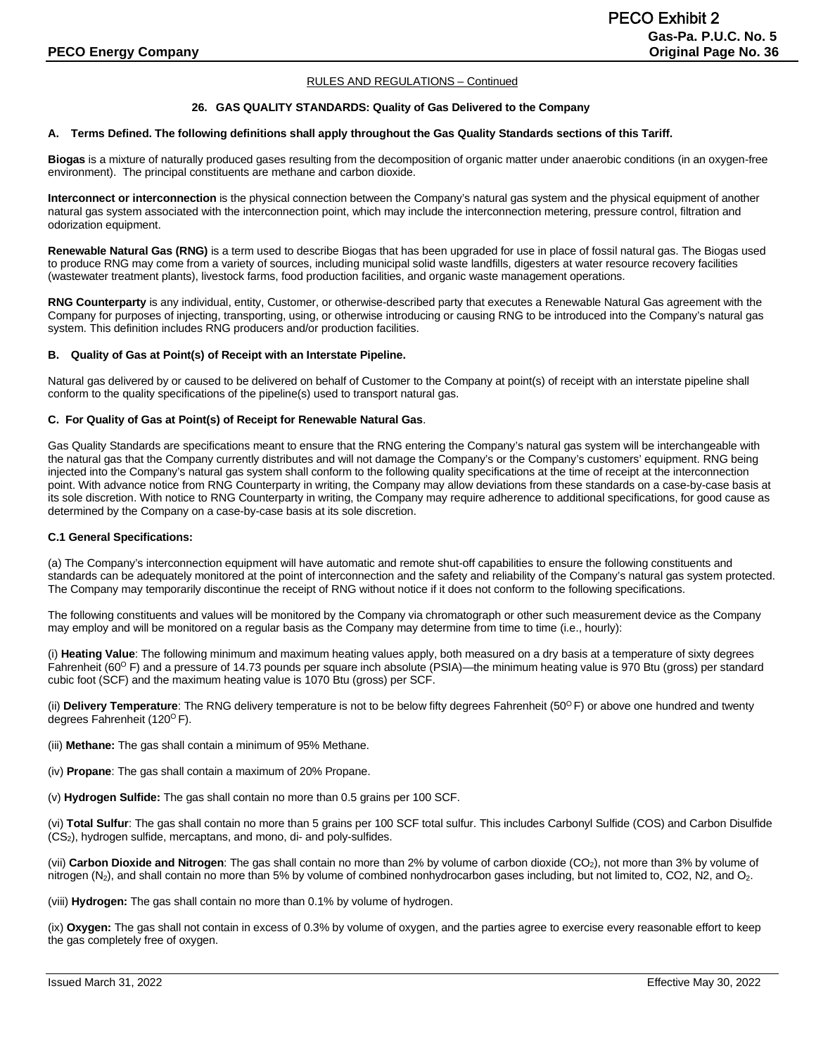RULES AND REGULATIONS – Continued

## 26. GAS QUALITY STANDARDS: Quality of Gas Delivered to the Company

### A. Terms Defined. The following definitions shall apply throughout the Gas Quality Standards sections of this Tariff.

**Biogas** is a mixture of naturally produced gases resulting from the decomposition of organic matter under anaerobic conditions (in an oxygen-free environment). The principal constituents are methane and carbon dioxide.

**Interconnect or interconnection** is the physical connection between the Company's natural gas system and the physical equipment of another natural gas system associated with the interconnection point, which may include the interconnection metering, pressure control, filtration and odorization equipment.

**Renewable Natural Gas (RNG)** is a term used to describe Biogas that has been upgraded for use in place of fossil natural gas. The Biogas used to produce RNG may come from a variety of sources, including municipal solid waste landfills, digesters at water resource recovery facilities (wastewater treatment plants), livestock farms, food production facilities, and organic waste management operations.

**RNG Counterparty** is any individual, entity, Customer, or otherwise-described party that executes a Renewable Natural Gas agreement with the Company for purposes of injecting, transporting, using, or otherwise introducing or causing RNG to be introduced into the Company's natural gas system. This definition includes RNG producers and/or production facilities.

### B. Quality of Gas at Point(s) of Receipt with an Interstate Pipeline.

Natural gas delivered by or caused to be delivered on behalf of Customer to the Company at point(s) of receipt with an interstate pipeline shall conform to the quality specifications of the pipeline(s) used to transport natural gas.

### C. For Quality of Gas at Point(s) of Receipt for Renewable Natural Gas.

Gas Quality Standards are specifications meant to ensure that the RNG entering the Company's natural gas system will be interchangeable with the natural gas that the Company currently distributes and will not damage the Company's or the Company's customers' equipment. RNG being injected into the Company's natural gas system shall conform to the following quality specifications at the time of receipt at the interconnection point. With advance notice from RNG Counterparty in writing, the Company may allow deviations from these standards on a case-by-case basis at its sole discretion. With notice to RNG Counterparty in writing, the Company may require adherence to additional specifications, for good cause as determined by the Company on a case-by-case basis at its sole discretion.

#### C.1 General Specifications:

(a) The Company's interconnection equipment will have automatic and remote shut-off capabilities to ensure the following constituents and standards can be adequately monitored at the point of interconnection and the safety and reliability of the Company's natural gas system protected. The Company may temporarily discontinue the receipt of RNG without notice if it does not conform to the following specifications.

The following constituents and values will be monitored by the Company via chromatograph or other such measurement device as the Company may employ and will be monitored on a regular basis as the Company may determine from time to time (i.e., hourly):

(i) **Heating Value**: The following minimum and maximum heating values apply, both measured on a dry basis at a temperature of sixty degrees Fahrenheit ($60^{O}$ F) and a pressure of 14.73 pounds per square inch absolute (PSIA)—the minimum heating value is 970 Btu (gross) per standard cubic foot (SCF) and the maximum heating value is 1070 Btu (gross) per SCF.

(ii) **Delivery Temperature**: The RNG delivery temperature is not to be below fifty degrees Fahrenheit ($50^{O}$ F) or above one hundred and twenty degrees Fahrenheit ($120^{O}$ F).

(iii) **Methane:** The gas shall contain a minimum of 95% Methane.

(iv) **Propane**: The gas shall contain a maximum of 20% Propane.

(v) **Hydrogen Sulfide:** The gas shall contain no more than 0.5 grains per 100 SCF.

(vi) **Total Sulfur**: The gas shall contain no more than 5 grains per 100 SCF total sulfur. This includes Carbonyl Sulfide (COS) and Carbon Disulfide ($CS_2$), hydrogen sulfide, mercaptans, and mono, di- and poly-sulfides.

(vii) **Carbon Dioxide and Nitrogen**: The gas shall contain no more than 2% by volume of carbon dioxide ($CO_2$), not more than 3% by volume of nitrogen ($N_2$), and shall contain no more than 5% by volume of combined nonhydrocarbon gases including, but not limited to, CO2, N2, and $O_2$.

(viii) **Hydrogen:** The gas shall contain no more than 0.1% by volume of hydrogen.

(ix) **Oxygen:** The gas shall not contain in excess of 0.3% by volume of oxygen, and the parties agree to exercise every reasonable effort to keep the gas completely free of oxygen.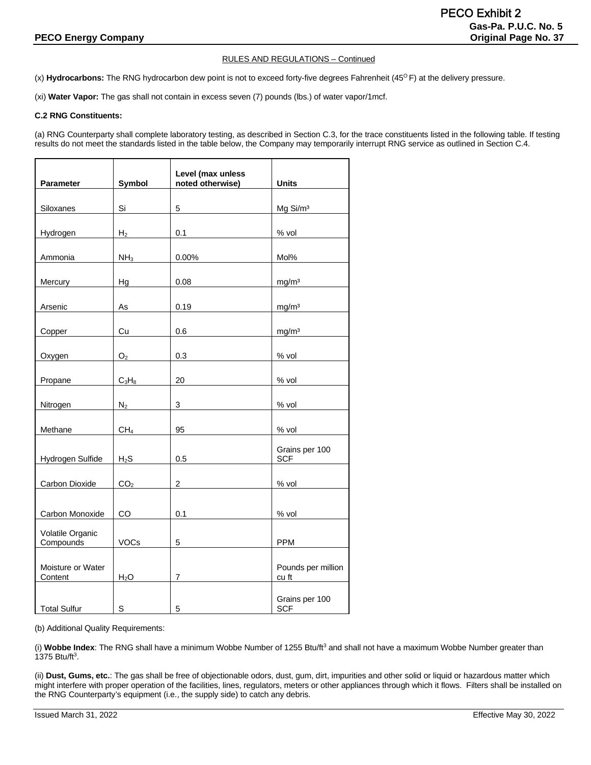RULES AND REGULATIONS – Continued

(x) **Hydrocarbons:** The RNG hydrocarbon dew point is not to exceed forty-five degrees Fahrenheit (45$^{O}$ F) at the delivery pressure.

(xi) **Water Vapor:** The gas shall not contain in excess seven (7) pounds (lbs.) of water vapor/1mcf.

**C.2 RNG Constituents:**

(a) RNG Counterparty shall complete laboratory testing, as described in Section C.3, for the trace constituents listed in the following table. If testing results do not meet the standards listed in the table below, the Company may temporarily interrupt RNG service as outlined in Section C.4.

| Parameter | Symbol | Level (max unless noted otherwise) | Units |
|---|---|---|---|
| Siloxanes | Si | 5 | Mg Si/m³ |
| Hydrogen | $H_2$ | 0.1 | % vol |
| Ammonia | $NH_3$ | 0.00% | Mol% |
| Mercury | Hg | 0.08 | mg/m³ |
| Arsenic | As | 0.19 | mg/m³ |
| Copper | Cu | 0.6 | mg/m³ |
| Oxygen | $O_2$ | 0.3 | % vol |
| Propane | $C_3H_8$ | 20 | % vol |
| Nitrogen | $N_2$ | 3 | % vol |
| Methane | $CH_4$ | 95 | % vol |
| Hydrogen Sulfide | $H_2S$ | 0.5 | Grains per 100 SCF |
| Carbon Dioxide | $CO_2$ | 2 | % vol |
| Carbon Monoxide | CO | 0.1 | % vol |
| Volatile Organic Compounds | VOCs | 5 | PPM |
| Moisture or Water Content | $H_2O$ | 7 | Pounds per million cu ft |
| Total Sulfur | S | 5 | Grains per 100 SCF |

(b) Additional Quality Requirements:

(i) **Wobbe Index**: The RNG shall have a minimum Wobbe Number of 1255 Btu/ft$^3$ and shall not have a maximum Wobbe Number greater than 1375 Btu/ft$^3$.

(ii) **Dust, Gums, etc.**: The gas shall be free of objectionable odors, dust, gum, dirt, impurities and other solid or liquid or hazardous matter which might interfere with proper operation of the facilities, lines, regulators, meters or other appliances through which it flows. Filters shall be installed on the RNG Counterparty's equipment (i.e., the supply side) to catch any debris.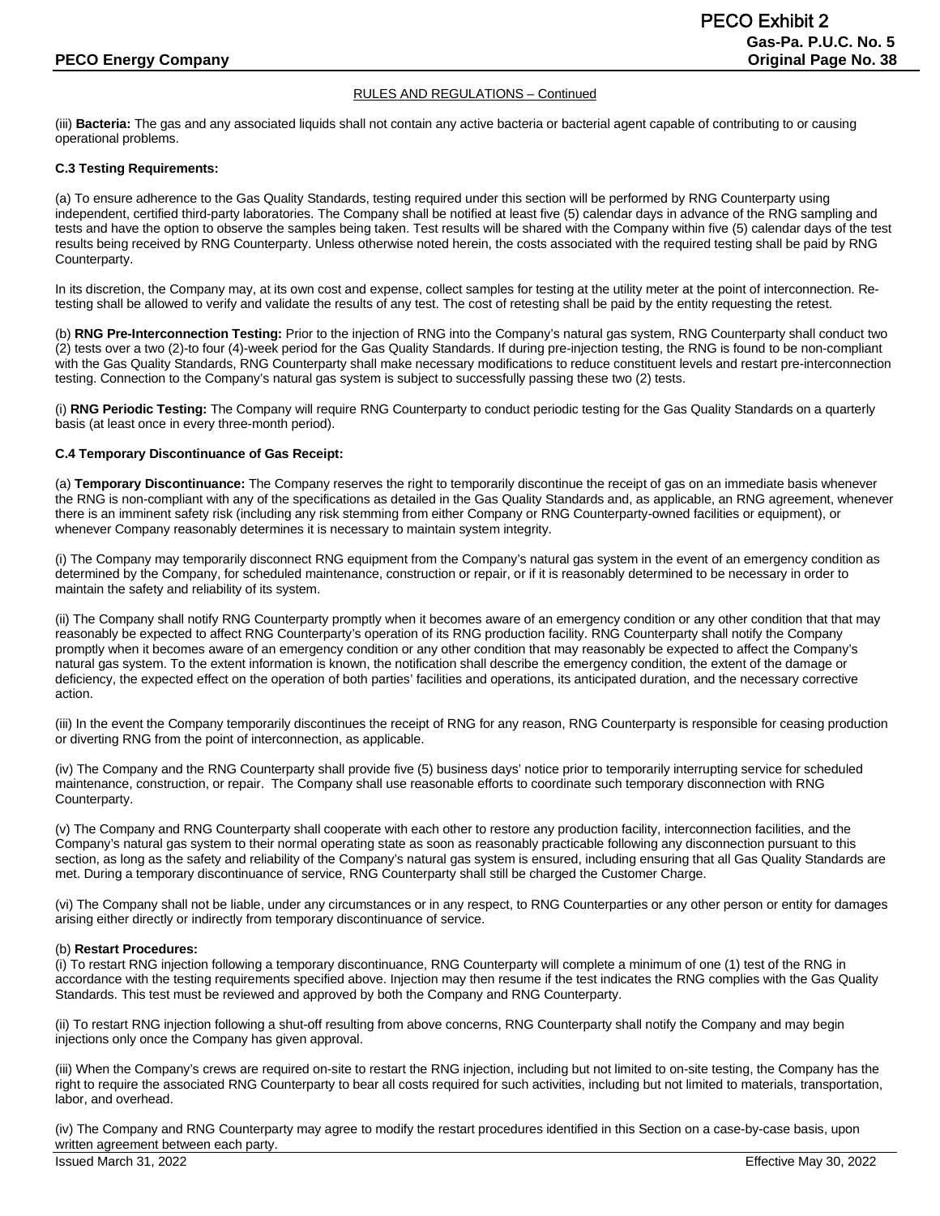RULES AND REGULATIONS – Continued

(iii) **Bacteria:** The gas and any associated liquids shall not contain any active bacteria or bacterial agent capable of contributing to or causing operational problems.

**C.3 Testing Requirements:**

(a) To ensure adherence to the Gas Quality Standards, testing required under this section will be performed by RNG Counterparty using independent, certified third-party laboratories. The Company shall be notified at least five (5) calendar days in advance of the RNG sampling and tests and have the option to observe the samples being taken. Test results will be shared with the Company within five (5) calendar days of the test results being received by RNG Counterparty. Unless otherwise noted herein, the costs associated with the required testing shall be paid by RNG Counterparty.

In its discretion, the Company may, at its own cost and expense, collect samples for testing at the utility meter at the point of interconnection. Re-testing shall be allowed to verify and validate the results of any test. The cost of retesting shall be paid by the entity requesting the retest.

(b) **RNG Pre-Interconnection Testing:** Prior to the injection of RNG into the Company's natural gas system, RNG Counterparty shall conduct two (2) tests over a two (2)-to four (4)-week period for the Gas Quality Standards. If during pre-injection testing, the RNG is found to be non-compliant with the Gas Quality Standards, RNG Counterparty shall make necessary modifications to reduce constituent levels and restart pre-interconnection testing. Connection to the Company's natural gas system is subject to successfully passing these two (2) tests.

(i) **RNG Periodic Testing:** The Company will require RNG Counterparty to conduct periodic testing for the Gas Quality Standards on a quarterly basis (at least once in every three-month period).

**C.4 Temporary Discontinuance of Gas Receipt:**

(a) **Temporary Discontinuance:** The Company reserves the right to temporarily discontinue the receipt of gas on an immediate basis whenever the RNG is non-compliant with any of the specifications as detailed in the Gas Quality Standards and, as applicable, an RNG agreement, whenever there is an imminent safety risk (including any risk stemming from either Company or RNG Counterparty-owned facilities or equipment), or whenever Company reasonably determines it is necessary to maintain system integrity.

(i) The Company may temporarily disconnect RNG equipment from the Company's natural gas system in the event of an emergency condition as determined by the Company, for scheduled maintenance, construction or repair, or if it is reasonably determined to be necessary in order to maintain the safety and reliability of its system.

(ii) The Company shall notify RNG Counterparty promptly when it becomes aware of an emergency condition or any other condition that that may reasonably be expected to affect RNG Counterparty's operation of its RNG production facility. RNG Counterparty shall notify the Company promptly when it becomes aware of an emergency condition or any other condition that may reasonably be expected to affect the Company's natural gas system. To the extent information is known, the notification shall describe the emergency condition, the extent of the damage or deficiency, the expected effect on the operation of both parties' facilities and operations, its anticipated duration, and the necessary corrective action.

(iii) In the event the Company temporarily discontinues the receipt of RNG for any reason, RNG Counterparty is responsible for ceasing production or diverting RNG from the point of interconnection, as applicable.

(iv) The Company and the RNG Counterparty shall provide five (5) business days' notice prior to temporarily interrupting service for scheduled maintenance, construction, or repair. The Company shall use reasonable efforts to coordinate such temporary disconnection with RNG Counterparty.

(v) The Company and RNG Counterparty shall cooperate with each other to restore any production facility, interconnection facilities, and the Company's natural gas system to their normal operating state as soon as reasonably practicable following any disconnection pursuant to this section, as long as the safety and reliability of the Company's natural gas system is ensured, including ensuring that all Gas Quality Standards are met. During a temporary discontinuance of service, RNG Counterparty shall still be charged the Customer Charge.

(vi) The Company shall not be liable, under any circumstances or in any respect, to RNG Counterparties or any other person or entity for damages arising either directly or indirectly from temporary discontinuance of service.

(b) **Restart Procedures:**

(i) To restart RNG injection following a temporary discontinuance, RNG Counterparty will complete a minimum of one (1) test of the RNG in accordance with the testing requirements specified above. Injection may then resume if the test indicates the RNG complies with the Gas Quality Standards. This test must be reviewed and approved by both the Company and RNG Counterparty.

(ii) To restart RNG injection following a shut-off resulting from above concerns, RNG Counterparty shall notify the Company and may begin injections only once the Company has given approval.

(iii) When the Company's crews are required on-site to restart the RNG injection, including but not limited to on-site testing, the Company has the right to require the associated RNG Counterparty to bear all costs required for such activities, including but not limited to materials, transportation, labor, and overhead.

(iv) The Company and RNG Counterparty may agree to modify the restart procedures identified in this Section on a case-by-case basis, upon written agreement between each party.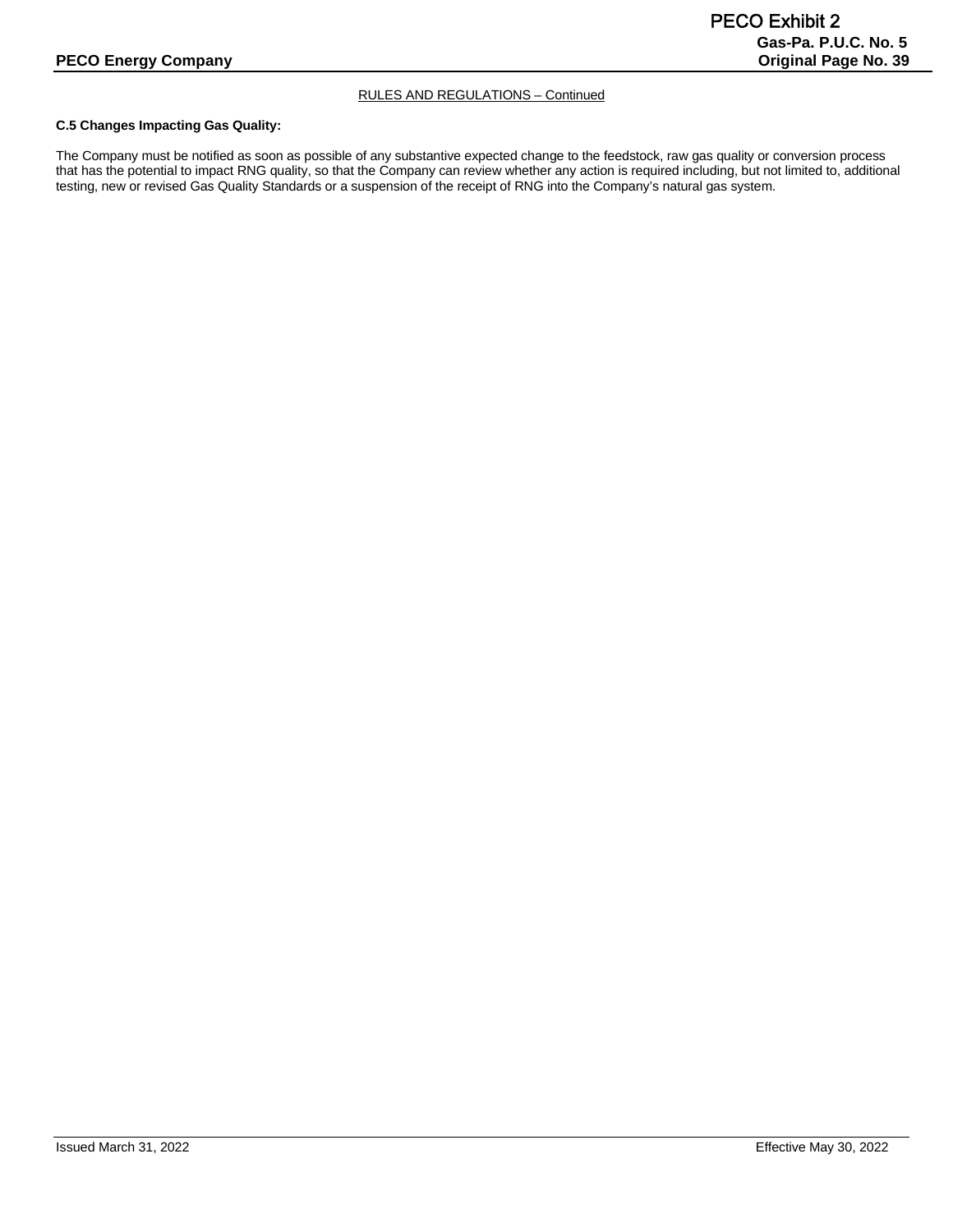RULES AND REGULATIONS – Continued

**C.5 Changes Impacting Gas Quality:**

The Company must be notified as soon as possible of any substantive expected change to the feedstock, raw gas quality or conversion process that has the potential to impact RNG quality, so that the Company can review whether any action is required including, but not limited to, additional testing, new or revised Gas Quality Standards or a suspension of the receipt of RNG into the Company's natural gas system.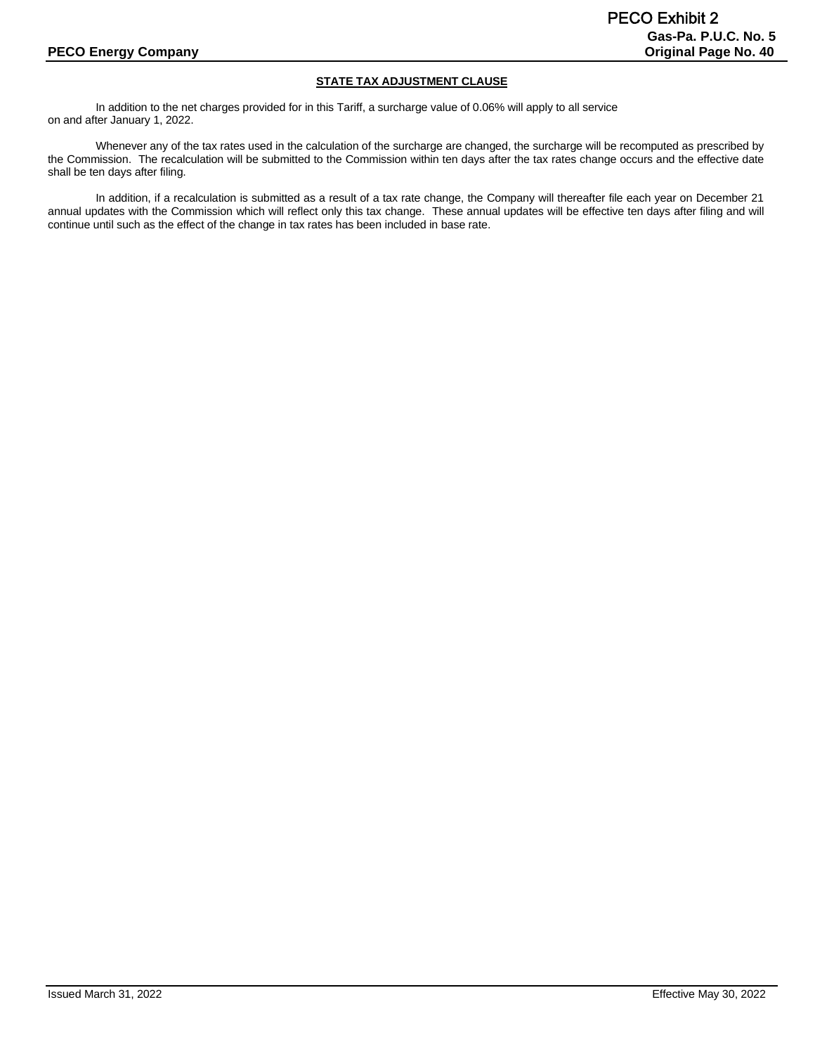## STATE TAX ADJUSTMENT CLAUSE

In addition to the net charges provided for in this Tariff, a surcharge value of 0.06% will apply to all service on and after January 1, 2022.

Whenever any of the tax rates used in the calculation of the surcharge are changed, the surcharge will be recomputed as prescribed by the Commission. The recalculation will be submitted to the Commission within ten days after the tax rates change occurs and the effective date shall be ten days after filing.

In addition, if a recalculation is submitted as a result of a tax rate change, the Company will thereafter file each year on December 21 annual updates with the Commission which will reflect only this tax change. These annual updates will be effective ten days after filing and will continue until such as the effect of the change in tax rates has been included in base rate.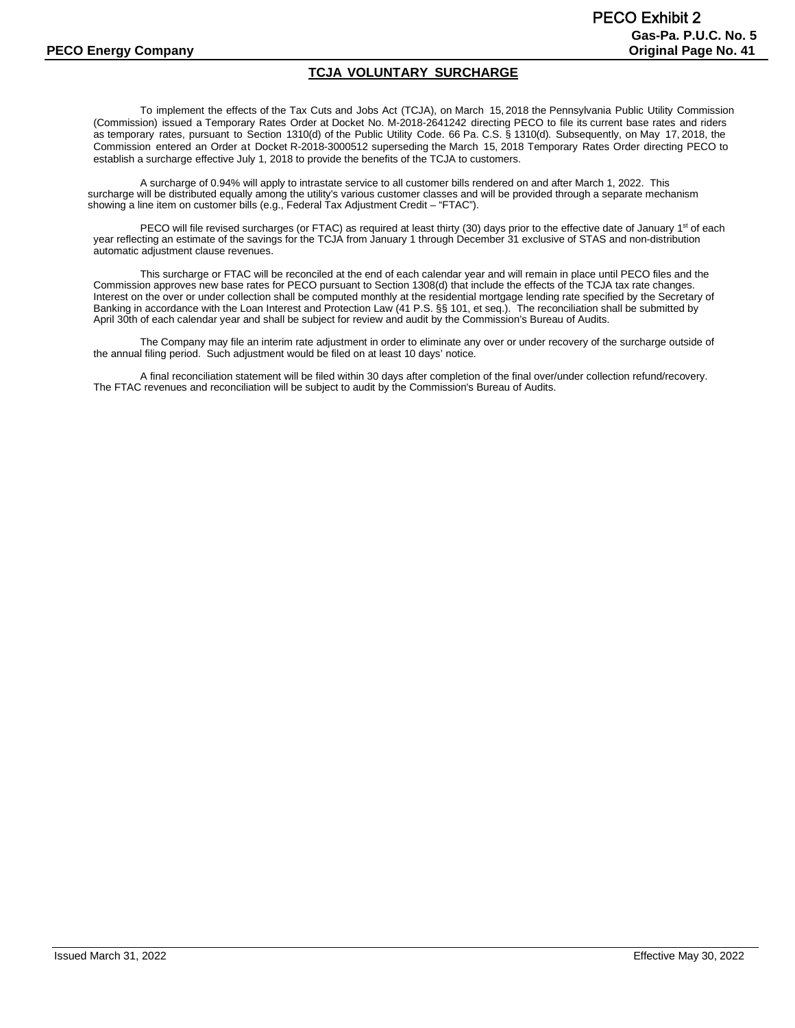PECO Exhibit 2

**Gas-Pa. P.U.C. No. 5**

**PECO Energy Company** **Original Page No. 41**

## TCJA VOLUNTARY SURCHARGE

To implement the effects of the Tax Cuts and Jobs Act (TCJA), on March 15, 2018 the Pennsylvania Public Utility Commission (Commission) issued a Temporary Rates Order at Docket No. M-2018-2641242 directing PECO to file its current base rates and riders as temporary rates, pursuant to Section 1310(d) of the Public Utility Code. 66 Pa. C.S. § 1310(d). Subsequently, on May 17, 2018, the Commission entered an Order at Docket R-2018-3000512 superseding the March 15, 2018 Temporary Rates Order directing PECO to establish a surcharge effective July 1, 2018 to provide the benefits of the TCJA to customers.

A surcharge of 0.94% will apply to intrastate service to all customer bills rendered on and after March 1, 2022. This surcharge will be distributed equally among the utility's various customer classes and will be provided through a separate mechanism showing a line item on customer bills (e.g., Federal Tax Adjustment Credit – "FTAC").

PECO will file revised surcharges (or FTAC) as required at least thirty (30) days prior to the effective date of January 1st of each year reflecting an estimate of the savings for the TCJA from January 1 through December 31 exclusive of STAS and non-distribution automatic adjustment clause revenues.

This surcharge or FTAC will be reconciled at the end of each calendar year and will remain in place until PECO files and the Commission approves new base rates for PECO pursuant to Section 1308(d) that include the effects of the TCJA tax rate changes. Interest on the over or under collection shall be computed monthly at the residential mortgage lending rate specified by the Secretary of Banking in accordance with the Loan Interest and Protection Law (41 P.S. §§ 101, et seq.). The reconciliation shall be submitted by April 30th of each calendar year and shall be subject for review and audit by the Commission's Bureau of Audits.

The Company may file an interim rate adjustment in order to eliminate any over or under recovery of the surcharge outside of the annual filing period. Such adjustment would be filed on at least 10 days' notice.

A final reconciliation statement will be filed within 30 days after completion of the final over/under collection refund/recovery. The FTAC revenues and reconciliation will be subject to audit by the Commission's Bureau of Audits.

Issued March 31, 2022 Effective May 30, 2022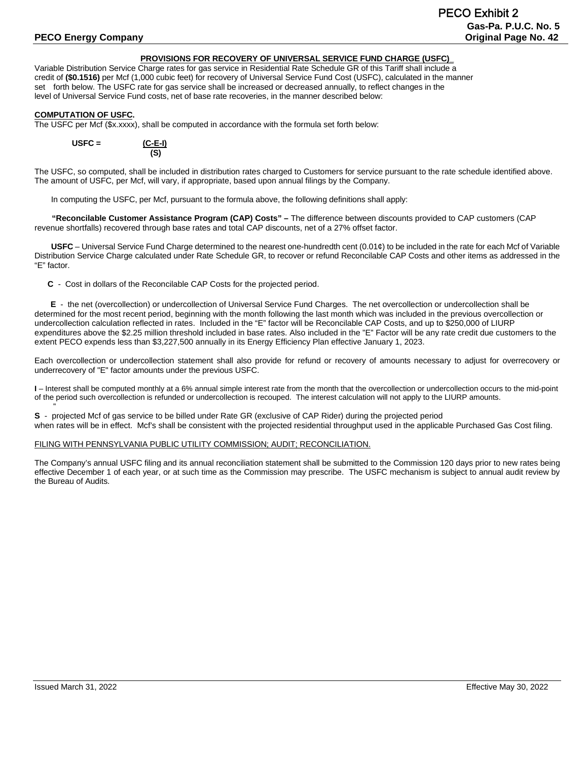**PROVISIONS FOR RECOVERY OF UNIVERSAL SERVICE FUND CHARGE (USFC)**

Variable Distribution Service Charge rates for gas service in Residential Rate Schedule GR of this Tariff shall include a credit of **($0.1516)** per Mcf (1,000 cubic feet) for recovery of Universal Service Fund Cost (USFC), calculated in the manner set forth below. The USFC rate for gas service shall be increased or decreased annually, to reflect changes in the level of Universal Service Fund costs, net of base rate recoveries, in the manner described below:

**COMPUTATION OF USFC.**

The USFC per Mcf ($x.xxxx), shall be computed in accordance with the formula set forth below:

$$\text{USFC} = \frac{(C - E - I)}{(S)}$$

The USFC, so computed, shall be included in distribution rates charged to Customers for service pursuant to the rate schedule identified above. The amount of USFC, per Mcf, will vary, if appropriate, based upon annual filings by the Company.

In computing the USFC, per Mcf, pursuant to the formula above, the following definitions shall apply:

**"Reconcilable Customer Assistance Program (CAP) Costs" –** The difference between discounts provided to CAP customers (CAP revenue shortfalls) recovered through base rates and total CAP discounts, net of a 27% offset factor.

**USFC** – Universal Service Fund Charge determined to the nearest one-hundredth cent (0.01¢) to be included in the rate for each Mcf of Variable Distribution Service Charge calculated under Rate Schedule GR, to recover or refund Reconcilable CAP Costs and other items as addressed in the "E" factor.

**C** - Cost in dollars of the Reconcilable CAP Costs for the projected period.

**E** - the net (overcollection) or undercollection of Universal Service Fund Charges. The net overcollection or undercollection shall be determined for the most recent period, beginning with the month following the last month which was included in the previous overcollection or undercollection calculation reflected in rates. Included in the "E" factor will be Reconcilable CAP Costs, and up to $250,000 of LIURP expenditures above the $2.25 million threshold included in base rates. Also included in the "E" Factor will be any rate credit due customers to the extent PECO expends less than $3,227,500 annually in its Energy Efficiency Plan effective January 1, 2023.

Each overcollection or undercollection statement shall also provide for refund or recovery of amounts necessary to adjust for overrecovery or underrecovery of "E" factor amounts under the previous USFC.

**I** – Interest shall be computed monthly at a 6% annual simple interest rate from the month that the overcollection or undercollection occurs to the mid-point of the period such overcollection is refunded or undercollection is recouped. The interest calculation will not apply to the LIURP amounts.

**S** - projected Mcf of gas service to be billed under Rate GR (exclusive of CAP Rider) during the projected period when rates will be in effect. Mcf's shall be consistent with the projected residential throughput used in the applicable Purchased Gas Cost filing.

FILING WITH PENNSYLVANIA PUBLIC UTILITY COMMISSION; AUDIT; RECONCILIATION.

The Company's annual USFC filing and its annual reconciliation statement shall be submitted to the Commission 120 days prior to new rates being effective December 1 of each year, or at such time as the Commission may prescribe. The USFC mechanism is subject to annual audit review by the Bureau of Audits.

Issued March 31, 2022 Effective May 30, 2022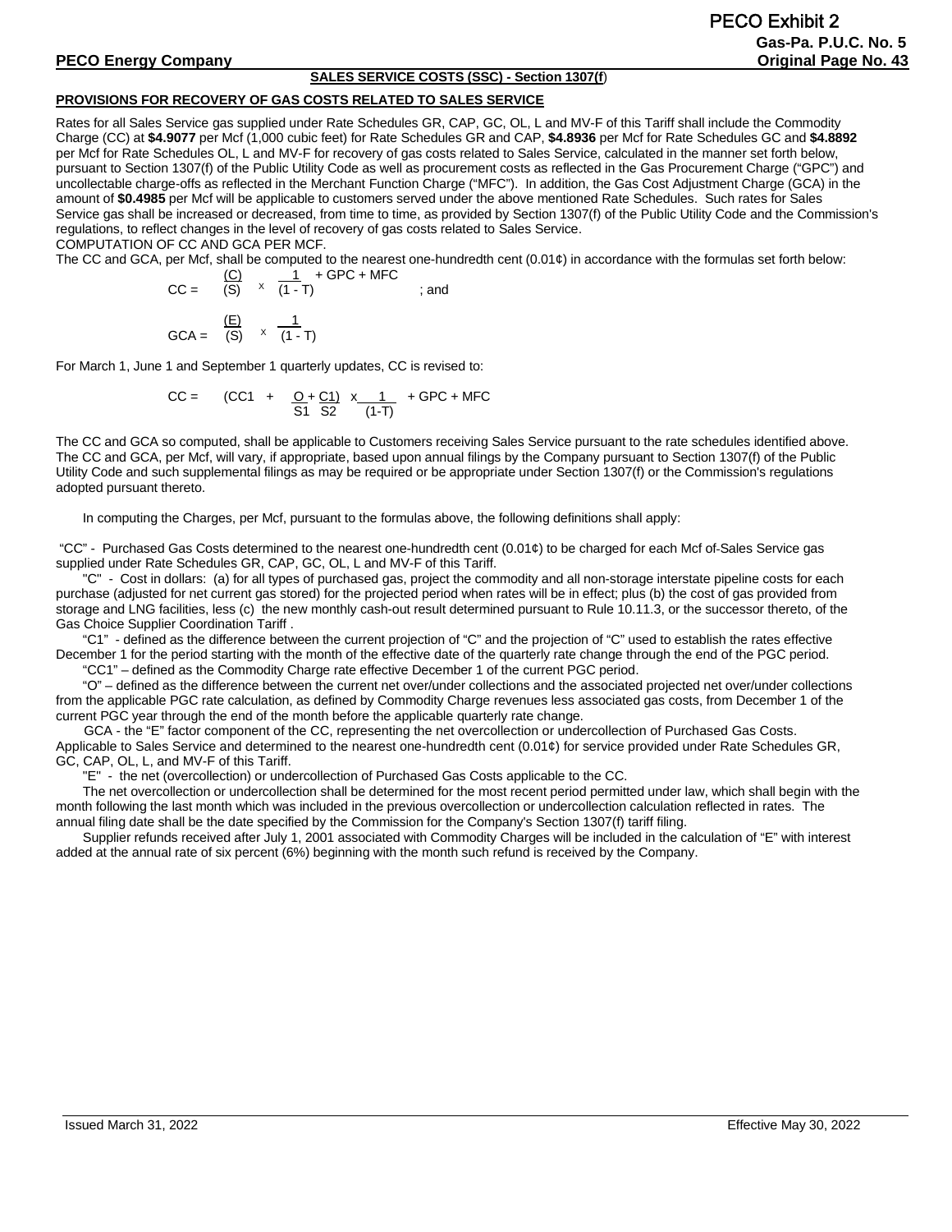PECO Exhibit 2

**Gas-Pa. P.U.C. No. 5**

**PECO Energy Company** **Original Page No. 43**

**SALES SERVICE COSTS (SSC) - Section 1307(f)**

**PROVISIONS FOR RECOVERY OF GAS COSTS RELATED TO SALES SERVICE**

Rates for all Sales Service gas supplied under Rate Schedules GR, CAP, GC, OL, L and MV-F of this Tariff shall include the Commodity Charge (CC) at **$4.9077** per Mcf (1,000 cubic feet) for Rate Schedules GR and CAP, **$4.8936** per Mcf for Rate Schedules GC and **$4.8892** per Mcf for Rate Schedules OL, L and MV-F for recovery of gas costs related to Sales Service, calculated in the manner set forth below, pursuant to Section 1307(f) of the Public Utility Code as well as procurement costs as reflected in the Gas Procurement Charge ("GPC") and uncollectable charge-offs as reflected in the Merchant Function Charge ("MFC"). In addition, the Gas Cost Adjustment Charge (GCA) in the amount of **$0.4985** per Mcf will be applicable to customers served under the above mentioned Rate Schedules. Such rates for Sales Service gas shall be increased or decreased, from time to time, as provided by Section 1307(f) of the Public Utility Code and the Commission's regulations, to reflect changes in the level of recovery of gas costs related to Sales Service.

COMPUTATION OF CC AND GCA PER MCF.

The CC and GCA, per Mcf, shall be computed to the nearest one-hundredth cent (0.01¢) in accordance with the formulas set forth below:

$$CC = \frac{(C)}{(S)} \times \frac{1}{(1 - T)} + GPC + MFC \quad ; \text{and}$$

$$GCA = \frac{(E)}{(S)} \times \frac{1}{(1 - T)}$$

For March 1, June 1 and September 1 quarterly updates, CC is revised to:

$$CC = \left(CC1 + \frac{O}{S1} + \frac{C1}{S2}\right) \times \frac{1}{(1-T)} + GPC + MFC$$

The CC and GCA so computed, shall be applicable to Customers receiving Sales Service pursuant to the rate schedules identified above. The CC and GCA, per Mcf, will vary, if appropriate, based upon annual filings by the Company pursuant to Section 1307(f) of the Public Utility Code and such supplemental filings as may be required or be appropriate under Section 1307(f) or the Commission's regulations adopted pursuant thereto.

In computing the Charges, per Mcf, pursuant to the formulas above, the following definitions shall apply:

"CC" - Purchased Gas Costs determined to the nearest one-hundredth cent (0.01¢) to be charged for each Mcf of Sales Service gas supplied under Rate Schedules GR, CAP, GC, OL, L and MV-F of this Tariff.

"C" - Cost in dollars: (a) for all types of purchased gas, project the commodity and all non-storage interstate pipeline costs for each purchase (adjusted for net current gas stored) for the projected period when rates will be in effect; plus (b) the cost of gas provided from storage and LNG facilities, less (c) the new monthly cash-out result determined pursuant to Rule 10.11.3, or the successor thereto, of the Gas Choice Supplier Coordination Tariff .

"C1" - defined as the difference between the current projection of "C" and the projection of "C" used to establish the rates effective December 1 for the period starting with the month of the effective date of the quarterly rate change through the end of the PGC period.

"CC1" – defined as the Commodity Charge rate effective December 1 of the current PGC period.

"O" – defined as the difference between the current net over/under collections and the associated projected net over/under collections from the applicable PGC rate calculation, as defined by Commodity Charge revenues less associated gas costs, from December 1 of the current PGC year through the end of the month before the applicable quarterly rate change.

GCA - the "E" factor component of the CC, representing the net overcollection or undercollection of Purchased Gas Costs. Applicable to Sales Service and determined to the nearest one-hundredth cent (0.01¢) for service provided under Rate Schedules GR, GC, CAP, OL, L, and MV-F of this Tariff.

"E" - the net (overcollection) or undercollection of Purchased Gas Costs applicable to the CC.

The net overcollection or undercollection shall be determined for the most recent period permitted under law, which shall begin with the month following the last month which was included in the previous overcollection or undercollection calculation reflected in rates. The annual filing date shall be the date specified by the Commission for the Company's Section 1307(f) tariff filing.

Supplier refunds received after July 1, 2001 associated with Commodity Charges will be included in the calculation of "E" with interest added at the annual rate of six percent (6%) beginning with the month such refund is received by the Company.

Issued March 31, 2022 Effective May 30, 2022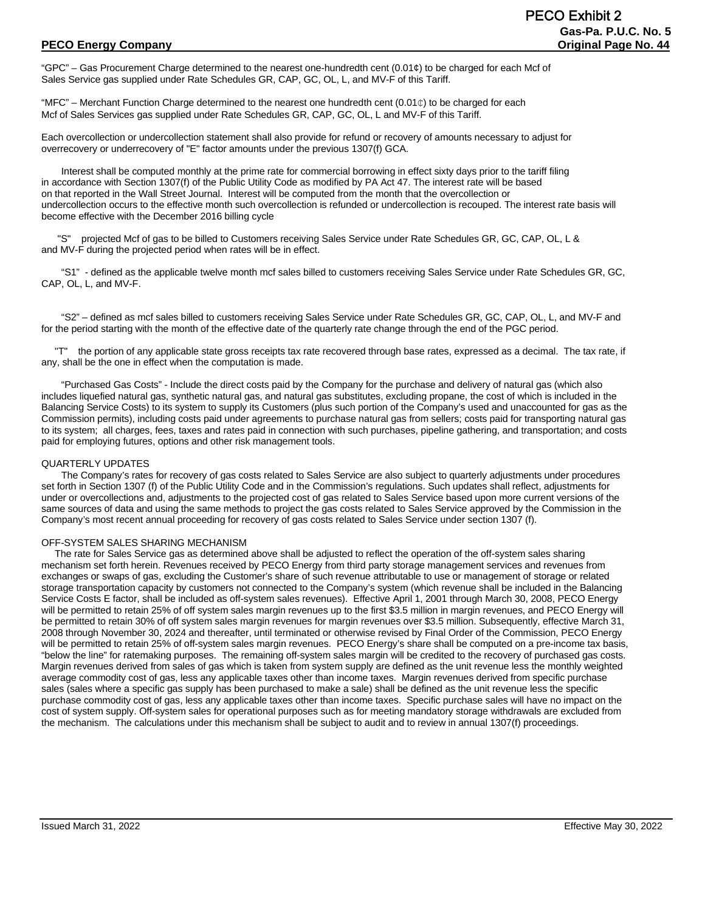"GPC" – Gas Procurement Charge determined to the nearest one-hundredth cent (0.01¢) to be charged for each Mcf of Sales Service gas supplied under Rate Schedules GR, CAP, GC, OL, L, and MV-F of this Tariff.

"MFC" – Merchant Function Charge determined to the nearest one hundredth cent (0.01¢) to be charged for each Mcf of Sales Services gas supplied under Rate Schedules GR, CAP, GC, OL, L and MV-F of this Tariff.

Each overcollection or undercollection statement shall also provide for refund or recovery of amounts necessary to adjust for overrecovery or underrecovery of "E" factor amounts under the previous 1307(f) GCA.

Interest shall be computed monthly at the prime rate for commercial borrowing in effect sixty days prior to the tariff filing in accordance with Section 1307(f) of the Public Utility Code as modified by PA Act 47. The interest rate will be based on that reported in the Wall Street Journal. Interest will be computed from the month that the overcollection or undercollection occurs to the effective month such overcollection is refunded or undercollection is recouped. The interest rate basis will become effective with the December 2016 billing cycle

"S" projected Mcf of gas to be billed to Customers receiving Sales Service under Rate Schedules GR, GC, CAP, OL, L & and MV-F during the projected period when rates will be in effect.

"S1" - defined as the applicable twelve month mcf sales billed to customers receiving Sales Service under Rate Schedules GR, GC, CAP, OL, L, and MV-F.

"S2" – defined as mcf sales billed to customers receiving Sales Service under Rate Schedules GR, GC, CAP, OL, L, and MV-F and for the period starting with the month of the effective date of the quarterly rate change through the end of the PGC period.

"T" the portion of any applicable state gross receipts tax rate recovered through base rates, expressed as a decimal. The tax rate, if any, shall be the one in effect when the computation is made.

"Purchased Gas Costs" - Include the direct costs paid by the Company for the purchase and delivery of natural gas (which also includes liquefied natural gas, synthetic natural gas, and natural gas substitutes, excluding propane, the cost of which is included in the Balancing Service Costs) to its system to supply its Customers (plus such portion of the Company's used and unaccounted for gas as the Commission permits), including costs paid under agreements to purchase natural gas from sellers; costs paid for transporting natural gas to its system; all charges, fees, taxes and rates paid in connection with such purchases, pipeline gathering, and transportation; and costs paid for employing futures, options and other risk management tools.

QUARTERLY UPDATES

The Company's rates for recovery of gas costs related to Sales Service are also subject to quarterly adjustments under procedures set forth in Section 1307 (f) of the Public Utility Code and in the Commission's regulations. Such updates shall reflect, adjustments for under or overcollections and, adjustments to the projected cost of gas related to Sales Service based upon more current versions of the same sources of data and using the same methods to project the gas costs related to Sales Service approved by the Commission in the Company's most recent annual proceeding for recovery of gas costs related to Sales Service under section 1307 (f).

OFF-SYSTEM SALES SHARING MECHANISM

The rate for Sales Service gas as determined above shall be adjusted to reflect the operation of the off-system sales sharing mechanism set forth herein. Revenues received by PECO Energy from third party storage management services and revenues from exchanges or swaps of gas, excluding the Customer's share of such revenue attributable to use or management of storage or related storage transportation capacity by customers not connected to the Company's system (which revenue shall be included in the Balancing Service Costs E factor, shall be included as off-system sales revenues). Effective April 1, 2001 through March 30, 2008, PECO Energy will be permitted to retain 25% of off system sales margin revenues up to the first $3.5 million in margin revenues, and PECO Energy will be permitted to retain 30% of off system sales margin revenues for margin revenues over $3.5 million. Subsequently, effective March 31, 2008 through November 30, 2024 and thereafter, until terminated or otherwise revised by Final Order of the Commission, PECO Energy will be permitted to retain 25% of off-system sales margin revenues. PECO Energy's share shall be computed on a pre-income tax basis, "below the line" for ratemaking purposes. The remaining off-system sales margin will be credited to the recovery of purchased gas costs. Margin revenues derived from sales of gas which is taken from system supply are defined as the unit revenue less the monthly weighted average commodity cost of gas, less any applicable taxes other than income taxes. Margin revenues derived from specific purchase sales (sales where a specific gas supply has been purchased to make a sale) shall be defined as the unit revenue less the specific purchase commodity cost of gas, less any applicable taxes other than income taxes. Specific purchase sales will have no impact on the cost of system supply. Off-system sales for operational purposes such as for meeting mandatory storage withdrawals are excluded from the mechanism. The calculations under this mechanism shall be subject to audit and to review in annual 1307(f) proceedings.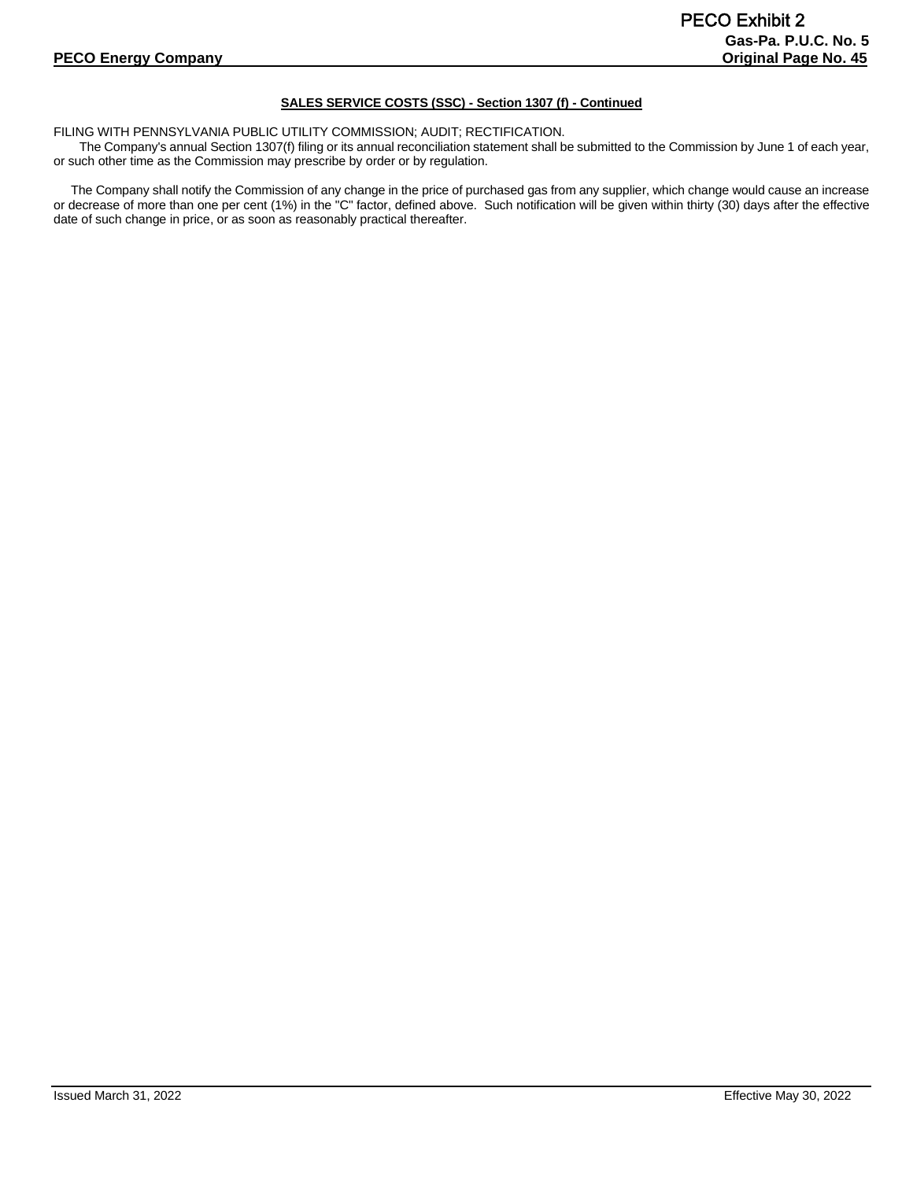**SALES SERVICE COSTS (SSC) - Section 1307 (f) - Continued**

FILING WITH PENNSYLVANIA PUBLIC UTILITY COMMISSION; AUDIT; RECTIFICATION.

The Company's annual Section 1307(f) filing or its annual reconciliation statement shall be submitted to the Commission by June 1 of each year, or such other time as the Commission may prescribe by order or by regulation.

The Company shall notify the Commission of any change in the price of purchased gas from any supplier, which change would cause an increase or decrease of more than one per cent (1%) in the "C" factor, defined above. Such notification will be given within thirty (30) days after the effective date of such change in price, or as soon as reasonably practical thereafter.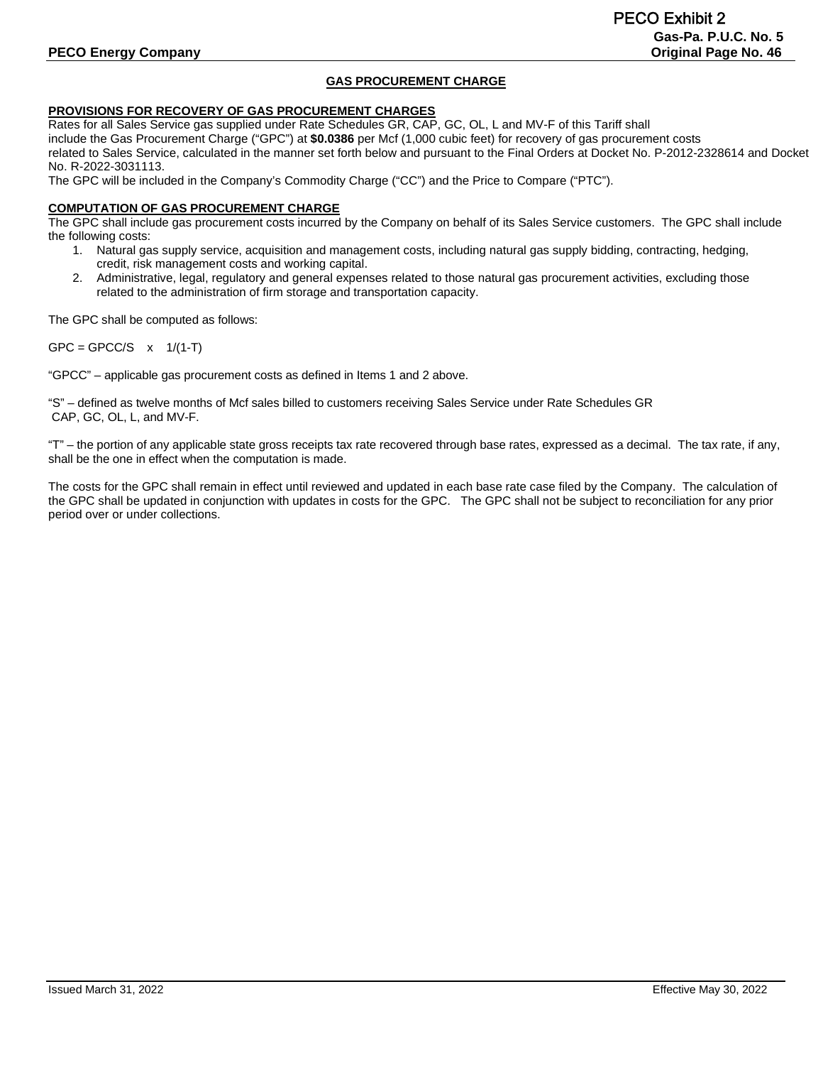PECO Exhibit 2

**Gas-Pa. P.U.C. No. 5**

**PECO Energy Company** **Original Page No. 46**

## GAS PROCUREMENT CHARGE

### PROVISIONS FOR RECOVERY OF GAS PROCUREMENT CHARGES

Rates for all Sales Service gas supplied under Rate Schedules GR, CAP, GC, OL, L and MV-F of this Tariff shall include the Gas Procurement Charge ("GPC") at **$0.0386** per Mcf (1,000 cubic feet) for recovery of gas procurement costs related to Sales Service, calculated in the manner set forth below and pursuant to the Final Orders at Docket No. P-2012-2328614 and Docket No. R-2022-3031113.

The GPC will be included in the Company's Commodity Charge ("CC") and the Price to Compare ("PTC").

### COMPUTATION OF GAS PROCUREMENT CHARGE

The GPC shall include gas procurement costs incurred by the Company on behalf of its Sales Service customers. The GPC shall include the following costs:

1. Natural gas supply service, acquisition and management costs, including natural gas supply bidding, contracting, hedging, credit, risk management costs and working capital.
2. Administrative, legal, regulatory and general expenses related to those natural gas procurement activities, excluding those related to the administration of firm storage and transportation capacity.

The GPC shall be computed as follows:

$$GPC = GPCC/S \quad x \quad 1/(1-T)$$

"GPCC" – applicable gas procurement costs as defined in Items 1 and 2 above.

"S" – defined as twelve months of Mcf sales billed to customers receiving Sales Service under Rate Schedules GR CAP, GC, OL, L, and MV-F.

"T" – the portion of any applicable state gross receipts tax rate recovered through base rates, expressed as a decimal. The tax rate, if any, shall be the one in effect when the computation is made.

The costs for the GPC shall remain in effect until reviewed and updated in each base rate case filed by the Company. The calculation of the GPC shall be updated in conjunction with updates in costs for the GPC. The GPC shall not be subject to reconciliation for any prior period over or under collections.

Issued March 31, 2022 Effective May 30, 2022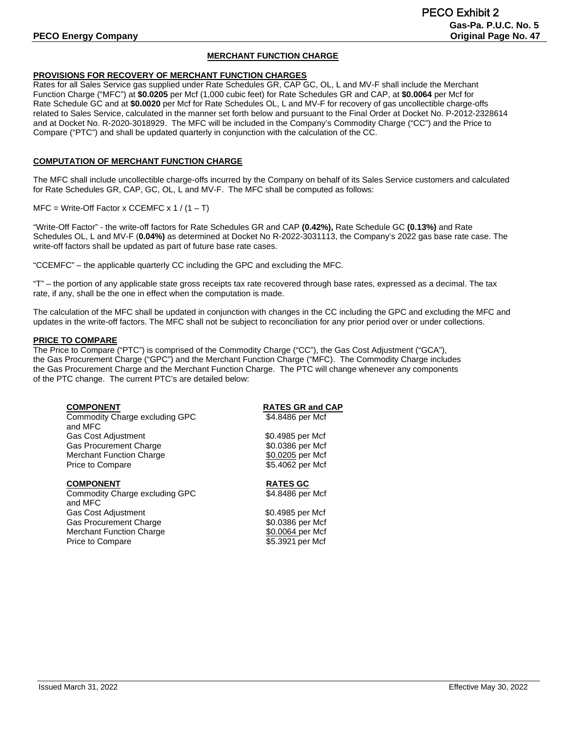# MERCHANT FUNCTION CHARGE

## PROVISIONS FOR RECOVERY OF MERCHANT FUNCTION CHARGES

Rates for all Sales Service gas supplied under Rate Schedules GR, CAP GC, OL, L and MV-F shall include the Merchant Function Charge ("MFC") at **$0.0205** per Mcf (1,000 cubic feet) for Rate Schedules GR and CAP, at **$0.0064** per Mcf for Rate Schedule GC and at **$0.0020** per Mcf for Rate Schedules OL, L and MV-F for recovery of gas uncollectible charge-offs related to Sales Service, calculated in the manner set forth below and pursuant to the Final Order at Docket No. P-2012-2328614 and at Docket No. R-2020-3018929. The MFC will be included in the Company's Commodity Charge ("CC") and the Price to Compare ("PTC") and shall be updated quarterly in conjunction with the calculation of the CC.

## COMPUTATION OF MERCHANT FUNCTION CHARGE

The MFC shall include uncollectible charge-offs incurred by the Company on behalf of its Sales Service customers and calculated for Rate Schedules GR, CAP, GC, OL, L and MV-F. The MFC shall be computed as follows:

$$MFC = \text{Write-Off Factor} \times CCEMFC \times 1 / (1 - T)$$

"Write-Off Factor" - the write-off factors for Rate Schedules GR and CAP **(0.42%),** Rate Schedule GC **(0.13%)** and Rate Schedules OL, L and MV-F (**0.04%)** as determined at Docket No R-2022-3031113, the Company's 2022 gas base rate case. The write-off factors shall be updated as part of future base rate cases.

"CCEMFC" – the applicable quarterly CC including the GPC and excluding the MFC.

"T" – the portion of any applicable state gross receipts tax rate recovered through base rates, expressed as a decimal. The tax rate, if any, shall be the one in effect when the computation is made.

The calculation of the MFC shall be updated in conjunction with changes in the CC including the GPC and excluding the MFC and updates in the write-off factors. The MFC shall not be subject to reconciliation for any prior period over or under collections.

## PRICE TO COMPARE

The Price to Compare ("PTC") is comprised of the Commodity Charge ("CC"), the Gas Cost Adjustment ("GCA"), the Gas Procurement Charge ("GPC") and the Merchant Function Charge ("MFC"). The Commodity Charge includes the Gas Procurement Charge and the Merchant Function Charge. The PTC will change whenever any components of the PTC change. The current PTC's are detailed below:

| COMPONENT | RATES GR and CAP |
|---|---|
| Commodity Charge excluding GPC and MFC | $4.8486 per Mcf |
| Gas Cost Adjustment | $0.4985 per Mcf |
| Gas Procurement Charge | $0.0386 per Mcf |
| Merchant Function Charge | $0.0205 per Mcf |
| Price to Compare | $5.4062 per Mcf |

| COMPONENT | RATES GC |
|---|---|
| Commodity Charge excluding GPC and MFC | $4.8486 per Mcf |
| Gas Cost Adjustment | $0.4985 per Mcf |
| Gas Procurement Charge | $0.0386 per Mcf |
| Merchant Function Charge | $0.0064 per Mcf |
| Price to Compare | $5.3921 per Mcf |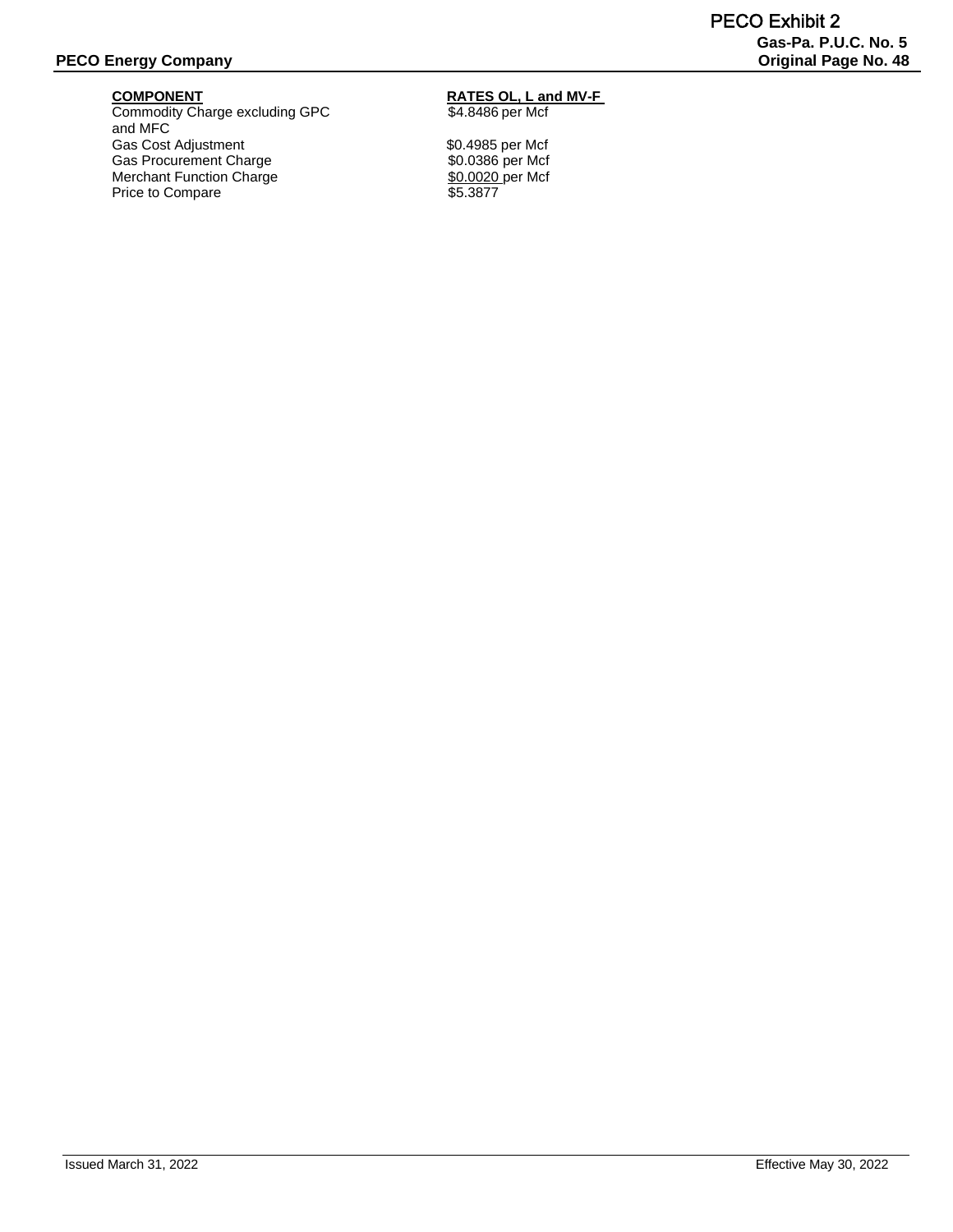| COMPONENT | RATES OL, L and MV-F |
| --- | --- |
| Commodity Charge excluding GPC and MFC | $4.8486 per Mcf |
| Gas Cost Adjustment | $0.4985 per Mcf |
| Gas Procurement Charge | $0.0386 per Mcf |
| Merchant Function Charge | $0.0020 per Mcf |
| Price to Compare | $5.3877 |

Issued March 31, 2022

Effective May 30, 2022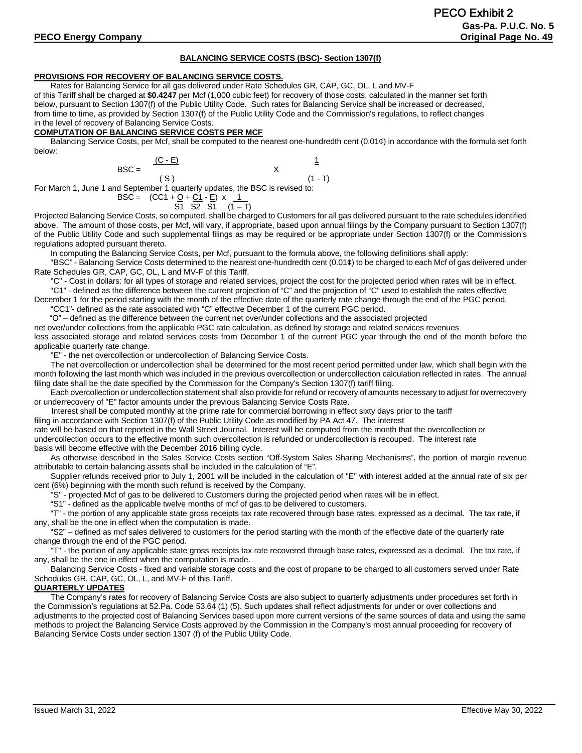**PECO Exhibit 2**
**Gas-Pa. P.U.C. No. 5**
**PECO Energy Company** **Original Page No. 49**

## BALANCING SERVICE COSTS (BSC)- Section 1307(f)

### PROVISIONS FOR RECOVERY OF BALANCING SERVICE COSTS.

Rates for Balancing Service for all gas delivered under Rate Schedules GR, CAP, GC, OL, L and MV-F of this Tariff shall be charged at **$0.4247** per Mcf (1,000 cubic feet) for recovery of those costs, calculated in the manner set forth below, pursuant to Section 1307(f) of the Public Utility Code. Such rates for Balancing Service shall be increased or decreased, from time to time, as provided by Section 1307(f) of the Public Utility Code and the Commission's regulations, to reflect changes in the level of recovery of Balancing Service Costs.

### COMPUTATION OF BALANCING SERVICE COSTS PER MCF

Balancing Service Costs, per Mcf, shall be computed to the nearest one-hundredth cent (0.01¢) in accordance with the formula set forth below:

$$BSC = \frac{(C - E)}{(S)} \times \frac{1}{(1 - T)}$$

For March 1, June 1 and September 1 quarterly updates, the BSC is revised to:

$$BSC = \left(CC1 + \frac{O}{S1} + \frac{C1}{S2} - \frac{E}{S1}\right) \times \frac{1}{(1 - T)}$$

Projected Balancing Service Costs, so computed, shall be charged to Customers for all gas delivered pursuant to the rate schedules identified above. The amount of those costs, per Mcf, will vary, if appropriate, based upon annual filings by the Company pursuant to Section 1307(f) of the Public Utility Code and such supplemental filings as may be required or be appropriate under Section 1307(f) or the Commission's regulations adopted pursuant thereto.

In computing the Balancing Service Costs, per Mcf, pursuant to the formula above, the following definitions shall apply:

"BSC" - Balancing Service Costs determined to the nearest one-hundredth cent (0.01¢) to be charged to each Mcf of gas delivered under Rate Schedules GR, CAP, GC, OL, L and MV-F of this Tariff.

"C" - Cost in dollars: for all types of storage and related services, project the cost for the projected period when rates will be in effect.

"C1" - defined as the difference between the current projection of "C" and the projection of "C" used to establish the rates effective December 1 for the period starting with the month of the effective date of the quarterly rate change through the end of the PGC period.

"CC1"- defined as the rate associated with "C" effective December 1 of the current PGC period.

"O" – defined as the difference between the current net over/under collections and the associated projected net over/under collections from the applicable PGC rate calculation, as defined by storage and related services revenues less associated storage and related services costs from December 1 of the current PGC year through the end of the month before the applicable quarterly rate change.

"E" - the net overcollection or undercollection of Balancing Service Costs.

The net overcollection or undercollection shall be determined for the most recent period permitted under law, which shall begin with the month following the last month which was included in the previous overcollection or undercollection calculation reflected in rates. The annual filing date shall be the date specified by the Commission for the Company's Section 1307(f) tariff filing.

Each overcollection or undercollection statement shall also provide for refund or recovery of amounts necessary to adjust for overrecovery or underrecovery of "E" factor amounts under the previous Balancing Service Costs Rate.

Interest shall be computed monthly at the prime rate for commercial borrowing in effect sixty days prior to the tariff filing in accordance with Section 1307(f) of the Public Utility Code as modified by PA Act 47. The interest rate will be based on that reported in the Wall Street Journal. Interest will be computed from the month that the overcollection or undercollection occurs to the effective month such overcollection is refunded or undercollection is recouped. The interest rate basis will become effective with the December 2016 billing cycle.

As otherwise described in the Sales Service Costs section "Off-System Sales Sharing Mechanisms", the portion of margin revenue attributable to certain balancing assets shall be included in the calculation of "E".

Supplier refunds received prior to July 1, 2001 will be included in the calculation of "E" with interest added at the annual rate of six per cent (6%) beginning with the month such refund is received by the Company.

"S" - projected Mcf of gas to be delivered to Customers during the projected period when rates will be in effect.

"S1" - defined as the applicable twelve months of mcf of gas to be delivered to customers.

"T" - the portion of any applicable state gross receipts tax rate recovered through base rates, expressed as a decimal. The tax rate, if any, shall be the one in effect when the computation is made.

"S2" – defined as mcf sales delivered to customers for the period starting with the month of the effective date of the quarterly rate change through the end of the PGC period.

"T" - the portion of any applicable state gross receipts tax rate recovered through base rates, expressed as a decimal. The tax rate, if any, shall be the one in effect when the computation is made.

Balancing Service Costs - fixed and variable storage costs and the cost of propane to be charged to all customers served under Rate Schedules GR, CAP, GC, OL, L, and MV-F of this Tariff.

### QUARTERLY UPDATES

The Company's rates for recovery of Balancing Service Costs are also subject to quarterly adjustments under procedures set forth in the Commission's regulations at 52.Pa. Code 53.64 (1) (5). Such updates shall reflect adjustments for under or over collections and adjustments to the projected cost of Balancing Services based upon more current versions of the same sources of data and using the same methods to project the Balancing Service Costs approved by the Commission in the Company's most annual proceeding for recovery of Balancing Service Costs under section 1307 (f) of the Public Utility Code.

Issued March 31, 2022 Effective May 30, 2022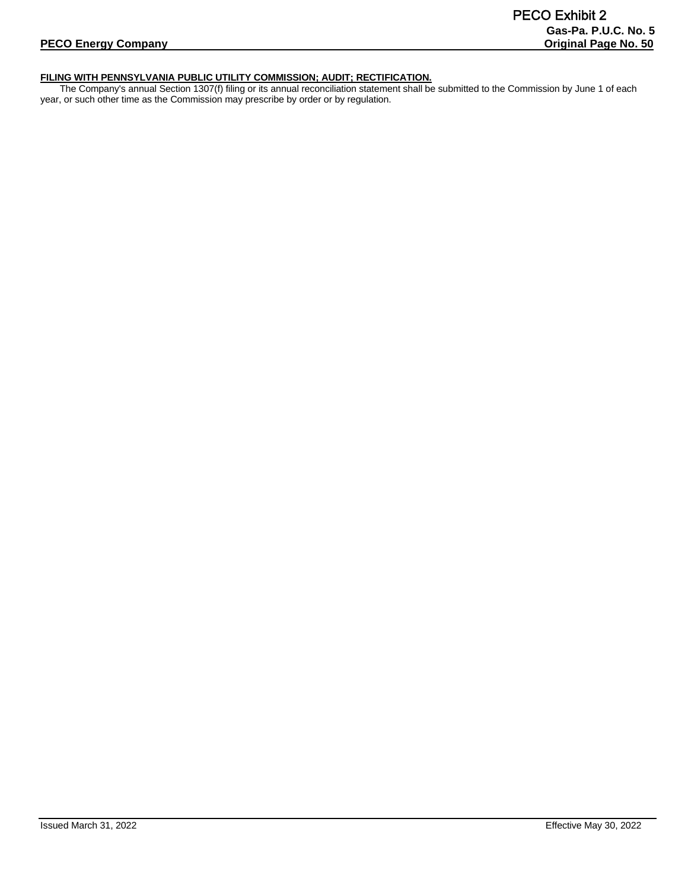**FILING WITH PENNSYLVANIA PUBLIC UTILITY COMMISSION; AUDIT; RECTIFICATION.**

The Company's annual Section 1307(f) filing or its annual reconciliation statement shall be submitted to the Commission by June 1 of each year, or such other time as the Commission may prescribe by order or by regulation.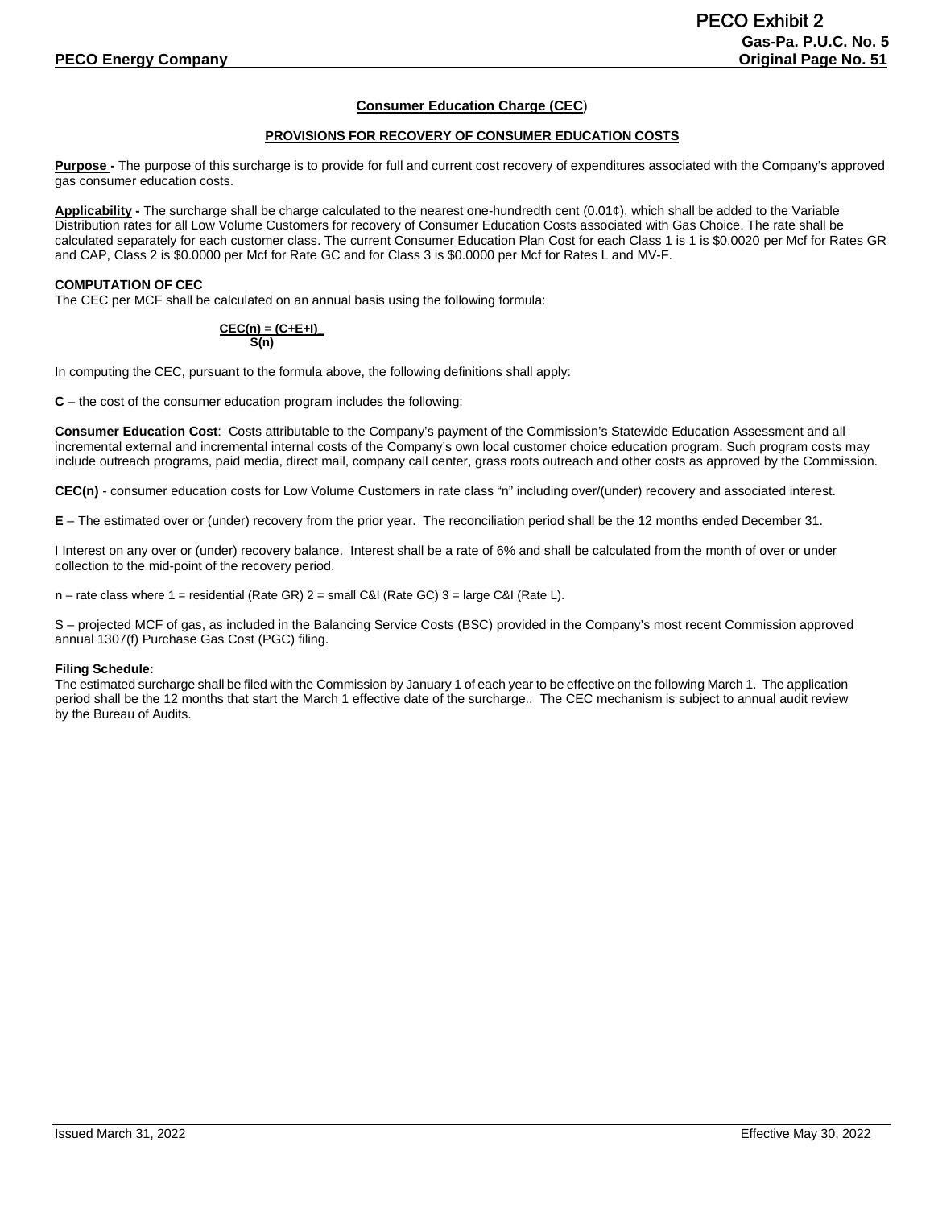**Consumer Education Charge (CEC)**

**PROVISIONS FOR RECOVERY OF CONSUMER EDUCATION COSTS**

**Purpose -** The purpose of this surcharge is to provide for full and current cost recovery of expenditures associated with the Company's approved gas consumer education costs.

**Applicability -** The surcharge shall be charge calculated to the nearest one-hundredth cent (0.01¢), which shall be added to the Variable Distribution rates for all Low Volume Customers for recovery of Consumer Education Costs associated with Gas Choice. The rate shall be calculated separately for each customer class. The current Consumer Education Plan Cost for each Class 1 is 1 is $0.0020 per Mcf for Rates GR and CAP, Class 2 is $0.0000 per Mcf for Rate GC and for Class 3 is $0.0000 per Mcf for Rates L and MV-F.

**COMPUTATION OF CEC**

The CEC per MCF shall be calculated on an annual basis using the following formula:

$$CEC(n) = \frac{(C+E+I)}{S(n)}$$

In computing the CEC, pursuant to the formula above, the following definitions shall apply:

**C** – the cost of the consumer education program includes the following:

**Consumer Education Cost**: Costs attributable to the Company's payment of the Commission's Statewide Education Assessment and all incremental external and incremental internal costs of the Company's own local customer choice education program. Such program costs may include outreach programs, paid media, direct mail, company call center, grass roots outreach and other costs as approved by the Commission.

**CEC(n)** - consumer education costs for Low Volume Customers in rate class "n" including over/(under) recovery and associated interest.

**E** – The estimated over or (under) recovery from the prior year. The reconciliation period shall be the 12 months ended December 31.

I Interest on any over or (under) recovery balance. Interest shall be a rate of 6% and shall be calculated from the month of over or under collection to the mid-point of the recovery period.

**n** – rate class where 1 = residential (Rate GR) 2 = small C&I (Rate GC) 3 = large C&I (Rate L).

S – projected MCF of gas, as included in the Balancing Service Costs (BSC) provided in the Company's most recent Commission approved annual 1307(f) Purchase Gas Cost (PGC) filing.

**Filing Schedule:**

The estimated surcharge shall be filed with the Commission by January 1 of each year to be effective on the following March 1. The application period shall be the 12 months that start the March 1 effective date of the surcharge.. The CEC mechanism is subject to annual audit review by the Bureau of Audits.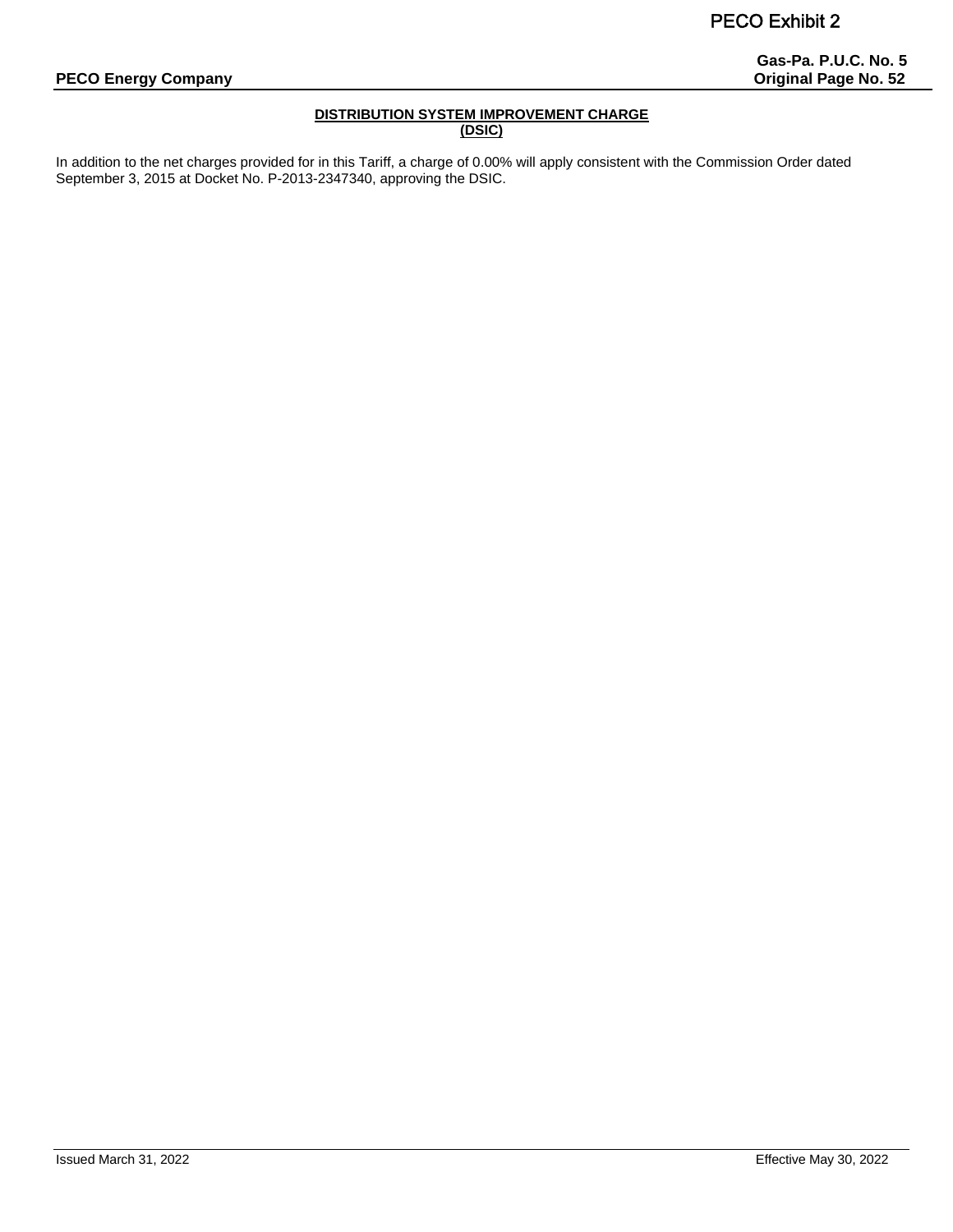## DISTRIBUTION SYSTEM IMPROVEMENT CHARGE (DSIC)

In addition to the net charges provided for in this Tariff, a charge of 0.00% will apply consistent with the Commission Order dated September 3, 2015 at Docket No. P-2013-2347340, approving the DSIC.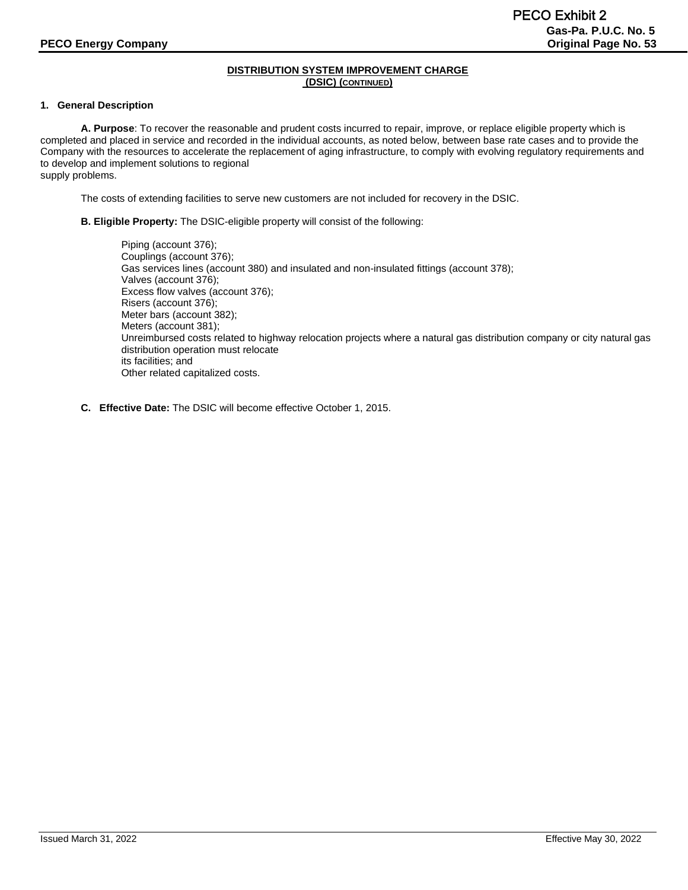## DISTRIBUTION SYSTEM IMPROVEMENT CHARGE (DSIC) (CONTINUED)

**1. General Description**

**A. Purpose**: To recover the reasonable and prudent costs incurred to repair, improve, or replace eligible property which is completed and placed in service and recorded in the individual accounts, as noted below, between base rate cases and to provide the Company with the resources to accelerate the replacement of aging infrastructure, to comply with evolving regulatory requirements and to develop and implement solutions to regional supply problems.

The costs of extending facilities to serve new customers are not included for recovery in the DSIC.

**B. Eligible Property:** The DSIC-eligible property will consist of the following:

Piping (account 376);
Couplings (account 376);
Gas services lines (account 380) and insulated and non-insulated fittings (account 378);
Valves (account 376);
Excess flow valves (account 376);
Risers (account 376);
Meter bars (account 382);
Meters (account 381);
Unreimbursed costs related to highway relocation projects where a natural gas distribution company or city natural gas distribution operation must relocate its facilities; and
Other related capitalized costs.

**C. Effective Date:** The DSIC will become effective October 1, 2015.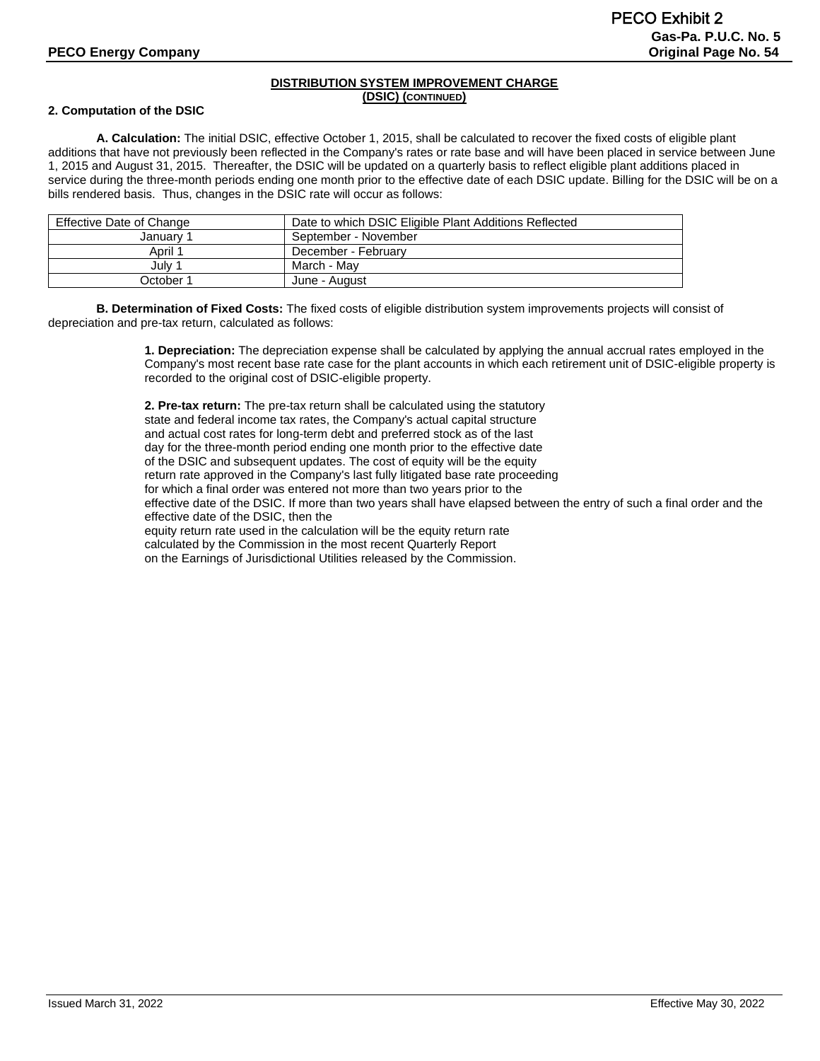## DISTRIBUTION SYSTEM IMPROVEMENT CHARGE (DSIC) (CONTINUED)

**2. Computation of the DSIC**

**A. Calculation:** The initial DSIC, effective October 1, 2015, shall be calculated to recover the fixed costs of eligible plant additions that have not previously been reflected in the Company's rates or rate base and will have been placed in service between June 1, 2015 and August 31, 2015. Thereafter, the DSIC will be updated on a quarterly basis to reflect eligible plant additions placed in service during the three-month periods ending one month prior to the effective date of each DSIC update. Billing for the DSIC will be on a bills rendered basis. Thus, changes in the DSIC rate will occur as follows:

| Effective Date of Change | Date to which DSIC Eligible Plant Additions Reflected |
|---|---|
| January 1 | September - November |
| April 1 | December - February |
| July 1 | March - May |
| October 1 | June - August |

**B. Determination of Fixed Costs:** The fixed costs of eligible distribution system improvements projects will consist of depreciation and pre-tax return, calculated as follows:

**1. Depreciation:** The depreciation expense shall be calculated by applying the annual accrual rates employed in the Company's most recent base rate case for the plant accounts in which each retirement unit of DSIC-eligible property is recorded to the original cost of DSIC-eligible property.

**2. Pre-tax return:** The pre-tax return shall be calculated using the statutory state and federal income tax rates, the Company's actual capital structure and actual cost rates for long-term debt and preferred stock as of the last day for the three-month period ending one month prior to the effective date of the DSIC and subsequent updates. The cost of equity will be the equity return rate approved in the Company's last fully litigated base rate proceeding for which a final order was entered not more than two years prior to the effective date of the DSIC. If more than two years shall have elapsed between the entry of such a final order and the effective date of the DSIC, then the equity return rate used in the calculation will be the equity return rate calculated by the Commission in the most recent Quarterly Report on the Earnings of Jurisdictional Utilities released by the Commission.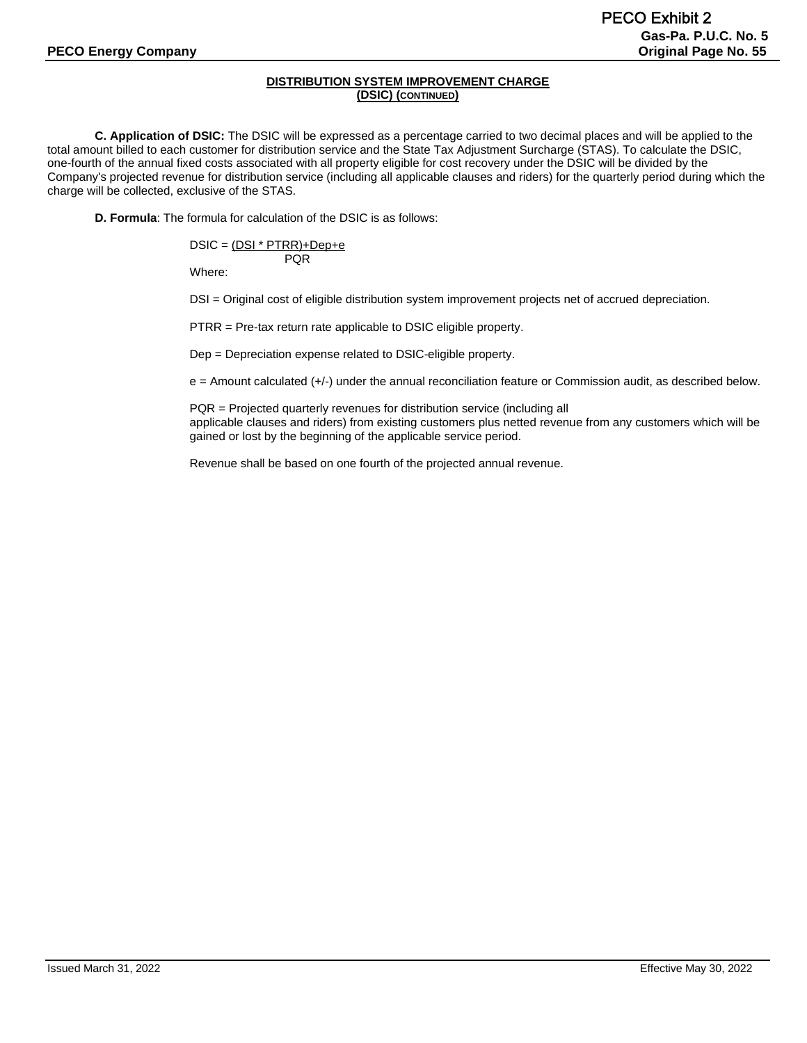## DISTRIBUTION SYSTEM IMPROVEMENT CHARGE (DSIC) (CONTINUED)

**C. Application of DSIC:** The DSIC will be expressed as a percentage carried to two decimal places and will be applied to the total amount billed to each customer for distribution service and the State Tax Adjustment Surcharge (STAS). To calculate the DSIC, one-fourth of the annual fixed costs associated with all property eligible for cost recovery under the DSIC will be divided by the Company's projected revenue for distribution service (including all applicable clauses and riders) for the quarterly period during which the charge will be collected, exclusive of the STAS.

**D. Formula**: The formula for calculation of the DSIC is as follows:

$$DSIC = \frac{(DSI * PTRR)+Dep+e}{PQR}$$

Where:

DSI = Original cost of eligible distribution system improvement projects net of accrued depreciation.

PTRR = Pre-tax return rate applicable to DSIC eligible property.

Dep = Depreciation expense related to DSIC-eligible property.

e = Amount calculated (+/-) under the annual reconciliation feature or Commission audit, as described below.

PQR = Projected quarterly revenues for distribution service (including all applicable clauses and riders) from existing customers plus netted revenue from any customers which will be gained or lost by the beginning of the applicable service period.

Revenue shall be based on one fourth of the projected annual revenue.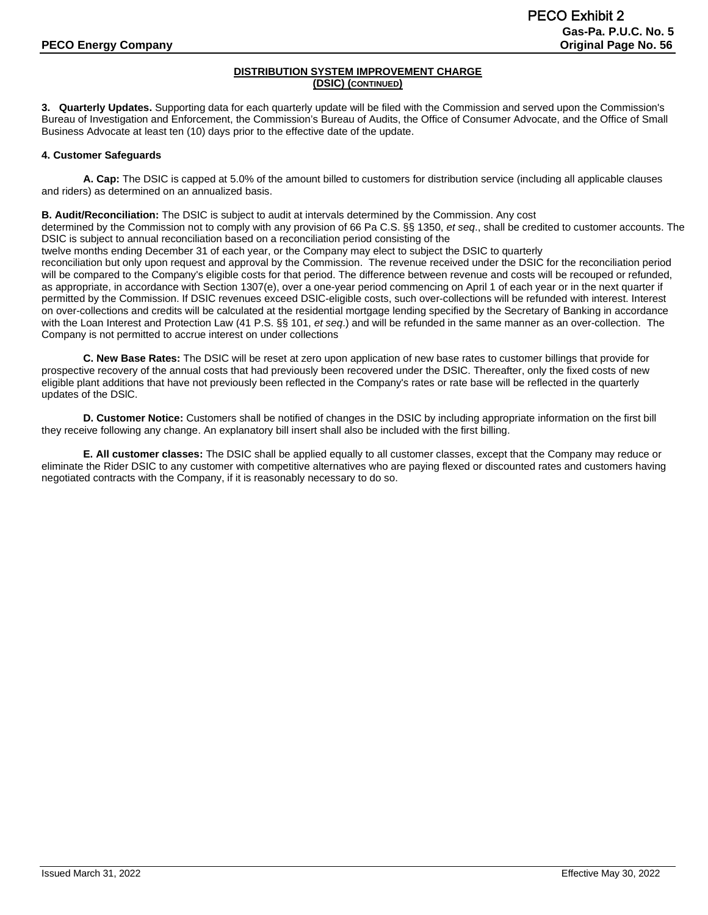## DISTRIBUTION SYSTEM IMPROVEMENT CHARGE
## (DSIC) (CONTINUED)

**3. Quarterly Updates.** Supporting data for each quarterly update will be filed with the Commission and served upon the Commission's Bureau of Investigation and Enforcement, the Commission's Bureau of Audits, the Office of Consumer Advocate, and the Office of Small Business Advocate at least ten (10) days prior to the effective date of the update.

**4. Customer Safeguards**

**A. Cap:** The DSIC is capped at 5.0% of the amount billed to customers for distribution service (including all applicable clauses and riders) as determined on an annualized basis.

**B. Audit/Reconciliation:** The DSIC is subject to audit at intervals determined by the Commission. Any cost determined by the Commission not to comply with any provision of 66 Pa C.S. §§ 1350, *et seq*., shall be credited to customer accounts. The DSIC is subject to annual reconciliation based on a reconciliation period consisting of the twelve months ending December 31 of each year, or the Company may elect to subject the DSIC to quarterly reconciliation but only upon request and approval by the Commission. The revenue received under the DSIC for the reconciliation period will be compared to the Company's eligible costs for that period. The difference between revenue and costs will be recouped or refunded, as appropriate, in accordance with Section 1307(e), over a one-year period commencing on April 1 of each year or in the next quarter if permitted by the Commission. If DSIC revenues exceed DSIC-eligible costs, such over-collections will be refunded with interest. Interest on over-collections and credits will be calculated at the residential mortgage lending specified by the Secretary of Banking in accordance with the Loan Interest and Protection Law (41 P.S. §§ 101, *et seq*.) and will be refunded in the same manner as an over-collection. The Company is not permitted to accrue interest on under collections

**C. New Base Rates:** The DSIC will be reset at zero upon application of new base rates to customer billings that provide for prospective recovery of the annual costs that had previously been recovered under the DSIC. Thereafter, only the fixed costs of new eligible plant additions that have not previously been reflected in the Company's rates or rate base will be reflected in the quarterly updates of the DSIC.

**D. Customer Notice:** Customers shall be notified of changes in the DSIC by including appropriate information on the first bill they receive following any change. An explanatory bill insert shall also be included with the first billing.

**E. All customer classes:** The DSIC shall be applied equally to all customer classes, except that the Company may reduce or eliminate the Rider DSIC to any customer with competitive alternatives who are paying flexed or discounted rates and customers having negotiated contracts with the Company, if it is reasonably necessary to do so.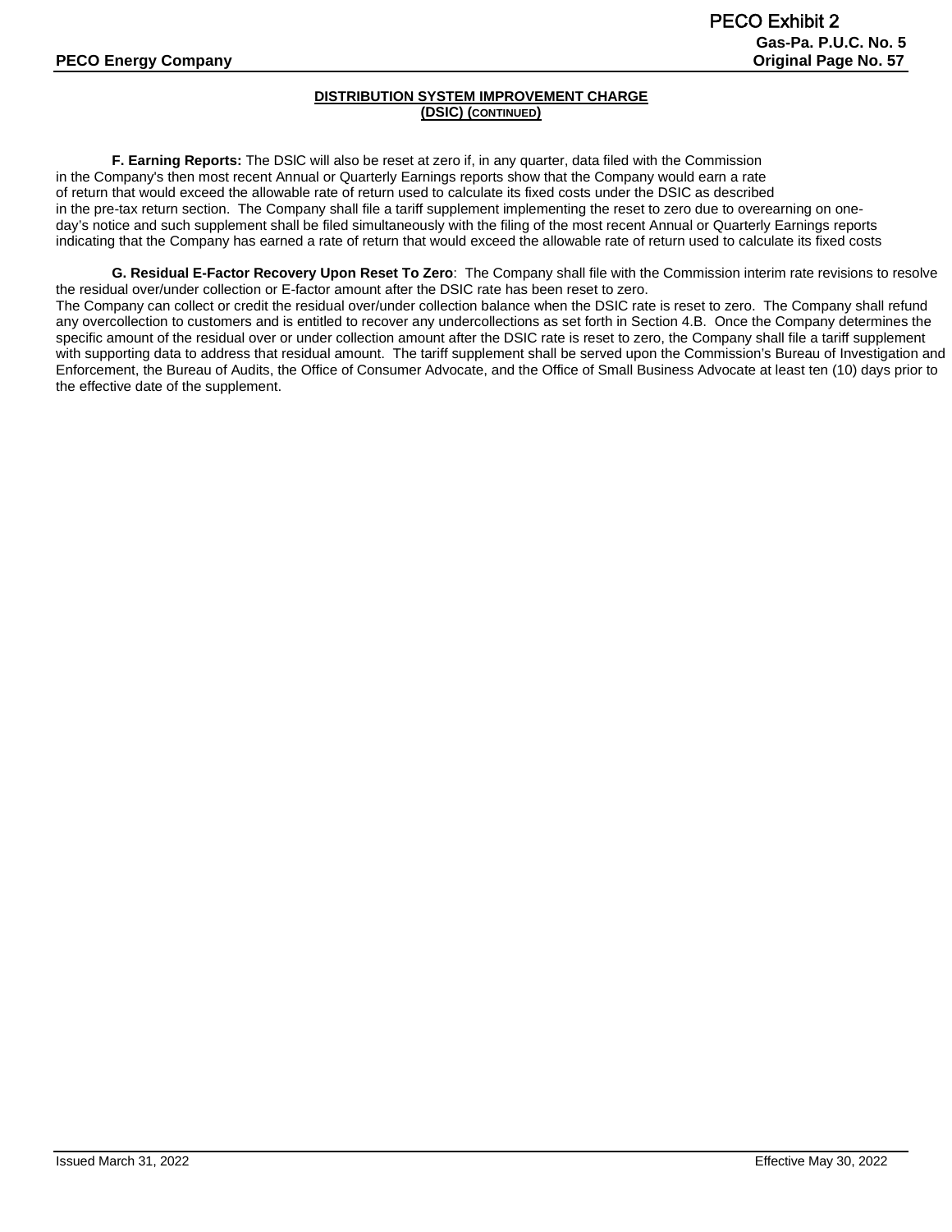## DISTRIBUTION SYSTEM IMPROVEMENT CHARGE (DSIC) (CONTINUED)

**F. Earning Reports:** The DSIC will also be reset at zero if, in any quarter, data filed with the Commission in the Company's then most recent Annual or Quarterly Earnings reports show that the Company would earn a rate of return that would exceed the allowable rate of return used to calculate its fixed costs under the DSIC as described in the pre-tax return section. The Company shall file a tariff supplement implementing the reset to zero due to overearning on one-day's notice and such supplement shall be filed simultaneously with the filing of the most recent Annual or Quarterly Earnings reports indicating that the Company has earned a rate of return that would exceed the allowable rate of return used to calculate its fixed costs

**G. Residual E-Factor Recovery Upon Reset To Zero**: The Company shall file with the Commission interim rate revisions to resolve the residual over/under collection or E-factor amount after the DSIC rate has been reset to zero.
The Company can collect or credit the residual over/under collection balance when the DSIC rate is reset to zero. The Company shall refund any overcollection to customers and is entitled to recover any undercollections as set forth in Section 4.B. Once the Company determines the specific amount of the residual over or under collection amount after the DSIC rate is reset to zero, the Company shall file a tariff supplement with supporting data to address that residual amount. The tariff supplement shall be served upon the Commission's Bureau of Investigation and Enforcement, the Bureau of Audits, the Office of Consumer Advocate, and the Office of Small Business Advocate at least ten (10) days prior to the effective date of the supplement.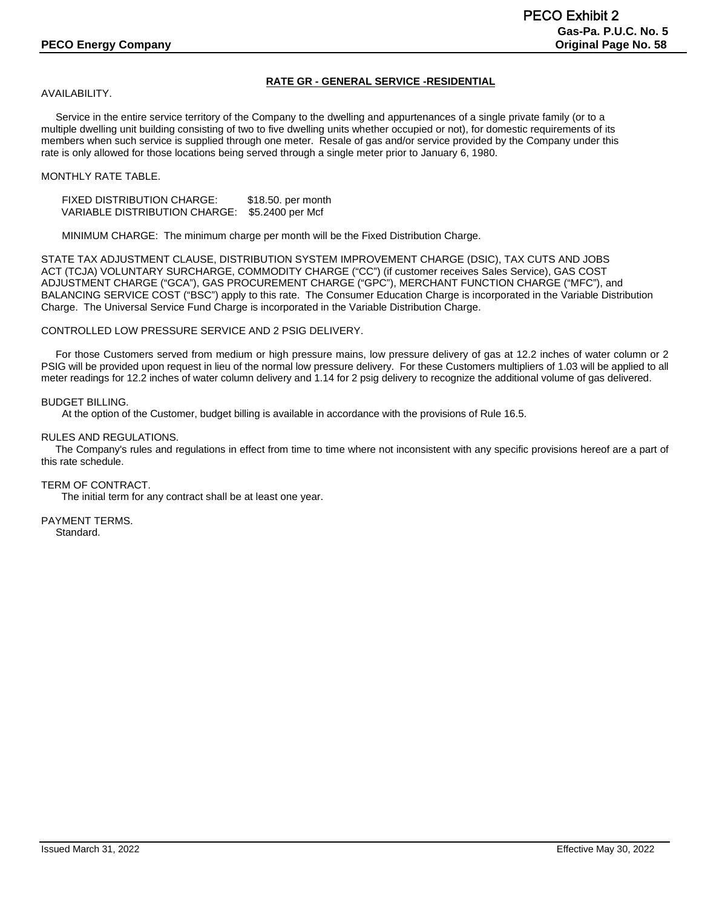## RATE GR - GENERAL SERVICE -RESIDENTIAL

AVAILABILITY.

Service in the entire service territory of the Company to the dwelling and appurtenances of a single private family (or to a multiple dwelling unit building consisting of two to five dwelling units whether occupied or not), for domestic requirements of its members when such service is supplied through one meter. Resale of gas and/or service provided by the Company under this rate is only allowed for those locations being served through a single meter prior to January 6, 1980.

MONTHLY RATE TABLE.

FIXED DISTRIBUTION CHARGE: $18.50. per month
VARIABLE DISTRIBUTION CHARGE: $5.2400 per Mcf

MINIMUM CHARGE: The minimum charge per month will be the Fixed Distribution Charge.

STATE TAX ADJUSTMENT CLAUSE, DISTRIBUTION SYSTEM IMPROVEMENT CHARGE (DSIC), TAX CUTS AND JOBS ACT (TCJA) VOLUNTARY SURCHARGE, COMMODITY CHARGE (“CC”) (if customer receives Sales Service), GAS COST ADJUSTMENT CHARGE (“GCA”), GAS PROCUREMENT CHARGE (“GPC”), MERCHANT FUNCTION CHARGE (“MFC”), and BALANCING SERVICE COST (“BSC”) apply to this rate. The Consumer Education Charge is incorporated in the Variable Distribution Charge. The Universal Service Fund Charge is incorporated in the Variable Distribution Charge.

CONTROLLED LOW PRESSURE SERVICE AND 2 PSIG DELIVERY.

For those Customers served from medium or high pressure mains, low pressure delivery of gas at 12.2 inches of water column or 2 PSIG will be provided upon request in lieu of the normal low pressure delivery. For these Customers multipliers of 1.03 will be applied to all meter readings for 12.2 inches of water column delivery and 1.14 for 2 psig delivery to recognize the additional volume of gas delivered.

BUDGET BILLING.

At the option of the Customer, budget billing is available in accordance with the provisions of Rule 16.5.

RULES AND REGULATIONS.

The Company's rules and regulations in effect from time to time where not inconsistent with any specific provisions hereof are a part of this rate schedule.

TERM OF CONTRACT.

The initial term for any contract shall be at least one year.

PAYMENT TERMS.

Standard.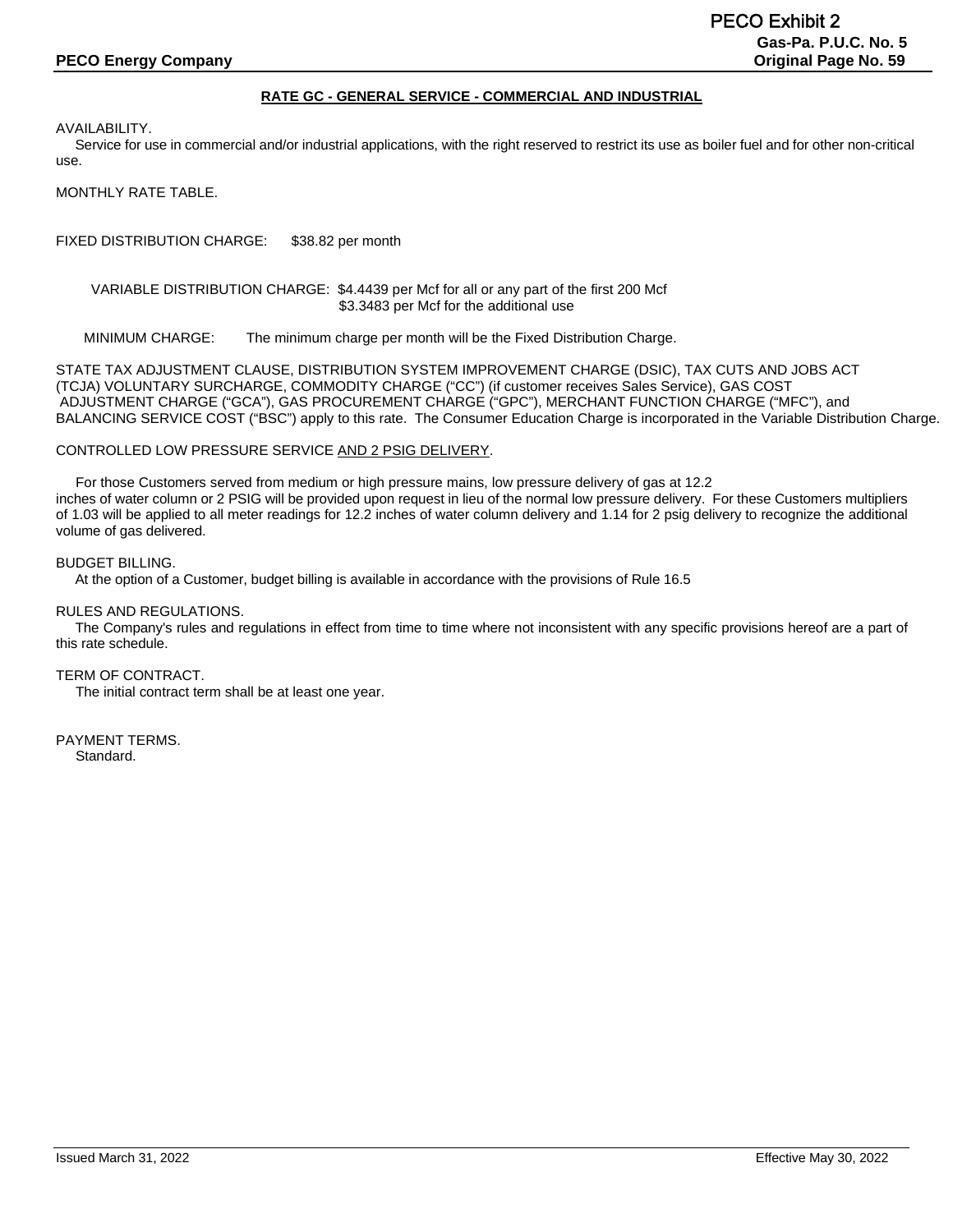## RATE GC - GENERAL SERVICE - COMMERCIAL AND INDUSTRIAL

AVAILABILITY.

Service for use in commercial and/or industrial applications, with the right reserved to restrict its use as boiler fuel and for other non-critical use.

MONTHLY RATE TABLE.

FIXED DISTRIBUTION CHARGE: $38.82 per month

VARIABLE DISTRIBUTION CHARGE: $4.4439 per Mcf for all or any part of the first 200 Mcf
$3.3483 per Mcf for the additional use

MINIMUM CHARGE: The minimum charge per month will be the Fixed Distribution Charge.

STATE TAX ADJUSTMENT CLAUSE, DISTRIBUTION SYSTEM IMPROVEMENT CHARGE (DSIC), TAX CUTS AND JOBS ACT (TCJA) VOLUNTARY SURCHARGE, COMMODITY CHARGE ("CC") (if customer receives Sales Service), GAS COST ADJUSTMENT CHARGE ("GCA"), GAS PROCUREMENT CHARGE ("GPC"), MERCHANT FUNCTION CHARGE ("MFC"), and BALANCING SERVICE COST ("BSC") apply to this rate. The Consumer Education Charge is incorporated in the Variable Distribution Charge.

CONTROLLED LOW PRESSURE SERVICE <u>AND 2 PSIG DELIVERY</u>.

For those Customers served from medium or high pressure mains, low pressure delivery of gas at 12.2 inches of water column or 2 PSIG will be provided upon request in lieu of the normal low pressure delivery. For these Customers multipliers of 1.03 will be applied to all meter readings for 12.2 inches of water column delivery and 1.14 for 2 psig delivery to recognize the additional volume of gas delivered.

BUDGET BILLING.

At the option of a Customer, budget billing is available in accordance with the provisions of Rule 16.5

RULES AND REGULATIONS.

The Company's rules and regulations in effect from time to time where not inconsistent with any specific provisions hereof are a part of this rate schedule.

TERM OF CONTRACT.

The initial contract term shall be at least one year.

PAYMENT TERMS.

Standard.

Issued March 31, 2022 Effective May 30, 2022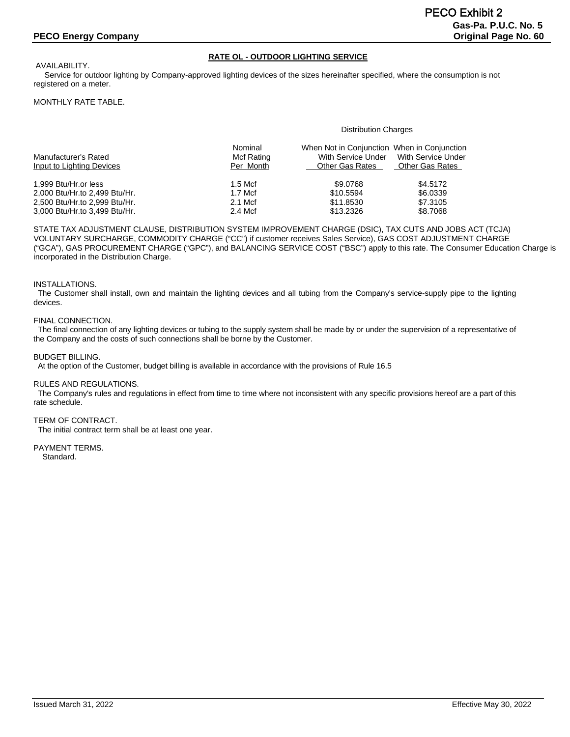## RATE OL - OUTDOOR LIGHTING SERVICE

AVAILABILITY.

Service for outdoor lighting by Company-approved lighting devices of the sizes hereinafter specified, where the consumption is not registered on a meter.

MONTHLY RATE TABLE.

| Manufacturer's Rated Input to Lighting Devices | Nominal Mcf Rating Per Month | Distribution Charges: When Not in Conjunction With Service Under Other Gas Rates | Distribution Charges: When in Conjunction With Service Under Other Gas Rates |
|---|---|---|---|
| 1,999 Btu/Hr.or less | 1.5 Mcf | $9.0768 | $4.5172 |
| 2,000 Btu/Hr.to 2,499 Btu/Hr. | 1.7 Mcf | $10.5594 | $6.0339 |
| 2,500 Btu/Hr.to 2,999 Btu/Hr. | 2.1 Mcf | $11.8530 | $7.3105 |
| 3,000 Btu/Hr.to 3,499 Btu/Hr. | 2.4 Mcf | $13.2326 | $8.7068 |

STATE TAX ADJUSTMENT CLAUSE, DISTRIBUTION SYSTEM IMPROVEMENT CHARGE (DSIC), TAX CUTS AND JOBS ACT (TCJA) VOLUNTARY SURCHARGE, COMMODITY CHARGE ("CC") if customer receives Sales Service), GAS COST ADJUSTMENT CHARGE ("GCA"), GAS PROCUREMENT CHARGE ("GPC"), and BALANCING SERVICE COST ("BSC") apply to this rate. The Consumer Education Charge is incorporated in the Distribution Charge.

INSTALLATIONS.

The Customer shall install, own and maintain the lighting devices and all tubing from the Company's service-supply pipe to the lighting devices.

FINAL CONNECTION.

The final connection of any lighting devices or tubing to the supply system shall be made by or under the supervision of a representative of the Company and the costs of such connections shall be borne by the Customer.

BUDGET BILLING.

At the option of the Customer, budget billing is available in accordance with the provisions of Rule 16.5

RULES AND REGULATIONS.

The Company's rules and regulations in effect from time to time where not inconsistent with any specific provisions hereof are a part of this rate schedule.

TERM OF CONTRACT.

The initial contract term shall be at least one year.

PAYMENT TERMS.

Standard.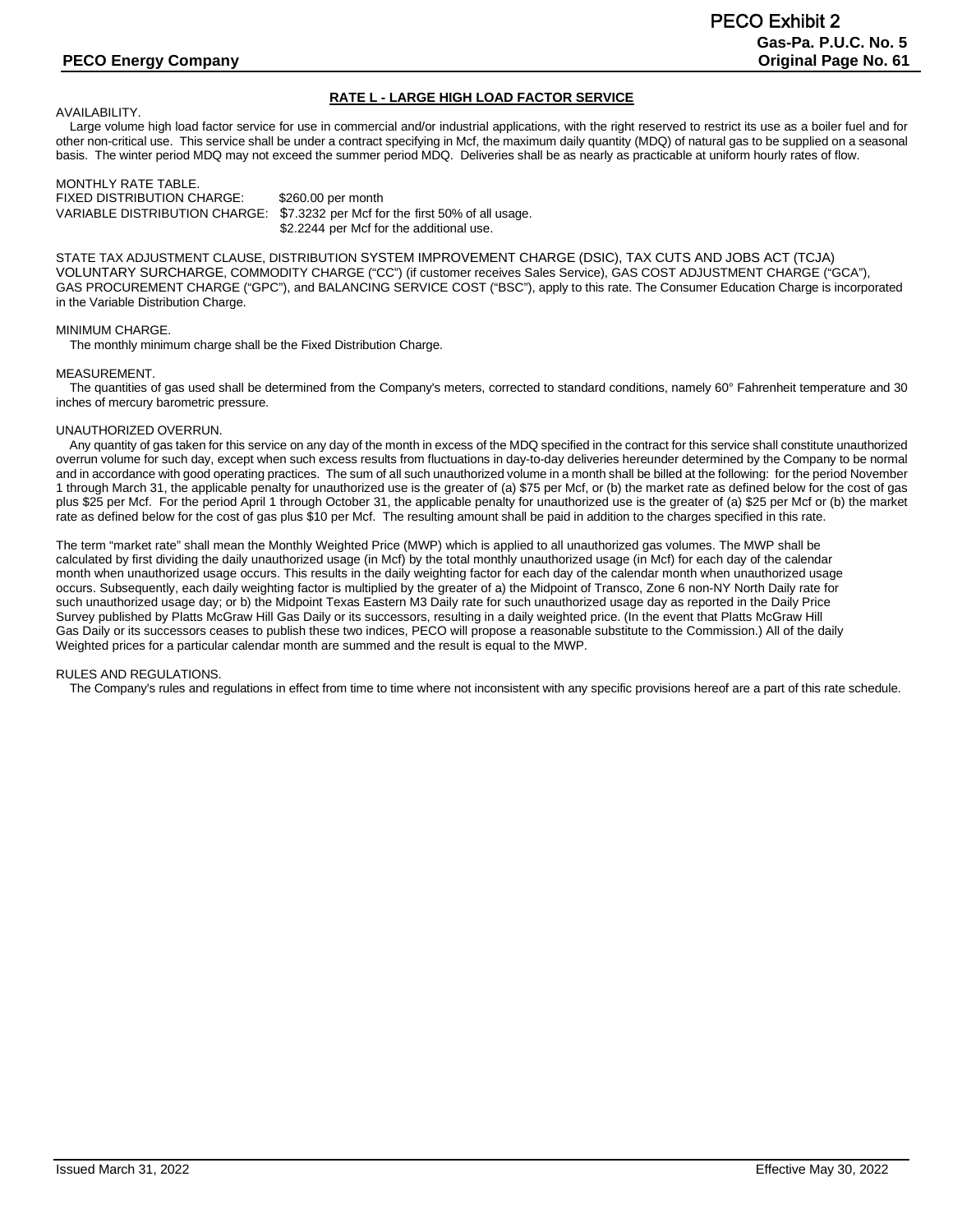## RATE L - LARGE HIGH LOAD FACTOR SERVICE

AVAILABILITY.

Large volume high load factor service for use in commercial and/or industrial applications, with the right reserved to restrict its use as a boiler fuel and for other non-critical use. This service shall be under a contract specifying in Mcf, the maximum daily quantity (MDQ) of natural gas to be supplied on a seasonal basis. The winter period MDQ may not exceed the summer period MDQ. Deliveries shall be as nearly as practicable at uniform hourly rates of flow.

MONTHLY RATE TABLE.

| | |
|---|---|
| FIXED DISTRIBUTION CHARGE: | $260.00 per month |
| VARIABLE DISTRIBUTION CHARGE: | $7.3232 per Mcf for the first 50% of all usage. |
| | $2.2244 per Mcf for the additional use. |

STATE TAX ADJUSTMENT CLAUSE, DISTRIBUTION SYSTEM IMPROVEMENT CHARGE (DSIC), TAX CUTS AND JOBS ACT (TCJA) VOLUNTARY SURCHARGE, COMMODITY CHARGE ("CC") (if customer receives Sales Service), GAS COST ADJUSTMENT CHARGE ("GCA"), GAS PROCUREMENT CHARGE ("GPC"), and BALANCING SERVICE COST ("BSC"), apply to this rate. The Consumer Education Charge is incorporated in the Variable Distribution Charge.

MINIMUM CHARGE.

The monthly minimum charge shall be the Fixed Distribution Charge.

MEASUREMENT.

The quantities of gas used shall be determined from the Company's meters, corrected to standard conditions, namely 60° Fahrenheit temperature and 30 inches of mercury barometric pressure.

UNAUTHORIZED OVERRUN.

Any quantity of gas taken for this service on any day of the month in excess of the MDQ specified in the contract for this service shall constitute unauthorized overrun volume for such day, except when such excess results from fluctuations in day-to-day deliveries hereunder determined by the Company to be normal and in accordance with good operating practices. The sum of all such unauthorized volume in a month shall be billed at the following: for the period November 1 through March 31, the applicable penalty for unauthorized use is the greater of (a) $75 per Mcf, or (b) the market rate as defined below for the cost of gas plus $25 per Mcf. For the period April 1 through October 31, the applicable penalty for unauthorized use is the greater of (a) $25 per Mcf or (b) the market rate as defined below for the cost of gas plus $10 per Mcf. The resulting amount shall be paid in addition to the charges specified in this rate.

The term "market rate" shall mean the Monthly Weighted Price (MWP) which is applied to all unauthorized gas volumes. The MWP shall be calculated by first dividing the daily unauthorized usage (in Mcf) by the total monthly unauthorized usage (in Mcf) for each day of the calendar month when unauthorized usage occurs. This results in the daily weighting factor for each day of the calendar month when unauthorized usage occurs. Subsequently, each daily weighting factor is multiplied by the greater of a) the Midpoint of Transco, Zone 6 non-NY North Daily rate for such unauthorized usage day; or b) the Midpoint Texas Eastern M3 Daily rate for such unauthorized usage day as reported in the Daily Price Survey published by Platts McGraw Hill Gas Daily or its successors, resulting in a daily weighted price. (In the event that Platts McGraw Hill Gas Daily or its successors ceases to publish these two indices, PECO will propose a reasonable substitute to the Commission.) All of the daily Weighted prices for a particular calendar month are summed and the result is equal to the MWP.

RULES AND REGULATIONS.

The Company's rules and regulations in effect from time to time where not inconsistent with any specific provisions hereof are a part of this rate schedule.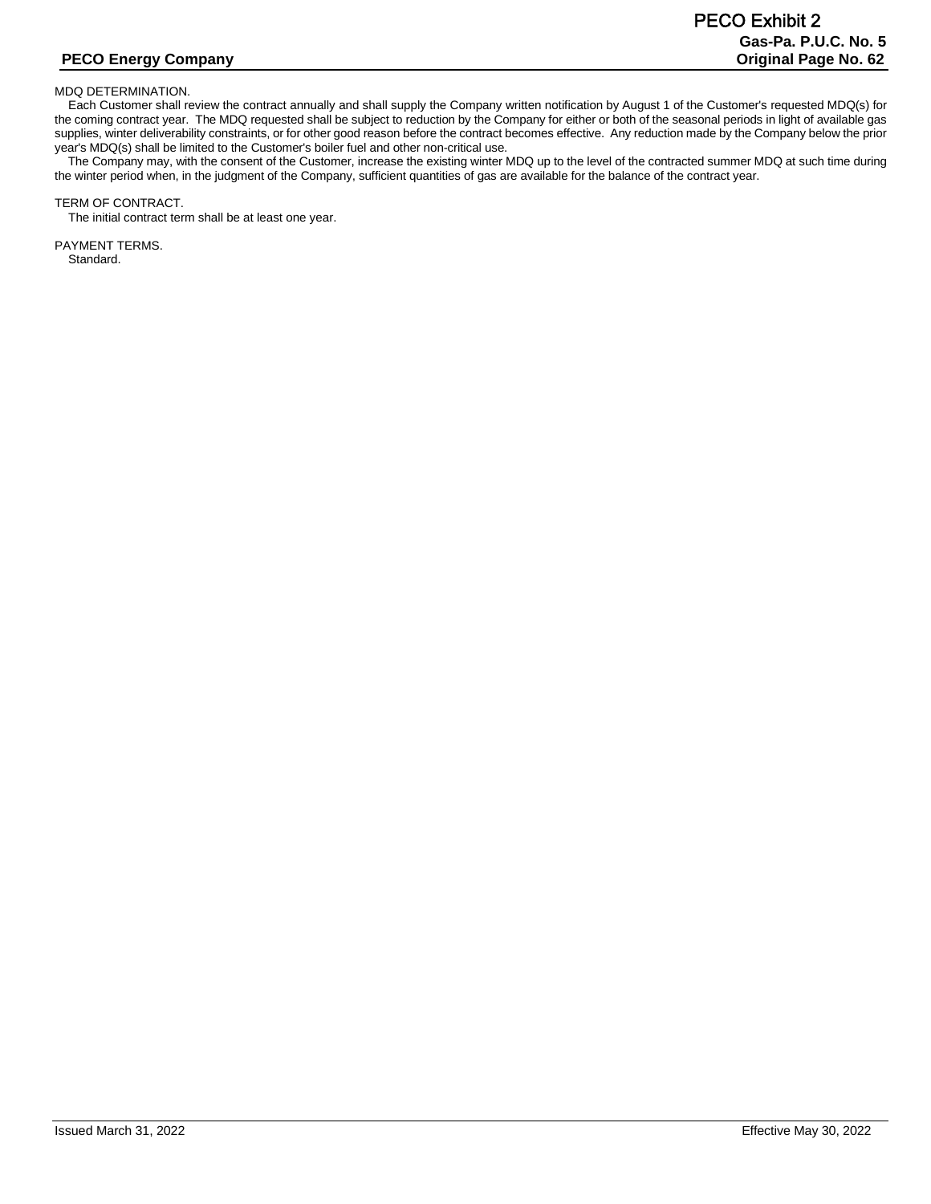MDQ DETERMINATION.

Each Customer shall review the contract annually and shall supply the Company written notification by August 1 of the Customer's requested MDQ(s) for the coming contract year. The MDQ requested shall be subject to reduction by the Company for either or both of the seasonal periods in light of available gas supplies, winter deliverability constraints, or for other good reason before the contract becomes effective. Any reduction made by the Company below the prior year's MDQ(s) shall be limited to the Customer's boiler fuel and other non-critical use.

The Company may, with the consent of the Customer, increase the existing winter MDQ up to the level of the contracted summer MDQ at such time during the winter period when, in the judgment of the Company, sufficient quantities of gas are available for the balance of the contract year.

TERM OF CONTRACT.

The initial contract term shall be at least one year.

PAYMENT TERMS.

Standard.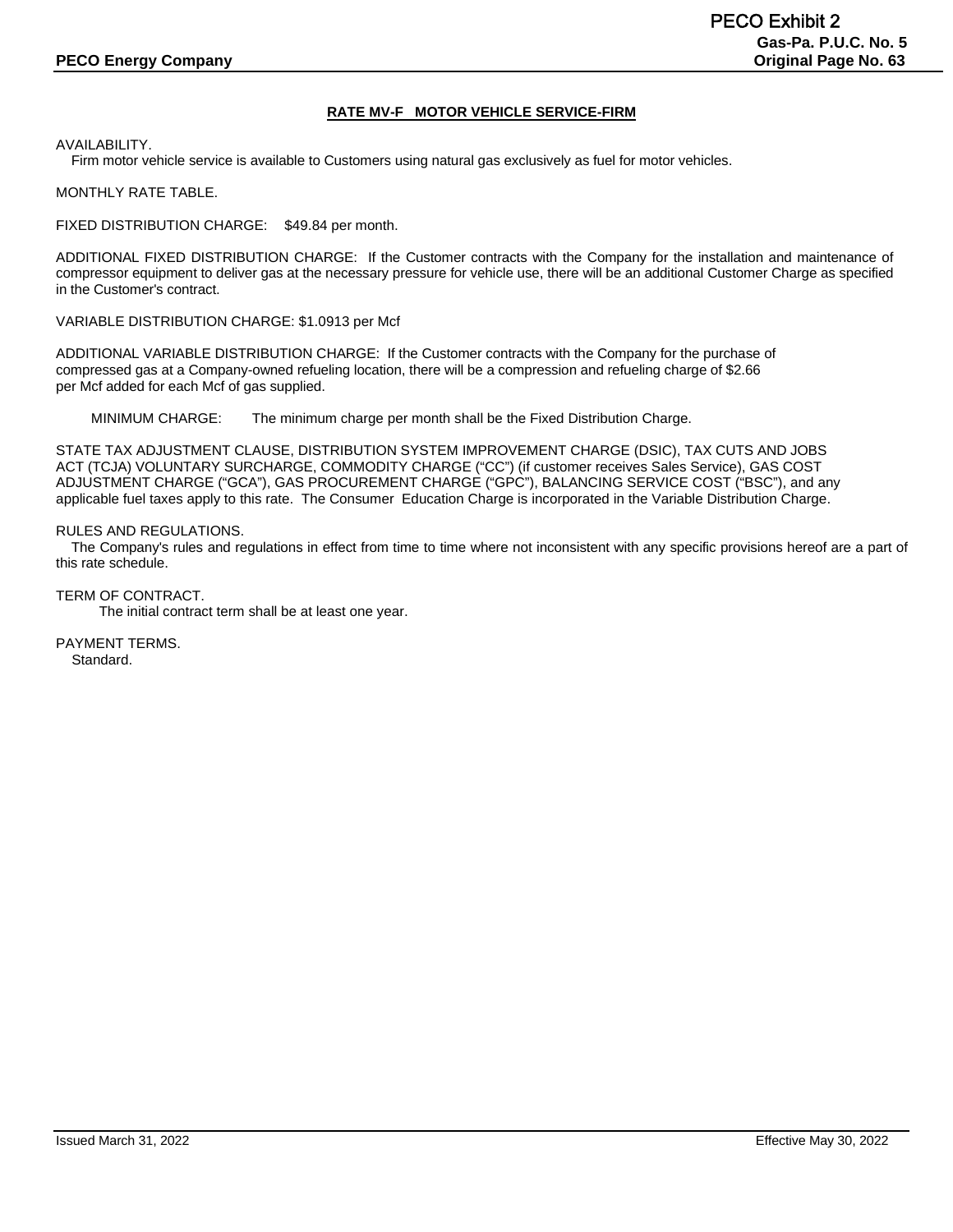## RATE MV-F MOTOR VEHICLE SERVICE-FIRM

AVAILABILITY.
Firm motor vehicle service is available to Customers using natural gas exclusively as fuel for motor vehicles.

MONTHLY RATE TABLE.

FIXED DISTRIBUTION CHARGE: $49.84 per month.

ADDITIONAL FIXED DISTRIBUTION CHARGE: If the Customer contracts with the Company for the installation and maintenance of compressor equipment to deliver gas at the necessary pressure for vehicle use, there will be an additional Customer Charge as specified in the Customer's contract.

VARIABLE DISTRIBUTION CHARGE: $1.0913 per Mcf

ADDITIONAL VARIABLE DISTRIBUTION CHARGE: If the Customer contracts with the Company for the purchase of compressed gas at a Company-owned refueling location, there will be a compression and refueling charge of $2.66 per Mcf added for each Mcf of gas supplied.

MINIMUM CHARGE: The minimum charge per month shall be the Fixed Distribution Charge.

STATE TAX ADJUSTMENT CLAUSE, DISTRIBUTION SYSTEM IMPROVEMENT CHARGE (DSIC), TAX CUTS AND JOBS ACT (TCJA) VOLUNTARY SURCHARGE, COMMODITY CHARGE ("CC") (if customer receives Sales Service), GAS COST ADJUSTMENT CHARGE ("GCA"), GAS PROCUREMENT CHARGE ("GPC"), BALANCING SERVICE COST ("BSC"), and any applicable fuel taxes apply to this rate. The Consumer Education Charge is incorporated in the Variable Distribution Charge.

RULES AND REGULATIONS.
The Company's rules and regulations in effect from time to time where not inconsistent with any specific provisions hereof are a part of this rate schedule.

TERM OF CONTRACT.
The initial contract term shall be at least one year.

PAYMENT TERMS.
Standard.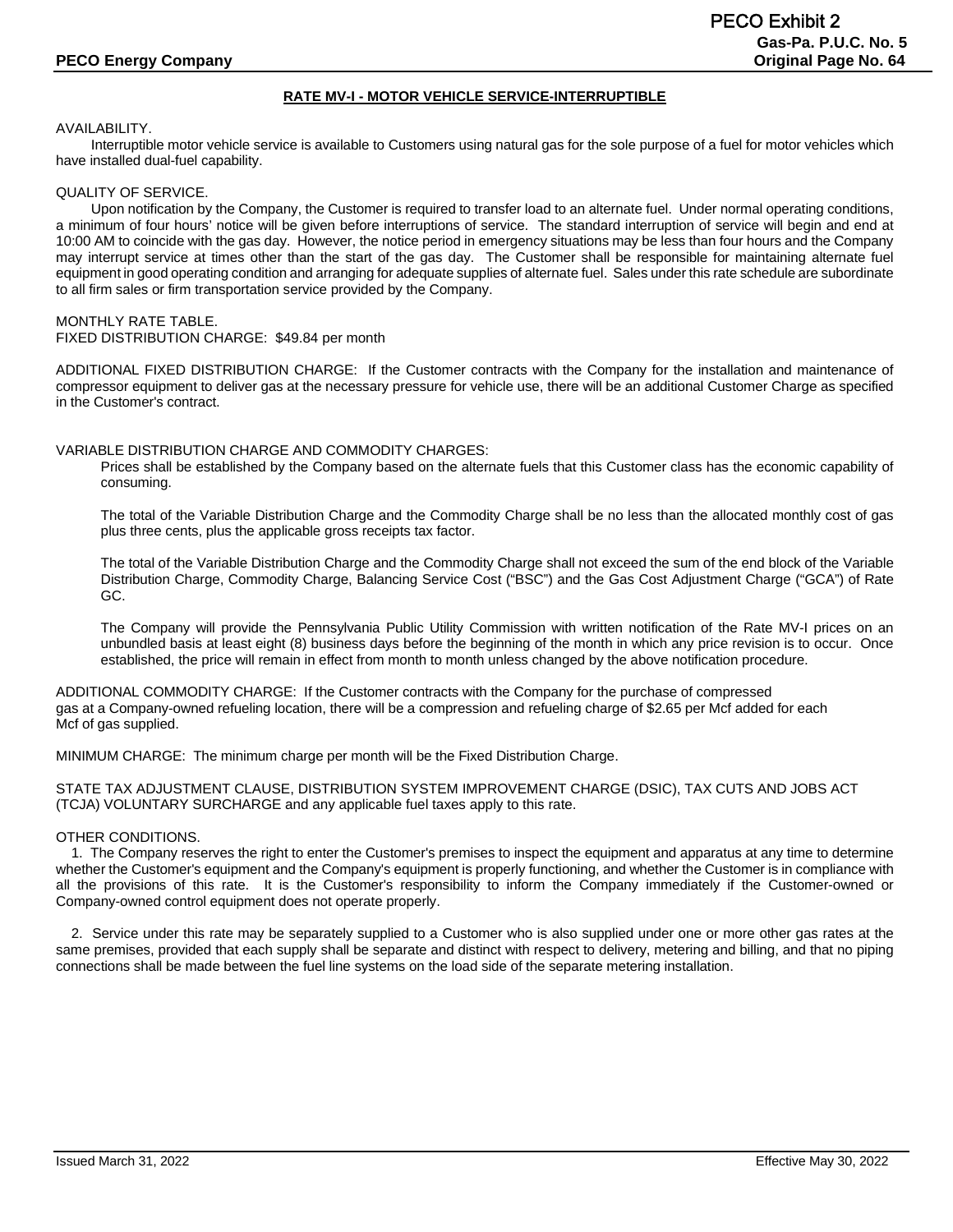## RATE MV-I - MOTOR VEHICLE SERVICE-INTERRUPTIBLE

AVAILABILITY.

Interruptible motor vehicle service is available to Customers using natural gas for the sole purpose of a fuel for motor vehicles which have installed dual-fuel capability.

QUALITY OF SERVICE.

Upon notification by the Company, the Customer is required to transfer load to an alternate fuel. Under normal operating conditions, a minimum of four hours' notice will be given before interruptions of service. The standard interruption of service will begin and end at 10:00 AM to coincide with the gas day. However, the notice period in emergency situations may be less than four hours and the Company may interrupt service at times other than the start of the gas day. The Customer shall be responsible for maintaining alternate fuel equipment in good operating condition and arranging for adequate supplies of alternate fuel. Sales under this rate schedule are subordinate to all firm sales or firm transportation service provided by the Company.

MONTHLY RATE TABLE.

FIXED DISTRIBUTION CHARGE: $49.84 per month

ADDITIONAL FIXED DISTRIBUTION CHARGE: If the Customer contracts with the Company for the installation and maintenance of compressor equipment to deliver gas at the necessary pressure for vehicle use, there will be an additional Customer Charge as specified in the Customer's contract.

VARIABLE DISTRIBUTION CHARGE AND COMMODITY CHARGES:

Prices shall be established by the Company based on the alternate fuels that this Customer class has the economic capability of consuming.

The total of the Variable Distribution Charge and the Commodity Charge shall be no less than the allocated monthly cost of gas plus three cents, plus the applicable gross receipts tax factor.

The total of the Variable Distribution Charge and the Commodity Charge shall not exceed the sum of the end block of the Variable Distribution Charge, Commodity Charge, Balancing Service Cost ("BSC") and the Gas Cost Adjustment Charge ("GCA") of Rate GC.

The Company will provide the Pennsylvania Public Utility Commission with written notification of the Rate MV-I prices on an unbundled basis at least eight (8) business days before the beginning of the month in which any price revision is to occur. Once established, the price will remain in effect from month to month unless changed by the above notification procedure.

ADDITIONAL COMMODITY CHARGE: If the Customer contracts with the Company for the purchase of compressed gas at a Company-owned refueling location, there will be a compression and refueling charge of $2.65 per Mcf added for each Mcf of gas supplied.

MINIMUM CHARGE: The minimum charge per month will be the Fixed Distribution Charge.

STATE TAX ADJUSTMENT CLAUSE, DISTRIBUTION SYSTEM IMPROVEMENT CHARGE (DSIC), TAX CUTS AND JOBS ACT (TCJA) VOLUNTARY SURCHARGE and any applicable fuel taxes apply to this rate.

OTHER CONDITIONS.

1. The Company reserves the right to enter the Customer's premises to inspect the equipment and apparatus at any time to determine whether the Customer's equipment and the Company's equipment is properly functioning, and whether the Customer is in compliance with all the provisions of this rate. It is the Customer's responsibility to inform the Company immediately if the Customer-owned or Company-owned control equipment does not operate properly.

2. Service under this rate may be separately supplied to a Customer who is also supplied under one or more other gas rates at the same premises, provided that each supply shall be separate and distinct with respect to delivery, metering and billing, and that no piping connections shall be made between the fuel line systems on the load side of the separate metering installation.

Issued March 31, 2022 Effective May 30, 2022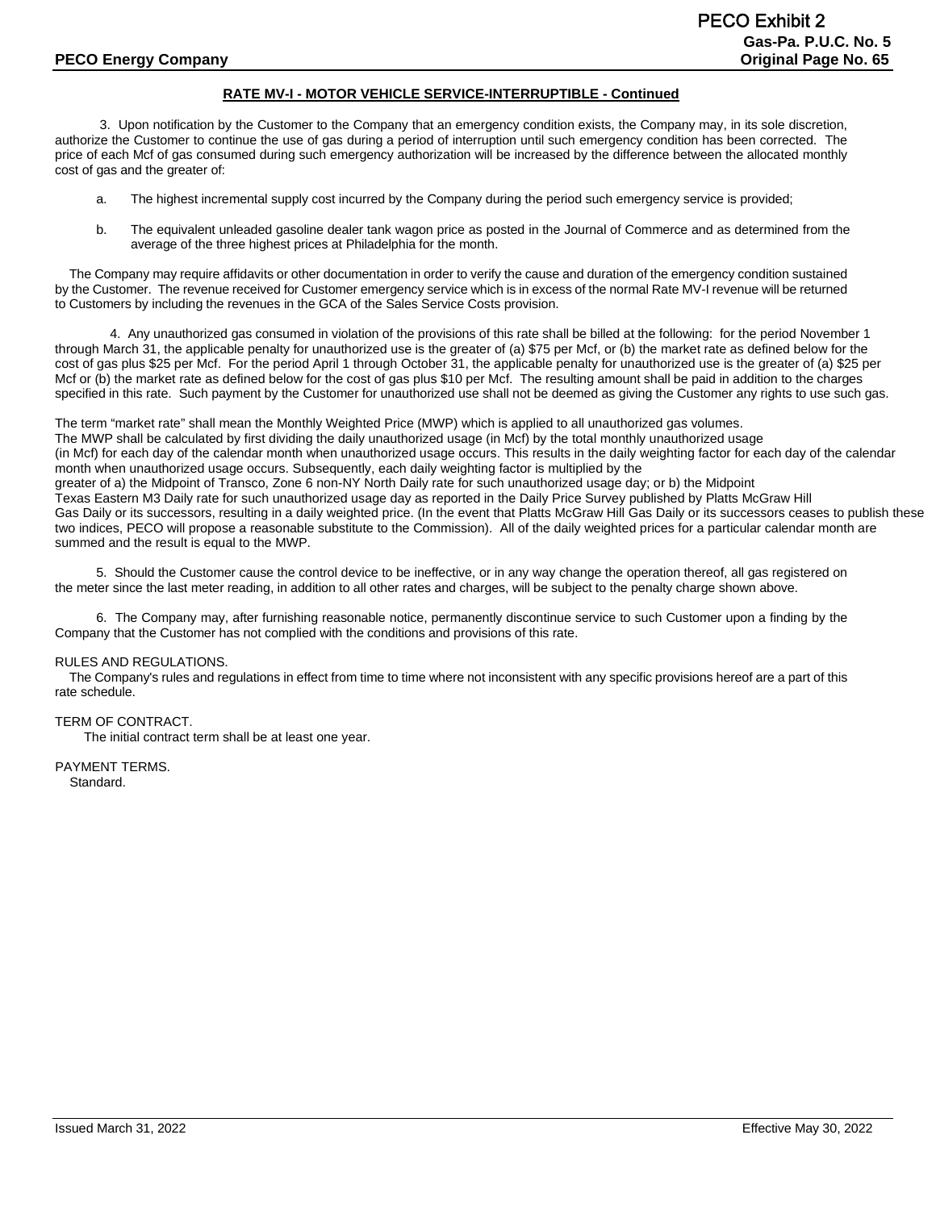## RATE MV-I - MOTOR VEHICLE SERVICE-INTERRUPTIBLE - Continued

3. Upon notification by the Customer to the Company that an emergency condition exists, the Company may, in its sole discretion, authorize the Customer to continue the use of gas during a period of interruption until such emergency condition has been corrected. The price of each Mcf of gas consumed during such emergency authorization will be increased by the difference between the allocated monthly cost of gas and the greater of:

a. The highest incremental supply cost incurred by the Company during the period such emergency service is provided;

b. The equivalent unleaded gasoline dealer tank wagon price as posted in the Journal of Commerce and as determined from the average of the three highest prices at Philadelphia for the month.

The Company may require affidavits or other documentation in order to verify the cause and duration of the emergency condition sustained by the Customer. The revenue received for Customer emergency service which is in excess of the normal Rate MV-I revenue will be returned to Customers by including the revenues in the GCA of the Sales Service Costs provision.

4. Any unauthorized gas consumed in violation of the provisions of this rate shall be billed at the following: for the period November 1 through March 31, the applicable penalty for unauthorized use is the greater of (a) $75 per Mcf, or (b) the market rate as defined below for the cost of gas plus $25 per Mcf. For the period April 1 through October 31, the applicable penalty for unauthorized use is the greater of (a) $25 per Mcf or (b) the market rate as defined below for the cost of gas plus $10 per Mcf. The resulting amount shall be paid in addition to the charges specified in this rate. Such payment by the Customer for unauthorized use shall not be deemed as giving the Customer any rights to use such gas.

The term “market rate” shall mean the Monthly Weighted Price (MWP) which is applied to all unauthorized gas volumes. The MWP shall be calculated by first dividing the daily unauthorized usage (in Mcf) by the total monthly unauthorized usage (in Mcf) for each day of the calendar month when unauthorized usage occurs. This results in the daily weighting factor for each day of the calendar month when unauthorized usage occurs. Subsequently, each daily weighting factor is multiplied by the greater of a) the Midpoint of Transco, Zone 6 non-NY North Daily rate for such unauthorized usage day; or b) the Midpoint Texas Eastern M3 Daily rate for such unauthorized usage day as reported in the Daily Price Survey published by Platts McGraw Hill Gas Daily or its successors, resulting in a daily weighted price. (In the event that Platts McGraw Hill Gas Daily or its successors ceases to publish these two indices, PECO will propose a reasonable substitute to the Commission). All of the daily weighted prices for a particular calendar month are summed and the result is equal to the MWP.

5. Should the Customer cause the control device to be ineffective, or in any way change the operation thereof, all gas registered on the meter since the last meter reading, in addition to all other rates and charges, will be subject to the penalty charge shown above.

6. The Company may, after furnishing reasonable notice, permanently discontinue service to such Customer upon a finding by the Company that the Customer has not complied with the conditions and provisions of this rate.

RULES AND REGULATIONS.

The Company's rules and regulations in effect from time to time where not inconsistent with any specific provisions hereof are a part of this rate schedule.

TERM OF CONTRACT.

The initial contract term shall be at least one year.

PAYMENT TERMS.

Standard.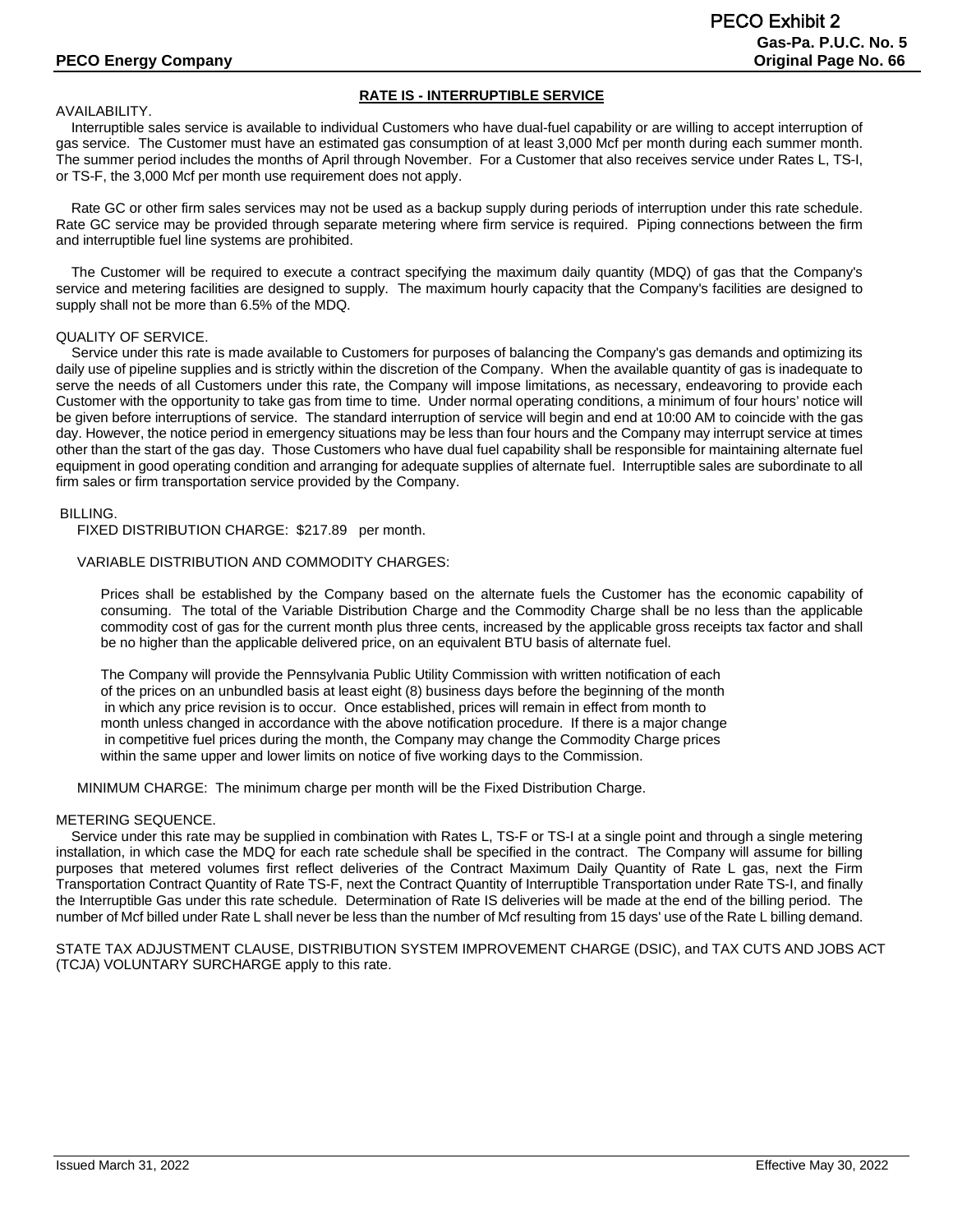## RATE IS - INTERRUPTIBLE SERVICE

AVAILABILITY.

Interruptible sales service is available to individual Customers who have dual-fuel capability or are willing to accept interruption of gas service. The Customer must have an estimated gas consumption of at least 3,000 Mcf per month during each summer month. The summer period includes the months of April through November. For a Customer that also receives service under Rates L, TS-I, or TS-F, the 3,000 Mcf per month use requirement does not apply.

Rate GC or other firm sales services may not be used as a backup supply during periods of interruption under this rate schedule. Rate GC service may be provided through separate metering where firm service is required. Piping connections between the firm and interruptible fuel line systems are prohibited.

The Customer will be required to execute a contract specifying the maximum daily quantity (MDQ) of gas that the Company's service and metering facilities are designed to supply. The maximum hourly capacity that the Company's facilities are designed to supply shall not be more than 6.5% of the MDQ.

QUALITY OF SERVICE.

Service under this rate is made available to Customers for purposes of balancing the Company's gas demands and optimizing its daily use of pipeline supplies and is strictly within the discretion of the Company. When the available quantity of gas is inadequate to serve the needs of all Customers under this rate, the Company will impose limitations, as necessary, endeavoring to provide each Customer with the opportunity to take gas from time to time. Under normal operating conditions, a minimum of four hours' notice will be given before interruptions of service. The standard interruption of service will begin and end at 10:00 AM to coincide with the gas day. However, the notice period in emergency situations may be less than four hours and the Company may interrupt service at times other than the start of the gas day. Those Customers who have dual fuel capability shall be responsible for maintaining alternate fuel equipment in good operating condition and arranging for adequate supplies of alternate fuel. Interruptible sales are subordinate to all firm sales or firm transportation service provided by the Company.

BILLING.

FIXED DISTRIBUTION CHARGE: \$217.89 per month.

VARIABLE DISTRIBUTION AND COMMODITY CHARGES:

Prices shall be established by the Company based on the alternate fuels the Customer has the economic capability of consuming. The total of the Variable Distribution Charge and the Commodity Charge shall be no less than the applicable commodity cost of gas for the current month plus three cents, increased by the applicable gross receipts tax factor and shall be no higher than the applicable delivered price, on an equivalent BTU basis of alternate fuel.

The Company will provide the Pennsylvania Public Utility Commission with written notification of each of the prices on an unbundled basis at least eight (8) business days before the beginning of the month in which any price revision is to occur. Once established, prices will remain in effect from month to month unless changed in accordance with the above notification procedure. If there is a major change in competitive fuel prices during the month, the Company may change the Commodity Charge prices within the same upper and lower limits on notice of five working days to the Commission.

MINIMUM CHARGE: The minimum charge per month will be the Fixed Distribution Charge.

METERING SEQUENCE.

Service under this rate may be supplied in combination with Rates L, TS-F or TS-I at a single point and through a single metering installation, in which case the MDQ for each rate schedule shall be specified in the contract. The Company will assume for billing purposes that metered volumes first reflect deliveries of the Contract Maximum Daily Quantity of Rate L gas, next the Firm Transportation Contract Quantity of Rate TS-F, next the Contract Quantity of Interruptible Transportation under Rate TS-I, and finally the Interruptible Gas under this rate schedule. Determination of Rate IS deliveries will be made at the end of the billing period. The number of Mcf billed under Rate L shall never be less than the number of Mcf resulting from 15 days' use of the Rate L billing demand.

STATE TAX ADJUSTMENT CLAUSE, DISTRIBUTION SYSTEM IMPROVEMENT CHARGE (DSIC), and TAX CUTS AND JOBS ACT (TCJA) VOLUNTARY SURCHARGE apply to this rate.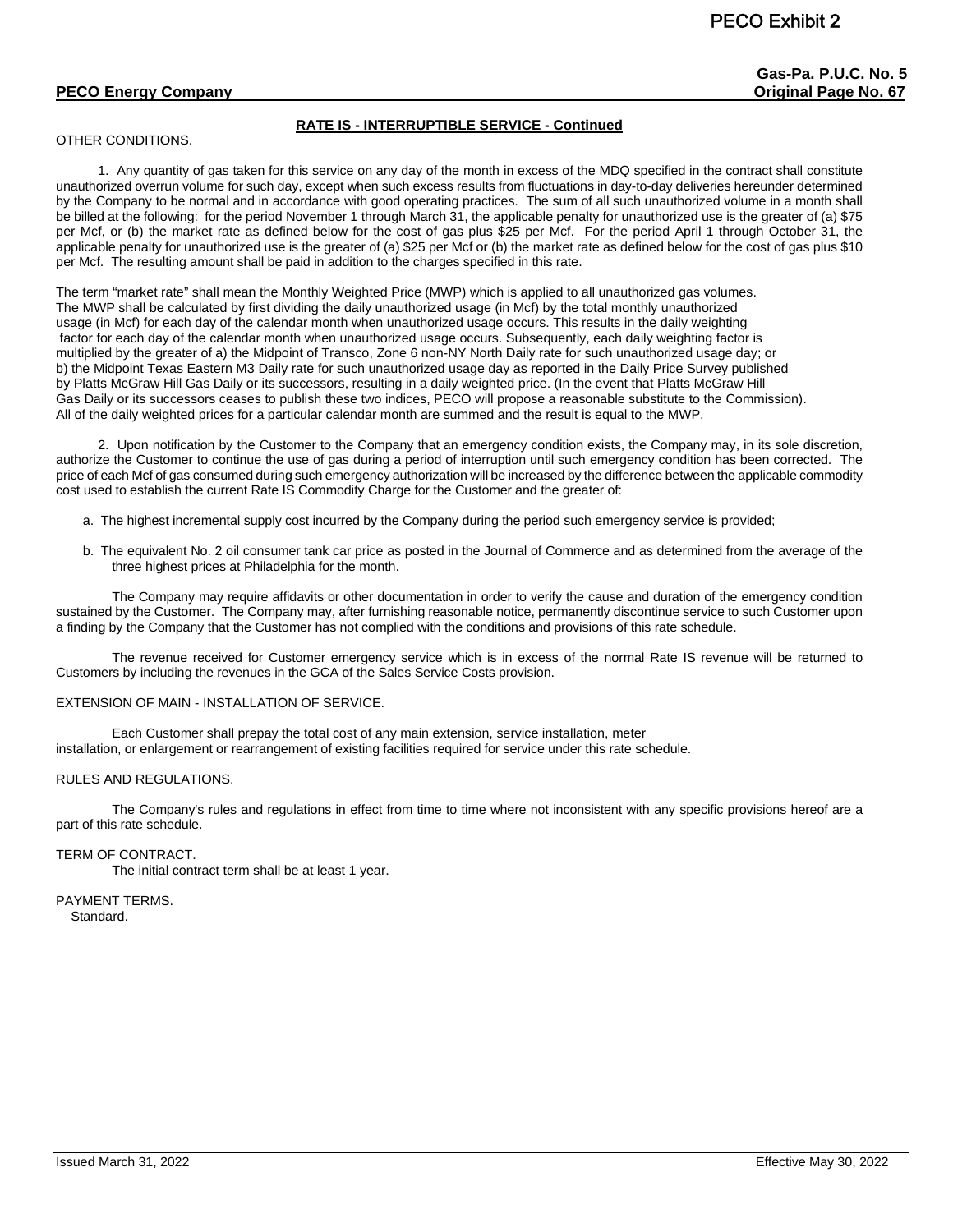## RATE IS - INTERRUPTIBLE SERVICE - Continued

OTHER CONDITIONS.

1. Any quantity of gas taken for this service on any day of the month in excess of the MDQ specified in the contract shall constitute unauthorized overrun volume for such day, except when such excess results from fluctuations in day-to-day deliveries hereunder determined by the Company to be normal and in accordance with good operating practices. The sum of all such unauthorized volume in a month shall be billed at the following: for the period November 1 through March 31, the applicable penalty for unauthorized use is the greater of (a) $75 per Mcf, or (b) the market rate as defined below for the cost of gas plus $25 per Mcf. For the period April 1 through October 31, the applicable penalty for unauthorized use is the greater of (a) $25 per Mcf or (b) the market rate as defined below for the cost of gas plus $10 per Mcf. The resulting amount shall be paid in addition to the charges specified in this rate.

The term "market rate" shall mean the Monthly Weighted Price (MWP) which is applied to all unauthorized gas volumes. The MWP shall be calculated by first dividing the daily unauthorized usage (in Mcf) by the total monthly unauthorized usage (in Mcf) for each day of the calendar month when unauthorized usage occurs. This results in the daily weighting factor for each day of the calendar month when unauthorized usage occurs. Subsequently, each daily weighting factor is multiplied by the greater of a) the Midpoint of Transco, Zone 6 non-NY North Daily rate for such unauthorized usage day; or b) the Midpoint Texas Eastern M3 Daily rate for such unauthorized usage day as reported in the Daily Price Survey published by Platts McGraw Hill Gas Daily or its successors, resulting in a daily weighted price. (In the event that Platts McGraw Hill Gas Daily or its successors ceases to publish these two indices, PECO will propose a reasonable substitute to the Commission). All of the daily weighted prices for a particular calendar month are summed and the result is equal to the MWP.

2. Upon notification by the Customer to the Company that an emergency condition exists, the Company may, in its sole discretion, authorize the Customer to continue the use of gas during a period of interruption until such emergency condition has been corrected. The price of each Mcf of gas consumed during such emergency authorization will be increased by the difference between the applicable commodity cost used to establish the current Rate IS Commodity Charge for the Customer and the greater of:

a. The highest incremental supply cost incurred by the Company during the period such emergency service is provided;

b. The equivalent No. 2 oil consumer tank car price as posted in the Journal of Commerce and as determined from the average of the three highest prices at Philadelphia for the month.

The Company may require affidavits or other documentation in order to verify the cause and duration of the emergency condition sustained by the Customer. The Company may, after furnishing reasonable notice, permanently discontinue service to such Customer upon a finding by the Company that the Customer has not complied with the conditions and provisions of this rate schedule.

The revenue received for Customer emergency service which is in excess of the normal Rate IS revenue will be returned to Customers by including the revenues in the GCA of the Sales Service Costs provision.

EXTENSION OF MAIN - INSTALLATION OF SERVICE.

Each Customer shall prepay the total cost of any main extension, service installation, meter installation, or enlargement or rearrangement of existing facilities required for service under this rate schedule.

RULES AND REGULATIONS.

The Company's rules and regulations in effect from time to time where not inconsistent with any specific provisions hereof are a part of this rate schedule.

TERM OF CONTRACT.

The initial contract term shall be at least 1 year.

PAYMENT TERMS.

Standard.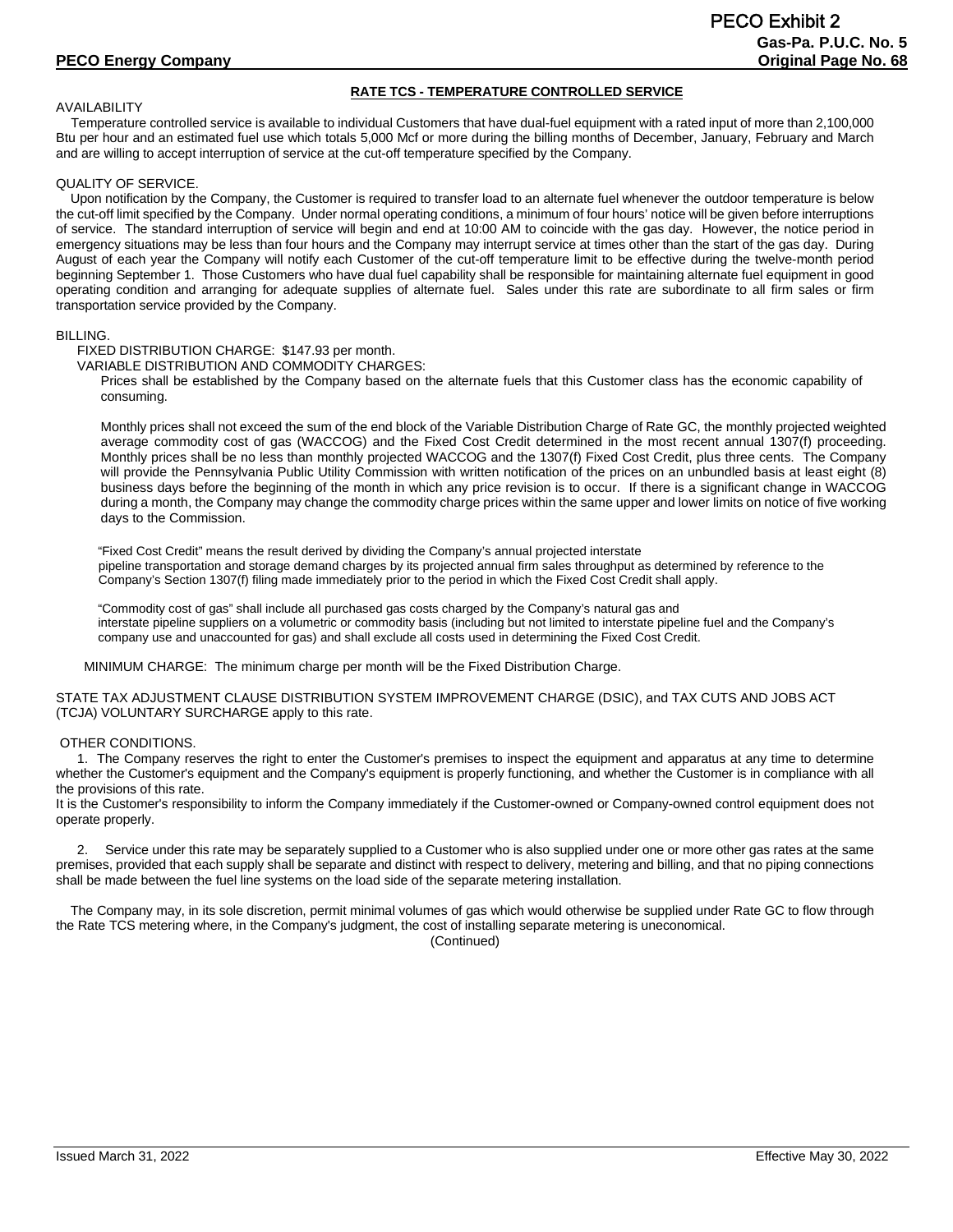## RATE TCS - TEMPERATURE CONTROLLED SERVICE

AVAILABILITY

Temperature controlled service is available to individual Customers that have dual-fuel equipment with a rated input of more than 2,100,000 Btu per hour and an estimated fuel use which totals 5,000 Mcf or more during the billing months of December, January, February and March and are willing to accept interruption of service at the cut-off temperature specified by the Company.

QUALITY OF SERVICE.

Upon notification by the Company, the Customer is required to transfer load to an alternate fuel whenever the outdoor temperature is below the cut-off limit specified by the Company. Under normal operating conditions, a minimum of four hours' notice will be given before interruptions of service. The standard interruption of service will begin and end at 10:00 AM to coincide with the gas day. However, the notice period in emergency situations may be less than four hours and the Company may interrupt service at times other than the start of the gas day. During August of each year the Company will notify each Customer of the cut-off temperature limit to be effective during the twelve-month period beginning September 1. Those Customers who have dual fuel capability shall be responsible for maintaining alternate fuel equipment in good operating condition and arranging for adequate supplies of alternate fuel. Sales under this rate are subordinate to all firm sales or firm transportation service provided by the Company.

BILLING.

FIXED DISTRIBUTION CHARGE: $147.93 per month.

VARIABLE DISTRIBUTION AND COMMODITY CHARGES:

Prices shall be established by the Company based on the alternate fuels that this Customer class has the economic capability of consuming.

Monthly prices shall not exceed the sum of the end block of the Variable Distribution Charge of Rate GC, the monthly projected weighted average commodity cost of gas (WACCOG) and the Fixed Cost Credit determined in the most recent annual 1307(f) proceeding. Monthly prices shall be no less than monthly projected WACCOG and the 1307(f) Fixed Cost Credit, plus three cents. The Company will provide the Pennsylvania Public Utility Commission with written notification of the prices on an unbundled basis at least eight (8) business days before the beginning of the month in which any price revision is to occur. If there is a significant change in WACCOG during a month, the Company may change the commodity charge prices within the same upper and lower limits on notice of five working days to the Commission.

"Fixed Cost Credit" means the result derived by dividing the Company's annual projected interstate pipeline transportation and storage demand charges by its projected annual firm sales throughput as determined by reference to the Company's Section 1307(f) filing made immediately prior to the period in which the Fixed Cost Credit shall apply.

"Commodity cost of gas" shall include all purchased gas costs charged by the Company's natural gas and interstate pipeline suppliers on a volumetric or commodity basis (including but not limited to interstate pipeline fuel and the Company's company use and unaccounted for gas) and shall exclude all costs used in determining the Fixed Cost Credit.

MINIMUM CHARGE: The minimum charge per month will be the Fixed Distribution Charge.

STATE TAX ADJUSTMENT CLAUSE DISTRIBUTION SYSTEM IMPROVEMENT CHARGE (DSIC), and TAX CUTS AND JOBS ACT (TCJA) VOLUNTARY SURCHARGE apply to this rate.

OTHER CONDITIONS.

1. The Company reserves the right to enter the Customer's premises to inspect the equipment and apparatus at any time to determine whether the Customer's equipment and the Company's equipment is properly functioning, and whether the Customer is in compliance with all the provisions of this rate.

It is the Customer's responsibility to inform the Company immediately if the Customer-owned or Company-owned control equipment does not operate properly.

2. Service under this rate may be separately supplied to a Customer who is also supplied under one or more other gas rates at the same premises, provided that each supply shall be separate and distinct with respect to delivery, metering and billing, and that no piping connections shall be made between the fuel line systems on the load side of the separate metering installation.

The Company may, in its sole discretion, permit minimal volumes of gas which would otherwise be supplied under Rate GC to flow through the Rate TCS metering where, in the Company's judgment, the cost of installing separate metering is uneconomical.

(Continued)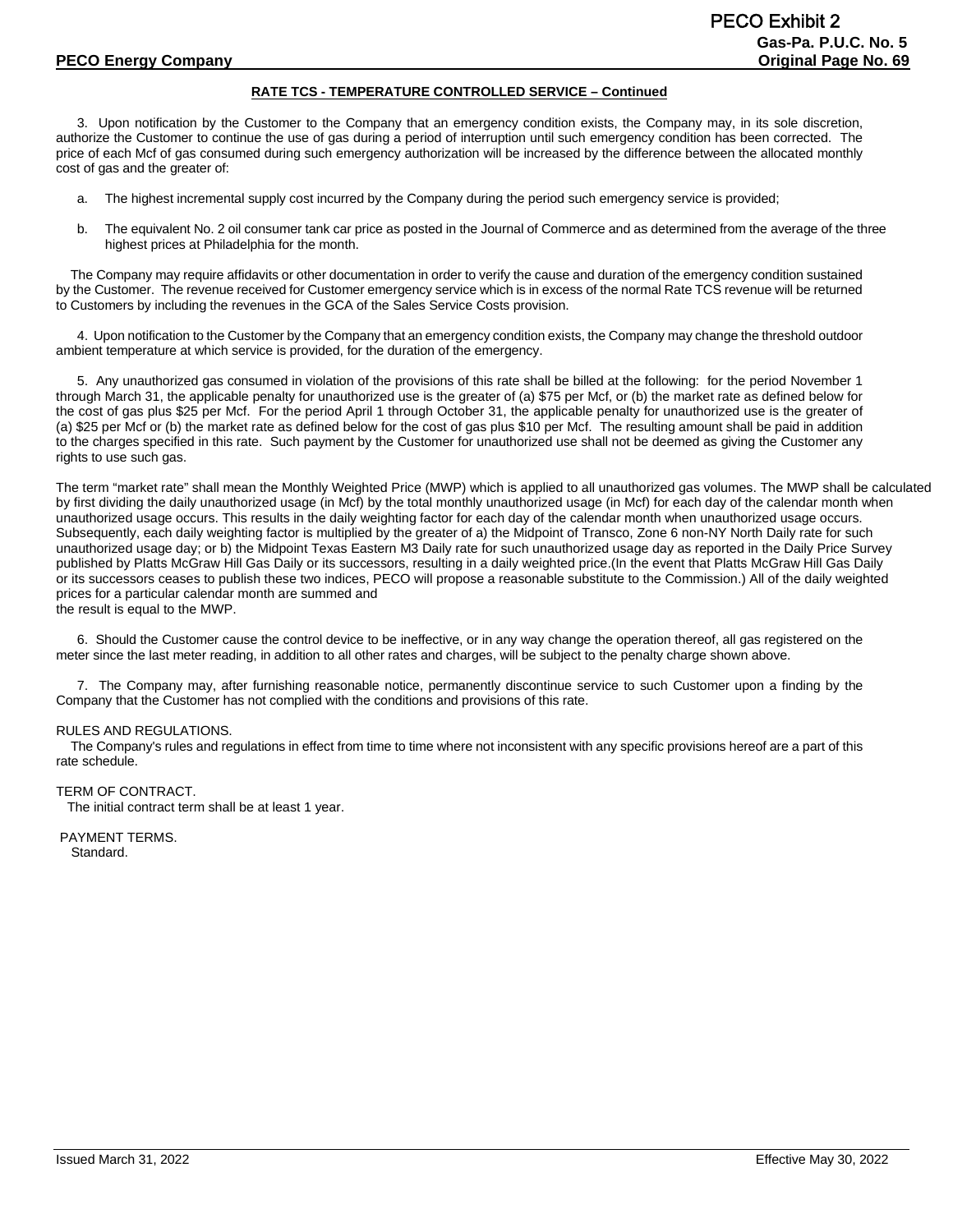**RATE TCS - TEMPERATURE CONTROLLED SERVICE – Continued**

3. Upon notification by the Customer to the Company that an emergency condition exists, the Company may, in its sole discretion, authorize the Customer to continue the use of gas during a period of interruption until such emergency condition has been corrected. The price of each Mcf of gas consumed during such emergency authorization will be increased by the difference between the allocated monthly cost of gas and the greater of:

a. The highest incremental supply cost incurred by the Company during the period such emergency service is provided;

b. The equivalent No. 2 oil consumer tank car price as posted in the Journal of Commerce and as determined from the average of the three highest prices at Philadelphia for the month.

The Company may require affidavits or other documentation in order to verify the cause and duration of the emergency condition sustained by the Customer. The revenue received for Customer emergency service which is in excess of the normal Rate TCS revenue will be returned to Customers by including the revenues in the GCA of the Sales Service Costs provision.

4. Upon notification to the Customer by the Company that an emergency condition exists, the Company may change the threshold outdoor ambient temperature at which service is provided, for the duration of the emergency.

5. Any unauthorized gas consumed in violation of the provisions of this rate shall be billed at the following: for the period November 1 through March 31, the applicable penalty for unauthorized use is the greater of (a) $75 per Mcf, or (b) the market rate as defined below for the cost of gas plus $25 per Mcf. For the period April 1 through October 31, the applicable penalty for unauthorized use is the greater of (a) $25 per Mcf or (b) the market rate as defined below for the cost of gas plus $10 per Mcf. The resulting amount shall be paid in addition to the charges specified in this rate. Such payment by the Customer for unauthorized use shall not be deemed as giving the Customer any rights to use such gas.

The term "market rate" shall mean the Monthly Weighted Price (MWP) which is applied to all unauthorized gas volumes. The MWP shall be calculated by first dividing the daily unauthorized usage (in Mcf) by the total monthly unauthorized usage (in Mcf) for each day of the calendar month when unauthorized usage occurs. This results in the daily weighting factor for each day of the calendar month when unauthorized usage occurs. Subsequently, each daily weighting factor is multiplied by the greater of a) the Midpoint of Transco, Zone 6 non-NY North Daily rate for such unauthorized usage day; or b) the Midpoint Texas Eastern M3 Daily rate for such unauthorized usage day as reported in the Daily Price Survey published by Platts McGraw Hill Gas Daily or its successors, resulting in a daily weighted price.(In the event that Platts McGraw Hill Gas Daily or its successors ceases to publish these two indices, PECO will propose a reasonable substitute to the Commission.) All of the daily weighted prices for a particular calendar month are summed and the result is equal to the MWP.

6. Should the Customer cause the control device to be ineffective, or in any way change the operation thereof, all gas registered on the meter since the last meter reading, in addition to all other rates and charges, will be subject to the penalty charge shown above.

7. The Company may, after furnishing reasonable notice, permanently discontinue service to such Customer upon a finding by the Company that the Customer has not complied with the conditions and provisions of this rate.

RULES AND REGULATIONS.

The Company's rules and regulations in effect from time to time where not inconsistent with any specific provisions hereof are a part of this rate schedule.

TERM OF CONTRACT.

The initial contract term shall be at least 1 year.

PAYMENT TERMS.

Standard.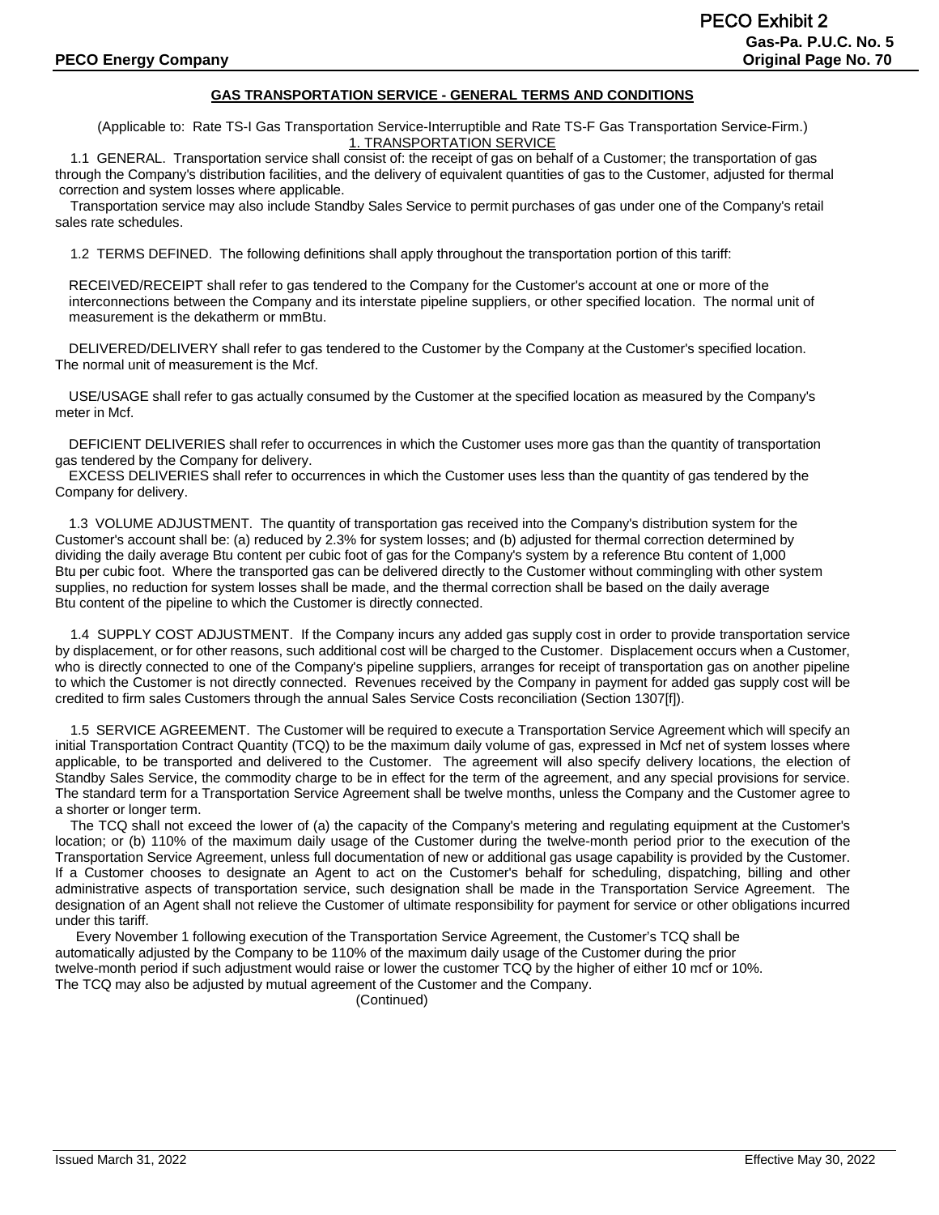## GAS TRANSPORTATION SERVICE - GENERAL TERMS AND CONDITIONS

(Applicable to: Rate TS-I Gas Transportation Service-Interruptible and Rate TS-F Gas Transportation Service-Firm.)

### 1. TRANSPORTATION SERVICE

1.1 GENERAL. Transportation service shall consist of: the receipt of gas on behalf of a Customer; the transportation of gas through the Company's distribution facilities, and the delivery of equivalent quantities of gas to the Customer, adjusted for thermal correction and system losses where applicable.

Transportation service may also include Standby Sales Service to permit purchases of gas under one of the Company's retail sales rate schedules.

1.2 TERMS DEFINED. The following definitions shall apply throughout the transportation portion of this tariff:

RECEIVED/RECEIPT shall refer to gas tendered to the Company for the Customer's account at one or more of the interconnections between the Company and its interstate pipeline suppliers, or other specified location. The normal unit of measurement is the dekatherm or mmBtu.

DELIVERED/DELIVERY shall refer to gas tendered to the Customer by the Company at the Customer's specified location. The normal unit of measurement is the Mcf.

USE/USAGE shall refer to gas actually consumed by the Customer at the specified location as measured by the Company's meter in Mcf.

DEFICIENT DELIVERIES shall refer to occurrences in which the Customer uses more gas than the quantity of transportation gas tendered by the Company for delivery.

EXCESS DELIVERIES shall refer to occurrences in which the Customer uses less than the quantity of gas tendered by the Company for delivery.

1.3 VOLUME ADJUSTMENT. The quantity of transportation gas received into the Company's distribution system for the Customer's account shall be: (a) reduced by 2.3% for system losses; and (b) adjusted for thermal correction determined by dividing the daily average Btu content per cubic foot of gas for the Company's system by a reference Btu content of 1,000 Btu per cubic foot. Where the transported gas can be delivered directly to the Customer without commingling with other system supplies, no reduction for system losses shall be made, and the thermal correction shall be based on the daily average Btu content of the pipeline to which the Customer is directly connected.

1.4 SUPPLY COST ADJUSTMENT. If the Company incurs any added gas supply cost in order to provide transportation service by displacement, or for other reasons, such additional cost will be charged to the Customer. Displacement occurs when a Customer, who is directly connected to one of the Company's pipeline suppliers, arranges for receipt of transportation gas on another pipeline to which the Customer is not directly connected. Revenues received by the Company in payment for added gas supply cost will be credited to firm sales Customers through the annual Sales Service Costs reconciliation (Section 1307[f]).

1.5 SERVICE AGREEMENT. The Customer will be required to execute a Transportation Service Agreement which will specify an initial Transportation Contract Quantity (TCQ) to be the maximum daily volume of gas, expressed in Mcf net of system losses where applicable, to be transported and delivered to the Customer. The agreement will also specify delivery locations, the election of Standby Sales Service, the commodity charge to be in effect for the term of the agreement, and any special provisions for service. The standard term for a Transportation Service Agreement shall be twelve months, unless the Company and the Customer agree to a shorter or longer term.

The TCQ shall not exceed the lower of (a) the capacity of the Company's metering and regulating equipment at the Customer's location; or (b) 110% of the maximum daily usage of the Customer during the twelve-month period prior to the execution of the Transportation Service Agreement, unless full documentation of new or additional gas usage capability is provided by the Customer. If a Customer chooses to designate an Agent to act on the Customer's behalf for scheduling, dispatching, billing and other administrative aspects of transportation service, such designation shall be made in the Transportation Service Agreement. The designation of an Agent shall not relieve the Customer of ultimate responsibility for payment for service or other obligations incurred under this tariff.

Every November 1 following execution of the Transportation Service Agreement, the Customer's TCQ shall be automatically adjusted by the Company to be 110% of the maximum daily usage of the Customer during the prior twelve-month period if such adjustment would raise or lower the customer TCQ by the higher of either 10 mcf or 10%. The TCQ may also be adjusted by mutual agreement of the Customer and the Company.

(Continued)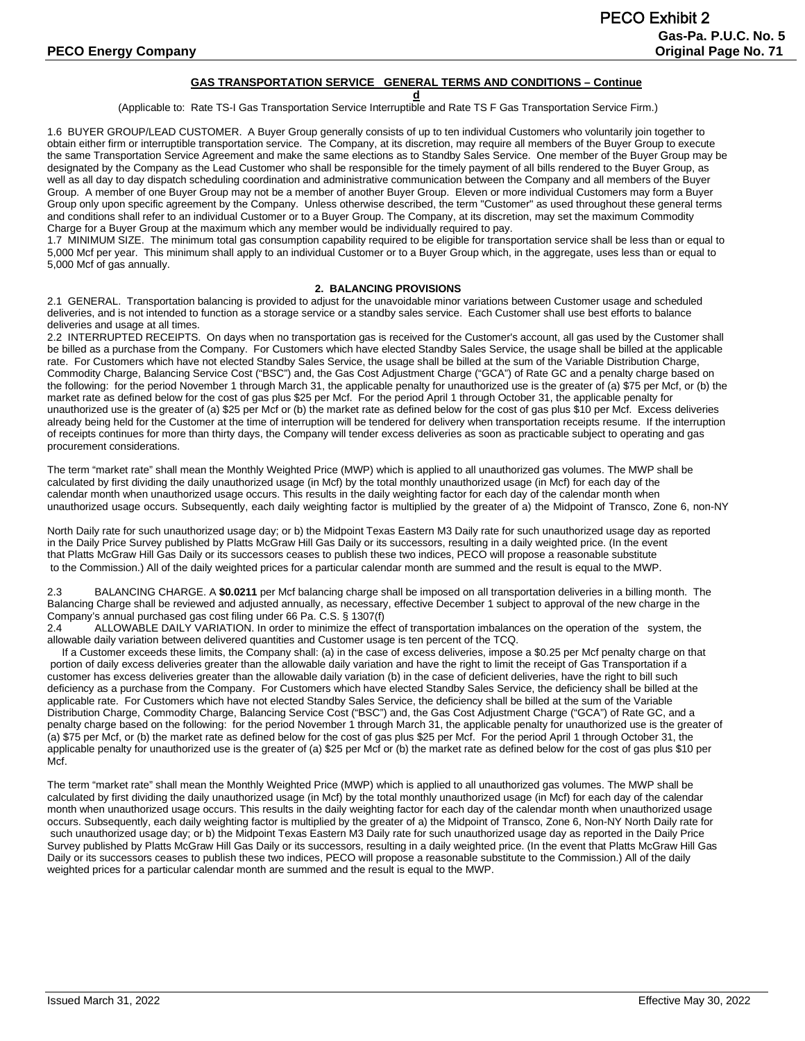**GAS TRANSPORTATION SERVICE GENERAL TERMS AND CONDITIONS – Continued**

(Applicable to: Rate TS-I Gas Transportation Service Interruptible and Rate TS F Gas Transportation Service Firm.)

1.6 BUYER GROUP/LEAD CUSTOMER. A Buyer Group generally consists of up to ten individual Customers who voluntarily join together to obtain either firm or interruptible transportation service. The Company, at its discretion, may require all members of the Buyer Group to execute the same Transportation Service Agreement and make the same elections as to Standby Sales Service. One member of the Buyer Group may be designated by the Company as the Lead Customer who shall be responsible for the timely payment of all bills rendered to the Buyer Group, as well as all day to day dispatch scheduling coordination and administrative communication between the Company and all members of the Buyer Group. A member of one Buyer Group may not be a member of another Buyer Group. Eleven or more individual Customers may form a Buyer Group only upon specific agreement by the Company. Unless otherwise described, the term "Customer" as used throughout these general terms and conditions shall refer to an individual Customer or to a Buyer Group. The Company, at its discretion, may set the maximum Commodity Charge for a Buyer Group at the maximum which any member would be individually required to pay.

1.7 MINIMUM SIZE. The minimum total gas consumption capability required to be eligible for transportation service shall be less than or equal to 5,000 Mcf per year. This minimum shall apply to an individual Customer or to a Buyer Group which, in the aggregate, uses less than or equal to 5,000 Mcf of gas annually.

**2. BALANCING PROVISIONS**

2.1 GENERAL. Transportation balancing is provided to adjust for the unavoidable minor variations between Customer usage and scheduled deliveries, and is not intended to function as a storage service or a standby sales service. Each Customer shall use best efforts to balance deliveries and usage at all times.

2.2 INTERRUPTED RECEIPTS. On days when no transportation gas is received for the Customer's account, all gas used by the Customer shall be billed as a purchase from the Company. For Customers which have elected Standby Sales Service, the usage shall be billed at the applicable rate. For Customers which have not elected Standby Sales Service, the usage shall be billed at the sum of the Variable Distribution Charge, Commodity Charge, Balancing Service Cost ("BSC") and, the Gas Cost Adjustment Charge ("GCA") of Rate GC and a penalty charge based on the following: for the period November 1 through March 31, the applicable penalty for unauthorized use is the greater of (a) $75 per Mcf, or (b) the market rate as defined below for the cost of gas plus $25 per Mcf. For the period April 1 through October 31, the applicable penalty for unauthorized use is the greater of (a) $25 per Mcf or (b) the market rate as defined below for the cost of gas plus $10 per Mcf. Excess deliveries already being held for the Customer at the time of interruption will be tendered for delivery when transportation receipts resume. If the interruption of receipts continues for more than thirty days, the Company will tender excess deliveries as soon as practicable subject to operating and gas procurement considerations.

The term "market rate" shall mean the Monthly Weighted Price (MWP) which is applied to all unauthorized gas volumes. The MWP shall be calculated by first dividing the daily unauthorized usage (in Mcf) by the total monthly unauthorized usage (in Mcf) for each day of the calendar month when unauthorized usage occurs. This results in the daily weighting factor for each day of the calendar month when unauthorized usage occurs. Subsequently, each daily weighting factor is multiplied by the greater of a) the Midpoint of Transco, Zone 6, non-NY North Daily rate for such unauthorized usage day; or b) the Midpoint Texas Eastern M3 Daily rate for such unauthorized usage day as reported in the Daily Price Survey published by Platts McGraw Hill Gas Daily or its successors, resulting in a daily weighted price. (In the event that Platts McGraw Hill Gas Daily or its successors ceases to publish these two indices, PECO will propose a reasonable substitute to the Commission.) All of the daily weighted prices for a particular calendar month are summed and the result is equal to the MWP.

2.3 BALANCING CHARGE. A **$0.0211** per Mcf balancing charge shall be imposed on all transportation deliveries in a billing month. The Balancing Charge shall be reviewed and adjusted annually, as necessary, effective December 1 subject to approval of the new charge in the Company's annual purchased gas cost filing under 66 Pa. C.S. § 1307(f)

2.4 ALLOWABLE DAILY VARIATION. In order to minimize the effect of transportation imbalances on the operation of the system, the allowable daily variation between delivered quantities and Customer usage is ten percent of the TCQ.

If a Customer exceeds these limits, the Company shall: (a) in the case of excess deliveries, impose a $0.25 per Mcf penalty charge on that portion of daily excess deliveries greater than the allowable daily variation and have the right to limit the receipt of Gas Transportation if a customer has excess deliveries greater than the allowable daily variation (b) in the case of deficient deliveries, have the right to bill such deficiency as a purchase from the Company. For Customers which have elected Standby Sales Service, the deficiency shall be billed at the applicable rate. For Customers which have not elected Standby Sales Service, the deficiency shall be billed at the sum of the Variable Distribution Charge, Commodity Charge, Balancing Service Cost ("BSC") and, the Gas Cost Adjustment Charge ("GCA") of Rate GC, and a penalty charge based on the following: for the period November 1 through March 31, the applicable penalty for unauthorized use is the greater of (a) $75 per Mcf, or (b) the market rate as defined below for the cost of gas plus $25 per Mcf. For the period April 1 through October 31, the applicable penalty for unauthorized use is the greater of (a) $25 per Mcf or (b) the market rate as defined below for the cost of gas plus $10 per Mcf.

The term "market rate" shall mean the Monthly Weighted Price (MWP) which is applied to all unauthorized gas volumes. The MWP shall be calculated by first dividing the daily unauthorized usage (in Mcf) by the total monthly unauthorized usage (in Mcf) for each day of the calendar month when unauthorized usage occurs. This results in the daily weighting factor for each day of the calendar month when unauthorized usage occurs. Subsequently, each daily weighting factor is multiplied by the greater of a) the Midpoint of Transco, Zone 6, Non-NY North Daily rate for such unauthorized usage day; or b) the Midpoint Texas Eastern M3 Daily rate for such unauthorized usage day as reported in the Daily Price Survey published by Platts McGraw Hill Gas Daily or its successors, resulting in a daily weighted price. (In the event that Platts McGraw Hill Gas Daily or its successors ceases to publish these two indices, PECO will propose a reasonable substitute to the Commission.) All of the daily weighted prices for a particular calendar month are summed and the result is equal to the MWP.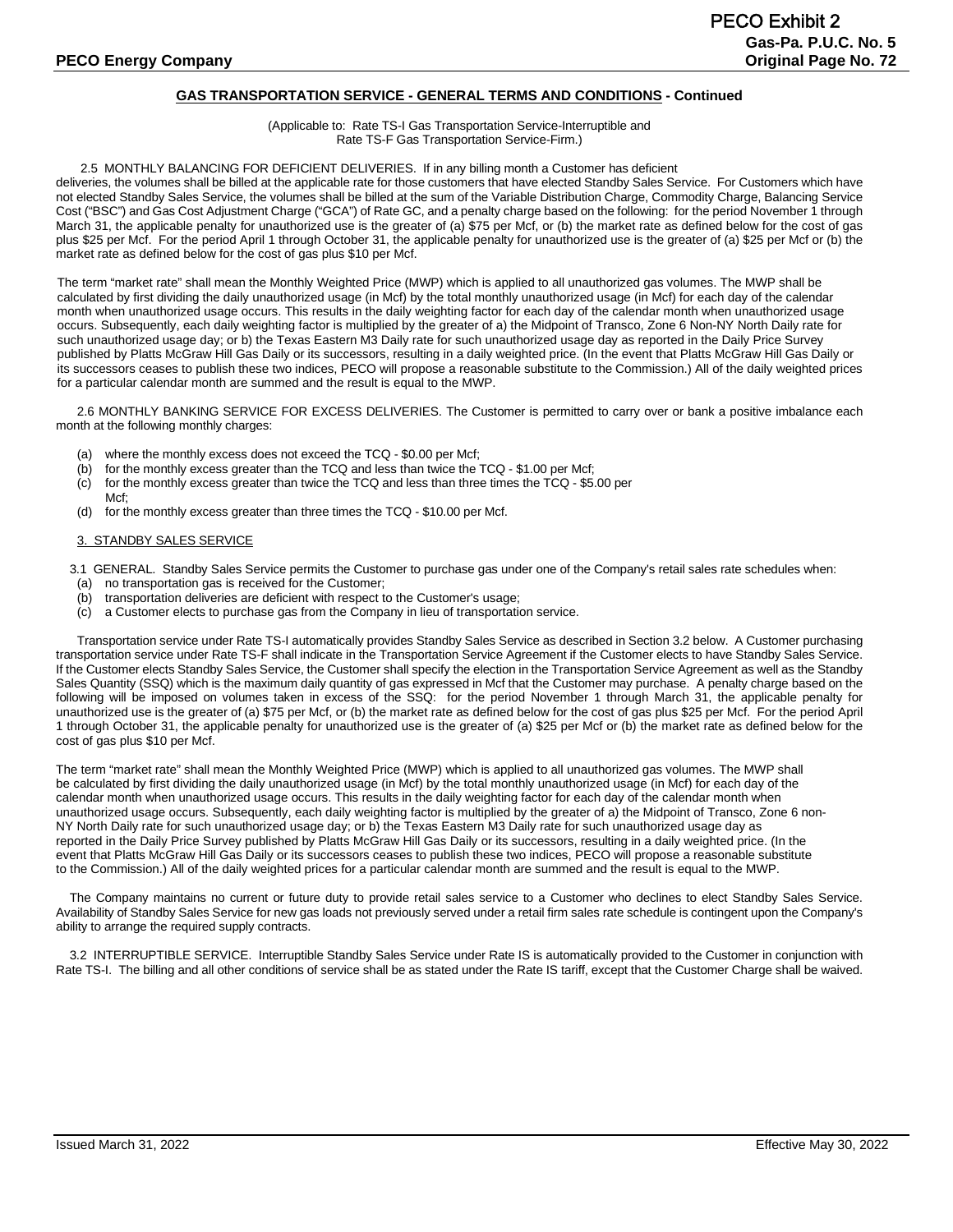## GAS TRANSPORTATION SERVICE - GENERAL TERMS AND CONDITIONS - Continued

(Applicable to: Rate TS-I Gas Transportation Service-Interruptible and Rate TS-F Gas Transportation Service-Firm.)

2.5 MONTHLY BALANCING FOR DEFICIENT DELIVERIES. If in any billing month a Customer has deficient deliveries, the volumes shall be billed at the applicable rate for those customers that have elected Standby Sales Service. For Customers which have not elected Standby Sales Service, the volumes shall be billed at the sum of the Variable Distribution Charge, Commodity Charge, Balancing Service Cost ("BSC") and Gas Cost Adjustment Charge ("GCA") of Rate GC, and a penalty charge based on the following: for the period November 1 through March 31, the applicable penalty for unauthorized use is the greater of (a) $75 per Mcf, or (b) the market rate as defined below for the cost of gas plus $25 per Mcf. For the period April 1 through October 31, the applicable penalty for unauthorized use is the greater of (a) $25 per Mcf or (b) the market rate as defined below for the cost of gas plus $10 per Mcf.

The term "market rate" shall mean the Monthly Weighted Price (MWP) which is applied to all unauthorized gas volumes. The MWP shall be calculated by first dividing the daily unauthorized usage (in Mcf) by the total monthly unauthorized usage (in Mcf) for each day of the calendar month when unauthorized usage occurs. This results in the daily weighting factor for each day of the calendar month when unauthorized usage occurs. Subsequently, each daily weighting factor is multiplied by the greater of a) the Midpoint of Transco, Zone 6 Non-NY North Daily rate for such unauthorized usage day; or b) the Texas Eastern M3 Daily rate for such unauthorized usage day as reported in the Daily Price Survey published by Platts McGraw Hill Gas Daily or its successors, resulting in a daily weighted price. (In the event that Platts McGraw Hill Gas Daily or its successors ceases to publish these two indices, PECO will propose a reasonable substitute to the Commission.) All of the daily weighted prices for a particular calendar month are summed and the result is equal to the MWP.

2.6 MONTHLY BANKING SERVICE FOR EXCESS DELIVERIES. The Customer is permitted to carry over or bank a positive imbalance each month at the following monthly charges:

(a) where the monthly excess does not exceed the TCQ - $0.00 per Mcf;
(b) for the monthly excess greater than the TCQ and less than twice the TCQ - $1.00 per Mcf;
(c) for the monthly excess greater than twice the TCQ and less than three times the TCQ - $5.00 per Mcf;
(d) for the monthly excess greater than three times the TCQ - $10.00 per Mcf.

### 3. STANDBY SALES SERVICE

3.1 GENERAL. Standby Sales Service permits the Customer to purchase gas under one of the Company's retail sales rate schedules when:

(a) no transportation gas is received for the Customer;
(b) transportation deliveries are deficient with respect to the Customer's usage;
(c) a Customer elects to purchase gas from the Company in lieu of transportation service.

Transportation service under Rate TS-I automatically provides Standby Sales Service as described in Section 3.2 below. A Customer purchasing transportation service under Rate TS-F shall indicate in the Transportation Service Agreement if the Customer elects to have Standby Sales Service. If the Customer elects Standby Sales Service, the Customer shall specify the election in the Transportation Service Agreement as well as the Standby Sales Quantity (SSQ) which is the maximum daily quantity of gas expressed in Mcf that the Customer may purchase. A penalty charge based on the following will be imposed on volumes taken in excess of the SSQ: for the period November 1 through March 31, the applicable penalty for unauthorized use is the greater of (a) $75 per Mcf, or (b) the market rate as defined below for the cost of gas plus $25 per Mcf. For the period April 1 through October 31, the applicable penalty for unauthorized use is the greater of (a) $25 per Mcf or (b) the market rate as defined below for the cost of gas plus $10 per Mcf.

The term "market rate" shall mean the Monthly Weighted Price (MWP) which is applied to all unauthorized gas volumes. The MWP shall be calculated by first dividing the daily unauthorized usage (in Mcf) by the total monthly unauthorized usage (in Mcf) for each day of the calendar month when unauthorized usage occurs. This results in the daily weighting factor for each day of the calendar month when unauthorized usage occurs. Subsequently, each daily weighting factor is multiplied by the greater of a) the Midpoint of Transco, Zone 6 non-NY North Daily rate for such unauthorized usage day; or b) the Texas Eastern M3 Daily rate for such unauthorized usage day as reported in the Daily Price Survey published by Platts McGraw Hill Gas Daily or its successors, resulting in a daily weighted price. (In the event that Platts McGraw Hill Gas Daily or its successors ceases to publish these two indices, PECO will propose a reasonable substitute to the Commission.) All of the daily weighted prices for a particular calendar month are summed and the result is equal to the MWP.

The Company maintains no current or future duty to provide retail sales service to a Customer who declines to elect Standby Sales Service. Availability of Standby Sales Service for new gas loads not previously served under a retail firm sales rate schedule is contingent upon the Company's ability to arrange the required supply contracts.

3.2 INTERRUPTIBLE SERVICE. Interruptible Standby Sales Service under Rate IS is automatically provided to the Customer in conjunction with Rate TS-I. The billing and all other conditions of service shall be as stated under the Rate IS tariff, except that the Customer Charge shall be waived.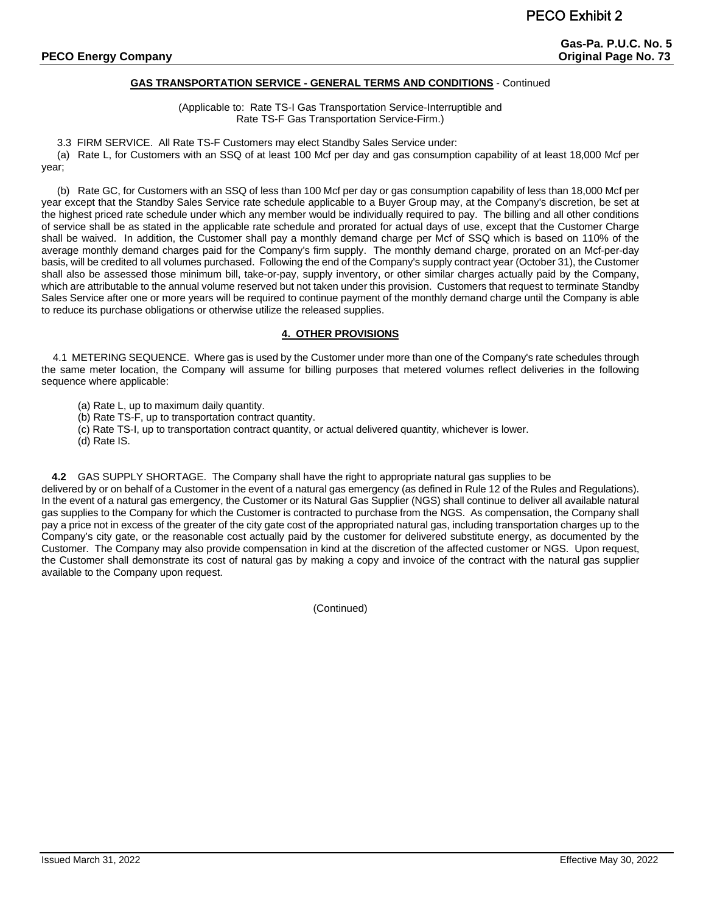## GAS TRANSPORTATION SERVICE - GENERAL TERMS AND CONDITIONS - Continued

(Applicable to: Rate TS-I Gas Transportation Service-Interruptible and Rate TS-F Gas Transportation Service-Firm.)

3.3 FIRM SERVICE. All Rate TS-F Customers may elect Standby Sales Service under:

(a) Rate L, for Customers with an SSQ of at least 100 Mcf per day and gas consumption capability of at least 18,000 Mcf per year;

(b) Rate GC, for Customers with an SSQ of less than 100 Mcf per day or gas consumption capability of less than 18,000 Mcf per year except that the Standby Sales Service rate schedule applicable to a Buyer Group may, at the Company's discretion, be set at the highest priced rate schedule under which any member would be individually required to pay. The billing and all other conditions of service shall be as stated in the applicable rate schedule and prorated for actual days of use, except that the Customer Charge shall be waived. In addition, the Customer shall pay a monthly demand charge per Mcf of SSQ which is based on 110% of the average monthly demand charges paid for the Company's firm supply. The monthly demand charge, prorated on an Mcf-per-day basis, will be credited to all volumes purchased. Following the end of the Company's supply contract year (October 31), the Customer shall also be assessed those minimum bill, take-or-pay, supply inventory, or other similar charges actually paid by the Company, which are attributable to the annual volume reserved but not taken under this provision. Customers that request to terminate Standby Sales Service after one or more years will be required to continue payment of the monthly demand charge until the Company is able to reduce its purchase obligations or otherwise utilize the released supplies.

## 4. OTHER PROVISIONS

4.1 METERING SEQUENCE. Where gas is used by the Customer under more than one of the Company's rate schedules through the same meter location, the Company will assume for billing purposes that metered volumes reflect deliveries in the following sequence where applicable:

(a) Rate L, up to maximum daily quantity.
(b) Rate TS-F, up to transportation contract quantity.
(c) Rate TS-I, up to transportation contract quantity, or actual delivered quantity, whichever is lower.
(d) Rate IS.

**4.2** GAS SUPPLY SHORTAGE. The Company shall have the right to appropriate natural gas supplies to be delivered by or on behalf of a Customer in the event of a natural gas emergency (as defined in Rule 12 of the Rules and Regulations). In the event of a natural gas emergency, the Customer or its Natural Gas Supplier (NGS) shall continue to deliver all available natural gas supplies to the Company for which the Customer is contracted to purchase from the NGS. As compensation, the Company shall pay a price not in excess of the greater of the city gate cost of the appropriated natural gas, including transportation charges up to the Company's city gate, or the reasonable cost actually paid by the customer for delivered substitute energy, as documented by the Customer. The Company may also provide compensation in kind at the discretion of the affected customer or NGS. Upon request, the Customer shall demonstrate its cost of natural gas by making a copy and invoice of the contract with the natural gas supplier available to the Company upon request.

(Continued)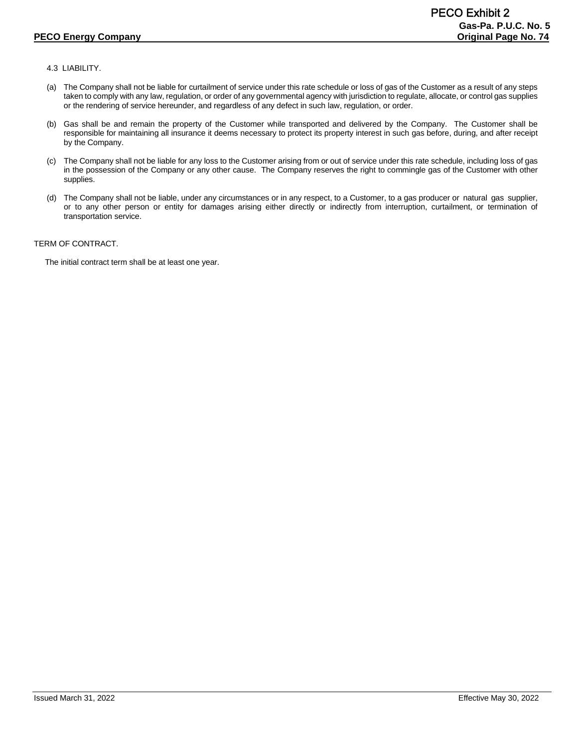4.3 LIABILITY.

(a) The Company shall not be liable for curtailment of service under this rate schedule or loss of gas of the Customer as a result of any steps taken to comply with any law, regulation, or order of any governmental agency with jurisdiction to regulate, allocate, or control gas supplies or the rendering of service hereunder, and regardless of any defect in such law, regulation, or order.

(b) Gas shall be and remain the property of the Customer while transported and delivered by the Company. The Customer shall be responsible for maintaining all insurance it deems necessary to protect its property interest in such gas before, during, and after receipt by the Company.

(c) The Company shall not be liable for any loss to the Customer arising from or out of service under this rate schedule, including loss of gas in the possession of the Company or any other cause. The Company reserves the right to commingle gas of the Customer with other supplies.

(d) The Company shall not be liable, under any circumstances or in any respect, to a Customer, to a gas producer or natural gas supplier, or to any other person or entity for damages arising either directly or indirectly from interruption, curtailment, or termination of transportation service.

TERM OF CONTRACT.

The initial contract term shall be at least one year.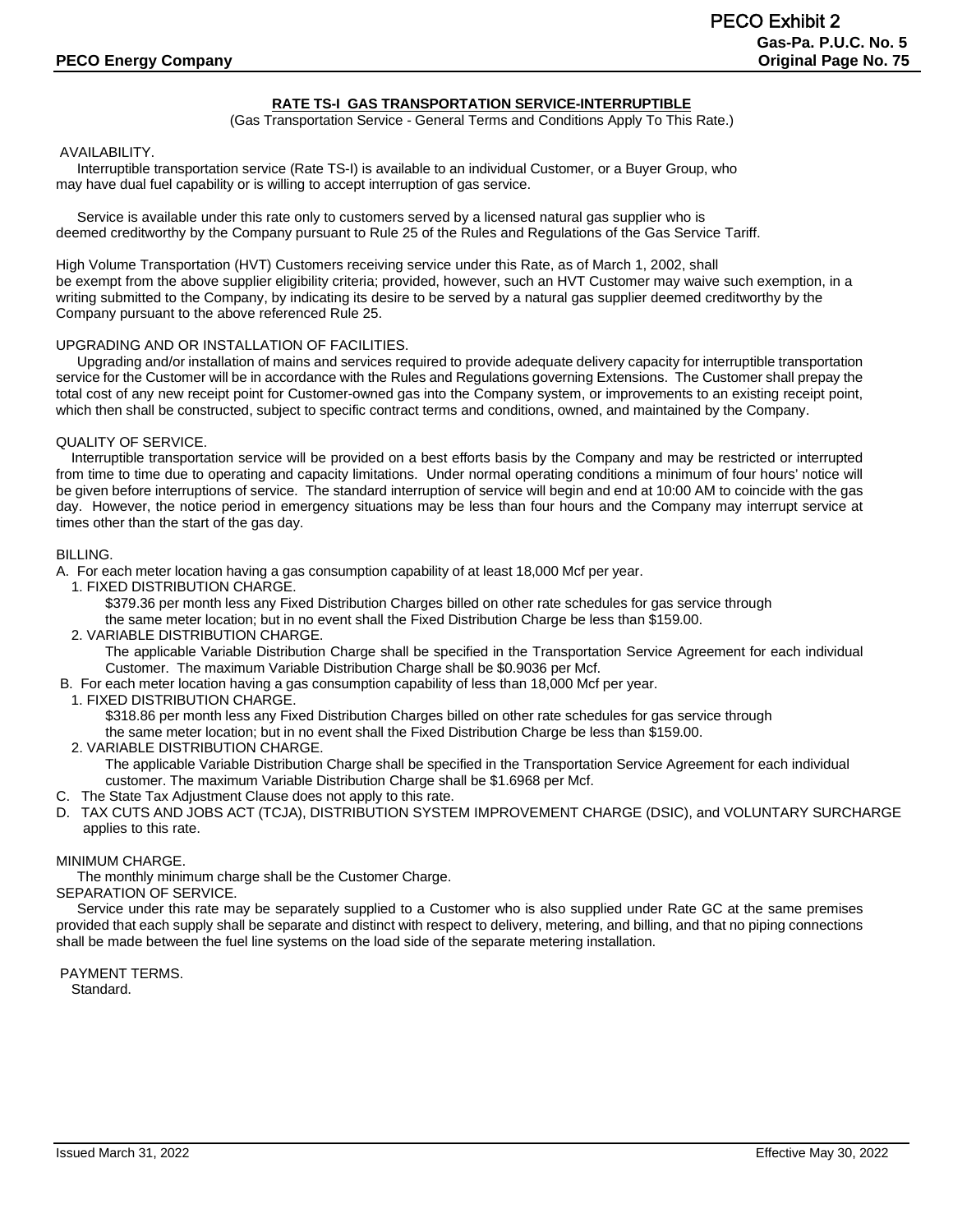## RATE TS-I GAS TRANSPORTATION SERVICE-INTERRUPTIBLE

(Gas Transportation Service - General Terms and Conditions Apply To This Rate.)

AVAILABILITY.

Interruptible transportation service (Rate TS-I) is available to an individual Customer, or a Buyer Group, who may have dual fuel capability or is willing to accept interruption of gas service.

Service is available under this rate only to customers served by a licensed natural gas supplier who is deemed creditworthy by the Company pursuant to Rule 25 of the Rules and Regulations of the Gas Service Tariff.

High Volume Transportation (HVT) Customers receiving service under this Rate, as of March 1, 2002, shall be exempt from the above supplier eligibility criteria; provided, however, such an HVT Customer may waive such exemption, in a writing submitted to the Company, by indicating its desire to be served by a natural gas supplier deemed creditworthy by the Company pursuant to the above referenced Rule 25.

UPGRADING AND OR INSTALLATION OF FACILITIES.

Upgrading and/or installation of mains and services required to provide adequate delivery capacity for interruptible transportation service for the Customer will be in accordance with the Rules and Regulations governing Extensions. The Customer shall prepay the total cost of any new receipt point for Customer-owned gas into the Company system, or improvements to an existing receipt point, which then shall be constructed, subject to specific contract terms and conditions, owned, and maintained by the Company.

QUALITY OF SERVICE.

Interruptible transportation service will be provided on a best efforts basis by the Company and may be restricted or interrupted from time to time due to operating and capacity limitations. Under normal operating conditions a minimum of four hours' notice will be given before interruptions of service. The standard interruption of service will begin and end at 10:00 AM to coincide with the gas day. However, the notice period in emergency situations may be less than four hours and the Company may interrupt service at times other than the start of the gas day.

BILLING.

A. For each meter location having a gas consumption capability of at least 18,000 Mcf per year.

1. FIXED DISTRIBUTION CHARGE.

   $379.36 per month less any Fixed Distribution Charges billed on other rate schedules for gas service through the same meter location; but in no event shall the Fixed Distribution Charge be less than $159.00.

2. VARIABLE DISTRIBUTION CHARGE.

   The applicable Variable Distribution Charge shall be specified in the Transportation Service Agreement for each individual Customer. The maximum Variable Distribution Charge shall be $0.9036 per Mcf.

B. For each meter location having a gas consumption capability of less than 18,000 Mcf per year.

1. FIXED DISTRIBUTION CHARGE.

   $318.86 per month less any Fixed Distribution Charges billed on other rate schedules for gas service through the same meter location; but in no event shall the Fixed Distribution Charge be less than $159.00.

2. VARIABLE DISTRIBUTION CHARGE.

   The applicable Variable Distribution Charge shall be specified in the Transportation Service Agreement for each individual customer. The maximum Variable Distribution Charge shall be $1.6968 per Mcf.

C. The State Tax Adjustment Clause does not apply to this rate.

D. TAX CUTS AND JOBS ACT (TCJA), DISTRIBUTION SYSTEM IMPROVEMENT CHARGE (DSIC), and VOLUNTARY SURCHARGE applies to this rate.

MINIMUM CHARGE.

The monthly minimum charge shall be the Customer Charge.

SEPARATION OF SERVICE.

Service under this rate may be separately supplied to a Customer who is also supplied under Rate GC at the same premises provided that each supply shall be separate and distinct with respect to delivery, metering, and billing, and that no piping connections shall be made between the fuel line systems on the load side of the separate metering installation.

PAYMENT TERMS.

Standard.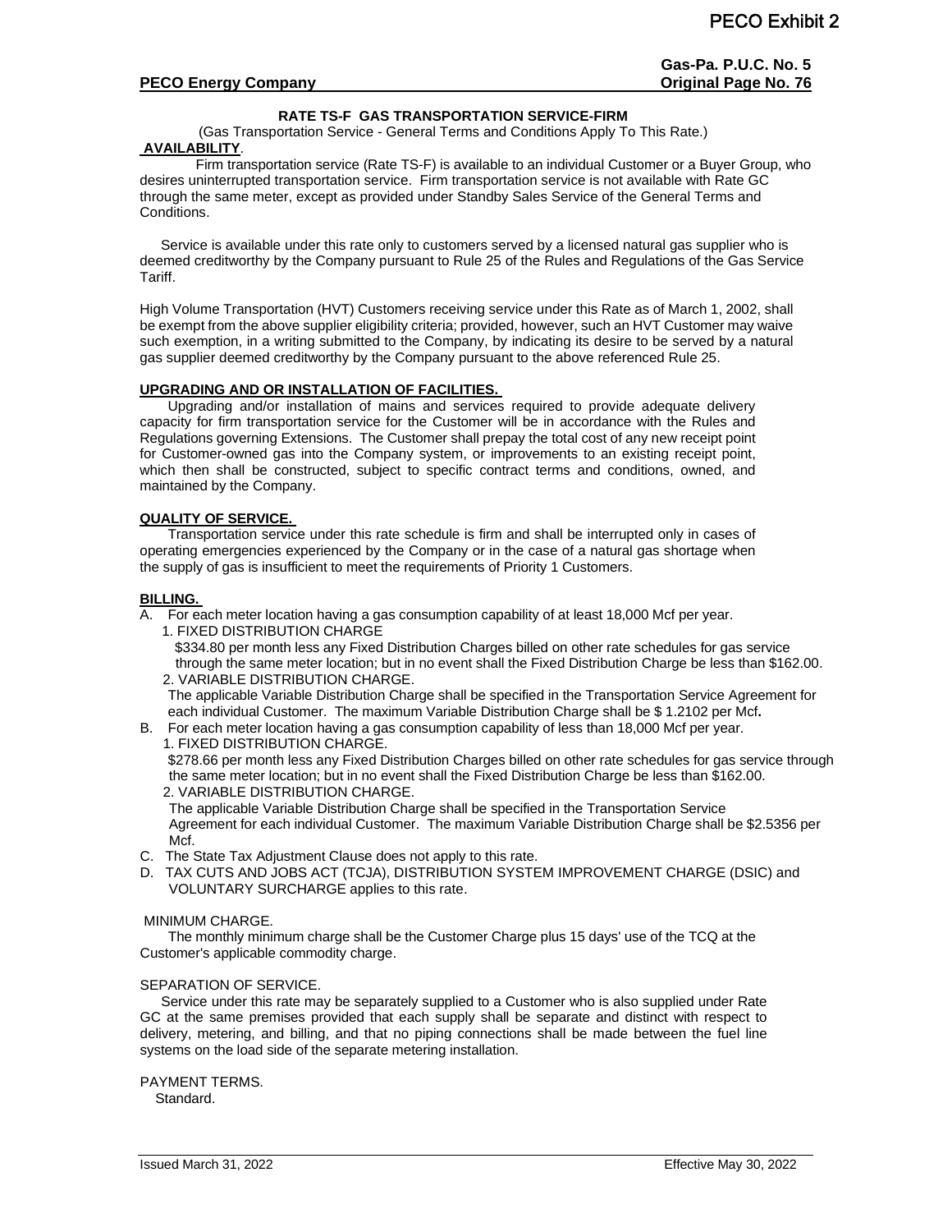# RATE TS-F GAS TRANSPORTATION SERVICE-FIRM

(Gas Transportation Service - General Terms and Conditions Apply To This Rate.)

**AVAILABILITY**.

Firm transportation service (Rate TS-F) is available to an individual Customer or a Buyer Group, who desires uninterrupted transportation service. Firm transportation service is not available with Rate GC through the same meter, except as provided under Standby Sales Service of the General Terms and Conditions.

Service is available under this rate only to customers served by a licensed natural gas supplier who is deemed creditworthy by the Company pursuant to Rule 25 of the Rules and Regulations of the Gas Service Tariff.

High Volume Transportation (HVT) Customers receiving service under this Rate as of March 1, 2002, shall be exempt from the above supplier eligibility criteria; provided, however, such an HVT Customer may waive such exemption, in a writing submitted to the Company, by indicating its desire to be served by a natural gas supplier deemed creditworthy by the Company pursuant to the above referenced Rule 25.

**UPGRADING AND OR INSTALLATION OF FACILITIES.**

Upgrading and/or installation of mains and services required to provide adequate delivery capacity for firm transportation service for the Customer will be in accordance with the Rules and Regulations governing Extensions. The Customer shall prepay the total cost of any new receipt point for Customer-owned gas into the Company system, or improvements to an existing receipt point, which then shall be constructed, subject to specific contract terms and conditions, owned, and maintained by the Company.

**QUALITY OF SERVICE.**

Transportation service under this rate schedule is firm and shall be interrupted only in cases of operating emergencies experienced by the Company or in the case of a natural gas shortage when the supply of gas is insufficient to meet the requirements of Priority 1 Customers.

**BILLING.**

A. For each meter location having a gas consumption capability of at least 18,000 Mcf per year.
   1. FIXED DISTRIBUTION CHARGE
      $334.80 per month less any Fixed Distribution Charges billed on other rate schedules for gas service through the same meter location; but in no event shall the Fixed Distribution Charge be less than $162.00.
   2. VARIABLE DISTRIBUTION CHARGE.
      The applicable Variable Distribution Charge shall be specified in the Transportation Service Agreement for each individual Customer. The maximum Variable Distribution Charge shall be $ 1.2102 per Mcf**.**
B. For each meter location having a gas consumption capability of less than 18,000 Mcf per year.
   1. FIXED DISTRIBUTION CHARGE.
      $278.66 per month less any Fixed Distribution Charges billed on other rate schedules for gas service through the same meter location; but in no event shall the Fixed Distribution Charge be less than $162.00.
   2. VARIABLE DISTRIBUTION CHARGE.
      The applicable Variable Distribution Charge shall be specified in the Transportation Service Agreement for each individual Customer. The maximum Variable Distribution Charge shall be $2.5356 per Mcf.
C. The State Tax Adjustment Clause does not apply to this rate.
D. TAX CUTS AND JOBS ACT (TCJA), DISTRIBUTION SYSTEM IMPROVEMENT CHARGE (DSIC) and VOLUNTARY SURCHARGE applies to this rate.

MINIMUM CHARGE.

The monthly minimum charge shall be the Customer Charge plus 15 days' use of the TCQ at the Customer's applicable commodity charge.

SEPARATION OF SERVICE.

Service under this rate may be separately supplied to a Customer who is also supplied under Rate GC at the same premises provided that each supply shall be separate and distinct with respect to delivery, metering, and billing, and that no piping connections shall be made between the fuel line systems on the load side of the separate metering installation.

PAYMENT TERMS.

Standard.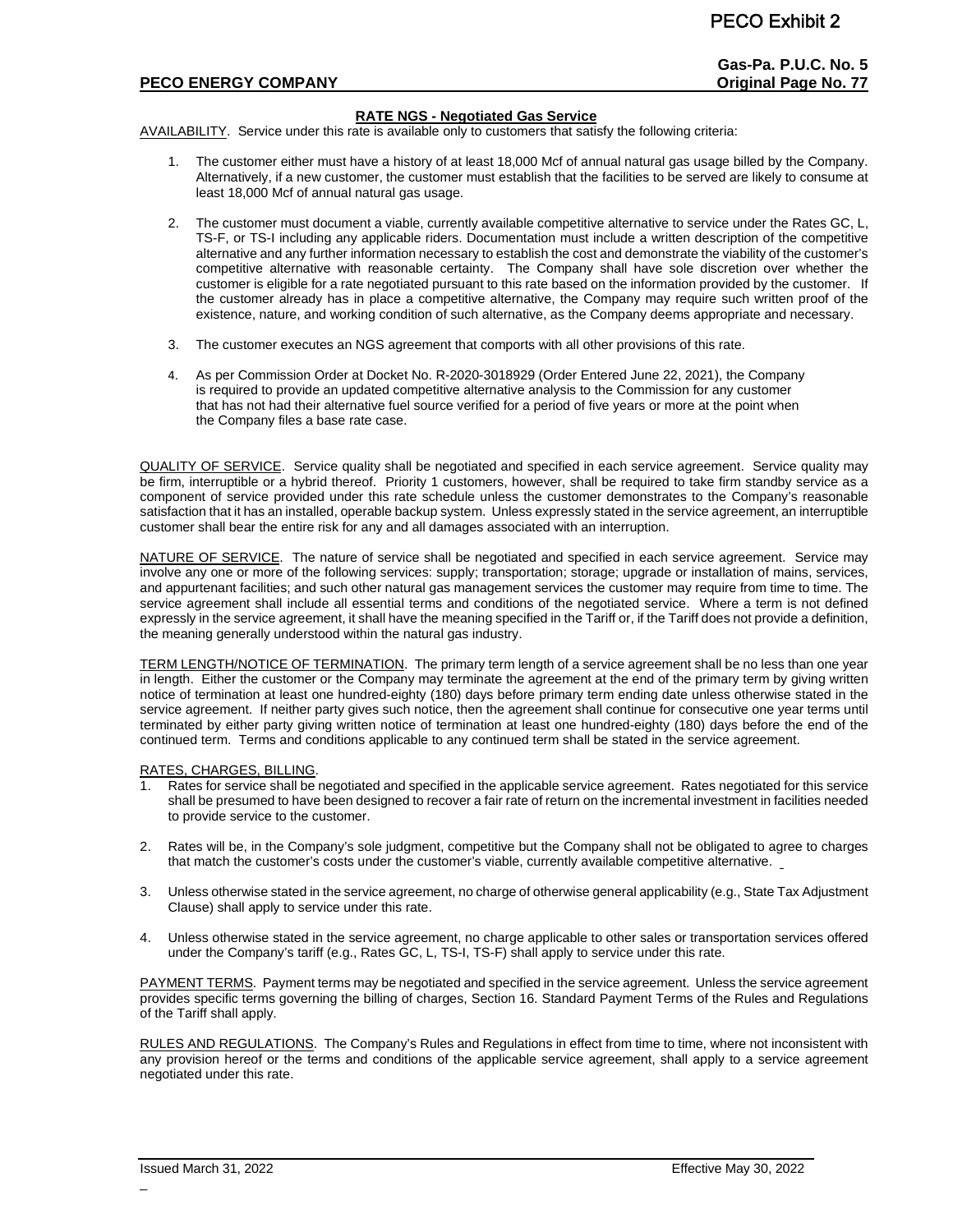PECO Exhibit 2

**PECO ENERGY COMPANY**

**Gas-Pa. P.U.C. No. 5**
**Original Page No. 77**

## RATE NGS - Negotiated Gas Service

AVAILABILITY. Service under this rate is available only to customers that satisfy the following criteria:

1. The customer either must have a history of at least 18,000 Mcf of annual natural gas usage billed by the Company. Alternatively, if a new customer, the customer must establish that the facilities to be served are likely to consume at least 18,000 Mcf of annual natural gas usage.

2. The customer must document a viable, currently available competitive alternative to service under the Rates GC, L, TS-F, or TS-I including any applicable riders. Documentation must include a written description of the competitive alternative and any further information necessary to establish the cost and demonstrate the viability of the customer's competitive alternative with reasonable certainty. The Company shall have sole discretion over whether the customer is eligible for a rate negotiated pursuant to this rate based on the information provided by the customer. If the customer already has in place a competitive alternative, the Company may require such written proof of the existence, nature, and working condition of such alternative, as the Company deems appropriate and necessary.

3. The customer executes an NGS agreement that comports with all other provisions of this rate.

4. As per Commission Order at Docket No. R-2020-3018929 (Order Entered June 22, 2021), the Company is required to provide an updated competitive alternative analysis to the Commission for any customer that has not had their alternative fuel source verified for a period of five years or more at the point when the Company files a base rate case.

QUALITY OF SERVICE. Service quality shall be negotiated and specified in each service agreement. Service quality may be firm, interruptible or a hybrid thereof. Priority 1 customers, however, shall be required to take firm standby service as a component of service provided under this rate schedule unless the customer demonstrates to the Company's reasonable satisfaction that it has an installed, operable backup system. Unless expressly stated in the service agreement, an interruptible customer shall bear the entire risk for any and all damages associated with an interruption.

NATURE OF SERVICE. The nature of service shall be negotiated and specified in each service agreement. Service may involve any one or more of the following services: supply; transportation; storage; upgrade or installation of mains, services, and appurtenant facilities; and such other natural gas management services the customer may require from time to time. The service agreement shall include all essential terms and conditions of the negotiated service. Where a term is not defined expressly in the service agreement, it shall have the meaning specified in the Tariff or, if the Tariff does not provide a definition, the meaning generally understood within the natural gas industry.

TERM LENGTH/NOTICE OF TERMINATION. The primary term length of a service agreement shall be no less than one year in length. Either the customer or the Company may terminate the agreement at the end of the primary term by giving written notice of termination at least one hundred-eighty (180) days before primary term ending date unless otherwise stated in the service agreement. If neither party gives such notice, then the agreement shall continue for consecutive one year terms until terminated by either party giving written notice of termination at least one hundred-eighty (180) days before the end of the continued term. Terms and conditions applicable to any continued term shall be stated in the service agreement.

RATES, CHARGES, BILLING.

1. Rates for service shall be negotiated and specified in the applicable service agreement. Rates negotiated for this service shall be presumed to have been designed to recover a fair rate of return on the incremental investment in facilities needed to provide service to the customer.

2. Rates will be, in the Company's sole judgment, competitive but the Company shall not be obligated to agree to charges that match the customer's costs under the customer's viable, currently available competitive alternative.

3. Unless otherwise stated in the service agreement, no charge of otherwise general applicability (e.g., State Tax Adjustment Clause) shall apply to service under this rate.

4. Unless otherwise stated in the service agreement, no charge applicable to other sales or transportation services offered under the Company's tariff (e.g., Rates GC, L, TS-I, TS-F) shall apply to service under this rate.

PAYMENT TERMS. Payment terms may be negotiated and specified in the service agreement. Unless the service agreement provides specific terms governing the billing of charges, Section 16. Standard Payment Terms of the Rules and Regulations of the Tariff shall apply.

RULES AND REGULATIONS. The Company's Rules and Regulations in effect from time to time, where not inconsistent with any provision hereof or the terms and conditions of the applicable service agreement, shall apply to a service agreement negotiated under this rate.

Issued March 31, 2022 | Effective May 30, 2022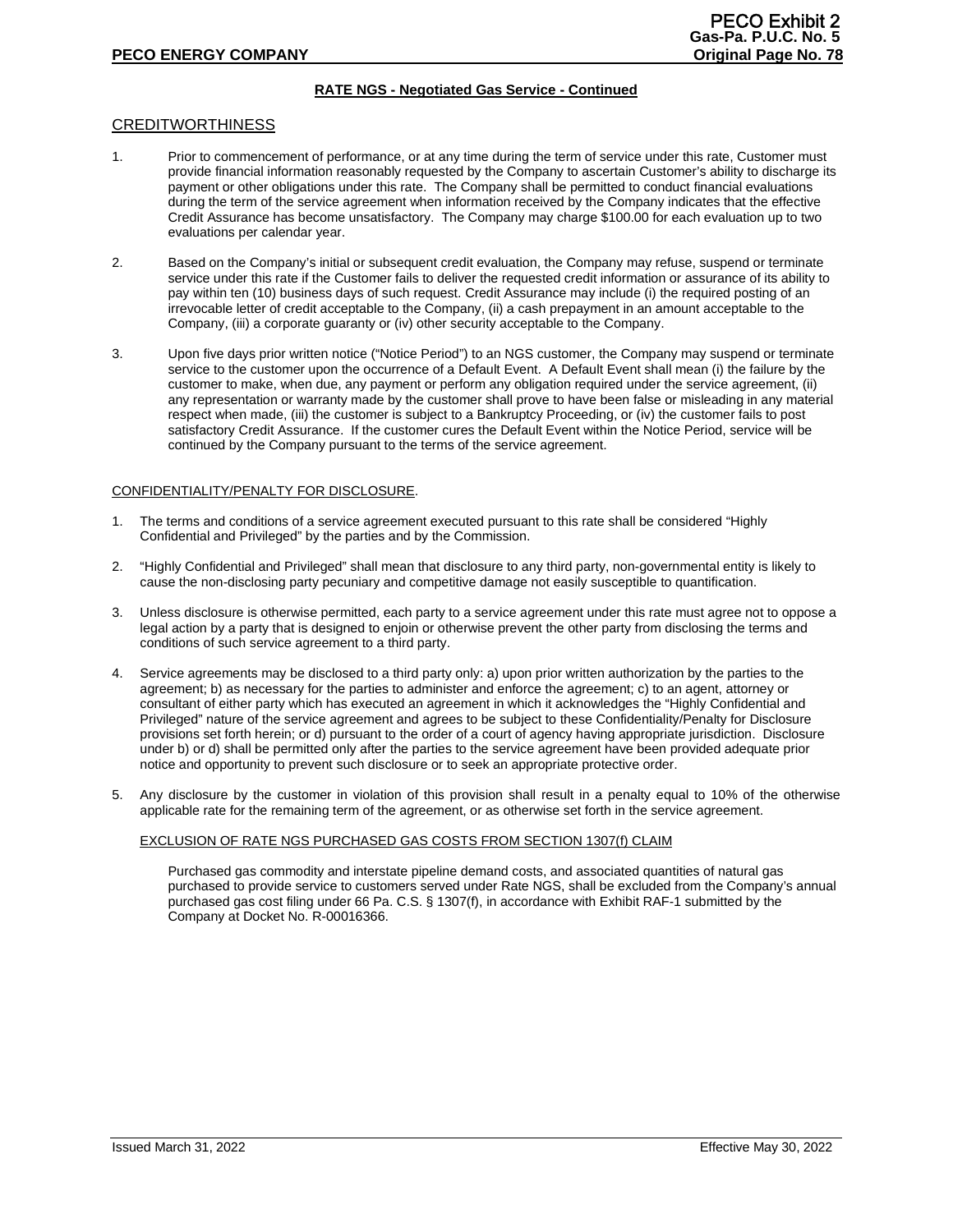## RATE NGS - Negotiated Gas Service - Continued

### CREDITWORTHINESS

1. Prior to commencement of performance, or at any time during the term of service under this rate, Customer must provide financial information reasonably requested by the Company to ascertain Customer's ability to discharge its payment or other obligations under this rate. The Company shall be permitted to conduct financial evaluations during the term of the service agreement when information received by the Company indicates that the effective Credit Assurance has become unsatisfactory. The Company may charge $100.00 for each evaluation up to two evaluations per calendar year.

2. Based on the Company's initial or subsequent credit evaluation, the Company may refuse, suspend or terminate service under this rate if the Customer fails to deliver the requested credit information or assurance of its ability to pay within ten (10) business days of such request. Credit Assurance may include (i) the required posting of an irrevocable letter of credit acceptable to the Company, (ii) a cash prepayment in an amount acceptable to the Company, (iii) a corporate guaranty or (iv) other security acceptable to the Company.

3. Upon five days prior written notice ("Notice Period") to an NGS customer, the Company may suspend or terminate service to the customer upon the occurrence of a Default Event. A Default Event shall mean (i) the failure by the customer to make, when due, any payment or perform any obligation required under the service agreement, (ii) any representation or warranty made by the customer shall prove to have been false or misleading in any material respect when made, (iii) the customer is subject to a Bankruptcy Proceeding, or (iv) the customer fails to post satisfactory Credit Assurance. If the customer cures the Default Event within the Notice Period, service will be continued by the Company pursuant to the terms of the service agreement.

### CONFIDENTIALITY/PENALTY FOR DISCLOSURE.

1. The terms and conditions of a service agreement executed pursuant to this rate shall be considered "Highly Confidential and Privileged" by the parties and by the Commission.

2. "Highly Confidential and Privileged" shall mean that disclosure to any third party, non-governmental entity is likely to cause the non-disclosing party pecuniary and competitive damage not easily susceptible to quantification.

3. Unless disclosure is otherwise permitted, each party to a service agreement under this rate must agree not to oppose a legal action by a party that is designed to enjoin or otherwise prevent the other party from disclosing the terms and conditions of such service agreement to a third party.

4. Service agreements may be disclosed to a third party only: a) upon prior written authorization by the parties to the agreement; b) as necessary for the parties to administer and enforce the agreement; c) to an agent, attorney or consultant of either party which has executed an agreement in which it acknowledges the "Highly Confidential and Privileged" nature of the service agreement and agrees to be subject to these Confidentiality/Penalty for Disclosure provisions set forth herein; or d) pursuant to the order of a court of agency having appropriate jurisdiction. Disclosure under b) or d) shall be permitted only after the parties to the service agreement have been provided adequate prior notice and opportunity to prevent such disclosure or to seek an appropriate protective order.

5. Any disclosure by the customer in violation of this provision shall result in a penalty equal to 10% of the otherwise applicable rate for the remaining term of the agreement, or as otherwise set forth in the service agreement.

#### EXCLUSION OF RATE NGS PURCHASED GAS COSTS FROM SECTION 1307(f) CLAIM

Purchased gas commodity and interstate pipeline demand costs, and associated quantities of natural gas purchased to provide service to customers served under Rate NGS, shall be excluded from the Company's annual purchased gas cost filing under 66 Pa. C.S. § 1307(f), in accordance with Exhibit RAF-1 submitted by the Company at Docket No. R-00016366.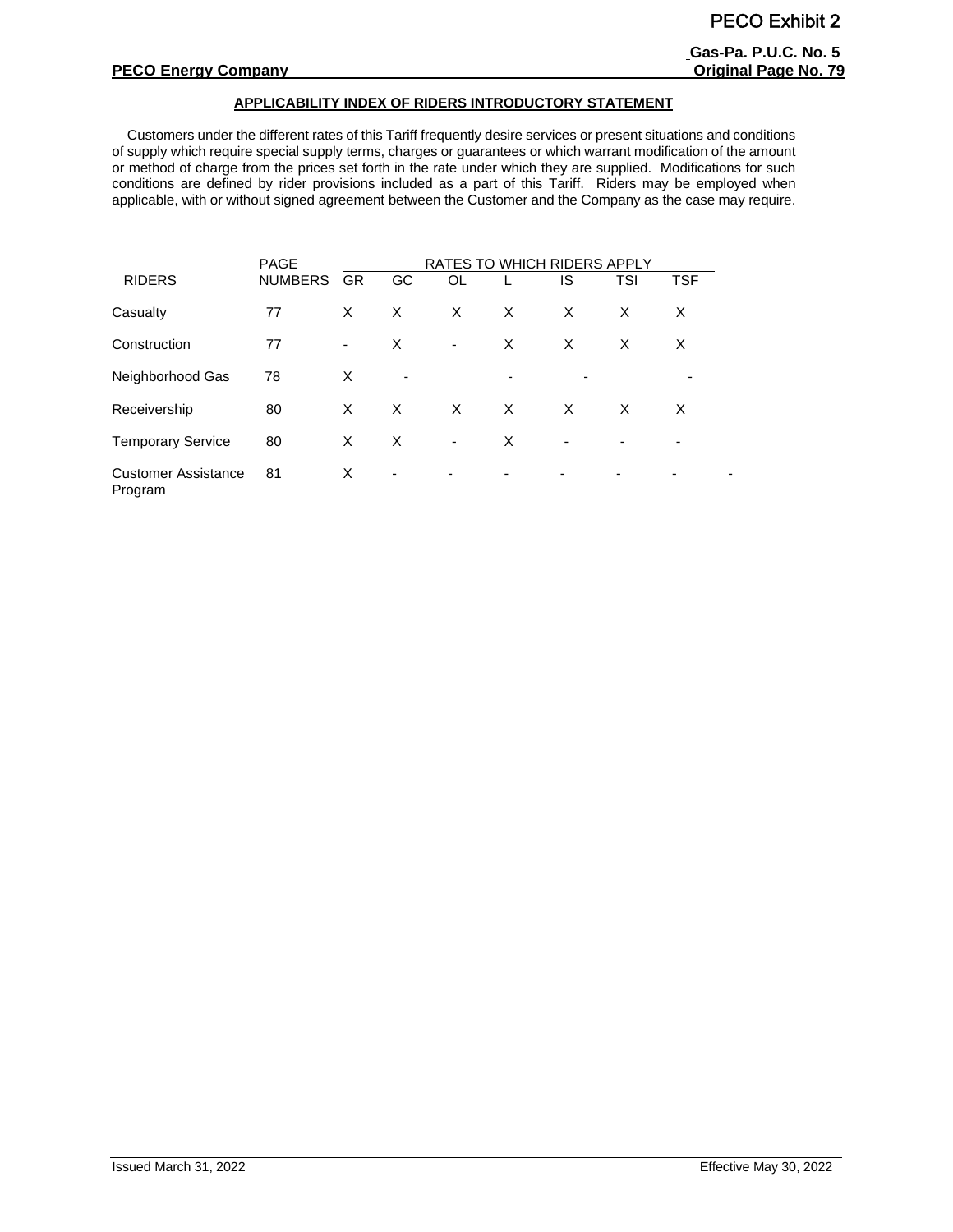## APPLICABILITY INDEX OF RIDERS INTRODUCTORY STATEMENT

Customers under the different rates of this Tariff frequently desire services or present situations and conditions of supply which require special supply terms, charges or guarantees or which warrant modification of the amount or method of charge from the prices set forth in the rate under which they are supplied. Modifications for such conditions are defined by rider provisions included as a part of this Tariff. Riders may be employed when applicable, with or without signed agreement between the Customer and the Company as the case may require.

| RIDERS | PAGE NUMBERS | RATES TO WHICH RIDERS APPLY | | | | | | |
|---|---|---|---|---|---|---|---|---|
| | | GR | GC | OL | L | IS | TSI | TSF |
| Casualty | 77 | X | X | X | X | X | X | X |
| Construction | 77 | - | X | - | X | X | X | X |
| Neighborhood Gas | 78 | X | - | | - | - | | - |
| Receivership | 80 | X | X | X | X | X | X | X |
| Temporary Service | 80 | X | X | - | X | - | - | - |
| Customer Assistance Program | 81 | X | - | - | - | - | - | - |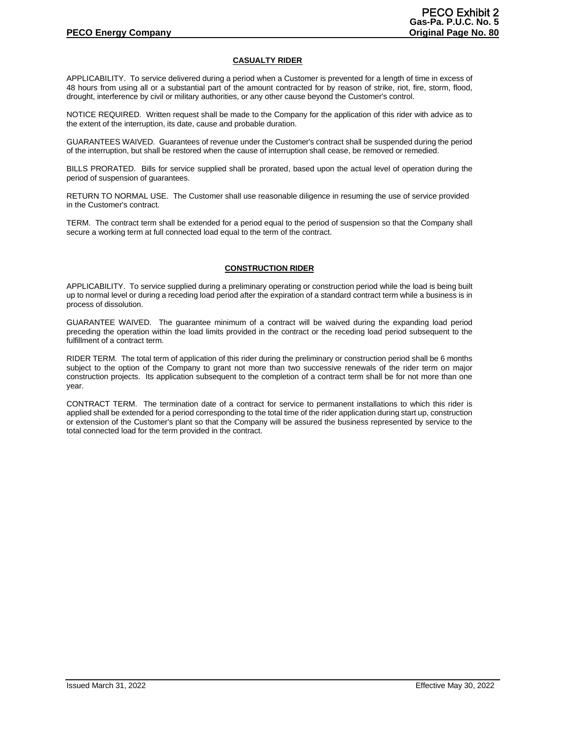## CASUALTY RIDER

APPLICABILITY. To service delivered during a period when a Customer is prevented for a length of time in excess of 48 hours from using all or a substantial part of the amount contracted for by reason of strike, riot, fire, storm, flood, drought, interference by civil or military authorities, or any other cause beyond the Customer's control.

NOTICE REQUIRED. Written request shall be made to the Company for the application of this rider with advice as to the extent of the interruption, its date, cause and probable duration.

GUARANTEES WAIVED. Guarantees of revenue under the Customer's contract shall be suspended during the period of the interruption, but shall be restored when the cause of interruption shall cease, be removed or remedied.

BILLS PRORATED. Bills for service supplied shall be prorated, based upon the actual level of operation during the period of suspension of guarantees.

RETURN TO NORMAL USE. The Customer shall use reasonable diligence in resuming the use of service provided in the Customer's contract.

TERM. The contract term shall be extended for a period equal to the period of suspension so that the Company shall secure a working term at full connected load equal to the term of the contract.

## CONSTRUCTION RIDER

APPLICABILITY. To service supplied during a preliminary operating or construction period while the load is being built up to normal level or during a receding load period after the expiration of a standard contract term while a business is in process of dissolution.

GUARANTEE WAIVED. The guarantee minimum of a contract will be waived during the expanding load period preceding the operation within the load limits provided in the contract or the receding load period subsequent to the fulfillment of a contract term.

RIDER TERM. The total term of application of this rider during the preliminary or construction period shall be 6 months subject to the option of the Company to grant not more than two successive renewals of the rider term on major construction projects. Its application subsequent to the completion of a contract term shall be for not more than one year.

CONTRACT TERM. The termination date of a contract for service to permanent installations to which this rider is applied shall be extended for a period corresponding to the total time of the rider application during start up, construction or extension of the Customer's plant so that the Company will be assured the business represented by service to the total connected load for the term provided in the contract.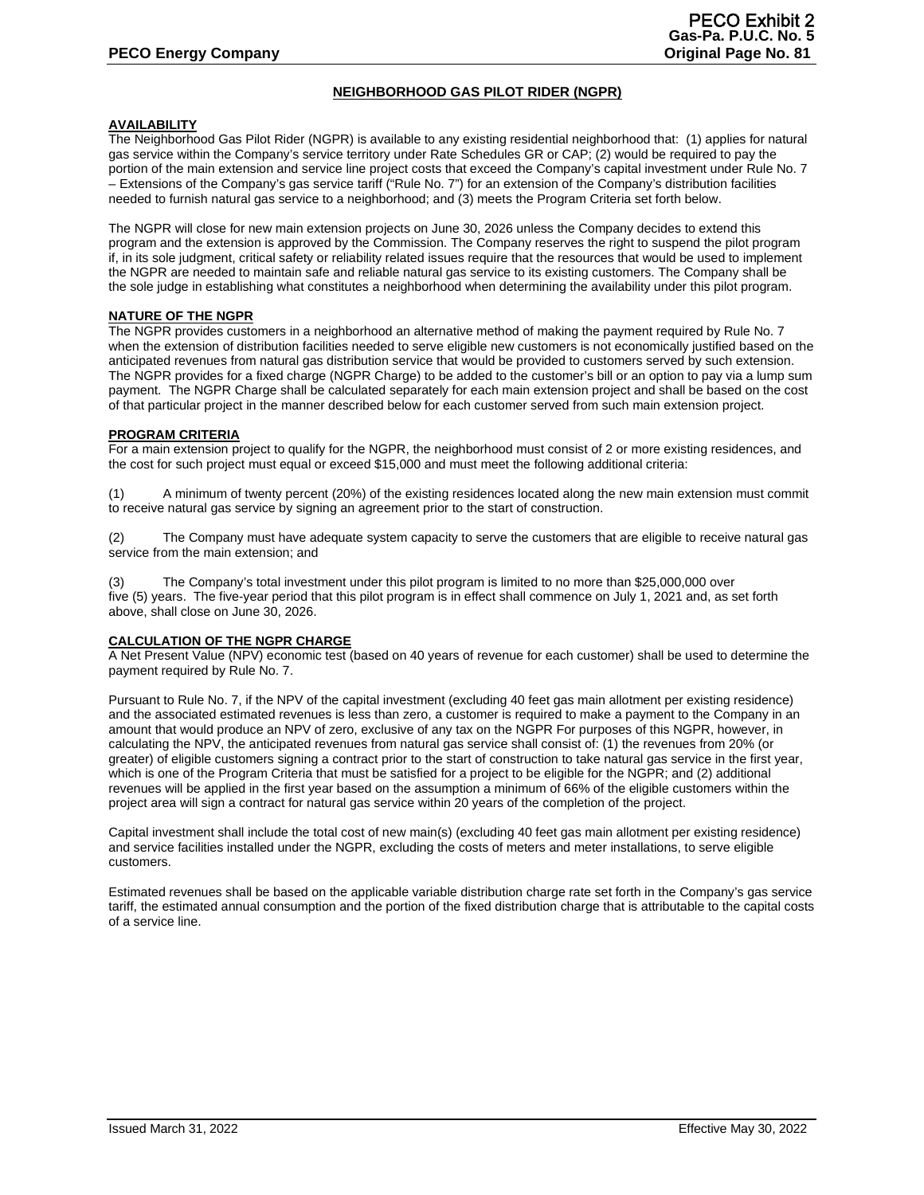## NEIGHBORHOOD GAS PILOT RIDER (NGPR)

### AVAILABILITY

The Neighborhood Gas Pilot Rider (NGPR) is available to any existing residential neighborhood that: (1) applies for natural gas service within the Company's service territory under Rate Schedules GR or CAP; (2) would be required to pay the portion of the main extension and service line project costs that exceed the Company's capital investment under Rule No. 7 – Extensions of the Company's gas service tariff ("Rule No. 7") for an extension of the Company's distribution facilities needed to furnish natural gas service to a neighborhood; and (3) meets the Program Criteria set forth below.

The NGPR will close for new main extension projects on June 30, 2026 unless the Company decides to extend this program and the extension is approved by the Commission. The Company reserves the right to suspend the pilot program if, in its sole judgment, critical safety or reliability related issues require that the resources that would be used to implement the NGPR are needed to maintain safe and reliable natural gas service to its existing customers. The Company shall be the sole judge in establishing what constitutes a neighborhood when determining the availability under this pilot program.

### NATURE OF THE NGPR

The NGPR provides customers in a neighborhood an alternative method of making the payment required by Rule No. 7 when the extension of distribution facilities needed to serve eligible new customers is not economically justified based on the anticipated revenues from natural gas distribution service that would be provided to customers served by such extension. The NGPR provides for a fixed charge (NGPR Charge) to be added to the customer's bill or an option to pay via a lump sum payment. The NGPR Charge shall be calculated separately for each main extension project and shall be based on the cost of that particular project in the manner described below for each customer served from such main extension project.

### PROGRAM CRITERIA

For a main extension project to qualify for the NGPR, the neighborhood must consist of 2 or more existing residences, and the cost for such project must equal or exceed $15,000 and must meet the following additional criteria:

(1) A minimum of twenty percent (20%) of the existing residences located along the new main extension must commit to receive natural gas service by signing an agreement prior to the start of construction.

(2) The Company must have adequate system capacity to serve the customers that are eligible to receive natural gas service from the main extension; and

(3) The Company's total investment under this pilot program is limited to no more than $25,000,000 over five (5) years. The five-year period that this pilot program is in effect shall commence on July 1, 2021 and, as set forth above, shall close on June 30, 2026.

### CALCULATION OF THE NGPR CHARGE

A Net Present Value (NPV) economic test (based on 40 years of revenue for each customer) shall be used to determine the payment required by Rule No. 7.

Pursuant to Rule No. 7, if the NPV of the capital investment (excluding 40 feet gas main allotment per existing residence) and the associated estimated revenues is less than zero, a customer is required to make a payment to the Company in an amount that would produce an NPV of zero, exclusive of any tax on the NGPR For purposes of this NGPR, however, in calculating the NPV, the anticipated revenues from natural gas service shall consist of: (1) the revenues from 20% (or greater) of eligible customers signing a contract prior to the start of construction to take natural gas service in the first year, which is one of the Program Criteria that must be satisfied for a project to be eligible for the NGPR; and (2) additional revenues will be applied in the first year based on the assumption a minimum of 66% of the eligible customers within the project area will sign a contract for natural gas service within 20 years of the completion of the project.

Capital investment shall include the total cost of new main(s) (excluding 40 feet gas main allotment per existing residence) and service facilities installed under the NGPR, excluding the costs of meters and meter installations, to serve eligible customers.

Estimated revenues shall be based on the applicable variable distribution charge rate set forth in the Company's gas service tariff, the estimated annual consumption and the portion of the fixed distribution charge that is attributable to the capital costs of a service line.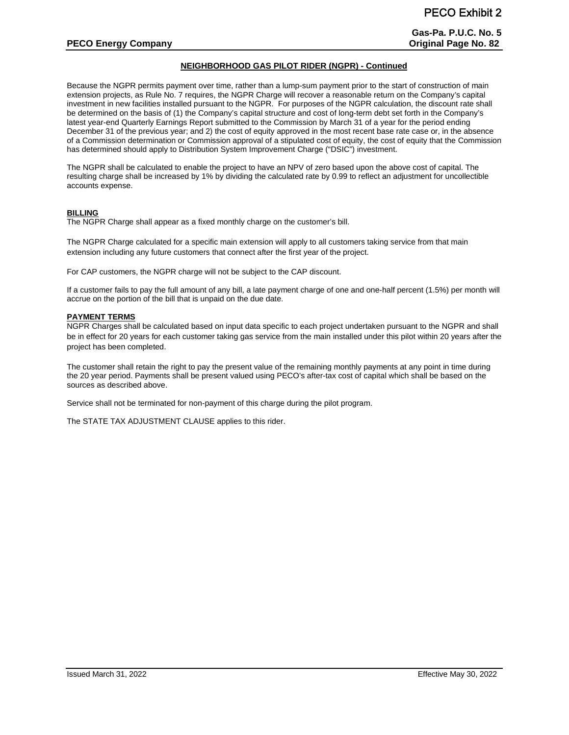## NEIGHBORHOOD GAS PILOT RIDER (NGPR) - Continued

Because the NGPR permits payment over time, rather than a lump-sum payment prior to the start of construction of main extension projects, as Rule No. 7 requires, the NGPR Charge will recover a reasonable return on the Company's capital investment in new facilities installed pursuant to the NGPR. For purposes of the NGPR calculation, the discount rate shall be determined on the basis of (1) the Company's capital structure and cost of long-term debt set forth in the Company's latest year-end Quarterly Earnings Report submitted to the Commission by March 31 of a year for the period ending December 31 of the previous year; and 2) the cost of equity approved in the most recent base rate case or, in the absence of a Commission determination or Commission approval of a stipulated cost of equity, the cost of equity that the Commission has determined should apply to Distribution System Improvement Charge ("DSIC") investment.

The NGPR shall be calculated to enable the project to have an NPV of zero based upon the above cost of capital. The resulting charge shall be increased by 1% by dividing the calculated rate by 0.99 to reflect an adjustment for uncollectible accounts expense.

**BILLING**

The NGPR Charge shall appear as a fixed monthly charge on the customer's bill.

The NGPR Charge calculated for a specific main extension will apply to all customers taking service from that main extension including any future customers that connect after the first year of the project.

For CAP customers, the NGPR charge will not be subject to the CAP discount.

If a customer fails to pay the full amount of any bill, a late payment charge of one and one-half percent (1.5%) per month will accrue on the portion of the bill that is unpaid on the due date.

**PAYMENT TERMS**

NGPR Charges shall be calculated based on input data specific to each project undertaken pursuant to the NGPR and shall be in effect for 20 years for each customer taking gas service from the main installed under this pilot within 20 years after the project has been completed.

The customer shall retain the right to pay the present value of the remaining monthly payments at any point in time during the 20 year period. Payments shall be present valued using PECO's after-tax cost of capital which shall be based on the sources as described above.

Service shall not be terminated for non-payment of this charge during the pilot program.

The STATE TAX ADJUSTMENT CLAUSE applies to this rider.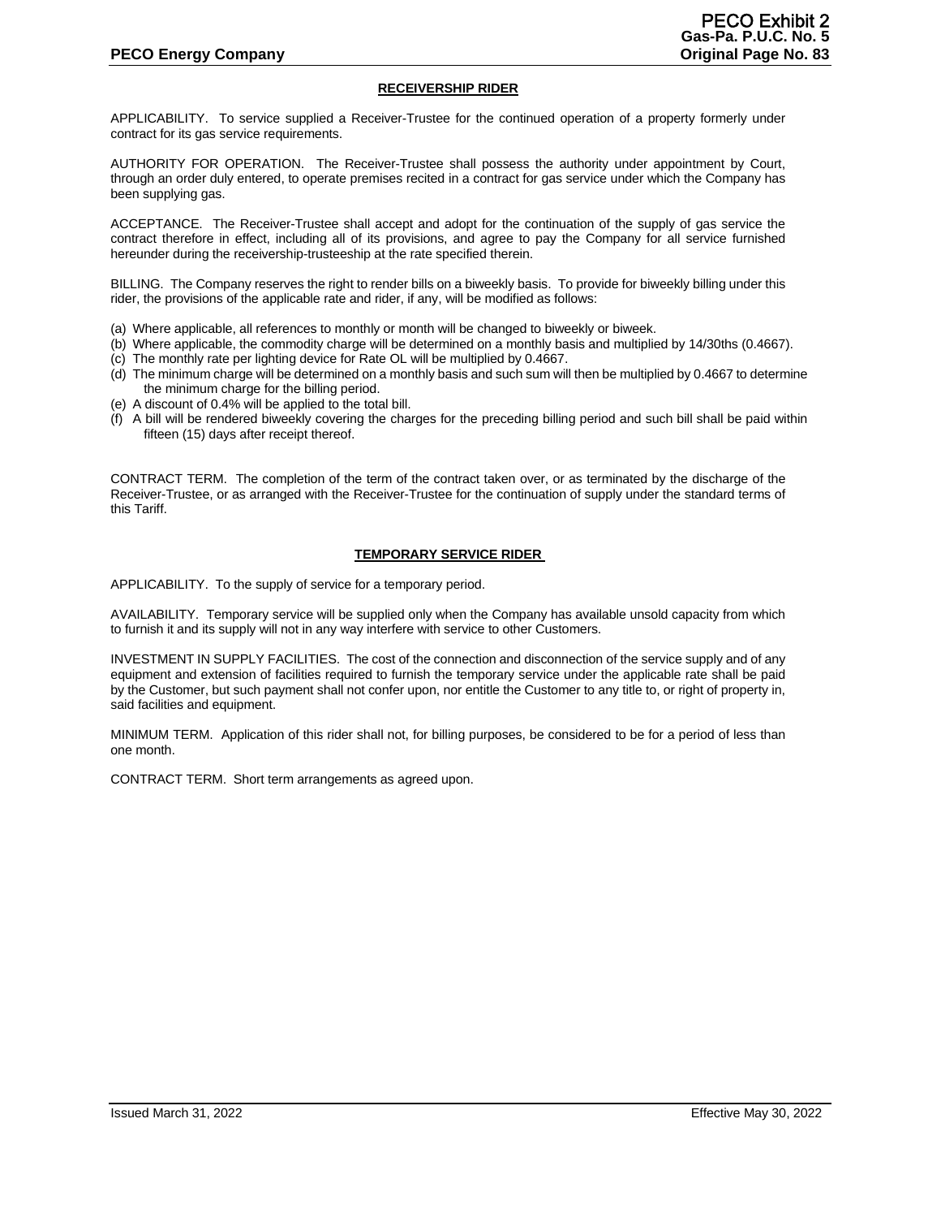## RECEIVERSHIP RIDER

APPLICABILITY. To service supplied a Receiver-Trustee for the continued operation of a property formerly under contract for its gas service requirements.

AUTHORITY FOR OPERATION. The Receiver-Trustee shall possess the authority under appointment by Court, through an order duly entered, to operate premises recited in a contract for gas service under which the Company has been supplying gas.

ACCEPTANCE. The Receiver-Trustee shall accept and adopt for the continuation of the supply of gas service the contract therefore in effect, including all of its provisions, and agree to pay the Company for all service furnished hereunder during the receivership-trusteeship at the rate specified therein.

BILLING. The Company reserves the right to render bills on a biweekly basis. To provide for biweekly billing under this rider, the provisions of the applicable rate and rider, if any, will be modified as follows:

(a) Where applicable, all references to monthly or month will be changed to biweekly or biweek.
(b) Where applicable, the commodity charge will be determined on a monthly basis and multiplied by 14/30ths (0.4667).
(c) The monthly rate per lighting device for Rate OL will be multiplied by 0.4667.
(d) The minimum charge will be determined on a monthly basis and such sum will then be multiplied by 0.4667 to determine the minimum charge for the billing period.
(e) A discount of 0.4% will be applied to the total bill.
(f) A bill will be rendered biweekly covering the charges for the preceding billing period and such bill shall be paid within fifteen (15) days after receipt thereof.

CONTRACT TERM. The completion of the term of the contract taken over, or as terminated by the discharge of the Receiver-Trustee, or as arranged with the Receiver-Trustee for the continuation of supply under the standard terms of this Tariff.

## TEMPORARY SERVICE RIDER

APPLICABILITY. To the supply of service for a temporary period.

AVAILABILITY. Temporary service will be supplied only when the Company has available unsold capacity from which to furnish it and its supply will not in any way interfere with service to other Customers.

INVESTMENT IN SUPPLY FACILITIES. The cost of the connection and disconnection of the service supply and of any equipment and extension of facilities required to furnish the temporary service under the applicable rate shall be paid by the Customer, but such payment shall not confer upon, nor entitle the Customer to any title to, or right of property in, said facilities and equipment.

MINIMUM TERM. Application of this rider shall not, for billing purposes, be considered to be for a period of less than one month.

CONTRACT TERM. Short term arrangements as agreed upon.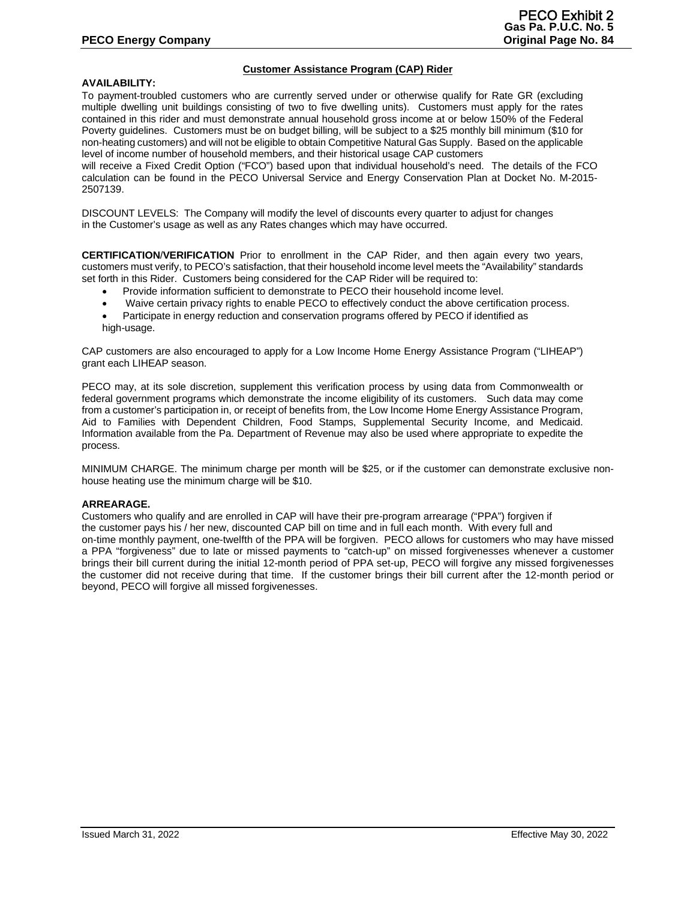## Customer Assistance Program (CAP) Rider

**AVAILABILITY:**

To payment-troubled customers who are currently served under or otherwise qualify for Rate GR (excluding multiple dwelling unit buildings consisting of two to five dwelling units). Customers must apply for the rates contained in this rider and must demonstrate annual household gross income at or below 150% of the Federal Poverty guidelines. Customers must be on budget billing, will be subject to a $25 monthly bill minimum ($10 for non-heating customers) and will not be eligible to obtain Competitive Natural Gas Supply. Based on the applicable level of income number of household members, and their historical usage CAP customers will receive a Fixed Credit Option ("FCO") based upon that individual household's need. The details of the FCO calculation can be found in the PECO Universal Service and Energy Conservation Plan at Docket No. M-2015-2507139.

DISCOUNT LEVELS: The Company will modify the level of discounts every quarter to adjust for changes in the Customer's usage as well as any Rates changes which may have occurred.

**CERTIFICATION/VERIFICATION** Prior to enrollment in the CAP Rider, and then again every two years, customers must verify, to PECO's satisfaction, that their household income level meets the "Availability" standards set forth in this Rider. Customers being considered for the CAP Rider will be required to:

- Provide information sufficient to demonstrate to PECO their household income level.
- Waive certain privacy rights to enable PECO to effectively conduct the above certification process.
- Participate in energy reduction and conservation programs offered by PECO if identified as high-usage.

CAP customers are also encouraged to apply for a Low Income Home Energy Assistance Program ("LIHEAP") grant each LIHEAP season.

PECO may, at its sole discretion, supplement this verification process by using data from Commonwealth or federal government programs which demonstrate the income eligibility of its customers. Such data may come from a customer's participation in, or receipt of benefits from, the Low Income Home Energy Assistance Program, Aid to Families with Dependent Children, Food Stamps, Supplemental Security Income, and Medicaid. Information available from the Pa. Department of Revenue may also be used where appropriate to expedite the process.

MINIMUM CHARGE. The minimum charge per month will be $25, or if the customer can demonstrate exclusive non-house heating use the minimum charge will be $10.

**ARREARAGE.**

Customers who qualify and are enrolled in CAP will have their pre-program arrearage ("PPA") forgiven if the customer pays his / her new, discounted CAP bill on time and in full each month. With every full and on-time monthly payment, one-twelfth of the PPA will be forgiven. PECO allows for customers who may have missed a PPA "forgiveness" due to late or missed payments to "catch-up" on missed forgivenesses whenever a customer brings their bill current during the initial 12-month period of PPA set-up, PECO will forgive any missed forgivenesses the customer did not receive during that time. If the customer brings their bill current after the 12-month period or beyond, PECO will forgive all missed forgivenesses.